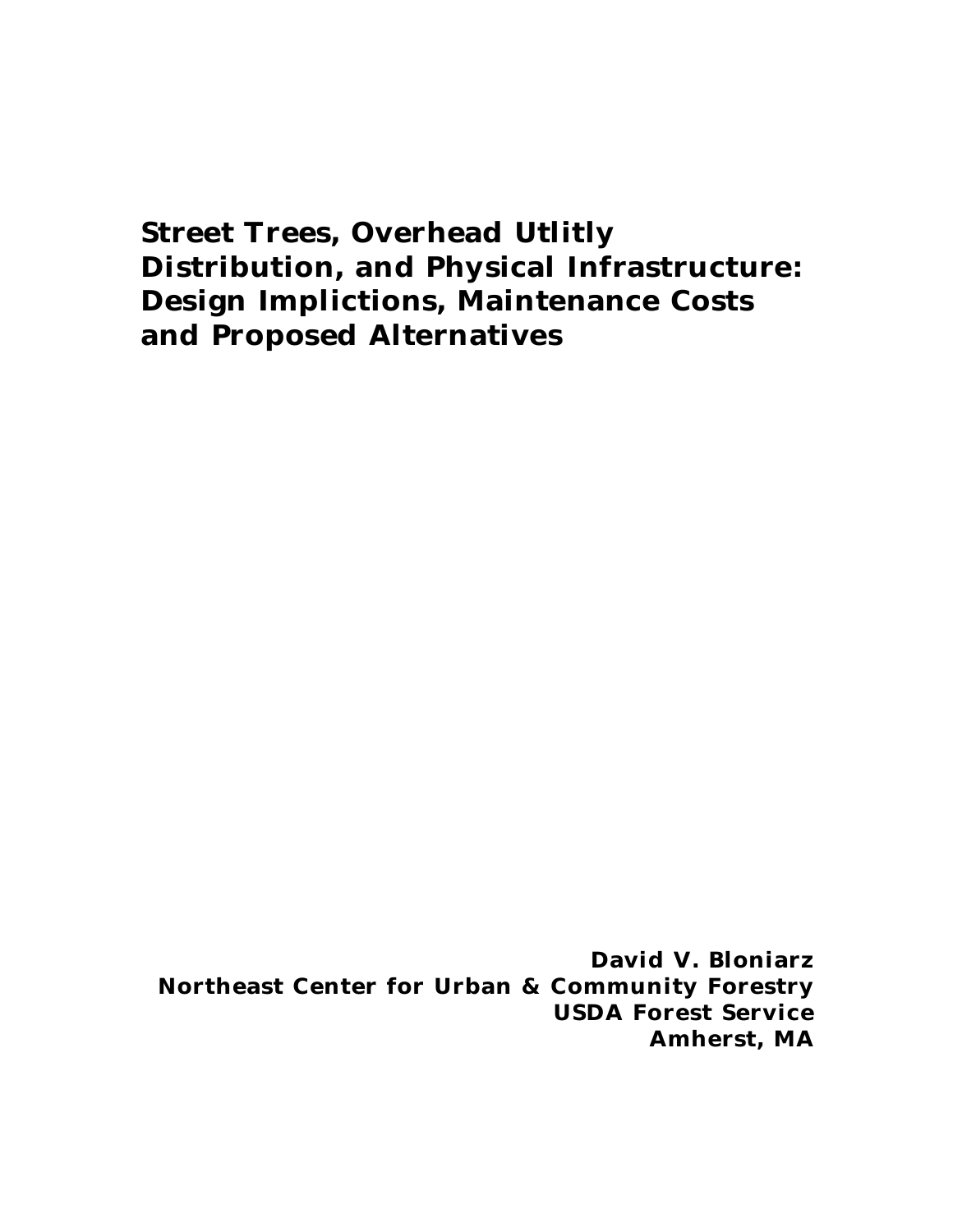# Street Trees, Overhead Utlitly Distribution, and Physical Infrastructure: Design Implictions, Maintenance Costs and Proposed Alternatives

**David V. Bloniarz**
**Northeast Center for Urban & Community Forestry**
**USDA Forest Service**
**Amherst, MA**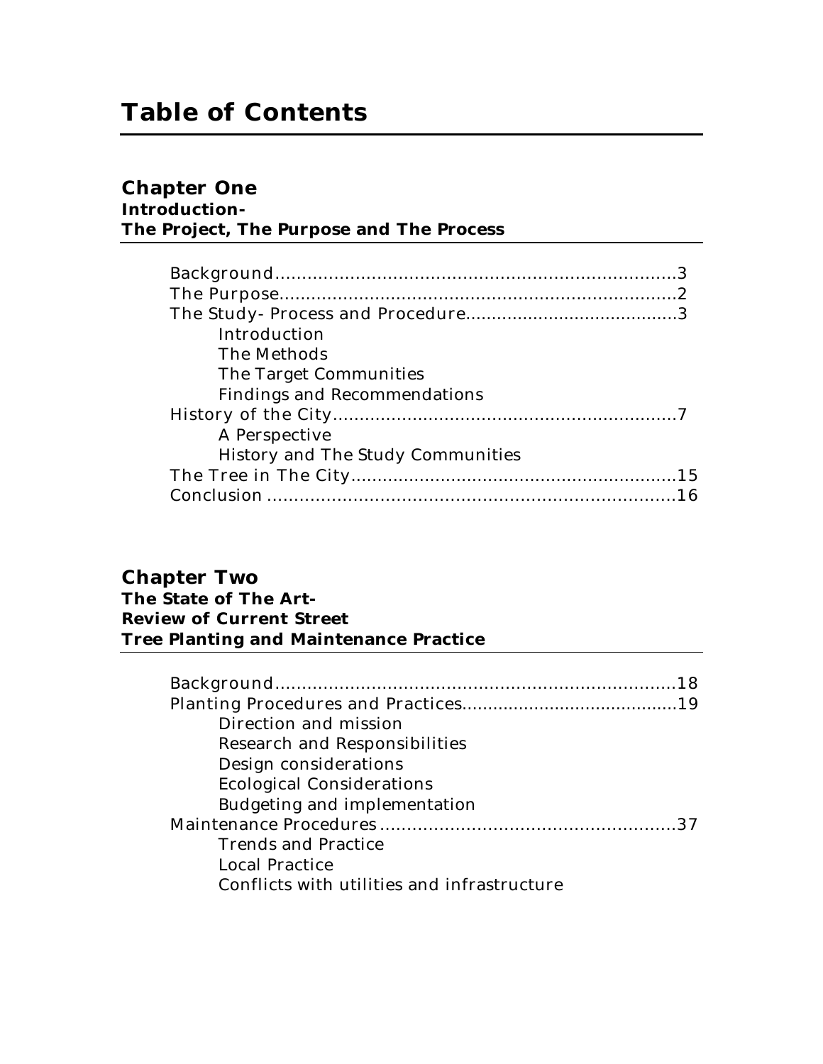# Table of Contents

## Chapter One
### Introduction-
### The Project, The Purpose and The Process

Background............................................................................3
The Purpose...........................................................................2
The Study- Process and Procedure........................................3
- Introduction
- The Methods
- The Target Communities
- Findings and Recommendations

History of the City.................................................................7
- A Perspective
- History and The Study Communities

The Tree in The City.............................................................15
Conclusion ............................................................................16

## Chapter Two
### The State of The Art-
### Review of Current Street
### Tree Planting and Maintenance Practice

Background............................................................................18
Planting Procedures and Practices.........................................19
- Direction and mission
- Research and Responsibilities
- Design considerations
- Ecological Considerations
- Budgeting and implementation

Maintenance Procedures.......................................................37
- Trends and Practice
- Local Practice
- Conflicts with utilities and infrastructure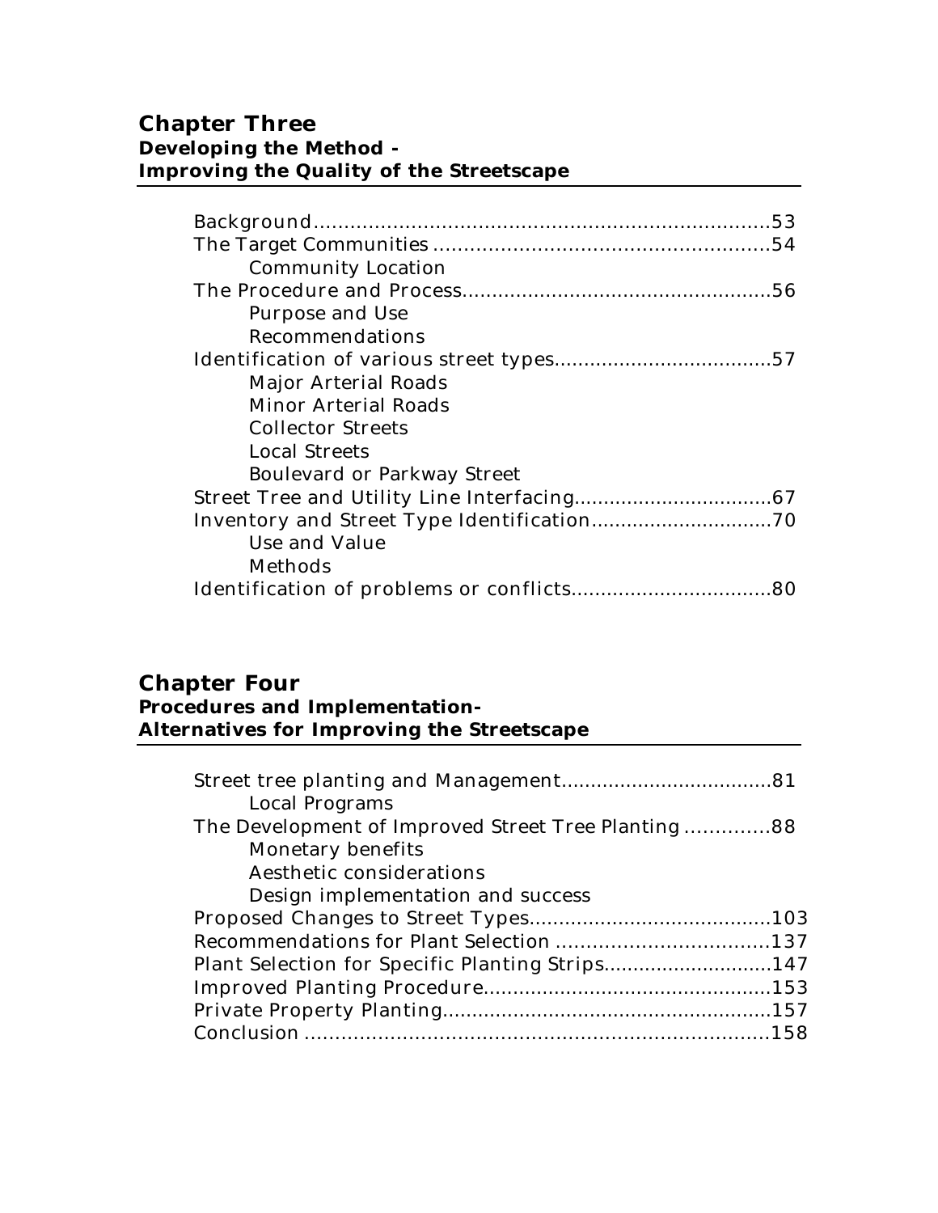## Chapter Three

**Developing the Method -**
**Improving the Quality of the Streetscape**

Background.............................................................................53
The Target Communities .......................................................54
  Community Location
The Procedure and Process...................................................56
  Purpose and Use
  Recommendations
Identification of various street types....................................57
  Major Arterial Roads
  Minor Arterial Roads
  Collector Streets
  Local Streets
  Boulevard or Parkway Street
Street Tree and Utility Line Interfacing.................................67
Inventory and Street Type Identification..............................70
  Use and Value
  Methods
Identification of problems or conflicts.................................80

## Chapter Four

**Procedures and Implementation-**
**Alternatives for Improving the Streetscape**

Street tree planting and Management...................................81
  Local Programs
The Development of Improved Street Tree Planting .............88
  Monetary benefits
  Aesthetic considerations
  Design implementation and success
Proposed Changes to Street Types........................................103
Recommendations for Plant Selection ..................................137
Plant Selection for Specific Planting Strips............................147
Improved Planting Procedure................................................153
Private Property Planting.......................................................157
Conclusion ............................................................................158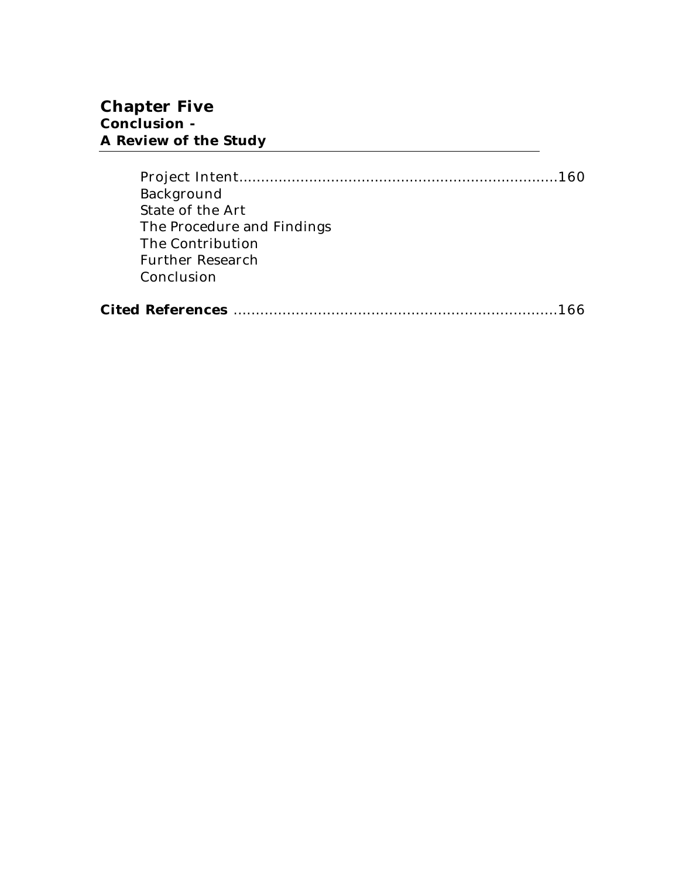## Chapter Five
**Conclusion -**
**A Review of the Study**

Project Intent........................................................................160
Background
State of the Art
The Procedure and Findings
The Contribution
Further Research
Conclusion

**Cited References** .........................................................................166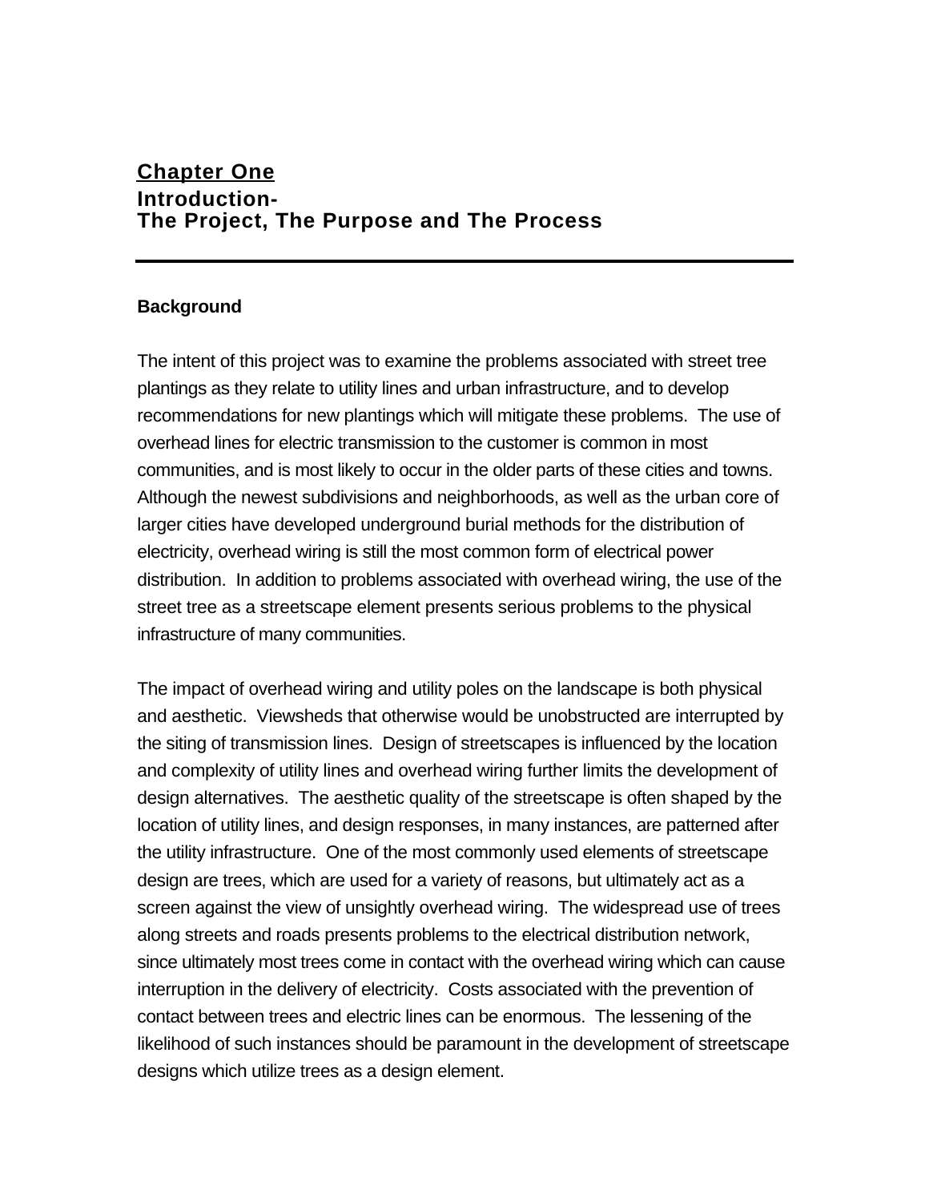# Chapter One

## Introduction- The Project, The Purpose and The Process

### Background

The intent of this project was to examine the problems associated with street tree plantings as they relate to utility lines and urban infrastructure, and to develop recommendations for new plantings which will mitigate these problems. The use of overhead lines for electric transmission to the customer is common in most communities, and is most likely to occur in the older parts of these cities and towns. Although the newest subdivisions and neighborhoods, as well as the urban core of larger cities have developed underground burial methods for the distribution of electricity, overhead wiring is still the most common form of electrical power distribution. In addition to problems associated with overhead wiring, the use of the street tree as a streetscape element presents serious problems to the physical infrastructure of many communities.

The impact of overhead wiring and utility poles on the landscape is both physical and aesthetic. Viewsheds that otherwise would be unobstructed are interrupted by the siting of transmission lines. Design of streetscapes is influenced by the location and complexity of utility lines and overhead wiring further limits the development of design alternatives. The aesthetic quality of the streetscape is often shaped by the location of utility lines, and design responses, in many instances, are patterned after the utility infrastructure. One of the most commonly used elements of streetscape design are trees, which are used for a variety of reasons, but ultimately act as a screen against the view of unsightly overhead wiring. The widespread use of trees along streets and roads presents problems to the electrical distribution network, since ultimately most trees come in contact with the overhead wiring which can cause interruption in the delivery of electricity. Costs associated with the prevention of contact between trees and electric lines can be enormous. The lessening of the likelihood of such instances should be paramount in the development of streetscape designs which utilize trees as a design element.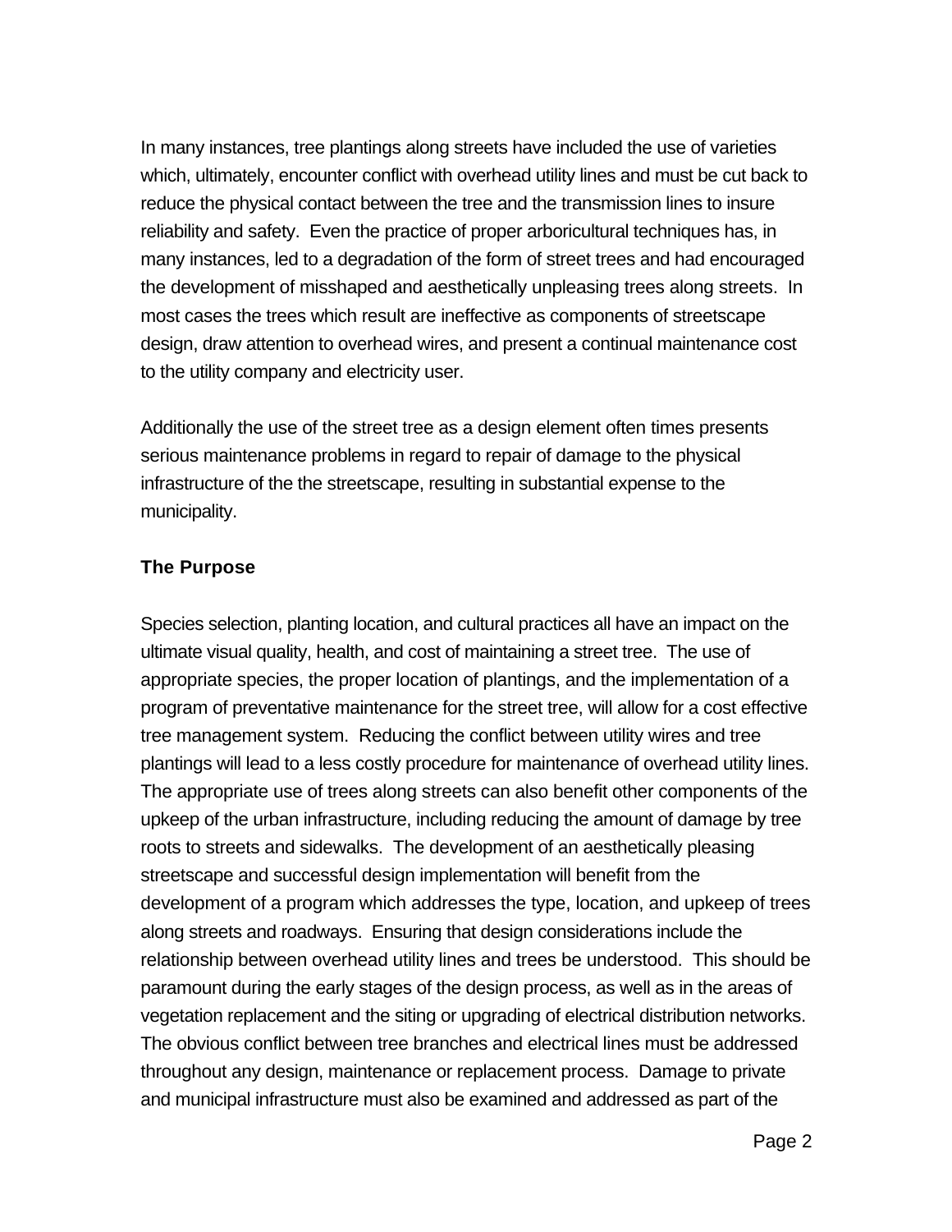In many instances, tree plantings along streets have included the use of varieties which, ultimately, encounter conflict with overhead utility lines and must be cut back to reduce the physical contact between the tree and the transmission lines to insure reliability and safety. Even the practice of proper arboricultural techniques has, in many instances, led to a degradation of the form of street trees and had encouraged the development of misshaped and aesthetically unpleasing trees along streets. In most cases the trees which result are ineffective as components of streetscape design, draw attention to overhead wires, and present a continual maintenance cost to the utility company and electricity user.

Additionally the use of the street tree as a design element often times presents serious maintenance problems in regard to repair of damage to the physical infrastructure of the the streetscape, resulting in substantial expense to the municipality.

### The Purpose

Species selection, planting location, and cultural practices all have an impact on the ultimate visual quality, health, and cost of maintaining a street tree. The use of appropriate species, the proper location of plantings, and the implementation of a program of preventative maintenance for the street tree, will allow for a cost effective tree management system. Reducing the conflict between utility wires and tree plantings will lead to a less costly procedure for maintenance of overhead utility lines. The appropriate use of trees along streets can also benefit other components of the upkeep of the urban infrastructure, including reducing the amount of damage by tree roots to streets and sidewalks. The development of an aesthetically pleasing streetscape and successful design implementation will benefit from the development of a program which addresses the type, location, and upkeep of trees along streets and roadways. Ensuring that design considerations include the relationship between overhead utility lines and trees be understood. This should be paramount during the early stages of the design process, as well as in the areas of vegetation replacement and the siting or upgrading of electrical distribution networks. The obvious conflict between tree branches and electrical lines must be addressed throughout any design, maintenance or replacement process. Damage to private and municipal infrastructure must also be examined and addressed as part of the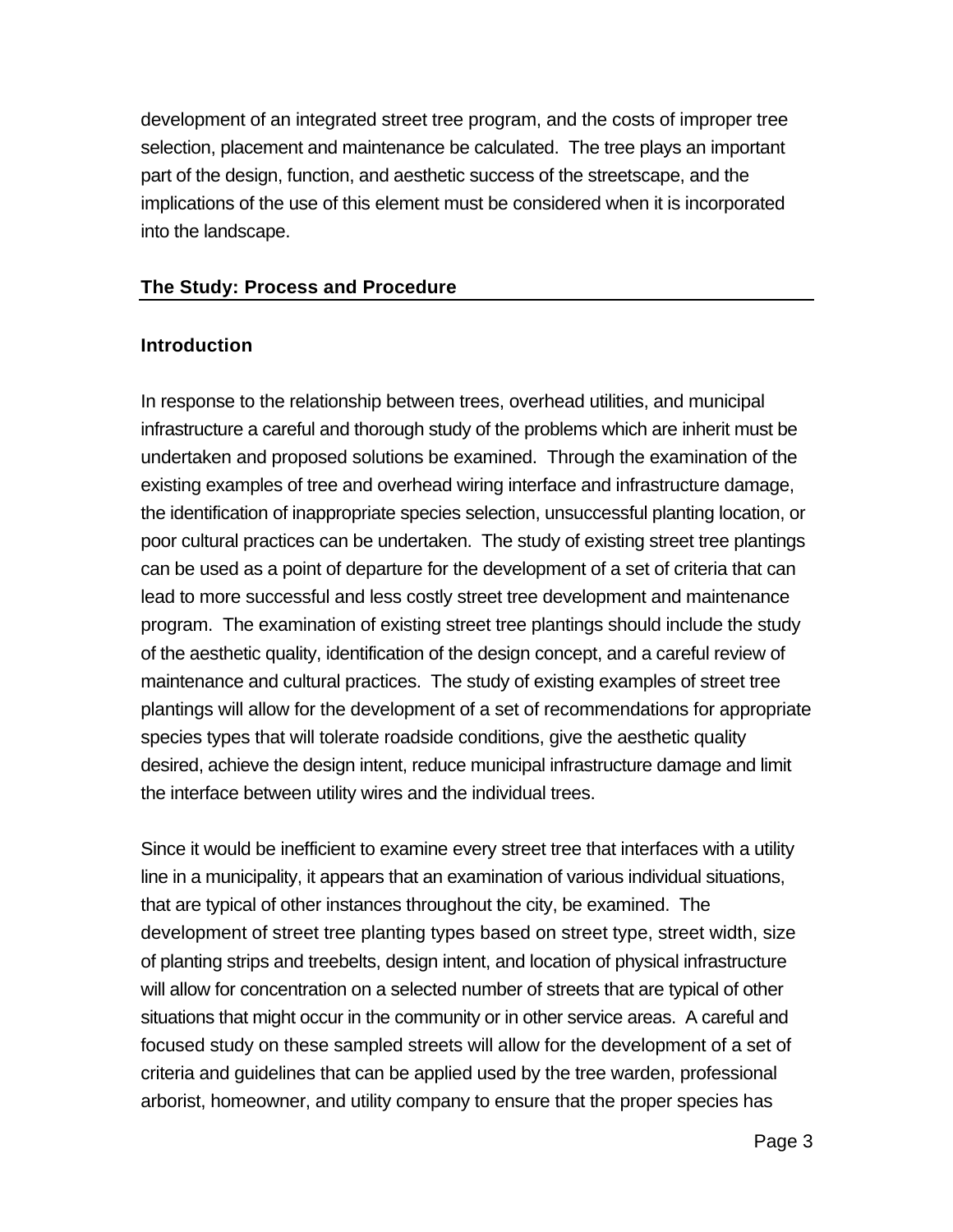development of an integrated street tree program, and the costs of improper tree selection, placement and maintenance be calculated.  The tree plays an important part of the design, function, and aesthetic success of the streetscape, and the implications of the use of this element must be considered when it is incorporated into the landscape.

## The Study: Process and Procedure

### Introduction

In response to the relationship between trees, overhead utilities, and municipal infrastructure a careful and thorough study of the problems which are inherit must be undertaken and proposed solutions be examined.  Through the examination of the existing examples of tree and overhead wiring interface and infrastructure damage, the identification of inappropriate species selection, unsuccessful planting location, or poor cultural practices can be undertaken.  The study of existing street tree plantings can be used as a point of departure for the development of a set of criteria that can lead to more successful and less costly street tree development and maintenance program.  The examination of existing street tree plantings should include the study of the aesthetic quality, identification of the design concept, and a careful review of maintenance and cultural practices.  The study of existing examples of street tree plantings will allow for the development of a set of recommendations for appropriate species types that will tolerate roadside conditions, give the aesthetic quality desired, achieve the design intent, reduce municipal infrastructure damage and limit the interface between utility wires and the individual trees.

Since it would be inefficient to examine every street tree that interfaces with a utility line in a municipality, it appears that an examination of various individual situations, that are typical of other instances throughout the city, be examined.  The development of street tree planting types based on street type, street width, size of planting strips and treebelts, design intent, and location of physical infrastructure will allow for concentration on a selected number of streets that are typical of other situations that might occur in the community or in other service areas.  A careful and focused study on these sampled streets will allow for the development of a set of criteria and guidelines that can be applied used by the tree warden, professional arborist, homeowner, and utility company to ensure that the proper species has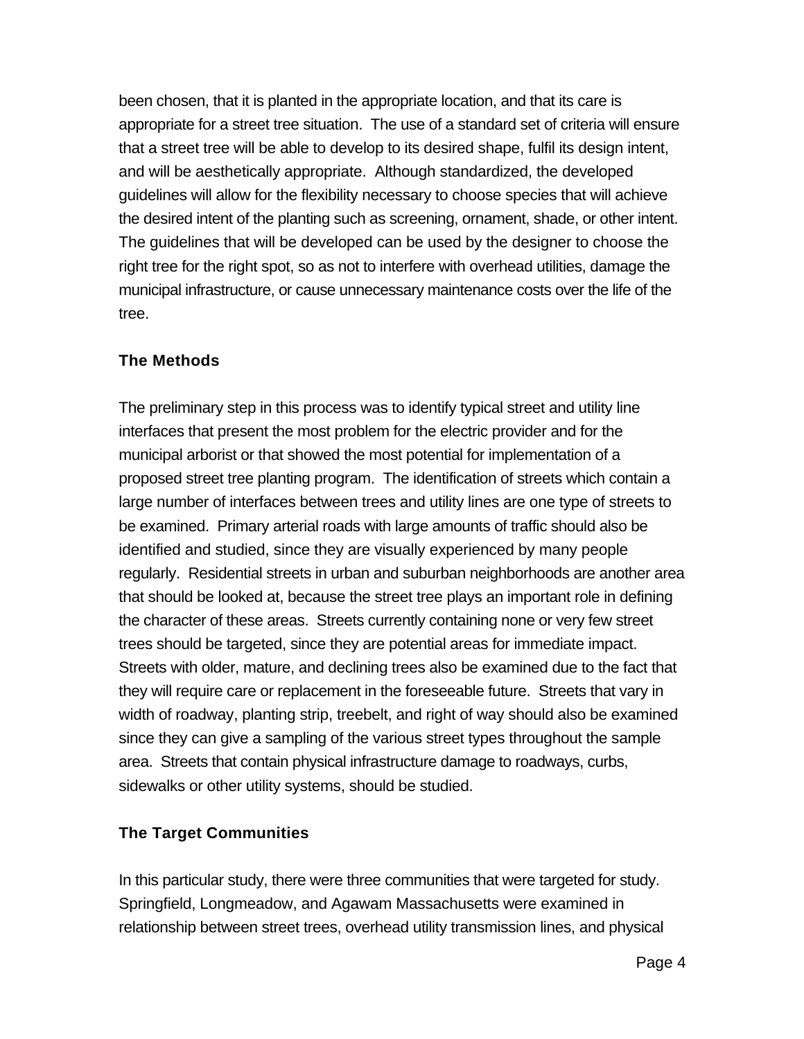been chosen, that it is planted in the appropriate location, and that its care is appropriate for a street tree situation. The use of a standard set of criteria will ensure that a street tree will be able to develop to its desired shape, fulfil its design intent, and will be aesthetically appropriate. Although standardized, the developed guidelines will allow for the flexibility necessary to choose species that will achieve the desired intent of the planting such as screening, ornament, shade, or other intent. The guidelines that will be developed can be used by the designer to choose the right tree for the right spot, so as not to interfere with overhead utilities, damage the municipal infrastructure, or cause unnecessary maintenance costs over the life of the tree.

### The Methods

The preliminary step in this process was to identify typical street and utility line interfaces that present the most problem for the electric provider and for the municipal arborist or that showed the most potential for implementation of a proposed street tree planting program. The identification of streets which contain a large number of interfaces between trees and utility lines are one type of streets to be examined. Primary arterial roads with large amounts of traffic should also be identified and studied, since they are visually experienced by many people regularly. Residential streets in urban and suburban neighborhoods are another area that should be looked at, because the street tree plays an important role in defining the character of these areas. Streets currently containing none or very few street trees should be targeted, since they are potential areas for immediate impact. Streets with older, mature, and declining trees also be examined due to the fact that they will require care or replacement in the foreseeable future. Streets that vary in width of roadway, planting strip, treebelt, and right of way should also be examined since they can give a sampling of the various street types throughout the sample area. Streets that contain physical infrastructure damage to roadways, curbs, sidewalks or other utility systems, should be studied.

### The Target Communities

In this particular study, there were three communities that were targeted for study. Springfield, Longmeadow, and Agawam Massachusetts were examined in relationship between street trees, overhead utility transmission lines, and physical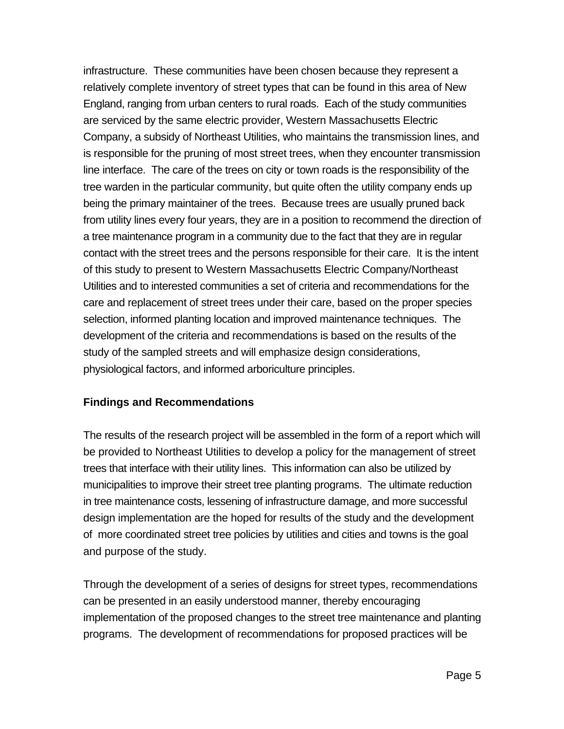infrastructure. These communities have been chosen because they represent a relatively complete inventory of street types that can be found in this area of New England, ranging from urban centers to rural roads. Each of the study communities are serviced by the same electric provider, Western Massachusetts Electric Company, a subsidy of Northeast Utilities, who maintains the transmission lines, and is responsible for the pruning of most street trees, when they encounter transmission line interface. The care of the trees on city or town roads is the responsibility of the tree warden in the particular community, but quite often the utility company ends up being the primary maintainer of the trees. Because trees are usually pruned back from utility lines every four years, they are in a position to recommend the direction of a tree maintenance program in a community due to the fact that they are in regular contact with the street trees and the persons responsible for their care. It is the intent of this study to present to Western Massachusetts Electric Company/Northeast Utilities and to interested communities a set of criteria and recommendations for the care and replacement of street trees under their care, based on the proper species selection, informed planting location and improved maintenance techniques. The development of the criteria and recommendations is based on the results of the study of the sampled streets and will emphasize design considerations, physiological factors, and informed arboriculture principles.

## Findings and Recommendations

The results of the research project will be assembled in the form of a report which will be provided to Northeast Utilities to develop a policy for the management of street trees that interface with their utility lines. This information can also be utilized by municipalities to improve their street tree planting programs. The ultimate reduction in tree maintenance costs, lessening of infrastructure damage, and more successful design implementation are the hoped for results of the study and the development of more coordinated street tree policies by utilities and cities and towns is the goal and purpose of the study.

Through the development of a series of designs for street types, recommendations can be presented in an easily understood manner, thereby encouraging implementation of the proposed changes to the street tree maintenance and planting programs. The development of recommendations for proposed practices will be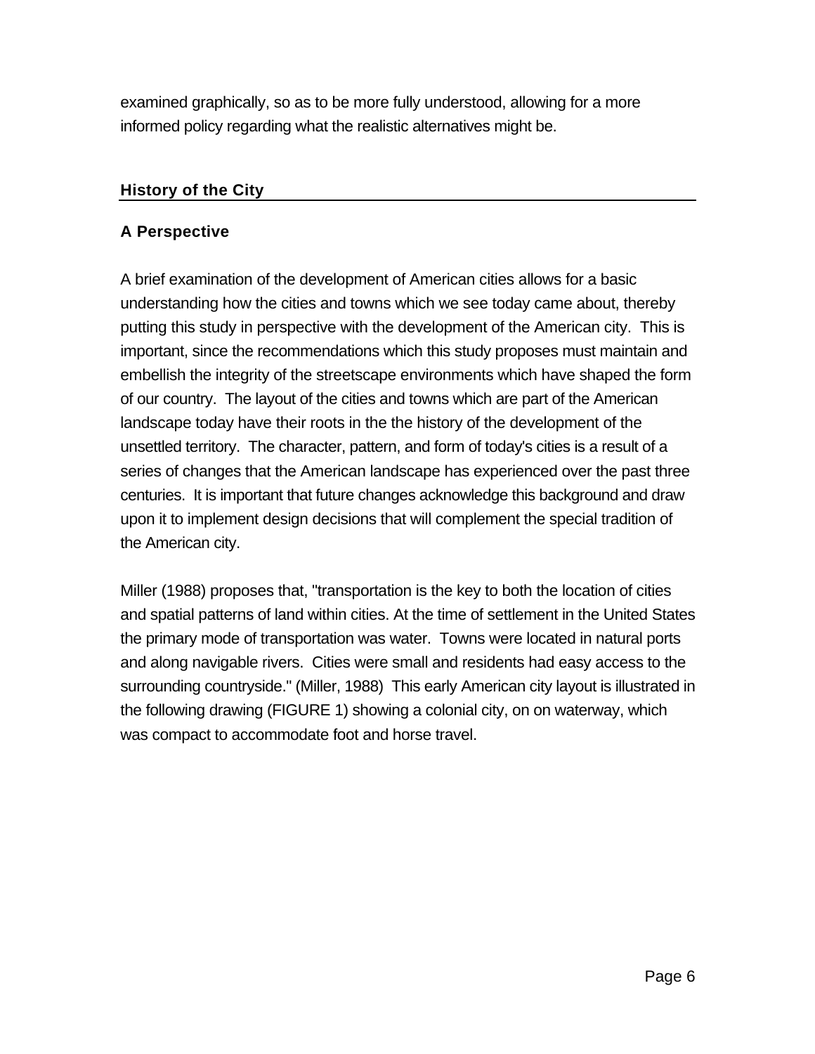examined graphically, so as to be more fully understood, allowing for a more informed policy regarding what the realistic alternatives might be.

## History of the City

### A Perspective

A brief examination of the development of American cities allows for a basic understanding how the cities and towns which we see today came about, thereby putting this study in perspective with the development of the American city. This is important, since the recommendations which this study proposes must maintain and embellish the integrity of the streetscape environments which have shaped the form of our country. The layout of the cities and towns which are part of the American landscape today have their roots in the the history of the development of the unsettled territory. The character, pattern, and form of today's cities is a result of a series of changes that the American landscape has experienced over the past three centuries. It is important that future changes acknowledge this background and draw upon it to implement design decisions that will complement the special tradition of the American city.

Miller (1988) proposes that, "transportation is the key to both the location of cities and spatial patterns of land within cities. At the time of settlement in the United States the primary mode of transportation was water. Towns were located in natural ports and along navigable rivers. Cities were small and residents had easy access to the surrounding countryside." (Miller, 1988) This early American city layout is illustrated in the following drawing (FIGURE 1) showing a colonial city, on on waterway, which was compact to accommodate foot and horse travel.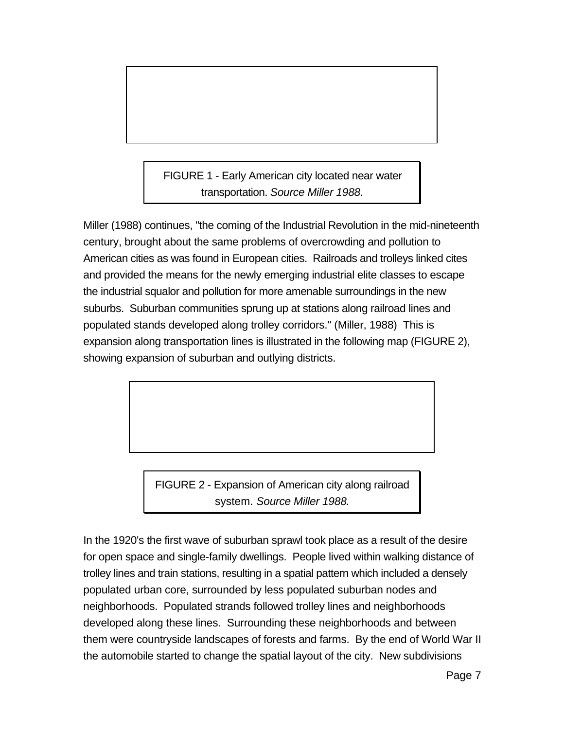FIGURE 1 - Early American city located near water transportation. *Source Miller 1988.*

Miller (1988) continues, "the coming of the Industrial Revolution in the mid-nineteenth century, brought about the same problems of overcrowding and pollution to American cities as was found in European cities. Railroads and trolleys linked cites and provided the means for the newly emerging industrial elite classes to escape the industrial squalor and pollution for more amenable surroundings in the new suburbs. Suburban communities sprung up at stations along railroad lines and populated stands developed along trolley corridors." (Miller, 1988) This is expansion along transportation lines is illustrated in the following map (FIGURE 2), showing expansion of suburban and outlying districts.

FIGURE 2 - Expansion of American city along railroad system. *Source Miller 1988.*

In the 1920's the first wave of suburban sprawl took place as a result of the desire for open space and single-family dwellings. People lived within walking distance of trolley lines and train stations, resulting in a spatial pattern which included a densely populated urban core, surrounded by less populated suburban nodes and neighborhoods. Populated strands followed trolley lines and neighborhoods developed along these lines. Surrounding these neighborhoods and between them were countryside landscapes of forests and farms. By the end of World War II the automobile started to change the spatial layout of the city. New subdivisions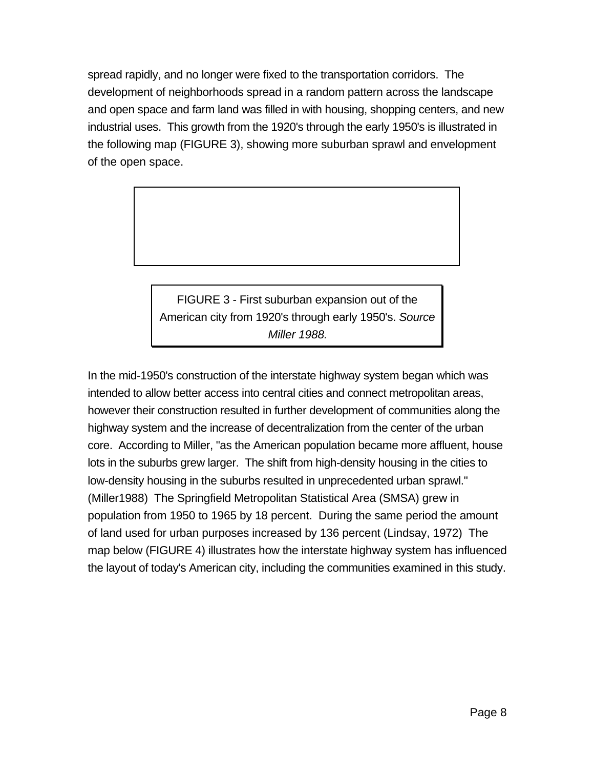spread rapidly, and no longer were fixed to the transportation corridors. The development of neighborhoods spread in a random pattern across the landscape and open space and farm land was filled in with housing, shopping centers, and new industrial uses. This growth from the 1920's through the early 1950's is illustrated in the following map (FIGURE 3), showing more suburban sprawl and envelopment of the open space.

FIGURE 3 - First suburban expansion out of the American city from 1920's through early 1950's. *Source Miller 1988.*

In the mid-1950's construction of the interstate highway system began which was intended to allow better access into central cities and connect metropolitan areas, however their construction resulted in further development of communities along the highway system and the increase of decentralization from the center of the urban core. According to Miller, "as the American population became more affluent, house lots in the suburbs grew larger. The shift from high-density housing in the cities to low-density housing in the suburbs resulted in unprecedented urban sprawl." (Miller1988) The Springfield Metropolitan Statistical Area (SMSA) grew in population from 1950 to 1965 by 18 percent. During the same period the amount of land used for urban purposes increased by 136 percent (Lindsay, 1972) The map below (FIGURE 4) illustrates how the interstate highway system has influenced the layout of today's American city, including the communities examined in this study.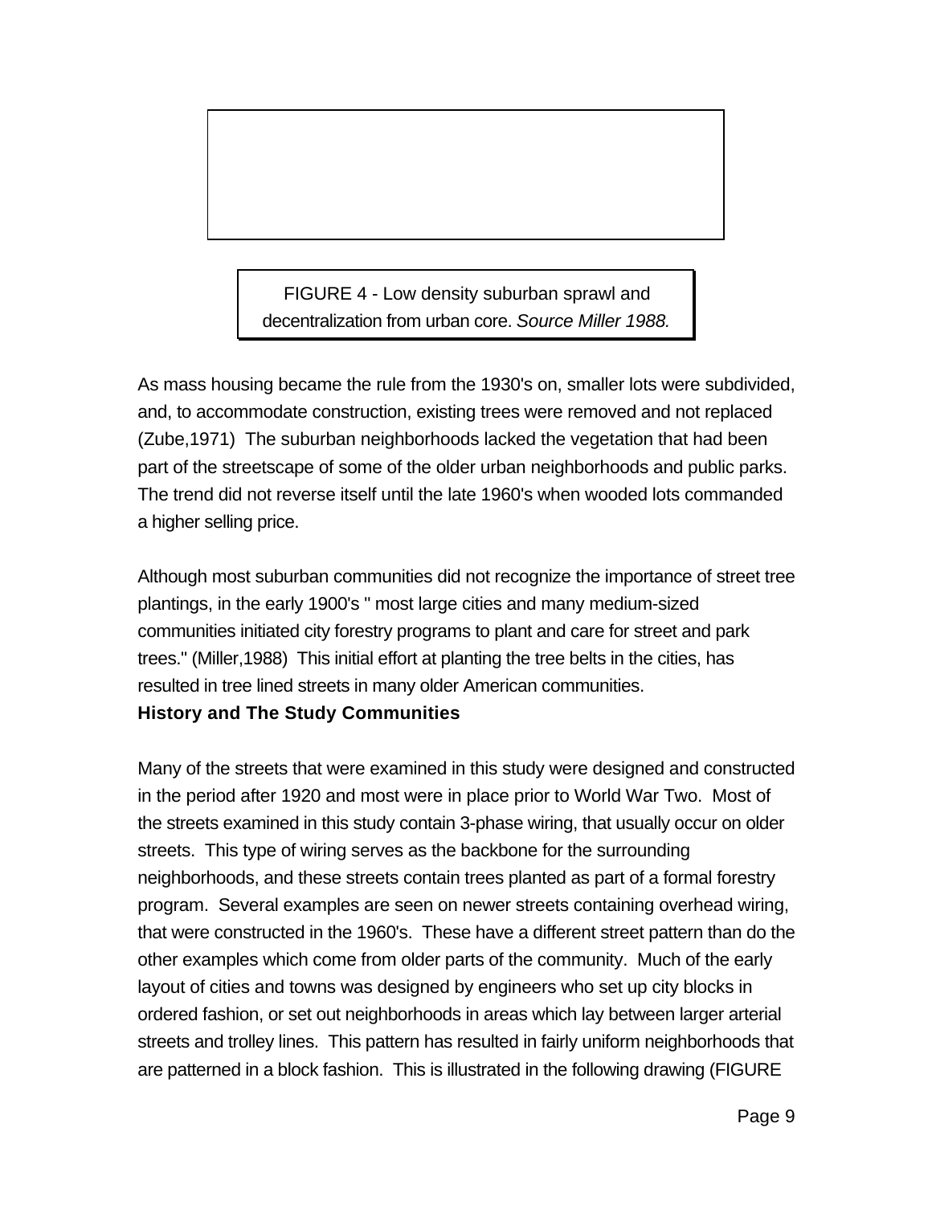FIGURE 4 - Low density suburban sprawl and decentralization from urban core. *Source Miller 1988.*

As mass housing became the rule from the 1930's on, smaller lots were subdivided, and, to accommodate construction, existing trees were removed and not replaced (Zube,1971) The suburban neighborhoods lacked the vegetation that had been part of the streetscape of some of the older urban neighborhoods and public parks. The trend did not reverse itself until the late 1960's when wooded lots commanded a higher selling price.

Although most suburban communities did not recognize the importance of street tree plantings, in the early 1900's " most large cities and many medium-sized communities initiated city forestry programs to plant and care for street and park trees." (Miller,1988) This initial effort at planting the tree belts in the cities, has resulted in tree lined streets in many older American communities.

**History and The Study Communities**

Many of the streets that were examined in this study were designed and constructed in the period after 1920 and most were in place prior to World War Two. Most of the streets examined in this study contain 3-phase wiring, that usually occur on older streets. This type of wiring serves as the backbone for the surrounding neighborhoods, and these streets contain trees planted as part of a formal forestry program. Several examples are seen on newer streets containing overhead wiring, that were constructed in the 1960's. These have a different street pattern than do the other examples which come from older parts of the community. Much of the early layout of cities and towns was designed by engineers who set up city blocks in ordered fashion, or set out neighborhoods in areas which lay between larger arterial streets and trolley lines. This pattern has resulted in fairly uniform neighborhoods that are patterned in a block fashion. This is illustrated in the following drawing (FIGURE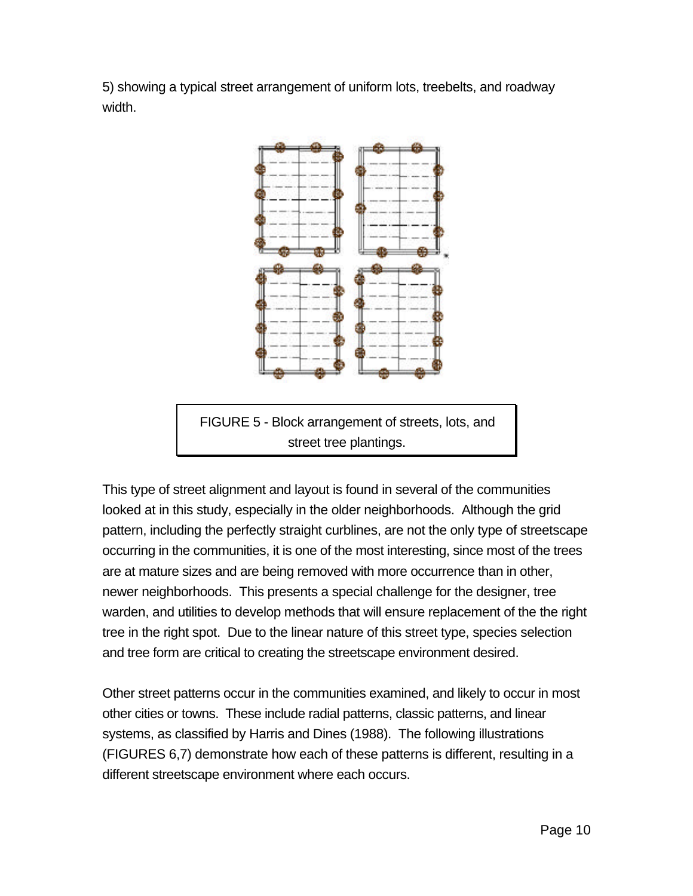5) showing a typical street arrangement of uniform lots, treebelts, and roadway width.

FIGURE 5 - Block arrangement of streets, lots, and street tree plantings.

This type of street alignment and layout is found in several of the communities looked at in this study, especially in the older neighborhoods. Although the grid pattern, including the perfectly straight curblines, are not the only type of streetscape occurring in the communities, it is one of the most interesting, since most of the trees are at mature sizes and are being removed with more occurrence than in other, newer neighborhoods. This presents a special challenge for the designer, tree warden, and utilities to develop methods that will ensure replacement of the the right tree in the right spot. Due to the linear nature of this street type, species selection and tree form are critical to creating the streetscape environment desired.

Other street patterns occur in the communities examined, and likely to occur in most other cities or towns. These include radial patterns, classic patterns, and linear systems, as classified by Harris and Dines (1988). The following illustrations (FIGURES 6,7) demonstrate how each of these patterns is different, resulting in a different streetscape environment where each occurs.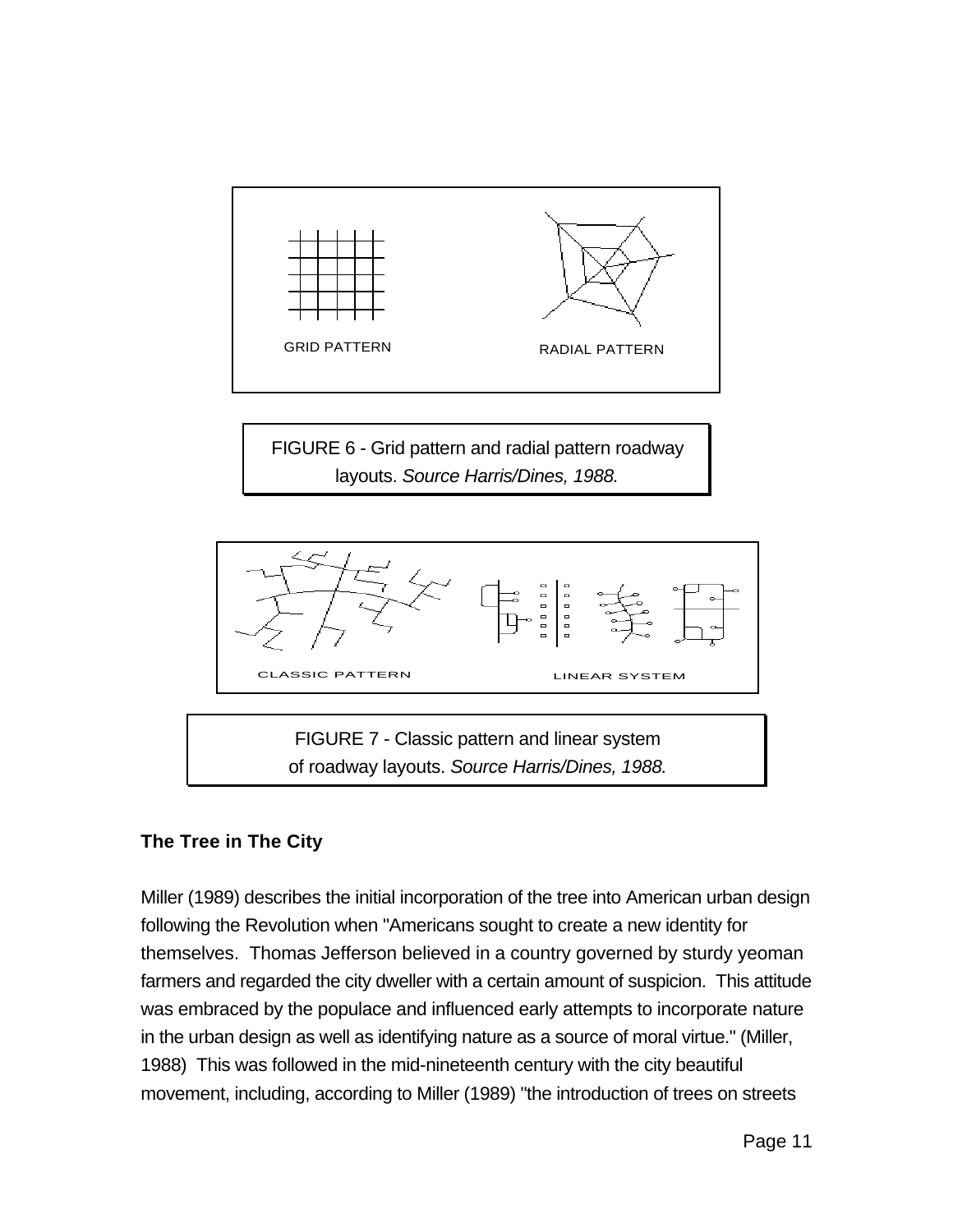GRID PATTERN RADIAL PATTERN

FIGURE 6 - Grid pattern and radial pattern roadway layouts. *Source Harris/Dines, 1988.*

CLASSIC PATTERN LINEAR SYSTEM

FIGURE 7 - Classic pattern and linear system of roadway layouts. *Source Harris/Dines, 1988.*

## The Tree in The City

Miller (1989) describes the initial incorporation of the tree into American urban design following the Revolution when "Americans sought to create a new identity for themselves. Thomas Jefferson believed in a country governed by sturdy yeoman farmers and regarded the city dweller with a certain amount of suspicion. This attitude was embraced by the populace and influenced early attempts to incorporate nature in the urban design as well as identifying nature as a source of moral virtue." (Miller, 1988) This was followed in the mid-nineteenth century with the city beautiful movement, including, according to Miller (1989) "the introduction of trees on streets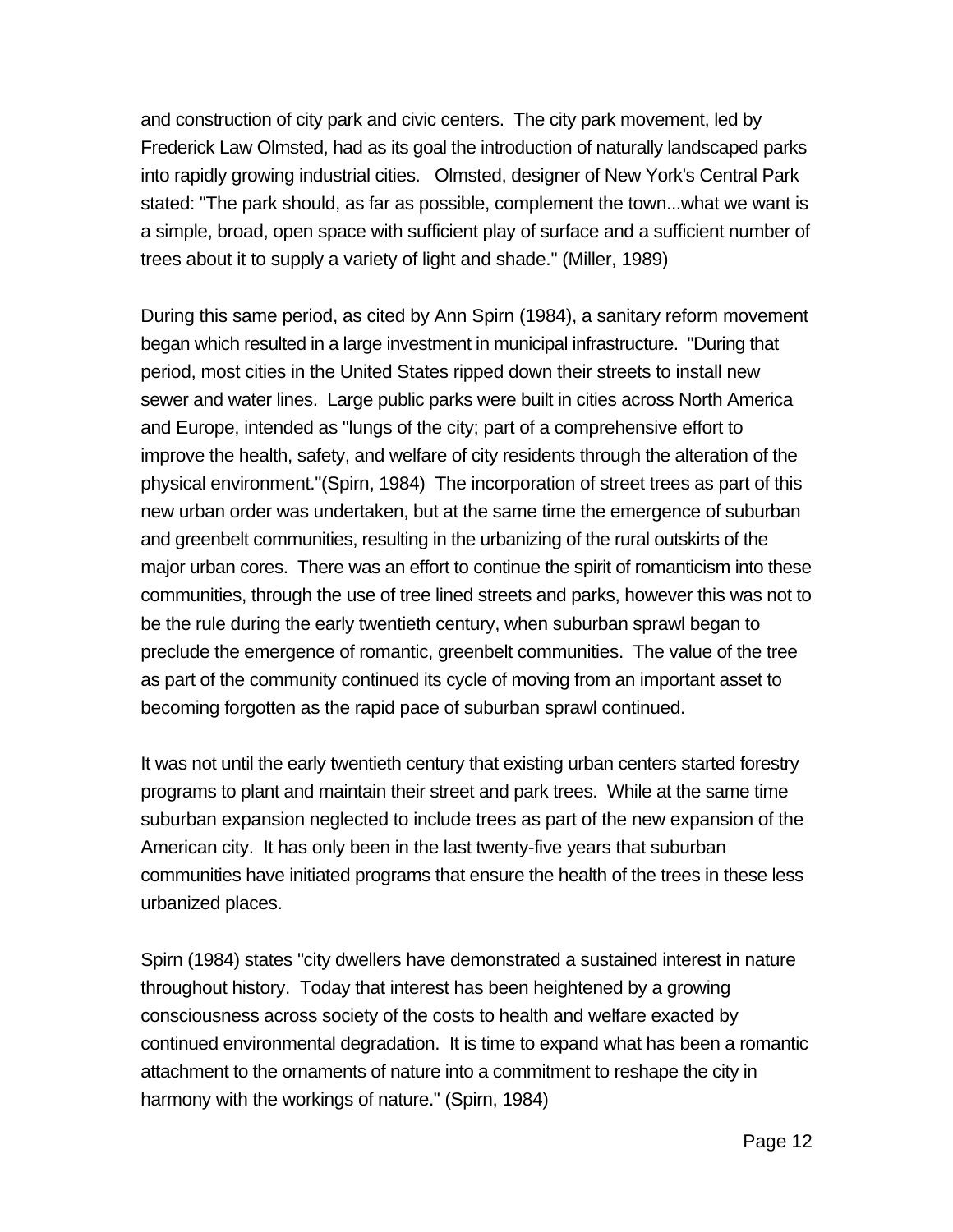and construction of city park and civic centers. The city park movement, led by Frederick Law Olmsted, had as its goal the introduction of naturally landscaped parks into rapidly growing industrial cities. Olmsted, designer of New York's Central Park stated: "The park should, as far as possible, complement the town...what we want is a simple, broad, open space with sufficient play of surface and a sufficient number of trees about it to supply a variety of light and shade." (Miller, 1989)

During this same period, as cited by Ann Spirn (1984), a sanitary reform movement began which resulted in a large investment in municipal infrastructure. "During that period, most cities in the United States ripped down their streets to install new sewer and water lines. Large public parks were built in cities across North America and Europe, intended as "lungs of the city; part of a comprehensive effort to improve the health, safety, and welfare of city residents through the alteration of the physical environment."(Spirn, 1984) The incorporation of street trees as part of this new urban order was undertaken, but at the same time the emergence of suburban and greenbelt communities, resulting in the urbanizing of the rural outskirts of the major urban cores. There was an effort to continue the spirit of romanticism into these communities, through the use of tree lined streets and parks, however this was not to be the rule during the early twentieth century, when suburban sprawl began to preclude the emergence of romantic, greenbelt communities. The value of the tree as part of the community continued its cycle of moving from an important asset to becoming forgotten as the rapid pace of suburban sprawl continued.

It was not until the early twentieth century that existing urban centers started forestry programs to plant and maintain their street and park trees. While at the same time suburban expansion neglected to include trees as part of the new expansion of the American city. It has only been in the last twenty-five years that suburban communities have initiated programs that ensure the health of the trees in these less urbanized places.

Spirn (1984) states "city dwellers have demonstrated a sustained interest in nature throughout history. Today that interest has been heightened by a growing consciousness across society of the costs to health and welfare exacted by continued environmental degradation. It is time to expand what has been a romantic attachment to the ornaments of nature into a commitment to reshape the city in harmony with the workings of nature." (Spirn, 1984)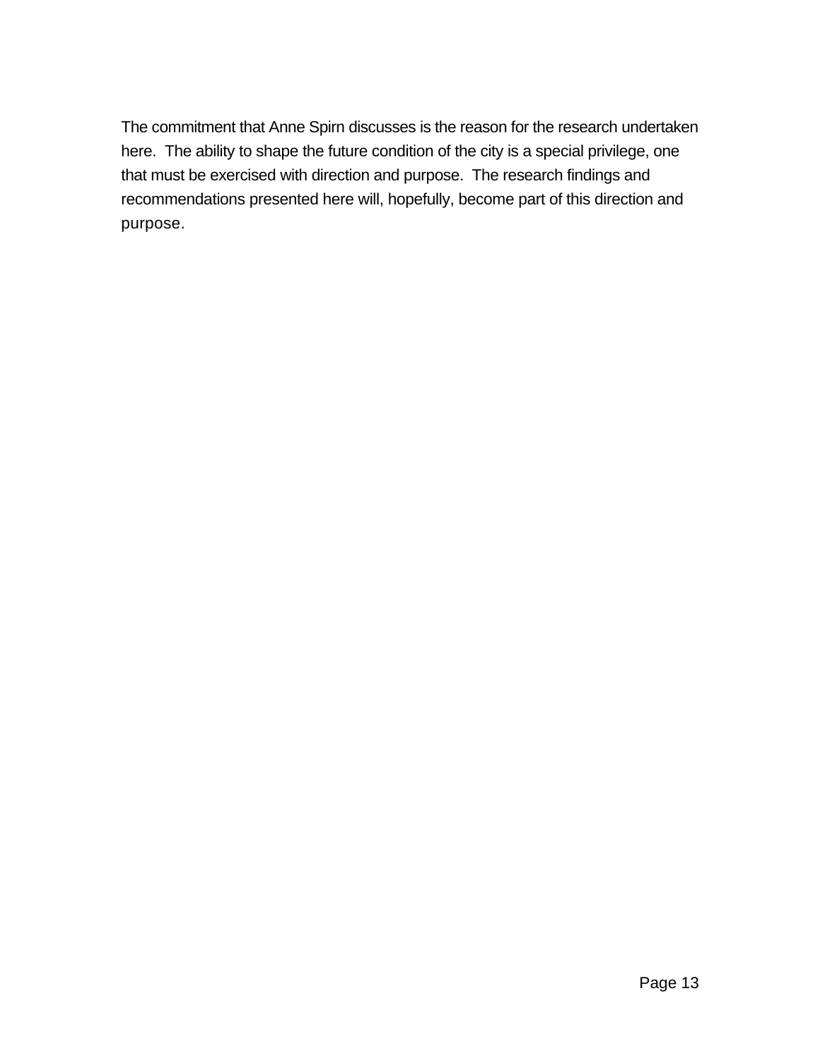The commitment that Anne Spirn discusses is the reason for the research undertaken here. The ability to shape the future condition of the city is a special privilege, one that must be exercised with direction and purpose. The research findings and recommendations presented here will, hopefully, become part of this direction and purpose.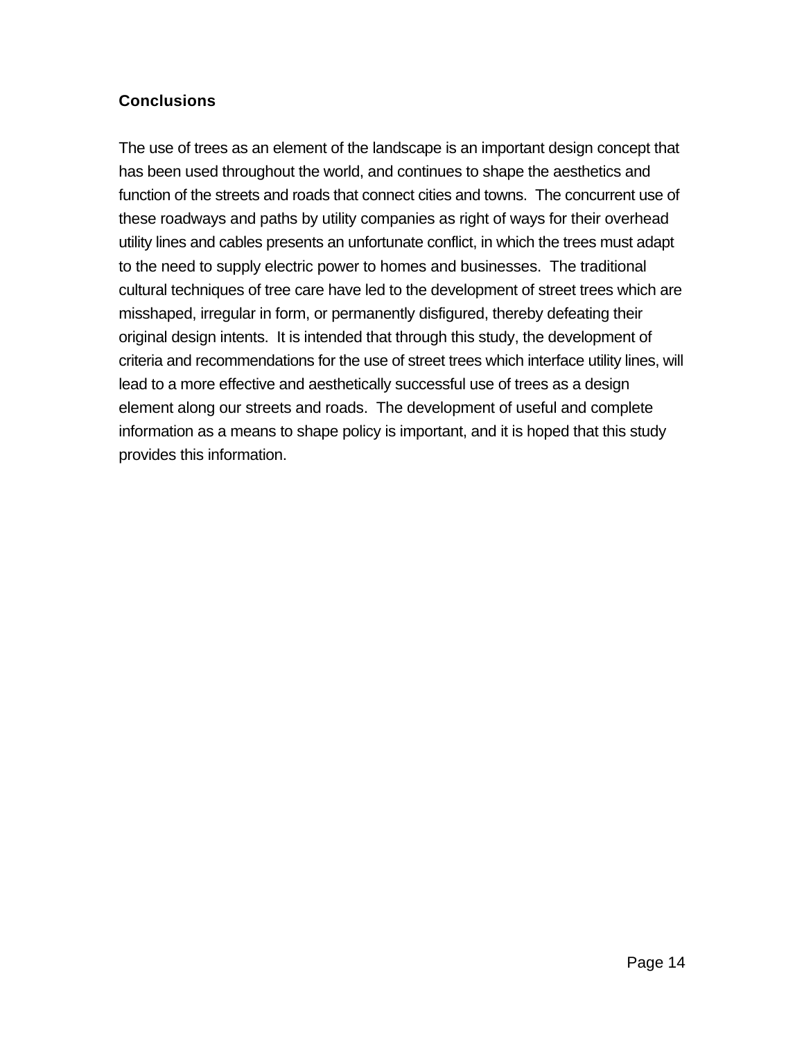## Conclusions

The use of trees as an element of the landscape is an important design concept that has been used throughout the world, and continues to shape the aesthetics and function of the streets and roads that connect cities and towns. The concurrent use of these roadways and paths by utility companies as right of ways for their overhead utility lines and cables presents an unfortunate conflict, in which the trees must adapt to the need to supply electric power to homes and businesses. The traditional cultural techniques of tree care have led to the development of street trees which are misshaped, irregular in form, or permanently disfigured, thereby defeating their original design intents. It is intended that through this study, the development of criteria and recommendations for the use of street trees which interface utility lines, will lead to a more effective and aesthetically successful use of trees as a design element along our streets and roads. The development of useful and complete information as a means to shape policy is important, and it is hoped that this study provides this information.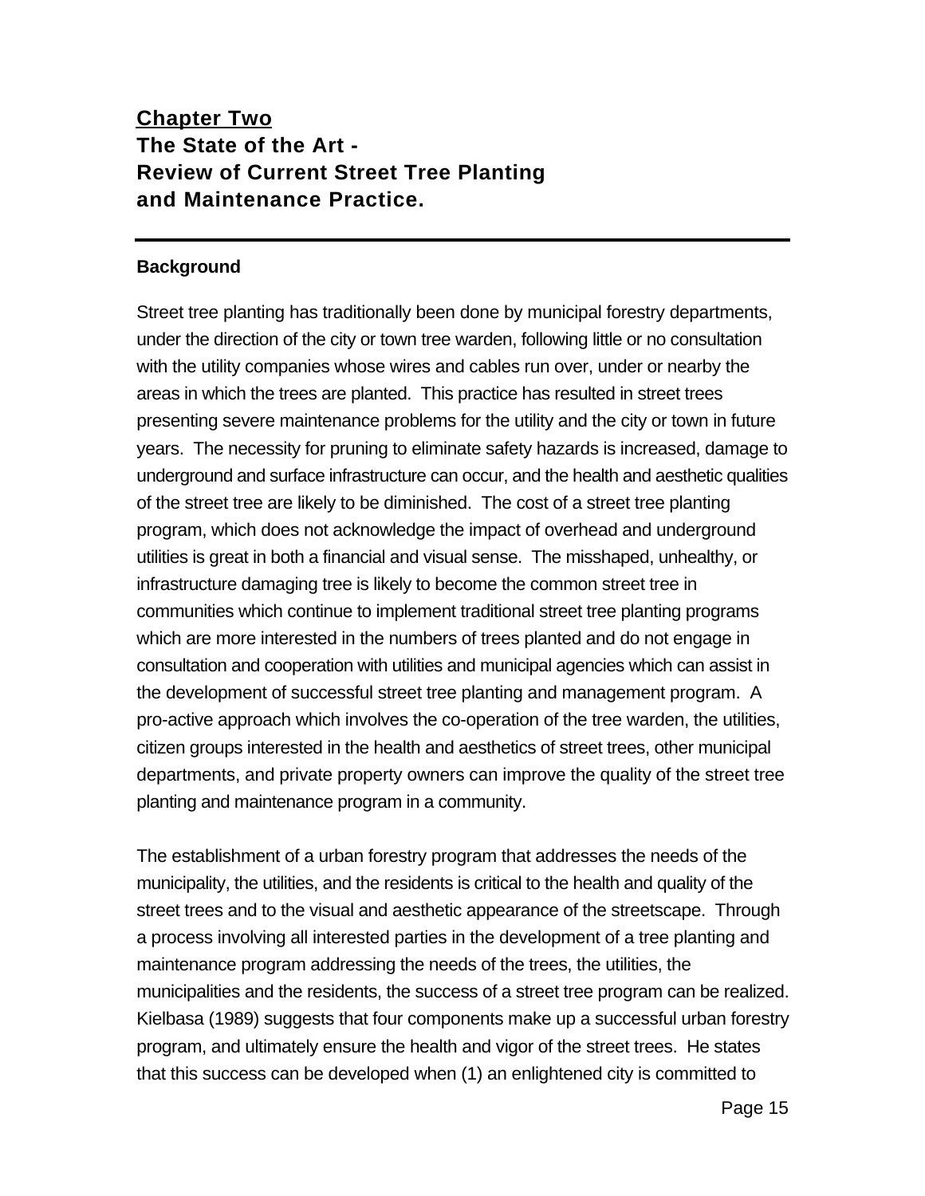## Chapter Two
## The State of the Art - Review of Current Street Tree Planting and Maintenance Practice.

### Background

Street tree planting has traditionally been done by municipal forestry departments, under the direction of the city or town tree warden, following little or no consultation with the utility companies whose wires and cables run over, under or nearby the areas in which the trees are planted. This practice has resulted in street trees presenting severe maintenance problems for the utility and the city or town in future years. The necessity for pruning to eliminate safety hazards is increased, damage to underground and surface infrastructure can occur, and the health and aesthetic qualities of the street tree are likely to be diminished. The cost of a street tree planting program, which does not acknowledge the impact of overhead and underground utilities is great in both a financial and visual sense. The misshaped, unhealthy, or infrastructure damaging tree is likely to become the common street tree in communities which continue to implement traditional street tree planting programs which are more interested in the numbers of trees planted and do not engage in consultation and cooperation with utilities and municipal agencies which can assist in the development of successful street tree planting and management program. A pro-active approach which involves the co-operation of the tree warden, the utilities, citizen groups interested in the health and aesthetics of street trees, other municipal departments, and private property owners can improve the quality of the street tree planting and maintenance program in a community.

The establishment of a urban forestry program that addresses the needs of the municipality, the utilities, and the residents is critical to the health and quality of the street trees and to the visual and aesthetic appearance of the streetscape. Through a process involving all interested parties in the development of a tree planting and maintenance program addressing the needs of the trees, the utilities, the municipalities and the residents, the success of a street tree program can be realized. Kielbasa (1989) suggests that four components make up a successful urban forestry program, and ultimately ensure the health and vigor of the street trees. He states that this success can be developed when (1) an enlightened city is committed to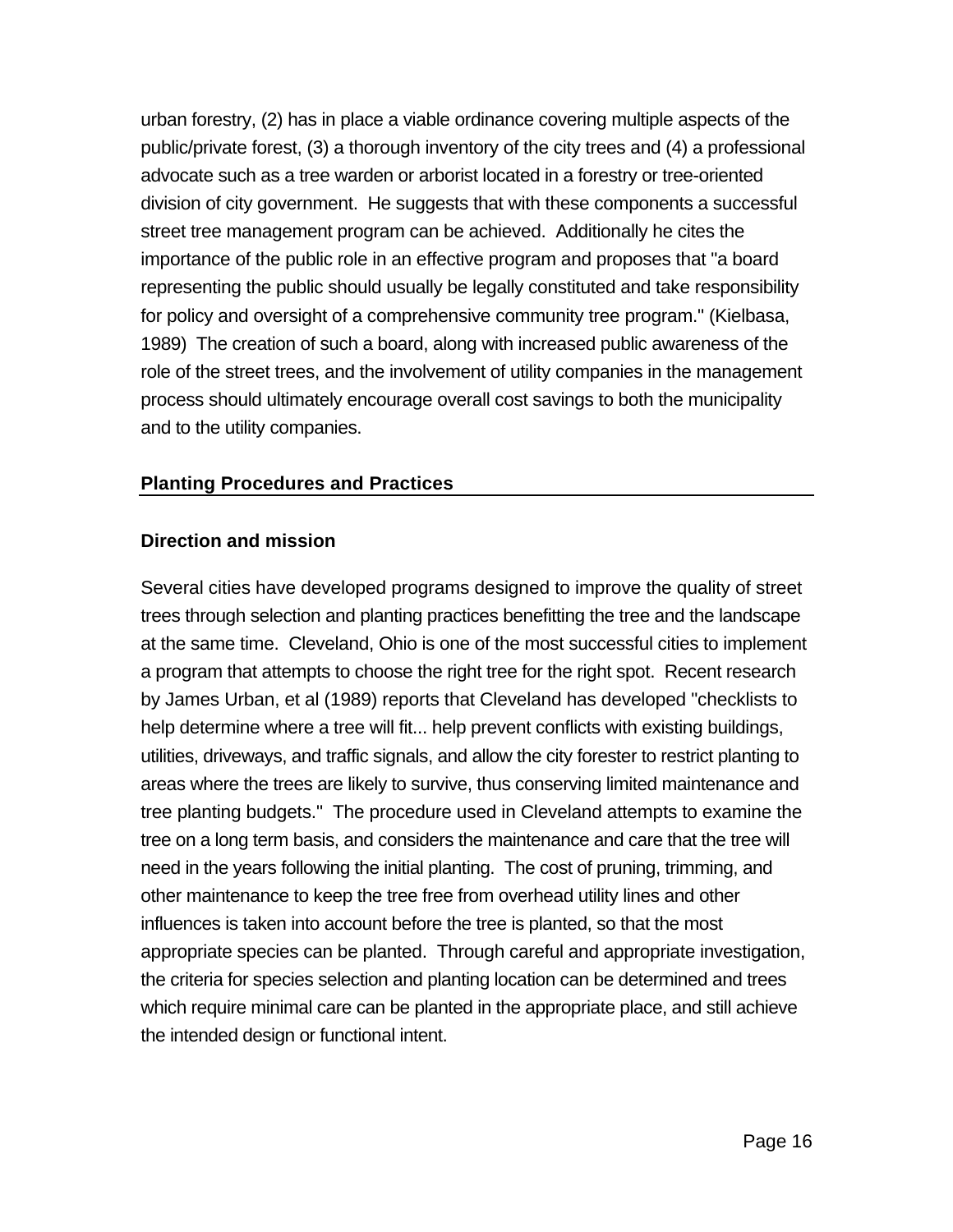urban forestry, (2) has in place a viable ordinance covering multiple aspects of the public/private forest, (3) a thorough inventory of the city trees and (4) a professional advocate such as a tree warden or arborist located in a forestry or tree-oriented division of city government. He suggests that with these components a successful street tree management program can be achieved. Additionally he cites the importance of the public role in an effective program and proposes that "a board representing the public should usually be legally constituted and take responsibility for policy and oversight of a comprehensive community tree program." (Kielbasa, 1989) The creation of such a board, along with increased public awareness of the role of the street trees, and the involvement of utility companies in the management process should ultimately encourage overall cost savings to both the municipality and to the utility companies.

## Planting Procedures and Practices

### Direction and mission

Several cities have developed programs designed to improve the quality of street trees through selection and planting practices benefitting the tree and the landscape at the same time. Cleveland, Ohio is one of the most successful cities to implement a program that attempts to choose the right tree for the right spot. Recent research by James Urban, et al (1989) reports that Cleveland has developed "checklists to help determine where a tree will fit... help prevent conflicts with existing buildings, utilities, driveways, and traffic signals, and allow the city forester to restrict planting to areas where the trees are likely to survive, thus conserving limited maintenance and tree planting budgets." The procedure used in Cleveland attempts to examine the tree on a long term basis, and considers the maintenance and care that the tree will need in the years following the initial planting. The cost of pruning, trimming, and other maintenance to keep the tree free from overhead utility lines and other influences is taken into account before the tree is planted, so that the most appropriate species can be planted. Through careful and appropriate investigation, the criteria for species selection and planting location can be determined and trees which require minimal care can be planted in the appropriate place, and still achieve the intended design or functional intent.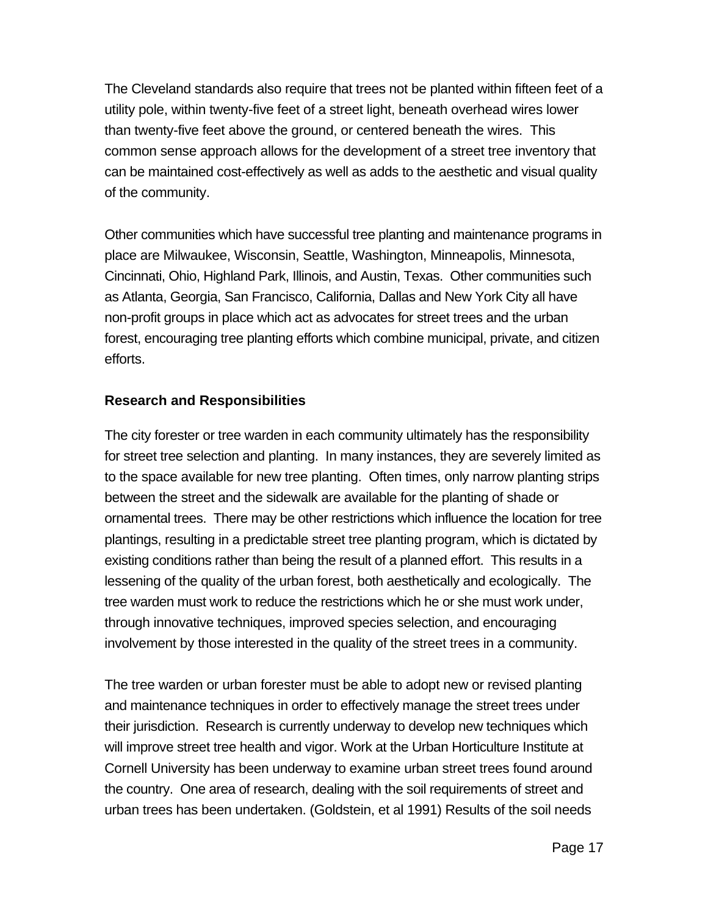The Cleveland standards also require that trees not be planted within fifteen feet of a utility pole, within twenty-five feet of a street light, beneath overhead wires lower than twenty-five feet above the ground, or centered beneath the wires. This common sense approach allows for the development of a street tree inventory that can be maintained cost-effectively as well as adds to the aesthetic and visual quality of the community.

Other communities which have successful tree planting and maintenance programs in place are Milwaukee, Wisconsin, Seattle, Washington, Minneapolis, Minnesota, Cincinnati, Ohio, Highland Park, Illinois, and Austin, Texas. Other communities such as Atlanta, Georgia, San Francisco, California, Dallas and New York City all have non-profit groups in place which act as advocates for street trees and the urban forest, encouraging tree planting efforts which combine municipal, private, and citizen efforts.

**Research and Responsibilities**

The city forester or tree warden in each community ultimately has the responsibility for street tree selection and planting. In many instances, they are severely limited as to the space available for new tree planting. Often times, only narrow planting strips between the street and the sidewalk are available for the planting of shade or ornamental trees. There may be other restrictions which influence the location for tree plantings, resulting in a predictable street tree planting program, which is dictated by existing conditions rather than being the result of a planned effort. This results in a lessening of the quality of the urban forest, both aesthetically and ecologically. The tree warden must work to reduce the restrictions which he or she must work under, through innovative techniques, improved species selection, and encouraging involvement by those interested in the quality of the street trees in a community.

The tree warden or urban forester must be able to adopt new or revised planting and maintenance techniques in order to effectively manage the street trees under their jurisdiction. Research is currently underway to develop new techniques which will improve street tree health and vigor. Work at the Urban Horticulture Institute at Cornell University has been underway to examine urban street trees found around the country. One area of research, dealing with the soil requirements of street and urban trees has been undertaken. (Goldstein, et al 1991) Results of the soil needs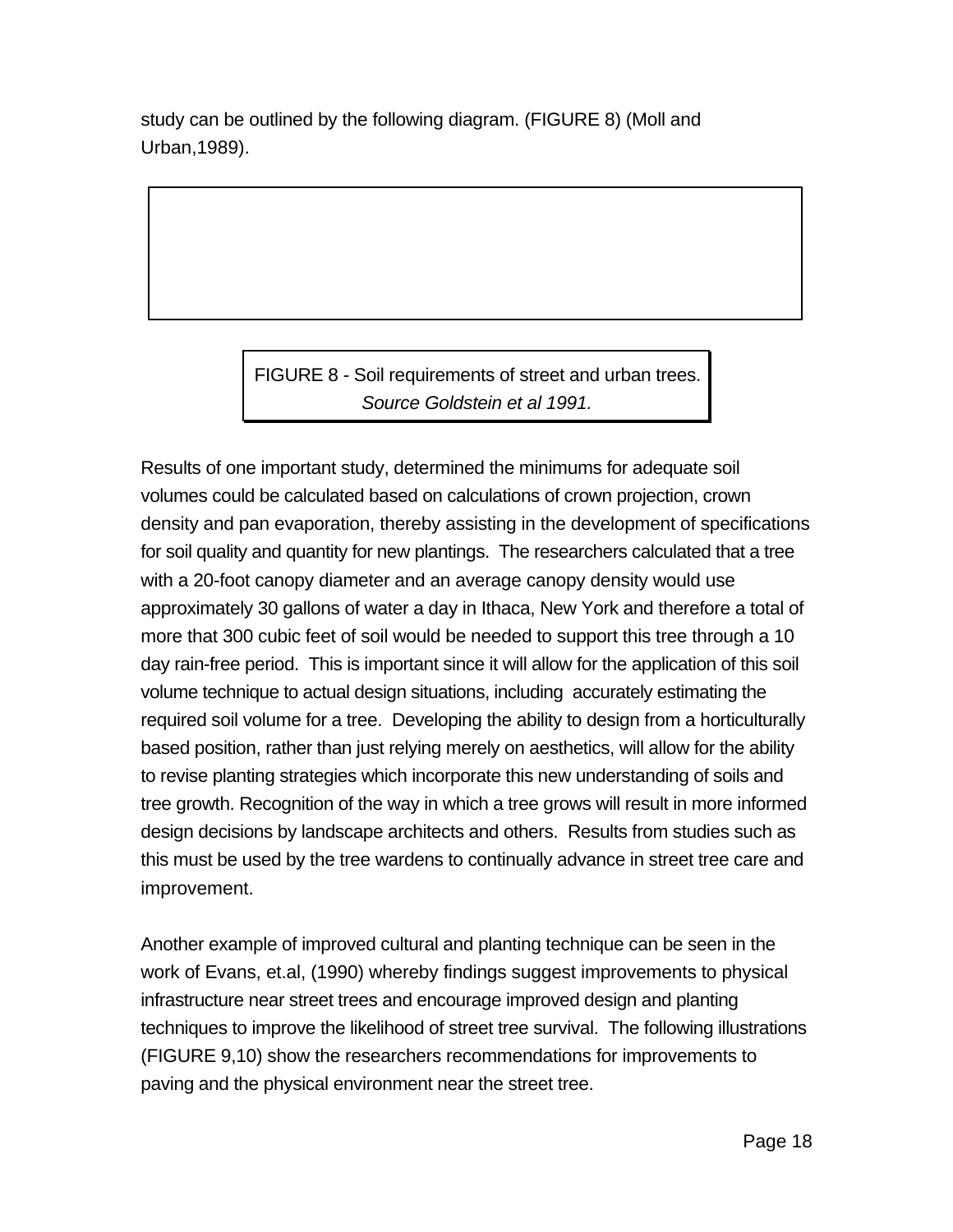study can be outlined by the following diagram. (FIGURE 8) (Moll and Urban,1989).

FIGURE 8 - Soil requirements of street and urban trees. *Source Goldstein et al 1991.*

Results of one important study, determined the minimums for adequate soil volumes could be calculated based on calculations of crown projection, crown density and pan evaporation, thereby assisting in the development of specifications for soil quality and quantity for new plantings. The researchers calculated that a tree with a 20-foot canopy diameter and an average canopy density would use approximately 30 gallons of water a day in Ithaca, New York and therefore a total of more that 300 cubic feet of soil would be needed to support this tree through a 10 day rain-free period. This is important since it will allow for the application of this soil volume technique to actual design situations, including accurately estimating the required soil volume for a tree. Developing the ability to design from a horticulturally based position, rather than just relying merely on aesthetics, will allow for the ability to revise planting strategies which incorporate this new understanding of soils and tree growth. Recognition of the way in which a tree grows will result in more informed design decisions by landscape architects and others. Results from studies such as this must be used by the tree wardens to continually advance in street tree care and improvement.

Another example of improved cultural and planting technique can be seen in the work of Evans, et.al, (1990) whereby findings suggest improvements to physical infrastructure near street trees and encourage improved design and planting techniques to improve the likelihood of street tree survival. The following illustrations (FIGURE 9,10) show the researchers recommendations for improvements to paving and the physical environment near the street tree.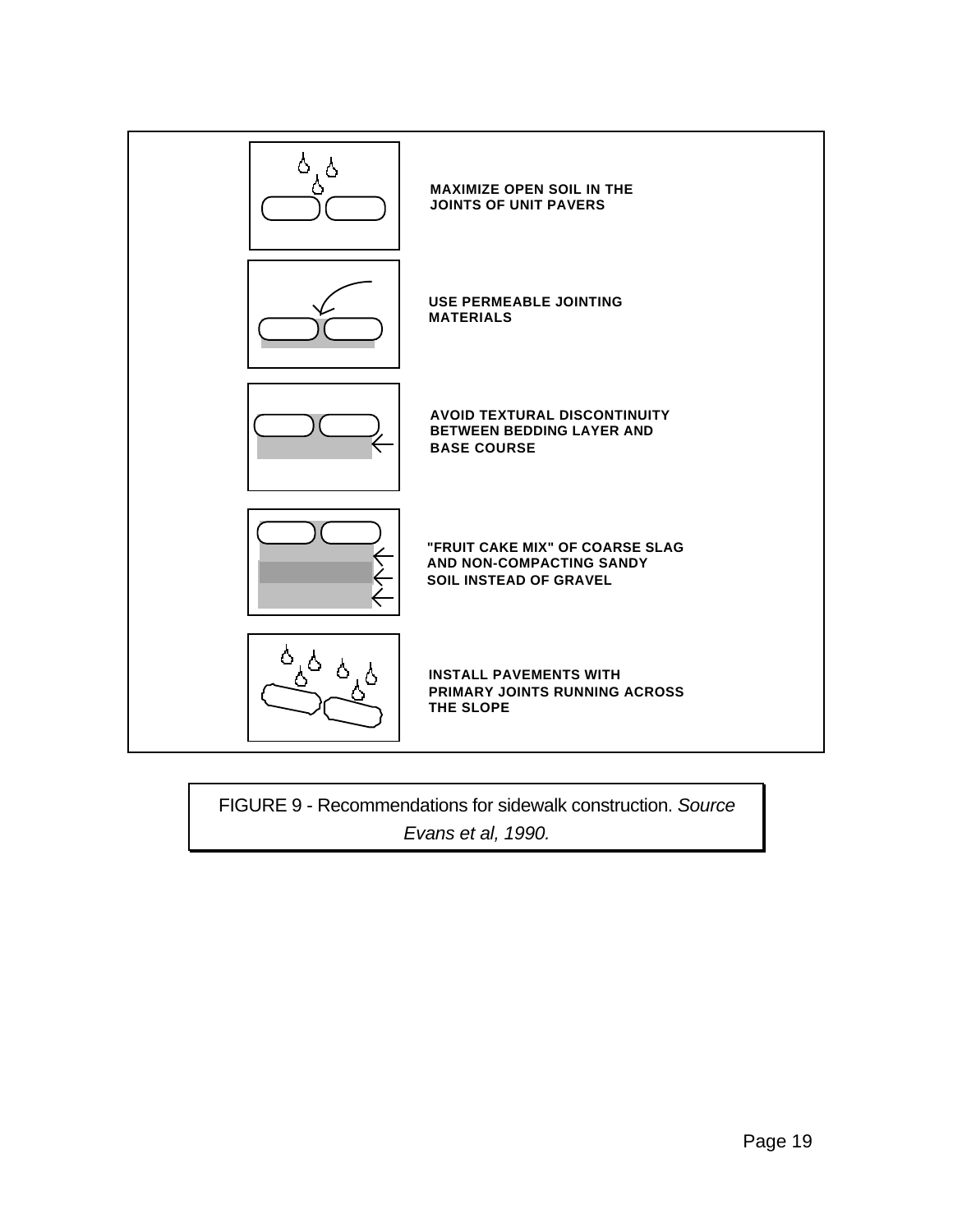MAXIMIZE OPEN SOIL IN THE JOINTS OF UNIT PAVERS

USE PERMEABLE JOINTING MATERIALS

AVOID TEXTURAL DISCONTINUITY BETWEEN BEDDING LAYER AND BASE COURSE

"FRUIT CAKE MIX" OF COARSE SLAG AND NON-COMPACTING SANDY SOIL INSTEAD OF GRAVEL

INSTALL PAVEMENTS WITH PRIMARY JOINTS RUNNING ACROSS THE SLOPE

FIGURE 9 - Recommendations for sidewalk construction. *Source Evans et al, 1990.*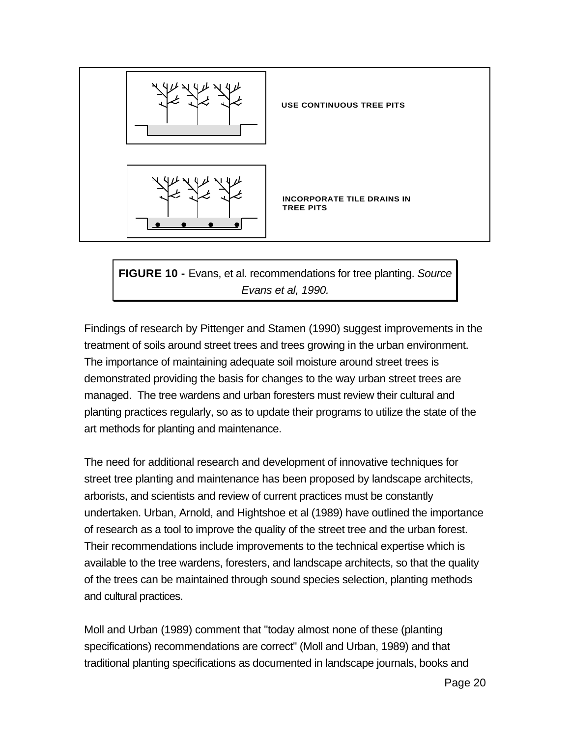USE CONTINUOUS TREE PITS

INCORPORATE TILE DRAINS IN TREE PITS

**FIGURE 10 -** Evans, et al. recommendations for tree planting. *Source Evans et al, 1990.*

Findings of research by Pittenger and Stamen (1990) suggest improvements in the treatment of soils around street trees and trees growing in the urban environment. The importance of maintaining adequate soil moisture around street trees is demonstrated providing the basis for changes to the way urban street trees are managed. The tree wardens and urban foresters must review their cultural and planting practices regularly, so as to update their programs to utilize the state of the art methods for planting and maintenance.

The need for additional research and development of innovative techniques for street tree planting and maintenance has been proposed by landscape architects, arborists, and scientists and review of current practices must be constantly undertaken. Urban, Arnold, and Hightshoe et al (1989) have outlined the importance of research as a tool to improve the quality of the street tree and the urban forest. Their recommendations include improvements to the technical expertise which is available to the tree wardens, foresters, and landscape architects, so that the quality of the trees can be maintained through sound species selection, planting methods and cultural practices.

Moll and Urban (1989) comment that "today almost none of these (planting specifications) recommendations are correct" (Moll and Urban, 1989) and that traditional planting specifications as documented in landscape journals, books and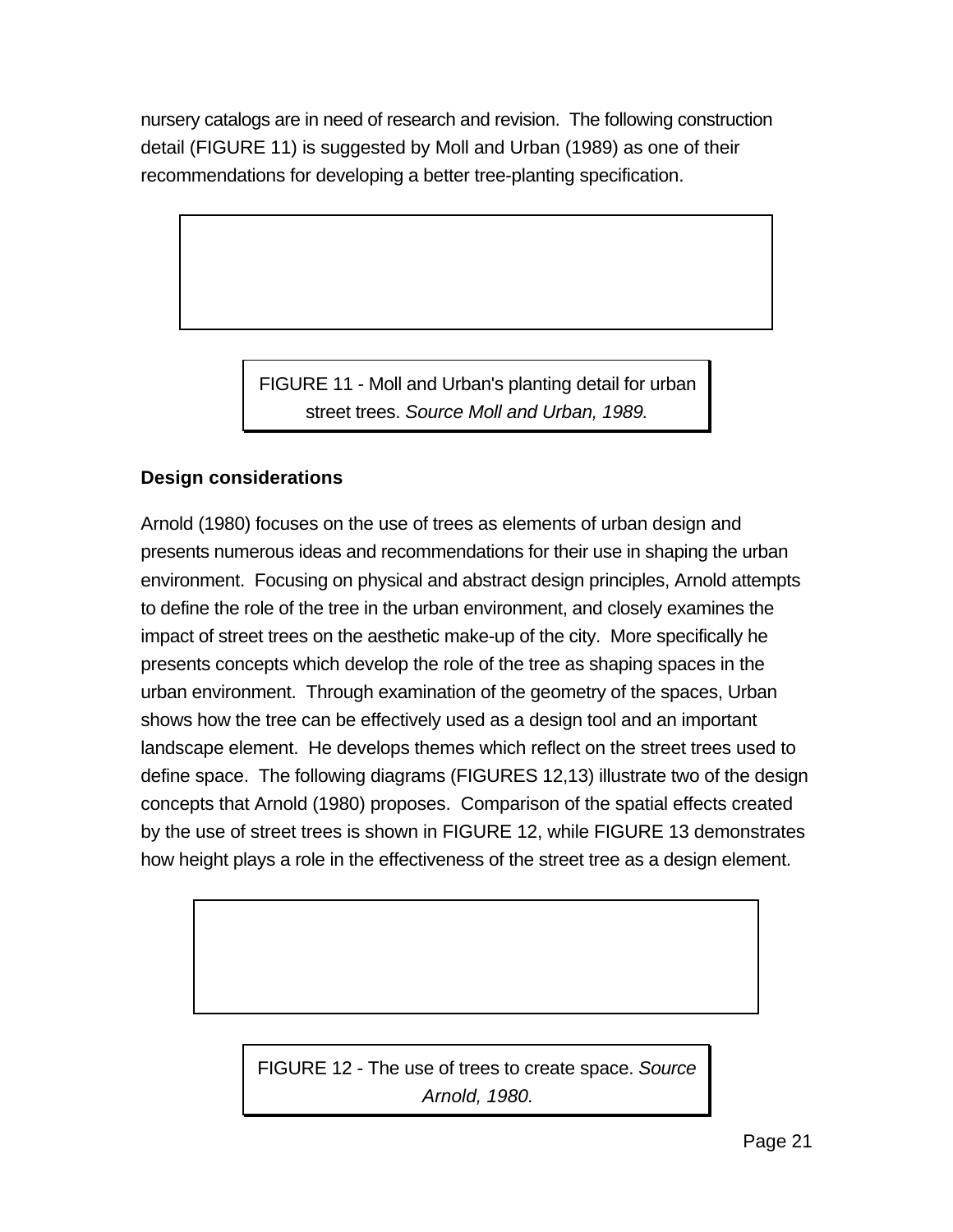nursery catalogs are in need of research and revision. The following construction detail (FIGURE 11) is suggested by Moll and Urban (1989) as one of their recommendations for developing a better tree-planting specification.

FIGURE 11 - Moll and Urban's planting detail for urban street trees. *Source Moll and Urban, 1989.*

### Design considerations

Arnold (1980) focuses on the use of trees as elements of urban design and presents numerous ideas and recommendations for their use in shaping the urban environment. Focusing on physical and abstract design principles, Arnold attempts to define the role of the tree in the urban environment, and closely examines the impact of street trees on the aesthetic make-up of the city. More specifically he presents concepts which develop the role of the tree as shaping spaces in the urban environment. Through examination of the geometry of the spaces, Urban shows how the tree can be effectively used as a design tool and an important landscape element. He develops themes which reflect on the street trees used to define space. The following diagrams (FIGURES 12,13) illustrate two of the design concepts that Arnold (1980) proposes. Comparison of the spatial effects created by the use of street trees is shown in FIGURE 12, while FIGURE 13 demonstrates how height plays a role in the effectiveness of the street tree as a design element.

FIGURE 12 - The use of trees to create space. *Source Arnold, 1980.*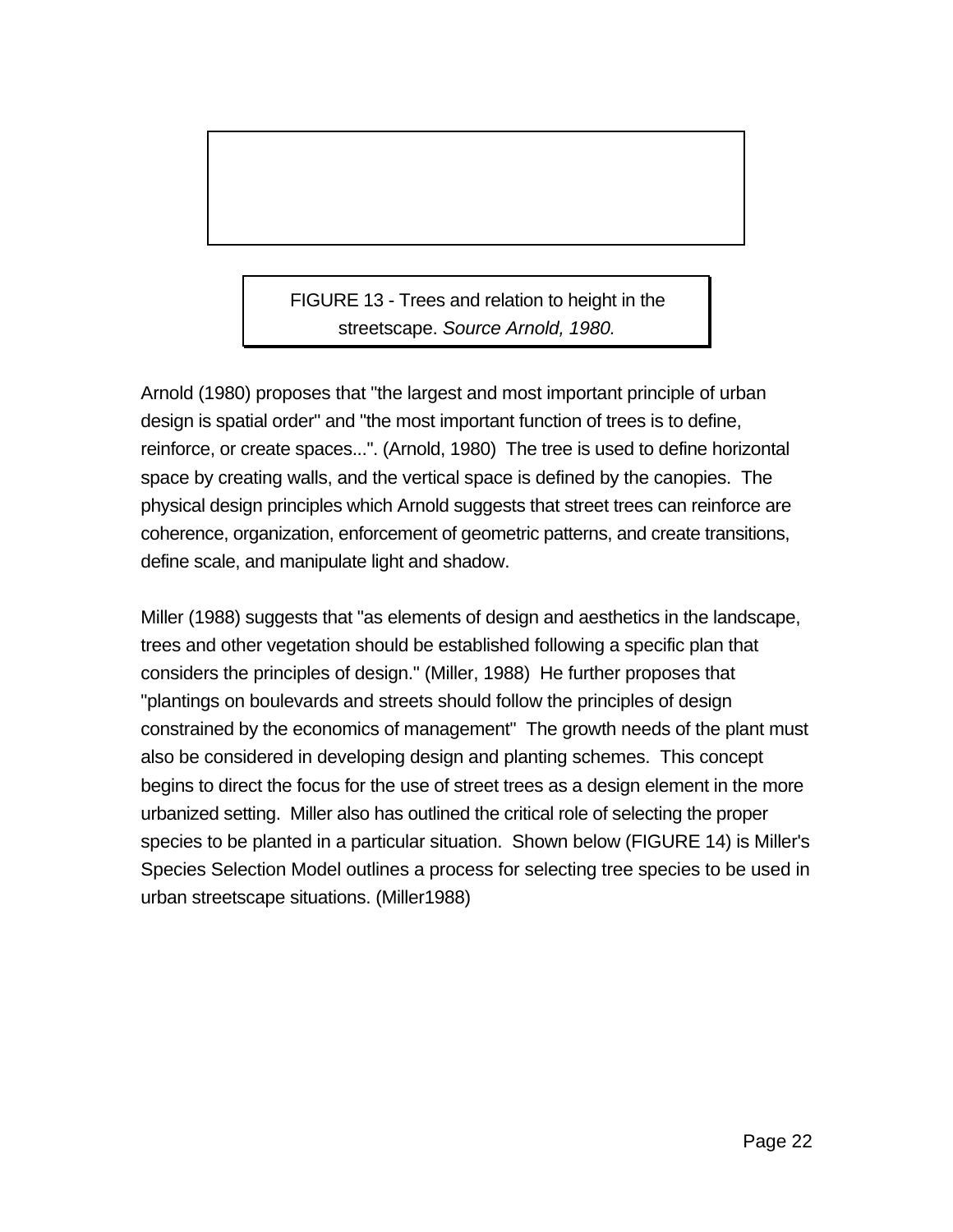FIGURE 13 - Trees and relation to height in the streetscape. *Source Arnold, 1980.*

Arnold (1980) proposes that "the largest and most important principle of urban design is spatial order" and "the most important function of trees is to define, reinforce, or create spaces...". (Arnold, 1980) The tree is used to define horizontal space by creating walls, and the vertical space is defined by the canopies. The physical design principles which Arnold suggests that street trees can reinforce are coherence, organization, enforcement of geometric patterns, and create transitions, define scale, and manipulate light and shadow.

Miller (1988) suggests that "as elements of design and aesthetics in the landscape, trees and other vegetation should be established following a specific plan that considers the principles of design." (Miller, 1988) He further proposes that "plantings on boulevards and streets should follow the principles of design constrained by the economics of management" The growth needs of the plant must also be considered in developing design and planting schemes. This concept begins to direct the focus for the use of street trees as a design element in the more urbanized setting. Miller also has outlined the critical role of selecting the proper species to be planted in a particular situation. Shown below (FIGURE 14) is Miller's Species Selection Model outlines a process for selecting tree species to be used in urban streetscape situations. (Miller1988)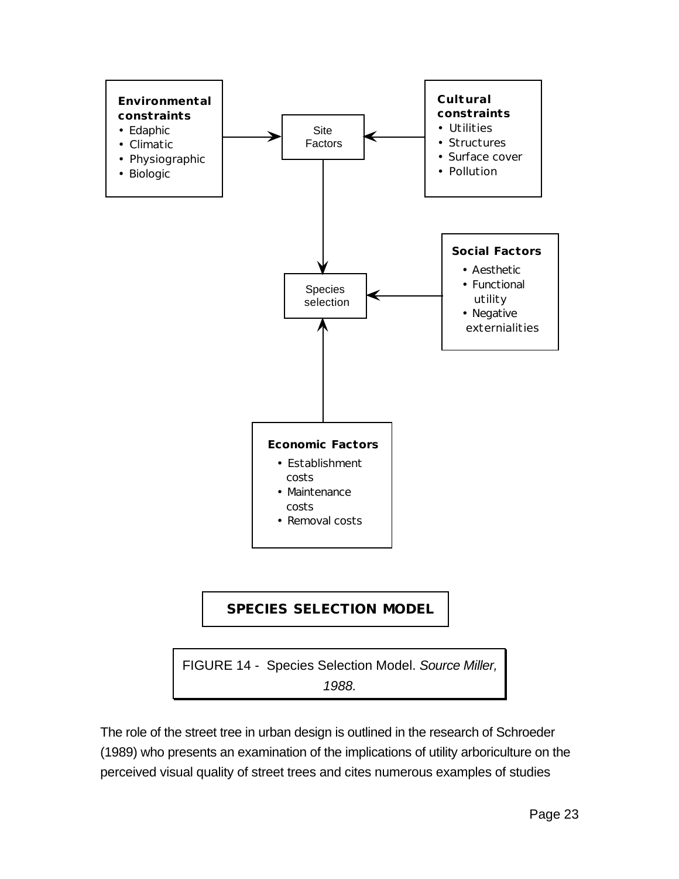**Environmental constraints**

- Edaphic
- Climatic
- Physiographic
- Biologic

Site Factors

**Cultural constraints**

- Utilities
- Structures
- Surface cover
- Pollution

Species selection

**Social Factors**

- Aesthetic
- Functional utility
- Negative externialities

**Economic Factors**

- Establishment costs
- Maintenance costs
- Removal costs

**SPECIES SELECTION MODEL**

FIGURE 14 - Species Selection Model. *Source Miller, 1988.*

The role of the street tree in urban design is outlined in the research of Schroeder (1989) who presents an examination of the implications of utility arboriculture on the perceived visual quality of street trees and cites numerous examples of studies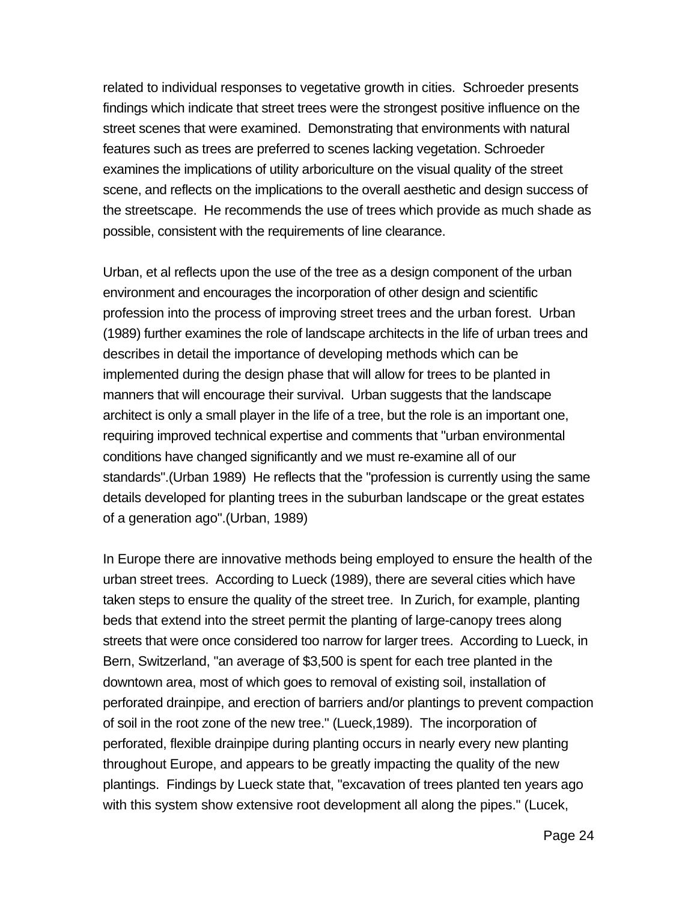related to individual responses to vegetative growth in cities. Schroeder presents findings which indicate that street trees were the strongest positive influence on the street scenes that were examined. Demonstrating that environments with natural features such as trees are preferred to scenes lacking vegetation. Schroeder examines the implications of utility arboriculture on the visual quality of the street scene, and reflects on the implications to the overall aesthetic and design success of the streetscape. He recommends the use of trees which provide as much shade as possible, consistent with the requirements of line clearance.

Urban, et al reflects upon the use of the tree as a design component of the urban environment and encourages the incorporation of other design and scientific profession into the process of improving street trees and the urban forest. Urban (1989) further examines the role of landscape architects in the life of urban trees and describes in detail the importance of developing methods which can be implemented during the design phase that will allow for trees to be planted in manners that will encourage their survival. Urban suggests that the landscape architect is only a small player in the life of a tree, but the role is an important one, requiring improved technical expertise and comments that "urban environmental conditions have changed significantly and we must re-examine all of our standards".(Urban 1989) He reflects that the "profession is currently using the same details developed for planting trees in the suburban landscape or the great estates of a generation ago".(Urban, 1989)

In Europe there are innovative methods being employed to ensure the health of the urban street trees. According to Lueck (1989), there are several cities which have taken steps to ensure the quality of the street tree. In Zurich, for example, planting beds that extend into the street permit the planting of large-canopy trees along streets that were once considered too narrow for larger trees. According to Lueck, in Bern, Switzerland, "an average of $3,500 is spent for each tree planted in the downtown area, most of which goes to removal of existing soil, installation of perforated drainpipe, and erection of barriers and/or plantings to prevent compaction of soil in the root zone of the new tree." (Lueck,1989). The incorporation of perforated, flexible drainpipe during planting occurs in nearly every new planting throughout Europe, and appears to be greatly impacting the quality of the new plantings. Findings by Lueck state that, "excavation of trees planted ten years ago with this system show extensive root development all along the pipes." (Lucek,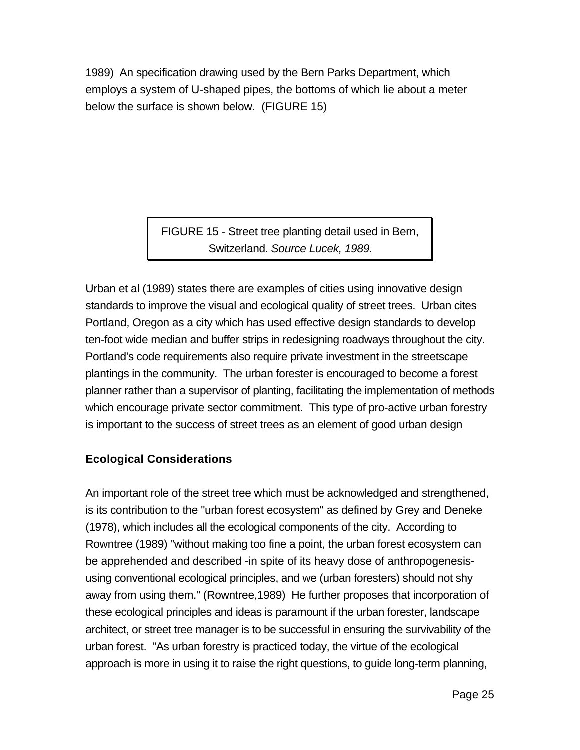1989) An specification drawing used by the Bern Parks Department, which employs a system of U-shaped pipes, the bottoms of which lie about a meter below the surface is shown below. (FIGURE 15)

FIGURE 15 - Street tree planting detail used in Bern, Switzerland. *Source Lucek, 1989.*

Urban et al (1989) states there are examples of cities using innovative design standards to improve the visual and ecological quality of street trees. Urban cites Portland, Oregon as a city which has used effective design standards to develop ten-foot wide median and buffer strips in redesigning roadways throughout the city. Portland's code requirements also require private investment in the streetscape plantings in the community. The urban forester is encouraged to become a forest planner rather than a supervisor of planting, facilitating the implementation of methods which encourage private sector commitment. This type of pro-active urban forestry is important to the success of street trees as an element of good urban design

**Ecological Considerations**

An important role of the street tree which must be acknowledged and strengthened, is its contribution to the "urban forest ecosystem" as defined by Grey and Deneke (1978), which includes all the ecological components of the city. According to Rowntree (1989) "without making too fine a point, the urban forest ecosystem can be apprehended and described -in spite of its heavy dose of anthropogenesis- using conventional ecological principles, and we (urban foresters) should not shy away from using them." (Rowntree,1989) He further proposes that incorporation of these ecological principles and ideas is paramount if the urban forester, landscape architect, or street tree manager is to be successful in ensuring the survivability of the urban forest. "As urban forestry is practiced today, the virtue of the ecological approach is more in using it to raise the right questions, to guide long-term planning,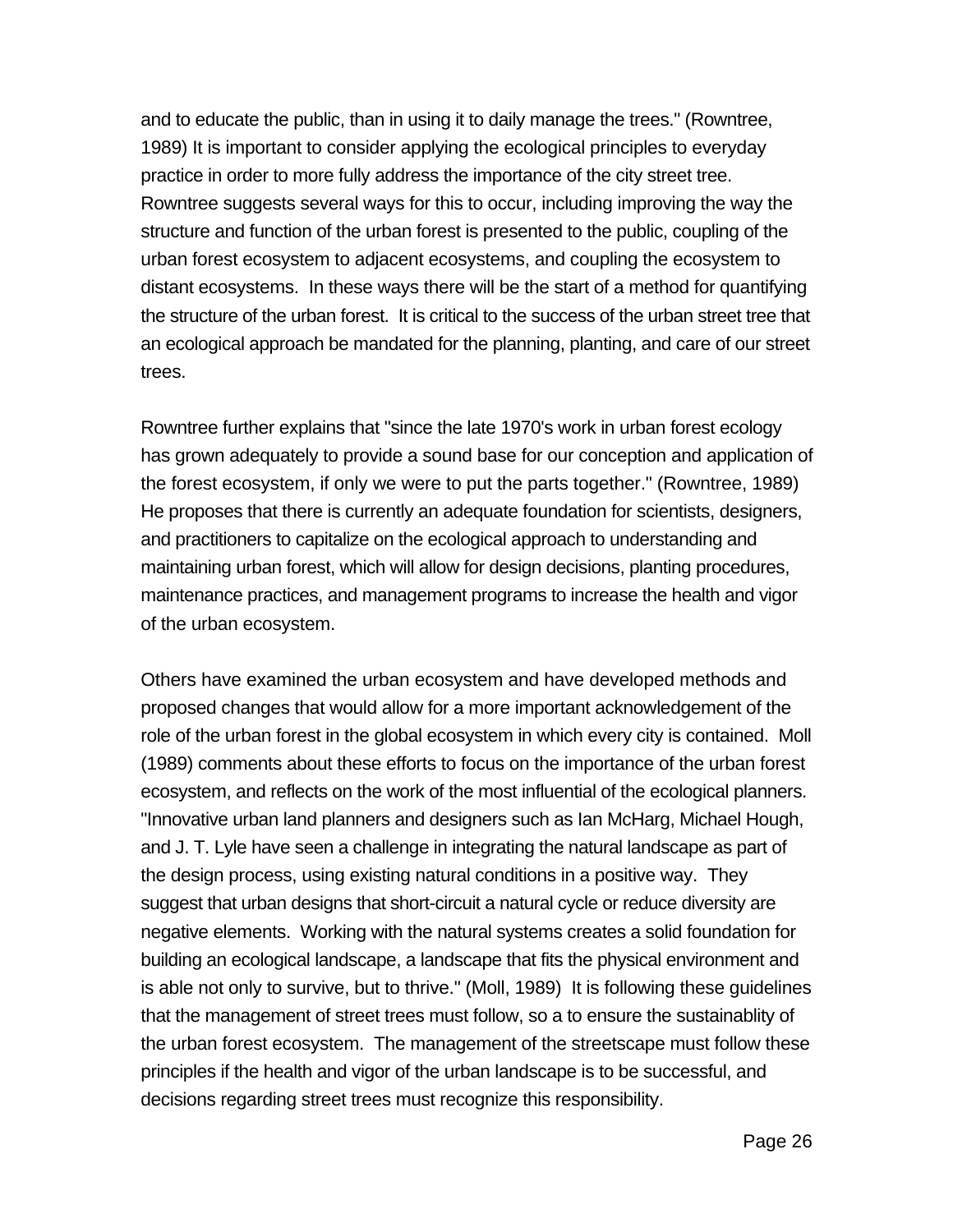and to educate the public, than in using it to daily manage the trees." (Rowntree, 1989) It is important to consider applying the ecological principles to everyday practice in order to more fully address the importance of the city street tree. Rowntree suggests several ways for this to occur, including improving the way the structure and function of the urban forest is presented to the public, coupling of the urban forest ecosystem to adjacent ecosystems, and coupling the ecosystem to distant ecosystems. In these ways there will be the start of a method for quantifying the structure of the urban forest. It is critical to the success of the urban street tree that an ecological approach be mandated for the planning, planting, and care of our street trees.

Rowntree further explains that "since the late 1970's work in urban forest ecology has grown adequately to provide a sound base for our conception and application of the forest ecosystem, if only we were to put the parts together." (Rowntree, 1989) He proposes that there is currently an adequate foundation for scientists, designers, and practitioners to capitalize on the ecological approach to understanding and maintaining urban forest, which will allow for design decisions, planting procedures, maintenance practices, and management programs to increase the health and vigor of the urban ecosystem.

Others have examined the urban ecosystem and have developed methods and proposed changes that would allow for a more important acknowledgement of the role of the urban forest in the global ecosystem in which every city is contained. Moll (1989) comments about these efforts to focus on the importance of the urban forest ecosystem, and reflects on the work of the most influential of the ecological planners. "Innovative urban land planners and designers such as Ian McHarg, Michael Hough, and J. T. Lyle have seen a challenge in integrating the natural landscape as part of the design process, using existing natural conditions in a positive way. They suggest that urban designs that short-circuit a natural cycle or reduce diversity are negative elements. Working with the natural systems creates a solid foundation for building an ecological landscape, a landscape that fits the physical environment and is able not only to survive, but to thrive." (Moll, 1989) It is following these guidelines that the management of street trees must follow, so a to ensure the sustainablity of the urban forest ecosystem. The management of the streetscape must follow these principles if the health and vigor of the urban landscape is to be successful, and decisions regarding street trees must recognize this responsibility.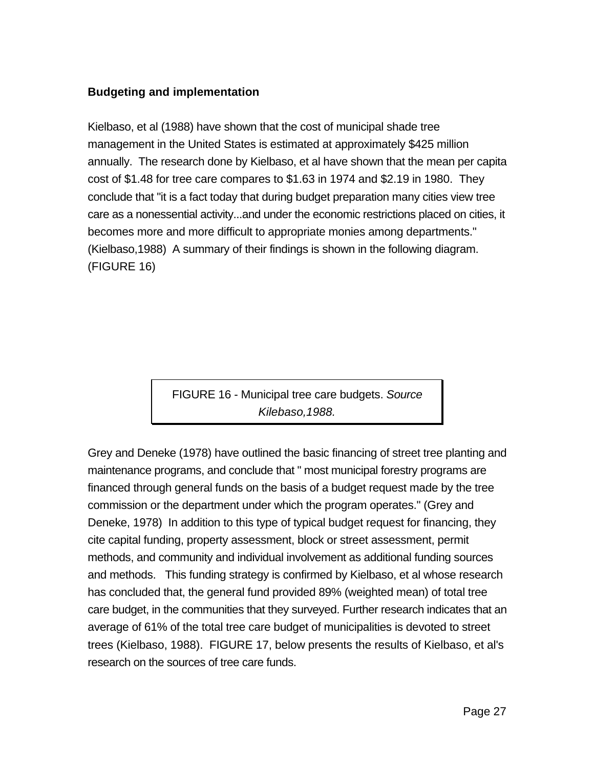**Budgeting and implementation**

Kielbaso, et al (1988) have shown that the cost of municipal shade tree management in the United States is estimated at approximately $425 million annually. The research done by Kielbaso, et al have shown that the mean per capita cost of $1.48 for tree care compares to $1.63 in 1974 and $2.19 in 1980. They conclude that "it is a fact today that during budget preparation many cities view tree care as a nonessential activity...and under the economic restrictions placed on cities, it becomes more and more difficult to appropriate monies among departments." (Kielbaso,1988) A summary of their findings is shown in the following diagram. (FIGURE 16)

FIGURE 16 - Municipal tree care budgets. *Source Kilebaso,1988.*

Grey and Deneke (1978) have outlined the basic financing of street tree planting and maintenance programs, and conclude that " most municipal forestry programs are financed through general funds on the basis of a budget request made by the tree commission or the department under which the program operates." (Grey and Deneke, 1978) In addition to this type of typical budget request for financing, they cite capital funding, property assessment, block or street assessment, permit methods, and community and individual involvement as additional funding sources and methods. This funding strategy is confirmed by Kielbaso, et al whose research has concluded that, the general fund provided 89% (weighted mean) of total tree care budget, in the communities that they surveyed. Further research indicates that an average of 61% of the total tree care budget of municipalities is devoted to street trees (Kielbaso, 1988). FIGURE 17, below presents the results of Kielbaso, et al's research on the sources of tree care funds.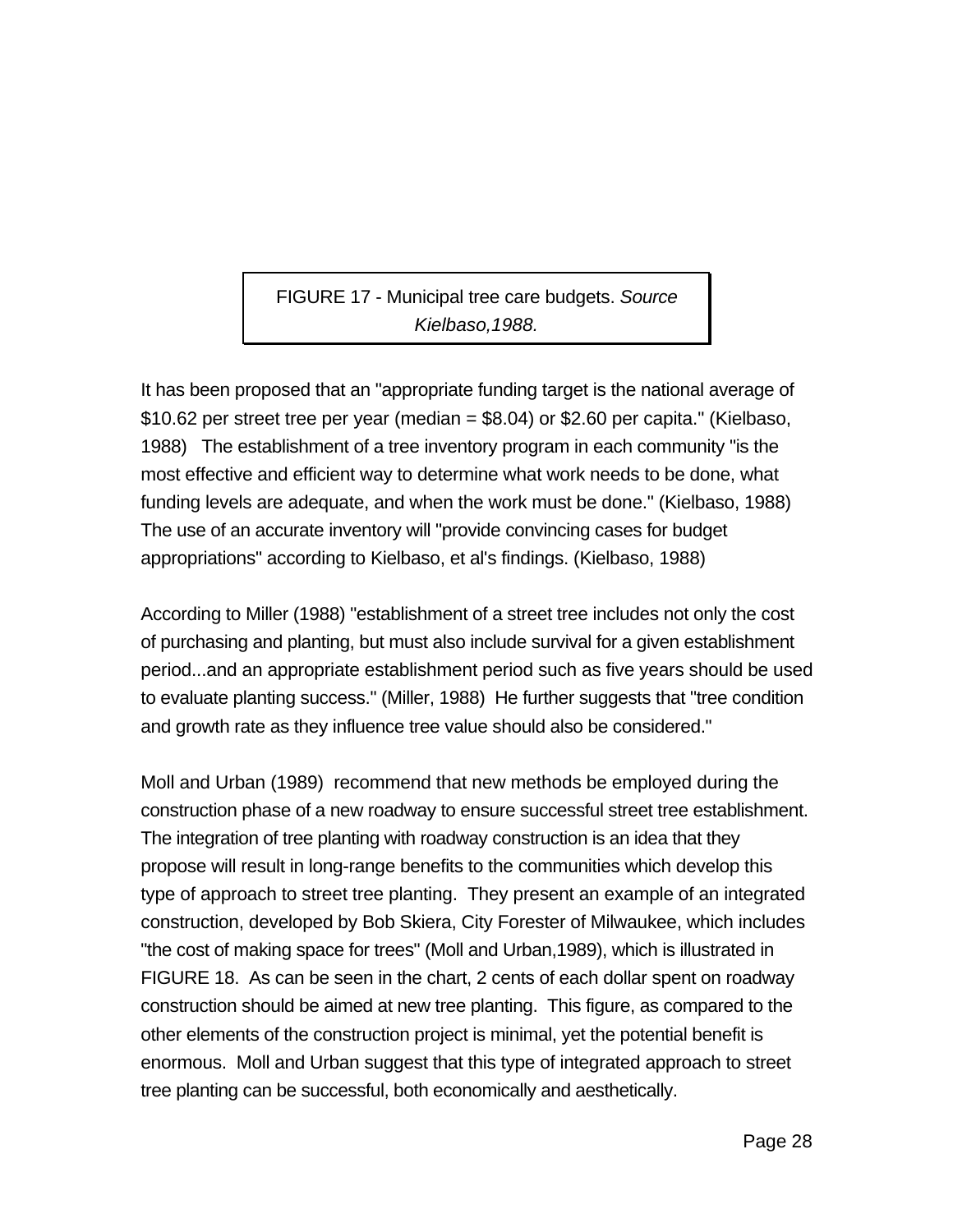FIGURE 17 - Municipal tree care budgets. *Source Kielbaso,1988.*

It has been proposed that an "appropriate funding target is the national average of $10.62 per street tree per year (median = $8.04) or $2.60 per capita." (Kielbaso, 1988) The establishment of a tree inventory program in each community "is the most effective and efficient way to determine what work needs to be done, what funding levels are adequate, and when the work must be done." (Kielbaso, 1988) The use of an accurate inventory will "provide convincing cases for budget appropriations" according to Kielbaso, et al's findings. (Kielbaso, 1988)

According to Miller (1988) "establishment of a street tree includes not only the cost of purchasing and planting, but must also include survival for a given establishment period...and an appropriate establishment period such as five years should be used to evaluate planting success." (Miller, 1988) He further suggests that "tree condition and growth rate as they influence tree value should also be considered."

Moll and Urban (1989) recommend that new methods be employed during the construction phase of a new roadway to ensure successful street tree establishment. The integration of tree planting with roadway construction is an idea that they propose will result in long-range benefits to the communities which develop this type of approach to street tree planting. They present an example of an integrated construction, developed by Bob Skiera, City Forester of Milwaukee, which includes "the cost of making space for trees" (Moll and Urban,1989), which is illustrated in FIGURE 18. As can be seen in the chart, 2 cents of each dollar spent on roadway construction should be aimed at new tree planting. This figure, as compared to the other elements of the construction project is minimal, yet the potential benefit is enormous. Moll and Urban suggest that this type of integrated approach to street tree planting can be successful, both economically and aesthetically.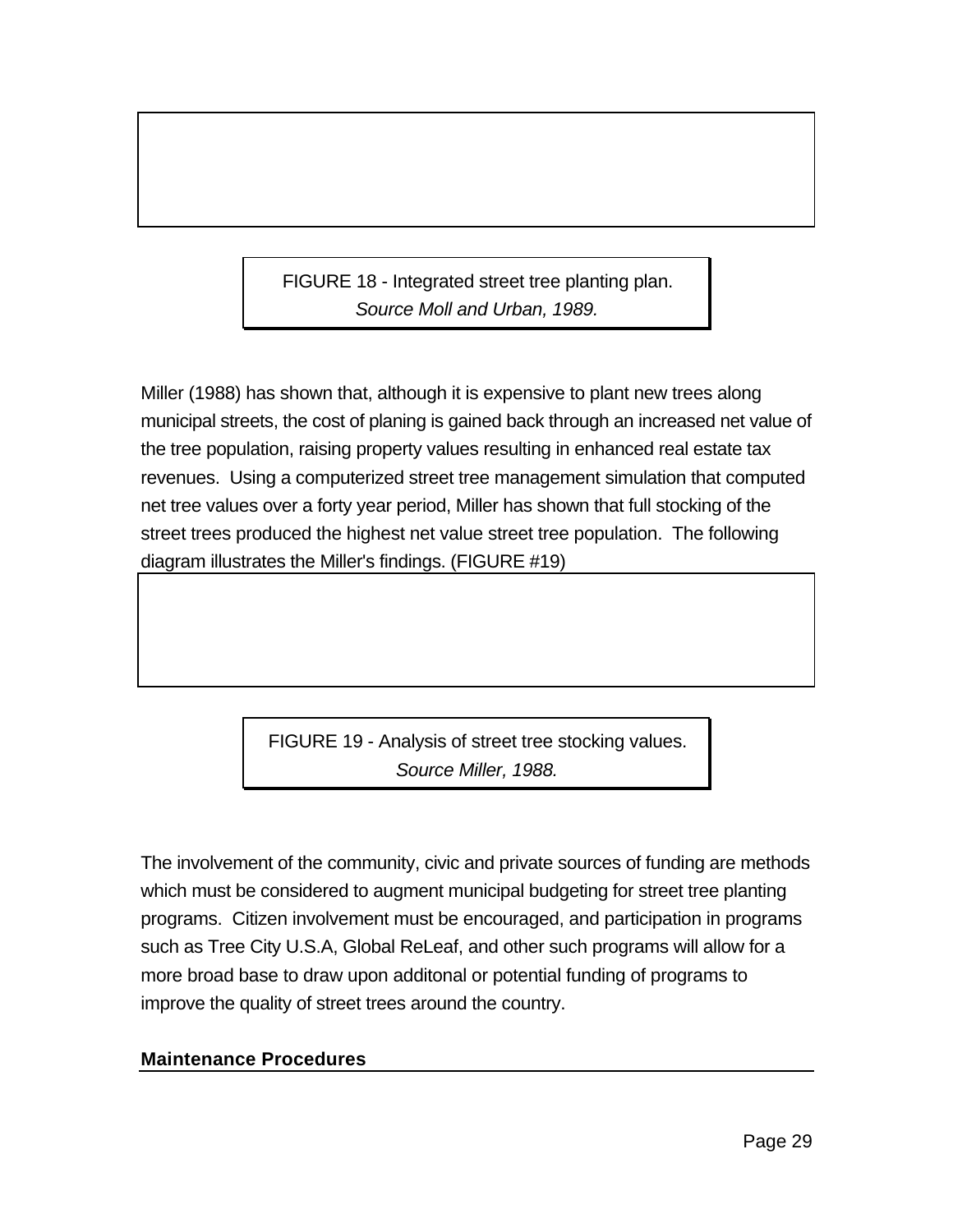FIGURE 18 - Integrated street tree planting plan.
*Source Moll and Urban, 1989.*

Miller (1988) has shown that, although it is expensive to plant new trees along municipal streets, the cost of planing is gained back through an increased net value of the tree population, raising property values resulting in enhanced real estate tax revenues. Using a computerized street tree management simulation that computed net tree values over a forty year period, Miller has shown that full stocking of the street trees produced the highest net value street tree population. The following diagram illustrates the Miller's findings. (FIGURE #19)

FIGURE 19 - Analysis of street tree stocking values.
*Source Miller, 1988.*

The involvement of the community, civic and private sources of funding are methods which must be considered to augment municipal budgeting for street tree planting programs. Citizen involvement must be encouraged, and participation in programs such as Tree City U.S.A, Global ReLeaf, and other such programs will allow for a more broad base to draw upon additonal or potential funding of programs to improve the quality of street trees around the country.

## Maintenance Procedures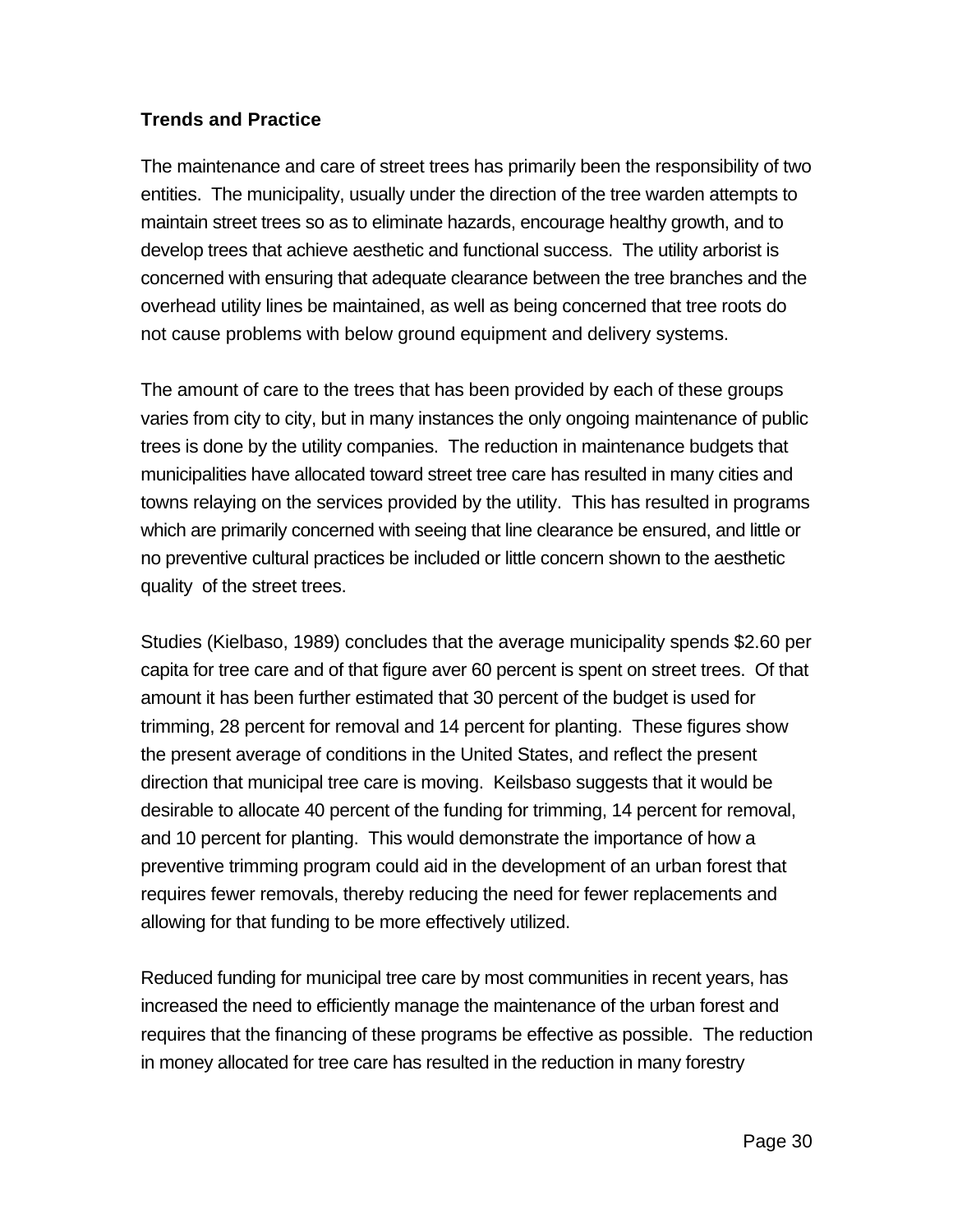### Trends and Practice

The maintenance and care of street trees has primarily been the responsibility of two entities. The municipality, usually under the direction of the tree warden attempts to maintain street trees so as to eliminate hazards, encourage healthy growth, and to develop trees that achieve aesthetic and functional success. The utility arborist is concerned with ensuring that adequate clearance between the tree branches and the overhead utility lines be maintained, as well as being concerned that tree roots do not cause problems with below ground equipment and delivery systems.

The amount of care to the trees that has been provided by each of these groups varies from city to city, but in many instances the only ongoing maintenance of public trees is done by the utility companies. The reduction in maintenance budgets that municipalities have allocated toward street tree care has resulted in many cities and towns relaying on the services provided by the utility. This has resulted in programs which are primarily concerned with seeing that line clearance be ensured, and little or no preventive cultural practices be included or little concern shown to the aesthetic quality of the street trees.

Studies (Kielbaso, 1989) concludes that the average municipality spends $2.60 per capita for tree care and of that figure aver 60 percent is spent on street trees. Of that amount it has been further estimated that 30 percent of the budget is used for trimming, 28 percent for removal and 14 percent for planting. These figures show the present average of conditions in the United States, and reflect the present direction that municipal tree care is moving. Keilsbaso suggests that it would be desirable to allocate 40 percent of the funding for trimming, 14 percent for removal, and 10 percent for planting. This would demonstrate the importance of how a preventive trimming program could aid in the development of an urban forest that requires fewer removals, thereby reducing the need for fewer replacements and allowing for that funding to be more effectively utilized.

Reduced funding for municipal tree care by most communities in recent years, has increased the need to efficiently manage the maintenance of the urban forest and requires that the financing of these programs be effective as possible. The reduction in money allocated for tree care has resulted in the reduction in many forestry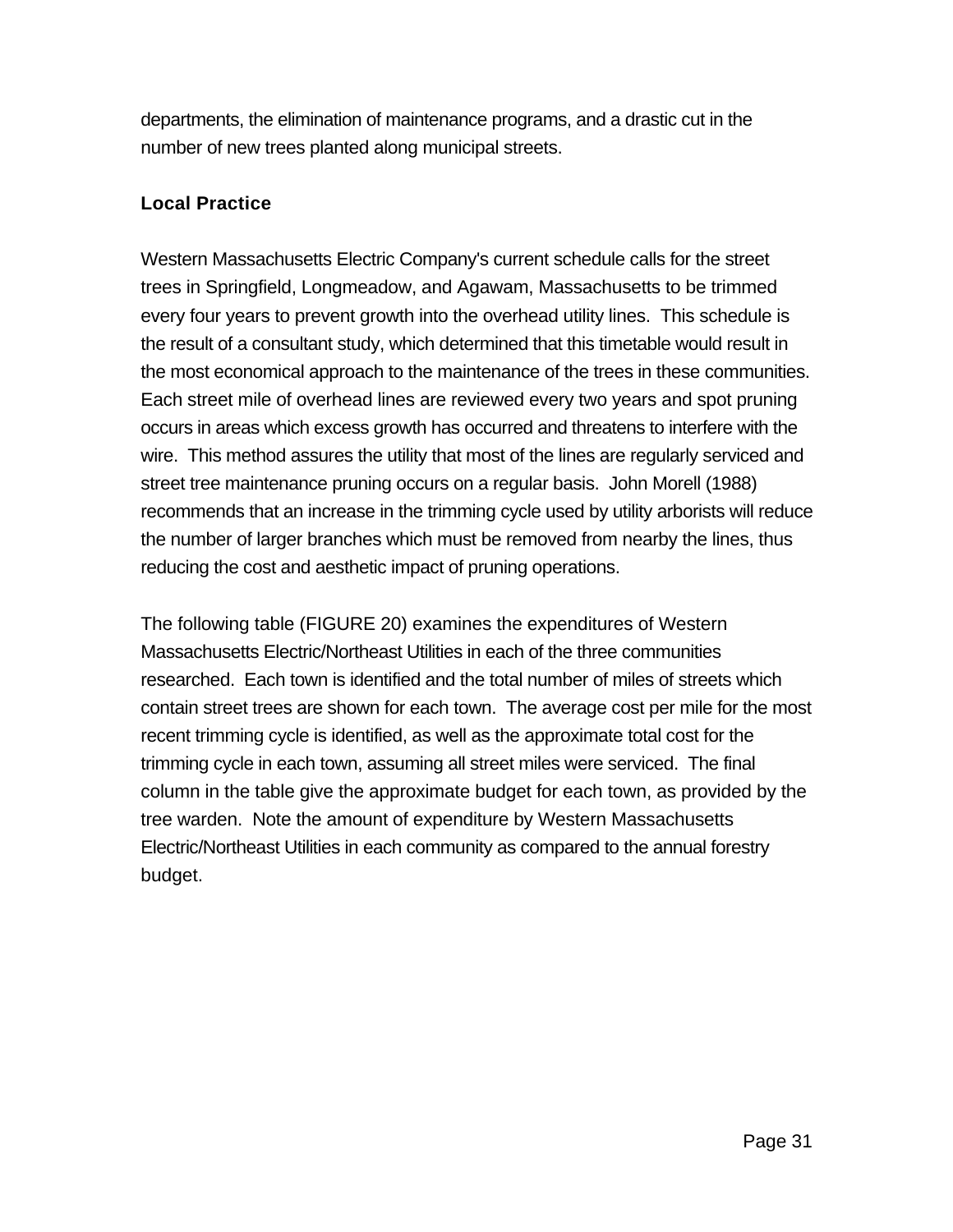departments, the elimination of maintenance programs, and a drastic cut in the number of new trees planted along municipal streets.

### Local Practice

Western Massachusetts Electric Company's current schedule calls for the street trees in Springfield, Longmeadow, and Agawam, Massachusetts to be trimmed every four years to prevent growth into the overhead utility lines. This schedule is the result of a consultant study, which determined that this timetable would result in the most economical approach to the maintenance of the trees in these communities. Each street mile of overhead lines are reviewed every two years and spot pruning occurs in areas which excess growth has occurred and threatens to interfere with the wire. This method assures the utility that most of the lines are regularly serviced and street tree maintenance pruning occurs on a regular basis. John Morell (1988) recommends that an increase in the trimming cycle used by utility arborists will reduce the number of larger branches which must be removed from nearby the lines, thus reducing the cost and aesthetic impact of pruning operations.

The following table (FIGURE 20) examines the expenditures of Western Massachusetts Electric/Northeast Utilities in each of the three communities researched. Each town is identified and the total number of miles of streets which contain street trees are shown for each town. The average cost per mile for the most recent trimming cycle is identified, as well as the approximate total cost for the trimming cycle in each town, assuming all street miles were serviced. The final column in the table give the approximate budget for each town, as provided by the tree warden. Note the amount of expenditure by Western Massachusetts Electric/Northeast Utilities in each community as compared to the annual forestry budget.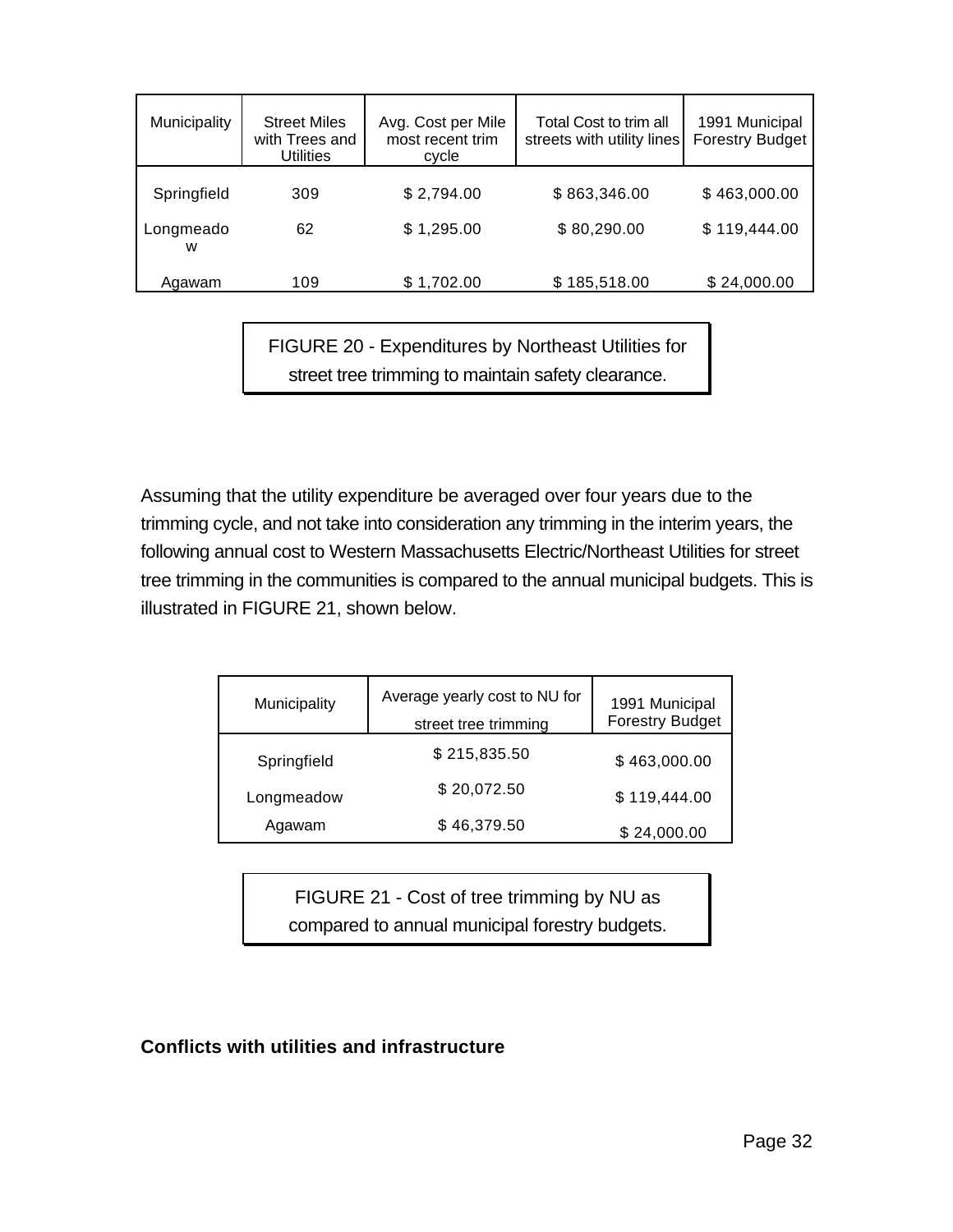| Municipality | Street Miles with Trees and Utilities | Avg. Cost per Mile most recent trim cycle | Total Cost to trim all streets with utility lines | 1991 Municipal Forestry Budget |
|---|---|---|---|---|
| Springfield | 309 | $ 2,794.00 | $ 863,346.00 | $ 463,000.00 |
| Longmeadow | 62 | $ 1,295.00 | $ 80,290.00 | $ 119,444.00 |
| Agawam | 109 | $ 1,702.00 | $ 185,518.00 | $ 24,000.00 |

FIGURE 20 - Expenditures by Northeast Utilities for street tree trimming to maintain safety clearance.

Assuming that the utility expenditure be averaged over four years due to the trimming cycle, and not take into consideration any trimming in the interim years, the following annual cost to Western Massachusetts Electric/Northeast Utilities for street tree trimming in the communities is compared to the annual municipal budgets. This is illustrated in FIGURE 21, shown below.

| Municipality | Average yearly cost to NU for street tree trimming | 1991 Municipal Forestry Budget |
|---|---|---|
| Springfield | $ 215,835.50 | $ 463,000.00 |
| Longmeadow | $ 20,072.50 | $ 119,444.00 |
| Agawam | $ 46,379.50 | $ 24,000.00 |

FIGURE 21 - Cost of tree trimming by NU as compared to annual municipal forestry budgets.

**Conflicts with utilities and infrastructure**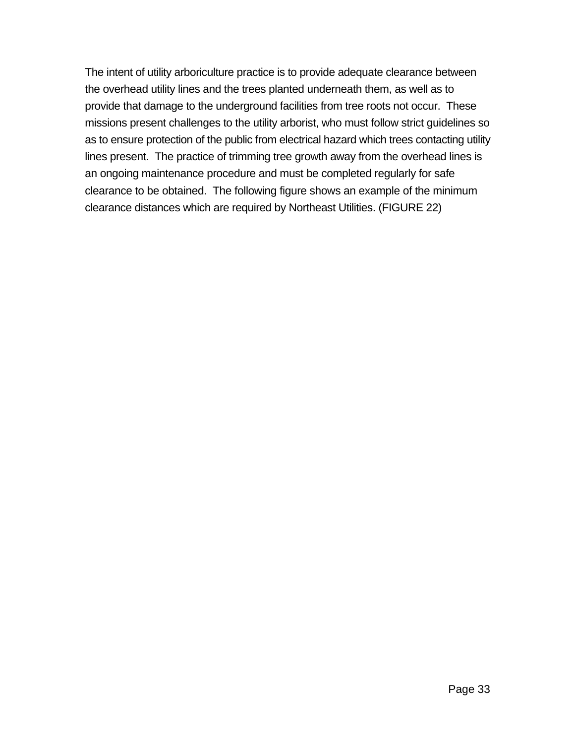The intent of utility arboriculture practice is to provide adequate clearance between the overhead utility lines and the trees planted underneath them, as well as to provide that damage to the underground facilities from tree roots not occur. These missions present challenges to the utility arborist, who must follow strict guidelines so as to ensure protection of the public from electrical hazard which trees contacting utility lines present. The practice of trimming tree growth away from the overhead lines is an ongoing maintenance procedure and must be completed regularly for safe clearance to be obtained. The following figure shows an example of the minimum clearance distances which are required by Northeast Utilities. (FIGURE 22)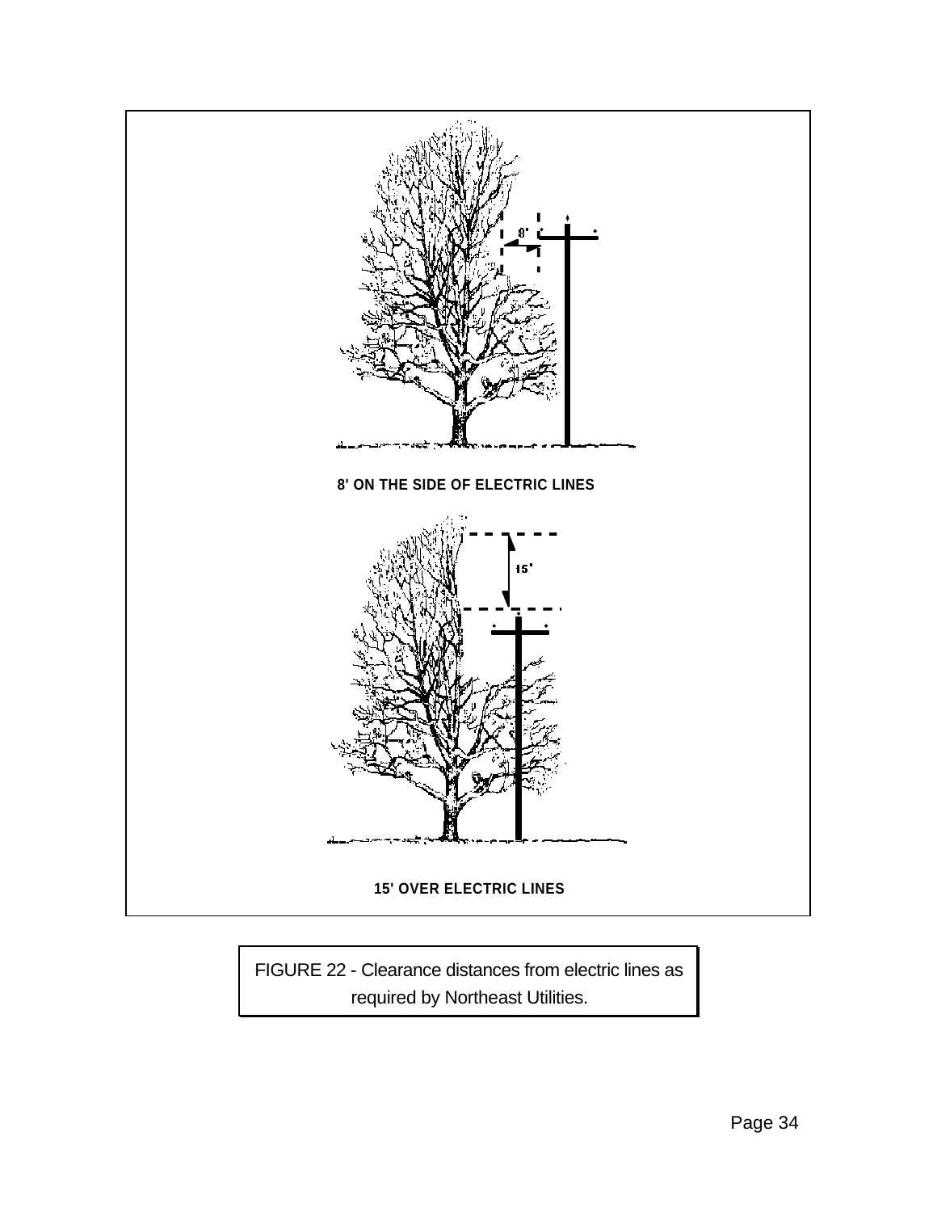8' ON THE SIDE OF ELECTRIC LINES

15' OVER ELECTRIC LINES

FIGURE 22 - Clearance distances from electric lines as required by Northeast Utilities.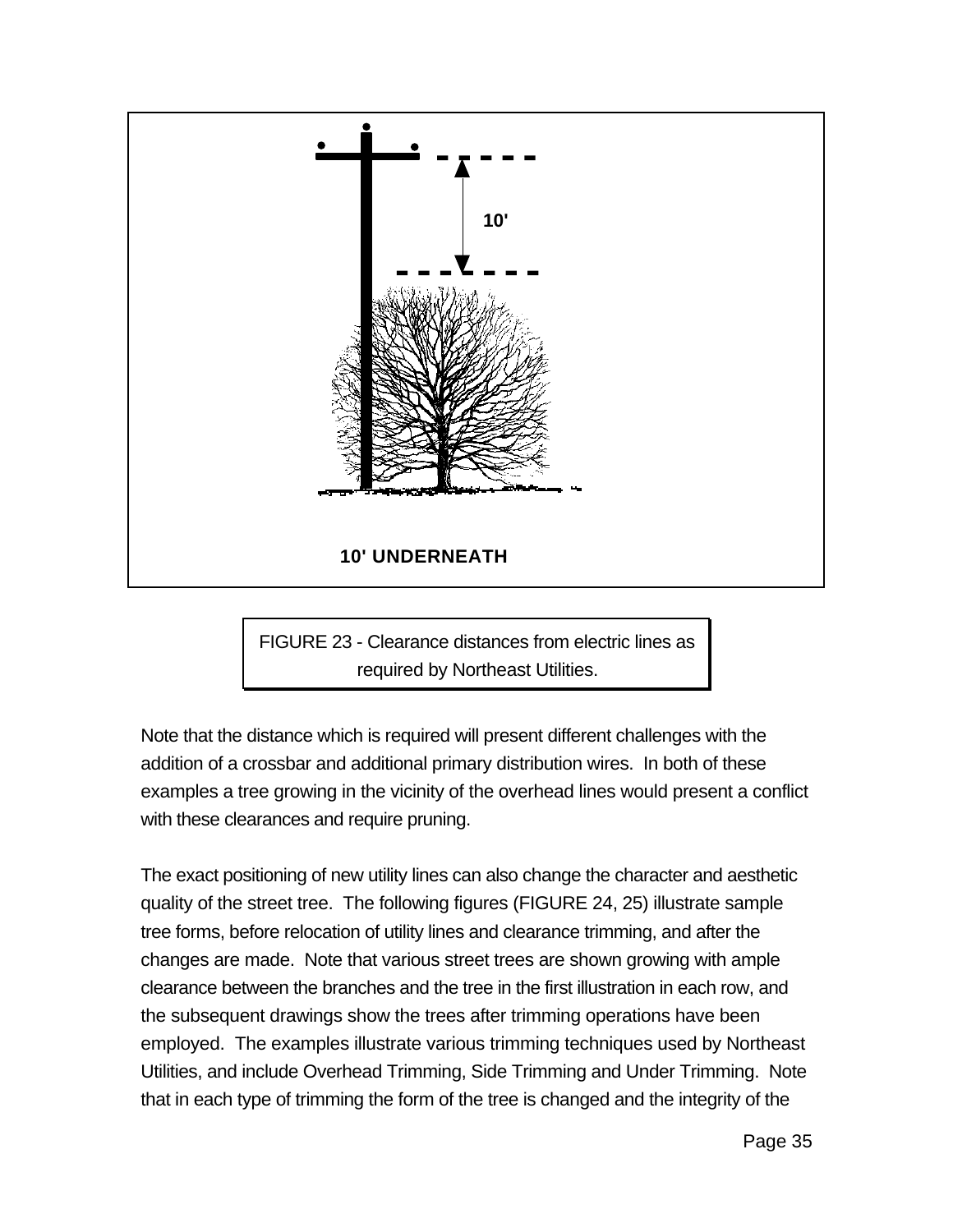10'

10' UNDERNEATH

FIGURE 23 - Clearance distances from electric lines as required by Northeast Utilities.

Note that the distance which is required will present different challenges with the addition of a crossbar and additional primary distribution wires. In both of these examples a tree growing in the vicinity of the overhead lines would present a conflict with these clearances and require pruning.

The exact positioning of new utility lines can also change the character and aesthetic quality of the street tree. The following figures (FIGURE 24, 25) illustrate sample tree forms, before relocation of utility lines and clearance trimming, and after the changes are made. Note that various street trees are shown growing with ample clearance between the branches and the tree in the first illustration in each row, and the subsequent drawings show the trees after trimming operations have been employed. The examples illustrate various trimming techniques used by Northeast Utilities, and include Overhead Trimming, Side Trimming and Under Trimming. Note that in each type of trimming the form of the tree is changed and the integrity of the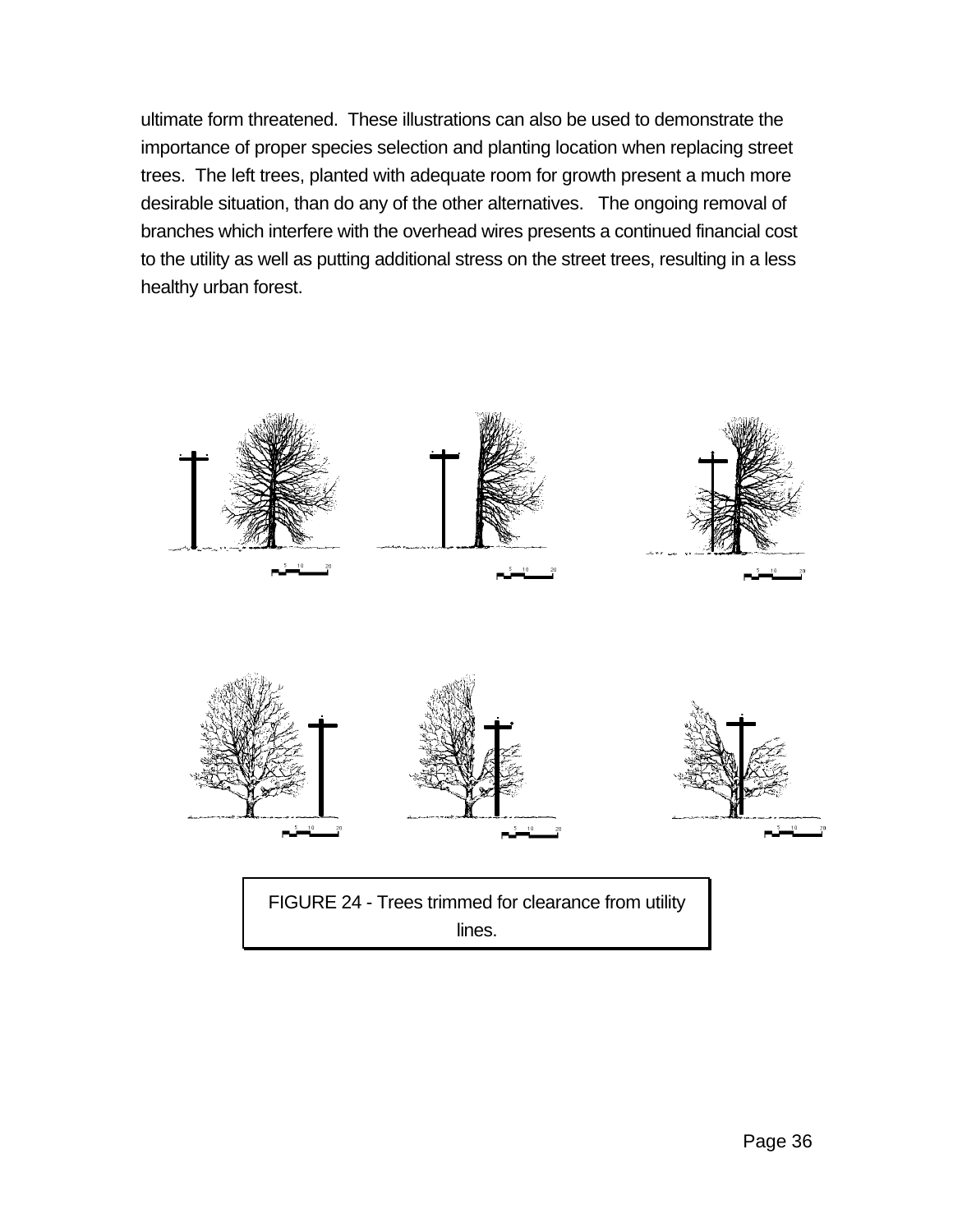ultimate form threatened. These illustrations can also be used to demonstrate the importance of proper species selection and planting location when replacing street trees. The left trees, planted with adequate room for growth present a much more desirable situation, than do any of the other alternatives. The ongoing removal of branches which interfere with the overhead wires presents a continued financial cost to the utility as well as putting additional stress on the street trees, resulting in a less healthy urban forest.

FIGURE 24 - Trees trimmed for clearance from utility lines.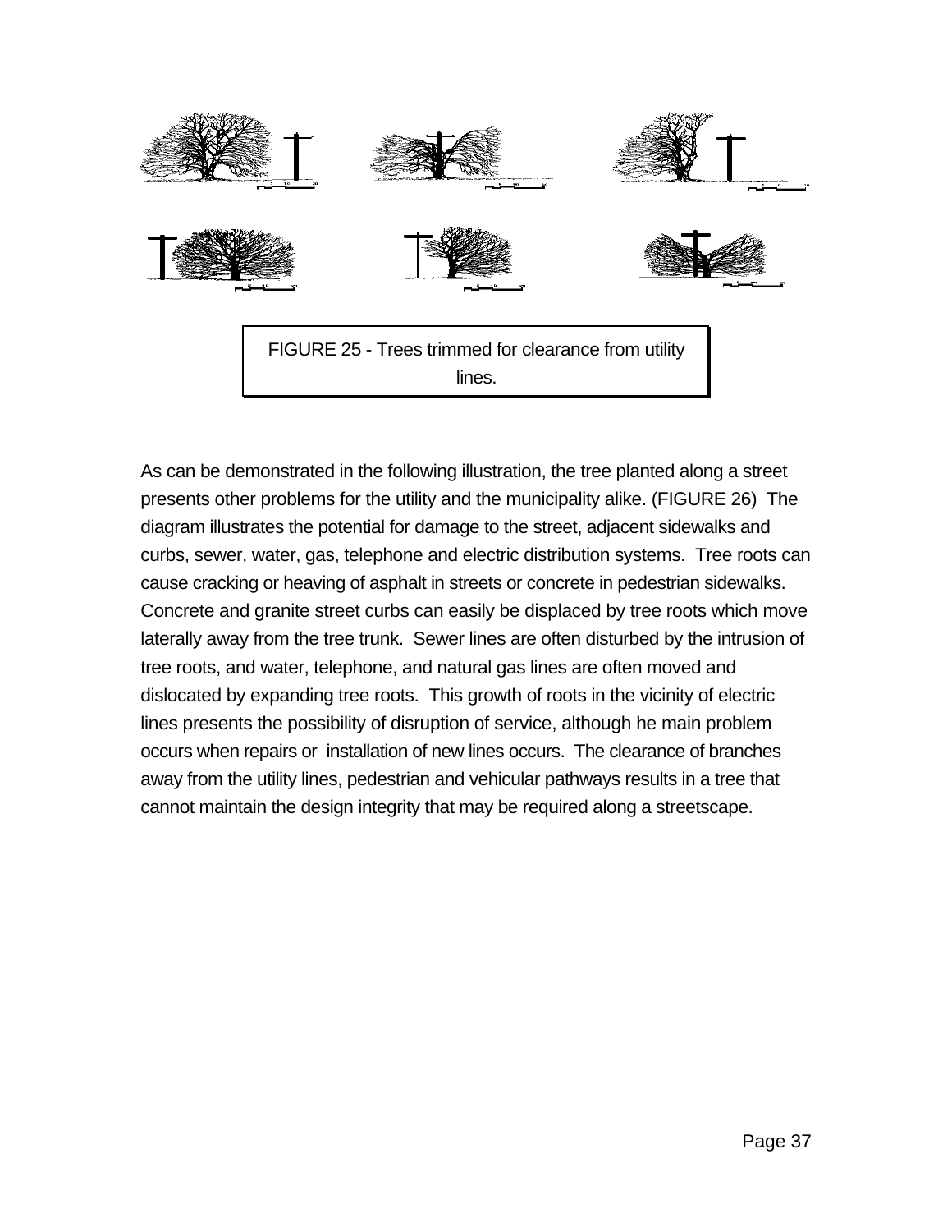FIGURE 25 - Trees trimmed for clearance from utility lines.

As can be demonstrated in the following illustration, the tree planted along a street presents other problems for the utility and the municipality alike. (FIGURE 26) The diagram illustrates the potential for damage to the street, adjacent sidewalks and curbs, sewer, water, gas, telephone and electric distribution systems. Tree roots can cause cracking or heaving of asphalt in streets or concrete in pedestrian sidewalks. Concrete and granite street curbs can easily be displaced by tree roots which move laterally away from the tree trunk. Sewer lines are often disturbed by the intrusion of tree roots, and water, telephone, and natural gas lines are often moved and dislocated by expanding tree roots. This growth of roots in the vicinity of electric lines presents the possibility of disruption of service, although he main problem occurs when repairs or installation of new lines occurs. The clearance of branches away from the utility lines, pedestrian and vehicular pathways results in a tree that cannot maintain the design integrity that may be required along a streetscape.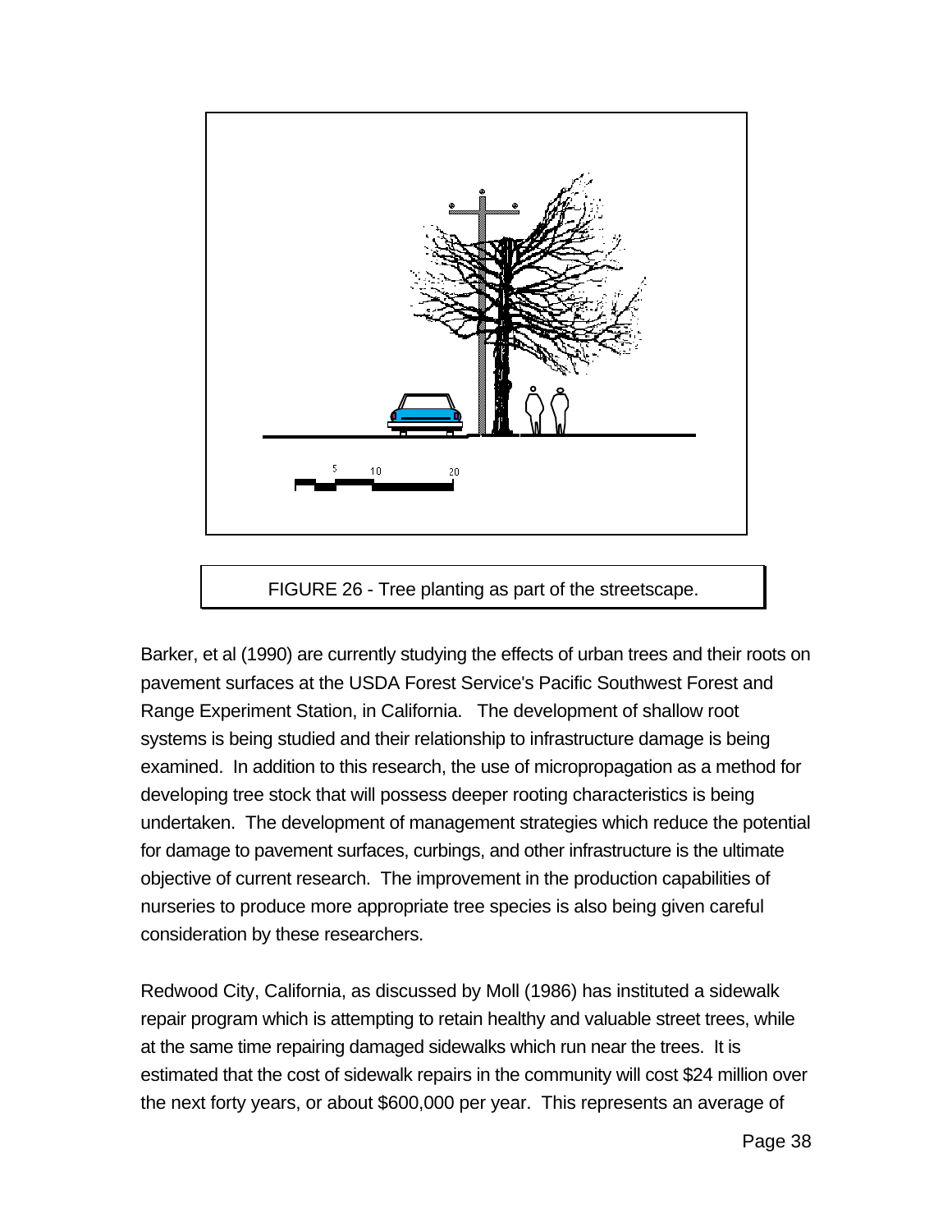FIGURE 26 - Tree planting as part of the streetscape.

Barker, et al (1990) are currently studying the effects of urban trees and their roots on pavement surfaces at the USDA Forest Service's Pacific Southwest Forest and Range Experiment Station, in California. The development of shallow root systems is being studied and their relationship to infrastructure damage is being examined. In addition to this research, the use of micropropagation as a method for developing tree stock that will possess deeper rooting characteristics is being undertaken. The development of management strategies which reduce the potential for damage to pavement surfaces, curbings, and other infrastructure is the ultimate objective of current research. The improvement in the production capabilities of nurseries to produce more appropriate tree species is also being given careful consideration by these researchers.

Redwood City, California, as discussed by Moll (1986) has instituted a sidewalk repair program which is attempting to retain healthy and valuable street trees, while at the same time repairing damaged sidewalks which run near the trees. It is estimated that the cost of sidewalk repairs in the community will cost $24 million over the next forty years, or about $600,000 per year. This represents an average of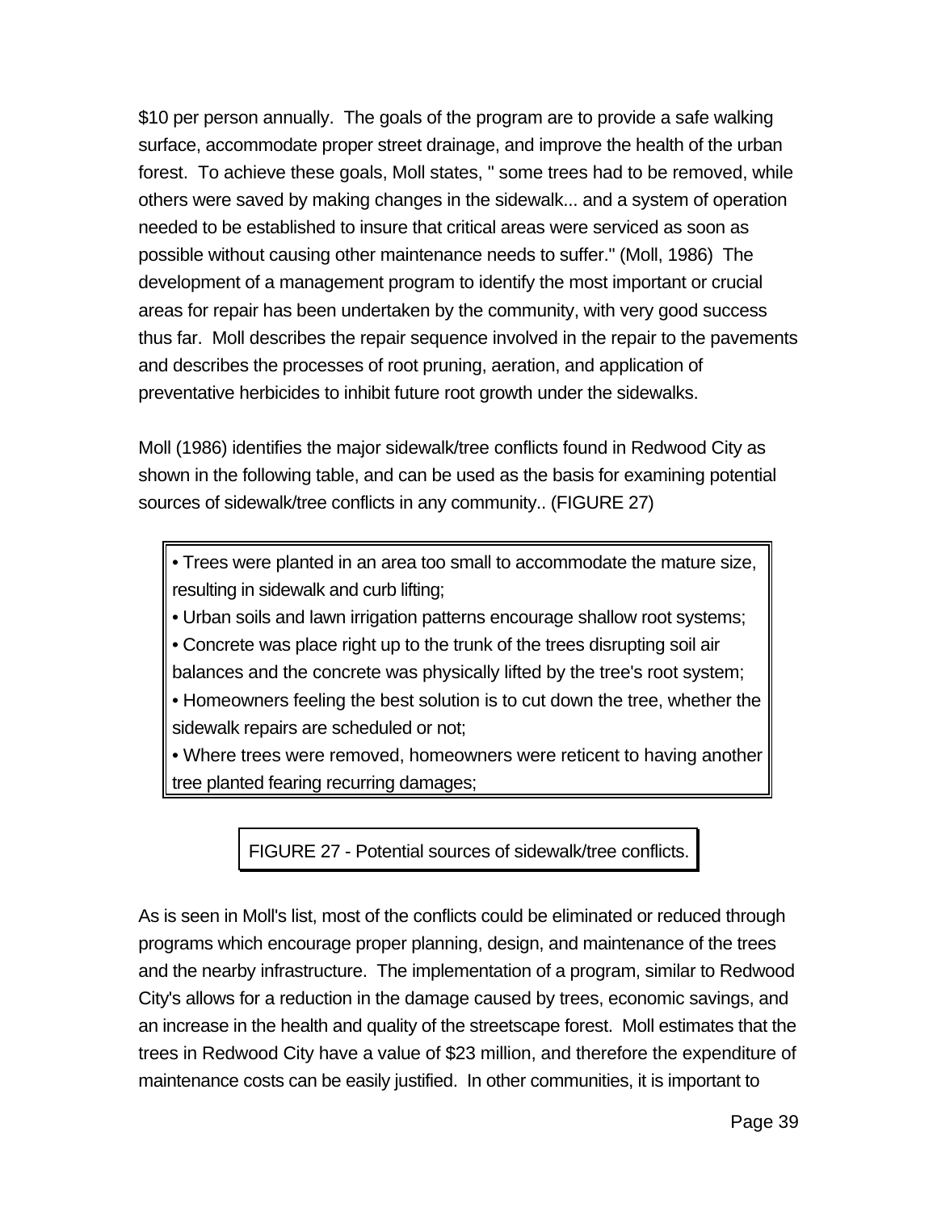$10 per person annually. The goals of the program are to provide a safe walking surface, accommodate proper street drainage, and improve the health of the urban forest. To achieve these goals, Moll states, " some trees had to be removed, while others were saved by making changes in the sidewalk... and a system of operation needed to be established to insure that critical areas were serviced as soon as possible without causing other maintenance needs to suffer." (Moll, 1986) The development of a management program to identify the most important or crucial areas for repair has been undertaken by the community, with very good success thus far. Moll describes the repair sequence involved in the repair to the pavements and describes the processes of root pruning, aeration, and application of preventative herbicides to inhibit future root growth under the sidewalks.

Moll (1986) identifies the major sidewalk/tree conflicts found in Redwood City as shown in the following table, and can be used as the basis for examining potential sources of sidewalk/tree conflicts in any community.. (FIGURE 27)

- Trees were planted in an area too small to accommodate the mature size, resulting in sidewalk and curb lifting;
- Urban soils and lawn irrigation patterns encourage shallow root systems;
- Concrete was place right up to the trunk of the trees disrupting soil air balances and the concrete was physically lifted by the tree's root system;
- Homeowners feeling the best solution is to cut down the tree, whether the sidewalk repairs are scheduled or not;
- Where trees were removed, homeowners were reticent to having another tree planted fearing recurring damages;

FIGURE 27 - Potential sources of sidewalk/tree conflicts.

As is seen in Moll's list, most of the conflicts could be eliminated or reduced through programs which encourage proper planning, design, and maintenance of the trees and the nearby infrastructure. The implementation of a program, similar to Redwood City's allows for a reduction in the damage caused by trees, economic savings, and an increase in the health and quality of the streetscape forest. Moll estimates that the trees in Redwood City have a value of $23 million, and therefore the expenditure of maintenance costs can be easily justified. In other communities, it is important to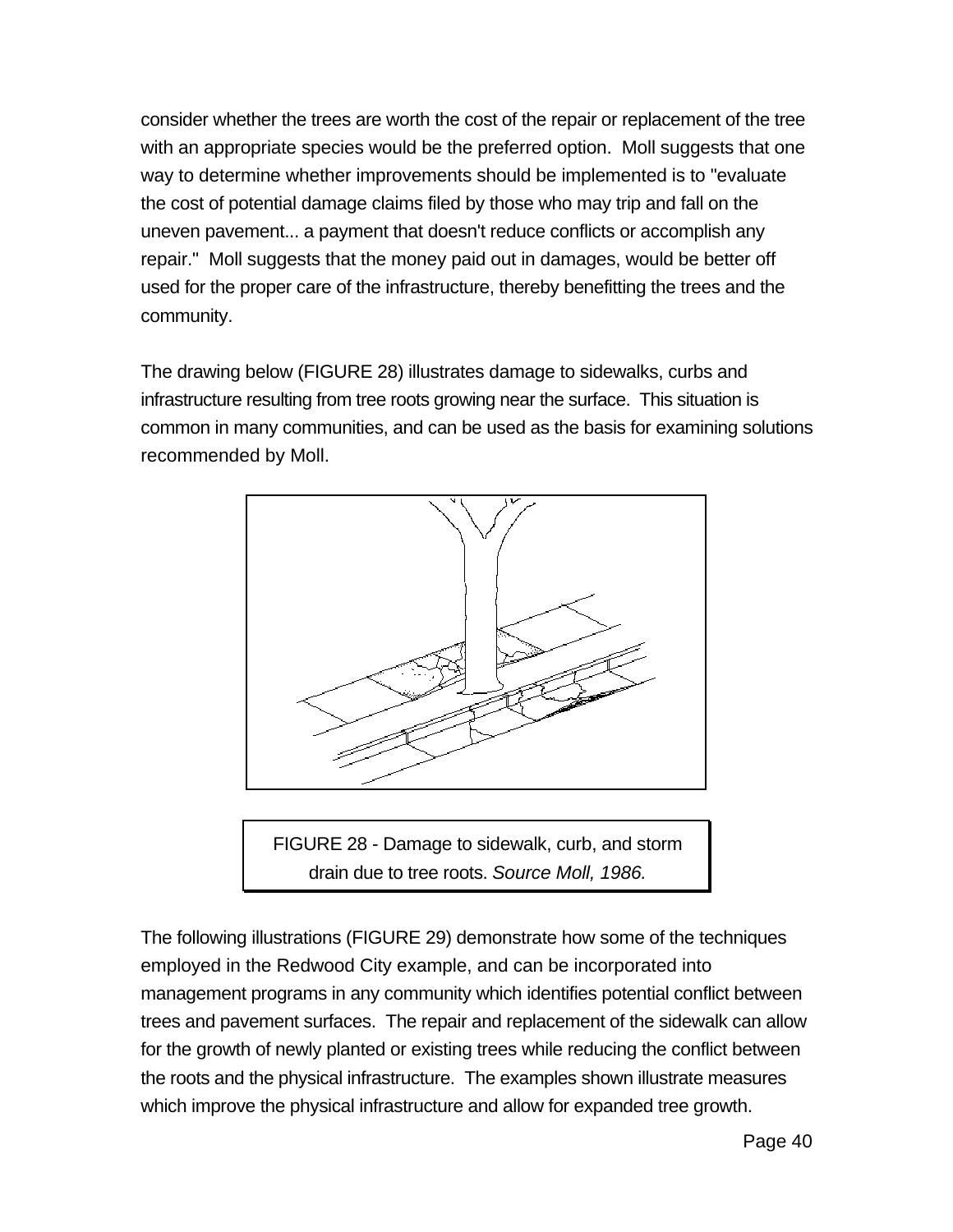consider whether the trees are worth the cost of the repair or replacement of the tree with an appropriate species would be the preferred option. Moll suggests that one way to determine whether improvements should be implemented is to "evaluate the cost of potential damage claims filed by those who may trip and fall on the uneven pavement... a payment that doesn't reduce conflicts or accomplish any repair." Moll suggests that the money paid out in damages, would be better off used for the proper care of the infrastructure, thereby benefitting the trees and the community.

The drawing below (FIGURE 28) illustrates damage to sidewalks, curbs and infrastructure resulting from tree roots growing near the surface. This situation is common in many communities, and can be used as the basis for examining solutions recommended by Moll.

FIGURE 28 - Damage to sidewalk, curb, and storm drain due to tree roots. *Source Moll, 1986.*

The following illustrations (FIGURE 29) demonstrate how some of the techniques employed in the Redwood City example, and can be incorporated into management programs in any community which identifies potential conflict between trees and pavement surfaces. The repair and replacement of the sidewalk can allow for the growth of newly planted or existing trees while reducing the conflict between the roots and the physical infrastructure. The examples shown illustrate measures which improve the physical infrastructure and allow for expanded tree growth.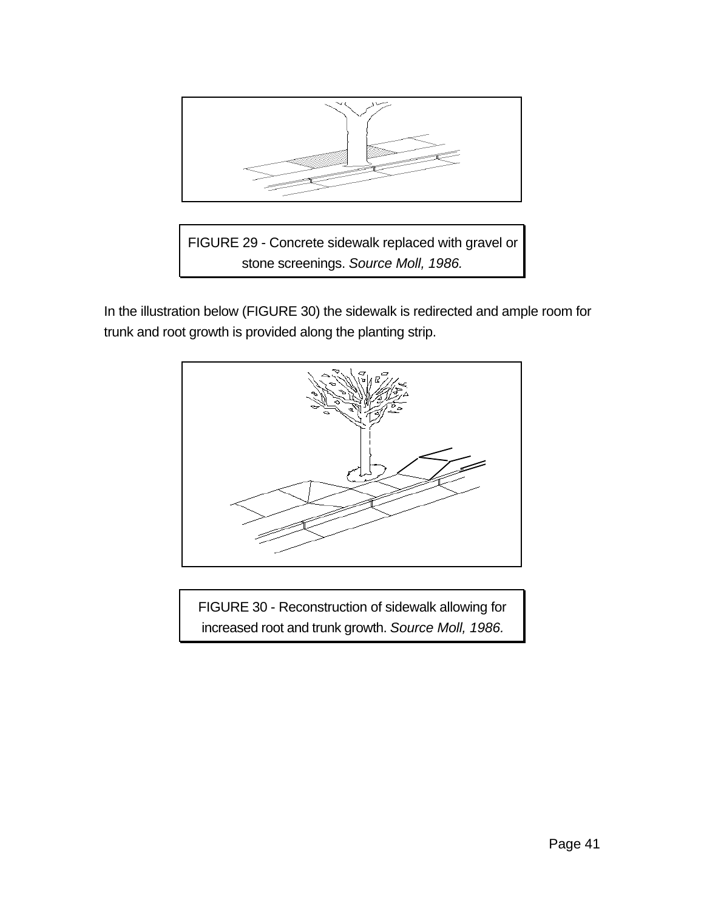FIGURE 29 - Concrete sidewalk replaced with gravel or stone screenings. *Source Moll, 1986.*

In the illustration below (FIGURE 30) the sidewalk is redirected and ample room for trunk and root growth is provided along the planting strip.

FIGURE 30 - Reconstruction of sidewalk allowing for increased root and trunk growth. *Source Moll, 1986.*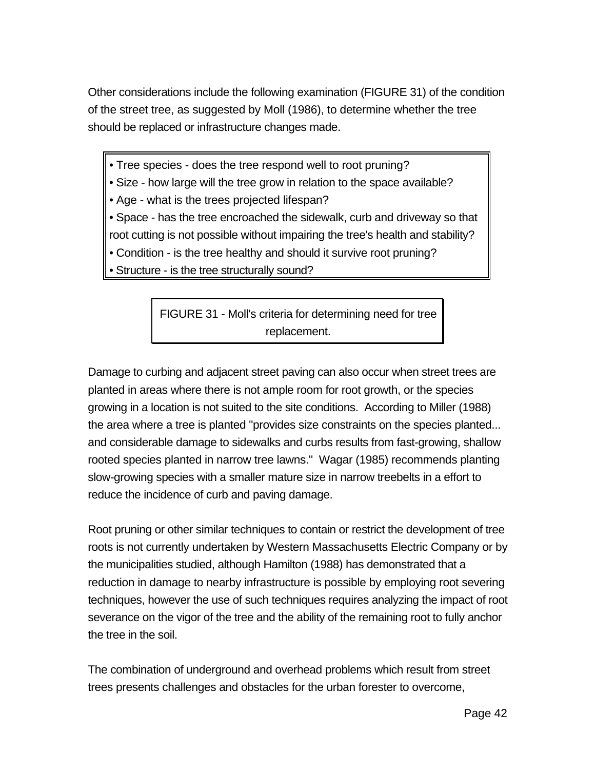Other considerations include the following examination (FIGURE 31) of the condition of the street tree, as suggested by Moll (1986), to determine whether the tree should be replaced or infrastructure changes made.

- Tree species - does the tree respond well to root pruning?
- Size - how large will the tree grow in relation to the space available?
- Age - what is the trees projected lifespan?
- Space - has the tree encroached the sidewalk, curb and driveway so that root cutting is not possible without impairing the tree's health and stability?
- Condition - is the tree healthy and should it survive root pruning?
- Structure - is the tree structurally sound?

FIGURE 31 - Moll's criteria for determining need for tree replacement.

Damage to curbing and adjacent street paving can also occur when street trees are planted in areas where there is not ample room for root growth, or the species growing in a location is not suited to the site conditions. According to Miller (1988) the area where a tree is planted "provides size constraints on the species planted... and considerable damage to sidewalks and curbs results from fast-growing, shallow rooted species planted in narrow tree lawns." Wagar (1985) recommends planting slow-growing species with a smaller mature size in narrow treebelts in a effort to reduce the incidence of curb and paving damage.

Root pruning or other similar techniques to contain or restrict the development of tree roots is not currently undertaken by Western Massachusetts Electric Company or by the municipalities studied, although Hamilton (1988) has demonstrated that a reduction in damage to nearby infrastructure is possible by employing root severing techniques, however the use of such techniques requires analyzing the impact of root severance on the vigor of the tree and the ability of the remaining root to fully anchor the tree in the soil.

The combination of underground and overhead problems which result from street trees presents challenges and obstacles for the urban forester to overcome,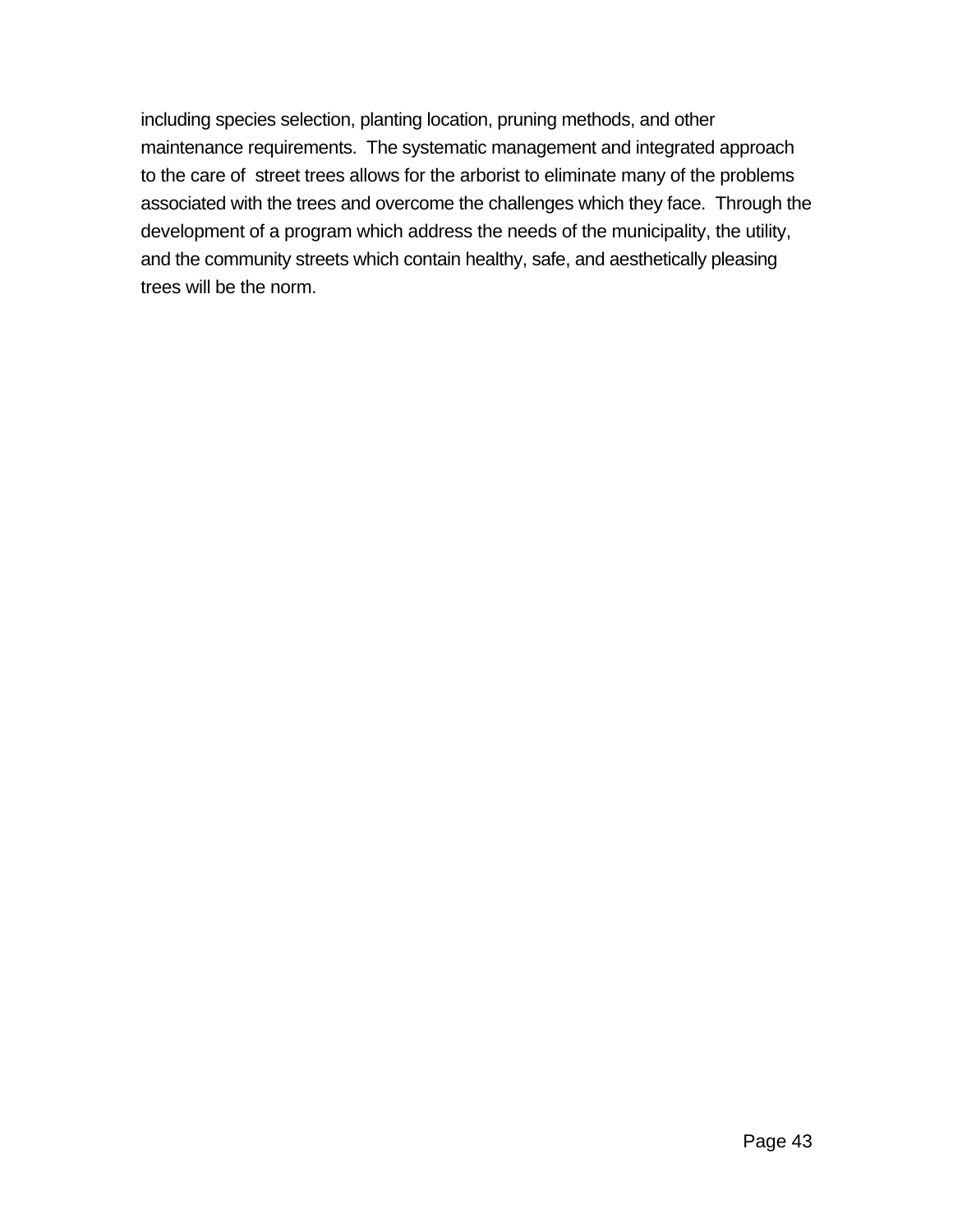including species selection, planting location, pruning methods, and other maintenance requirements. The systematic management and integrated approach to the care of street trees allows for the arborist to eliminate many of the problems associated with the trees and overcome the challenges which they face. Through the development of a program which address the needs of the municipality, the utility, and the community streets which contain healthy, safe, and aesthetically pleasing trees will be the norm.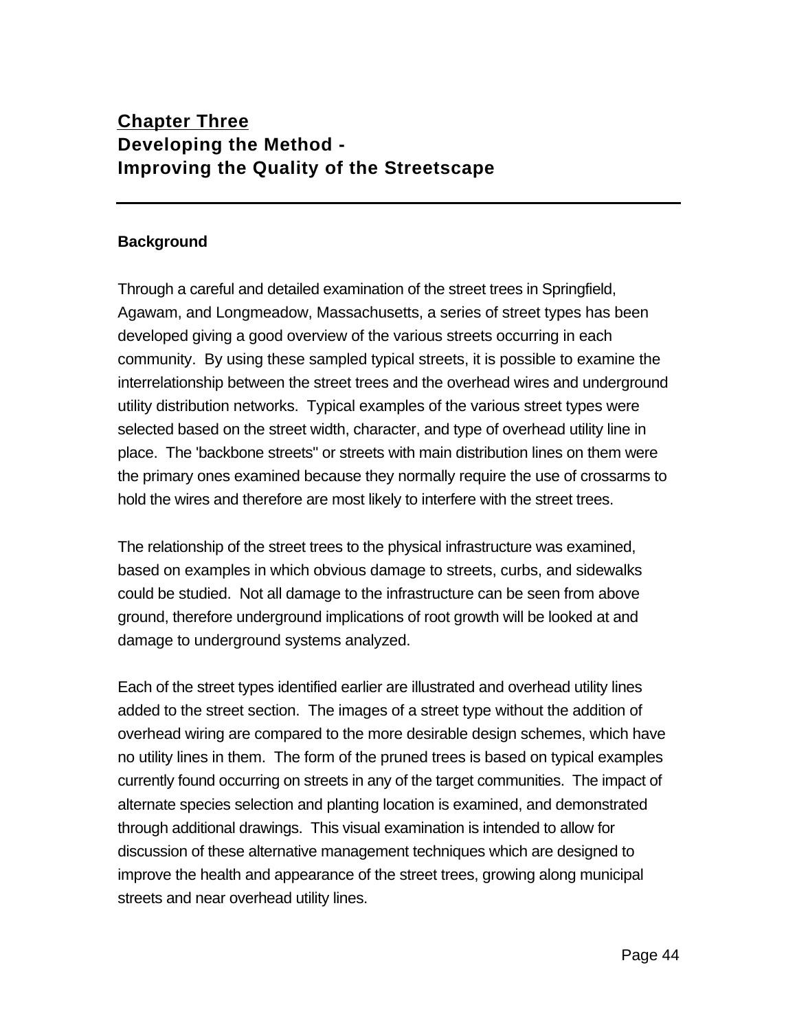# Chapter Three
## Developing the Method - Improving the Quality of the Streetscape

### Background

Through a careful and detailed examination of the street trees in Springfield, Agawam, and Longmeadow, Massachusetts, a series of street types has been developed giving a good overview of the various streets occurring in each community. By using these sampled typical streets, it is possible to examine the interrelationship between the street trees and the overhead wires and underground utility distribution networks. Typical examples of the various street types were selected based on the street width, character, and type of overhead utility line in place. The 'backbone streets" or streets with main distribution lines on them were the primary ones examined because they normally require the use of crossarms to hold the wires and therefore are most likely to interfere with the street trees.

The relationship of the street trees to the physical infrastructure was examined, based on examples in which obvious damage to streets, curbs, and sidewalks could be studied. Not all damage to the infrastructure can be seen from above ground, therefore underground implications of root growth will be looked at and damage to underground systems analyzed.

Each of the street types identified earlier are illustrated and overhead utility lines added to the street section. The images of a street type without the addition of overhead wiring are compared to the more desirable design schemes, which have no utility lines in them. The form of the pruned trees is based on typical examples currently found occurring on streets in any of the target communities. The impact of alternate species selection and planting location is examined, and demonstrated through additional drawings. This visual examination is intended to allow for discussion of these alternative management techniques which are designed to improve the health and appearance of the street trees, growing along municipal streets and near overhead utility lines.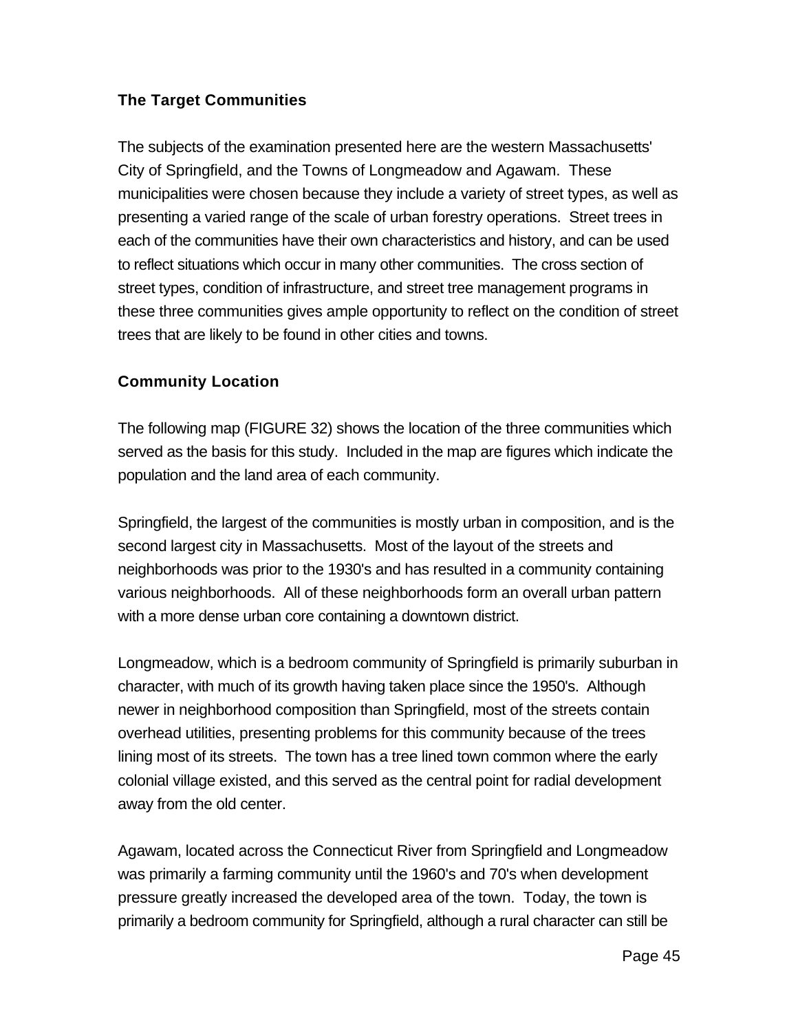### The Target Communities

The subjects of the examination presented here are the western Massachusetts' City of Springfield, and the Towns of Longmeadow and Agawam. These municipalities were chosen because they include a variety of street types, as well as presenting a varied range of the scale of urban forestry operations. Street trees in each of the communities have their own characteristics and history, and can be used to reflect situations which occur in many other communities. The cross section of street types, condition of infrastructure, and street tree management programs in these three communities gives ample opportunity to reflect on the condition of street trees that are likely to be found in other cities and towns.

### Community Location

The following map (FIGURE 32) shows the location of the three communities which served as the basis for this study. Included in the map are figures which indicate the population and the land area of each community.

Springfield, the largest of the communities is mostly urban in composition, and is the second largest city in Massachusetts. Most of the layout of the streets and neighborhoods was prior to the 1930's and has resulted in a community containing various neighborhoods. All of these neighborhoods form an overall urban pattern with a more dense urban core containing a downtown district.

Longmeadow, which is a bedroom community of Springfield is primarily suburban in character, with much of its growth having taken place since the 1950's. Although newer in neighborhood composition than Springfield, most of the streets contain overhead utilities, presenting problems for this community because of the trees lining most of its streets. The town has a tree lined town common where the early colonial village existed, and this served as the central point for radial development away from the old center.

Agawam, located across the Connecticut River from Springfield and Longmeadow was primarily a farming community until the 1960's and 70's when development pressure greatly increased the developed area of the town. Today, the town is primarily a bedroom community for Springfield, although a rural character can still be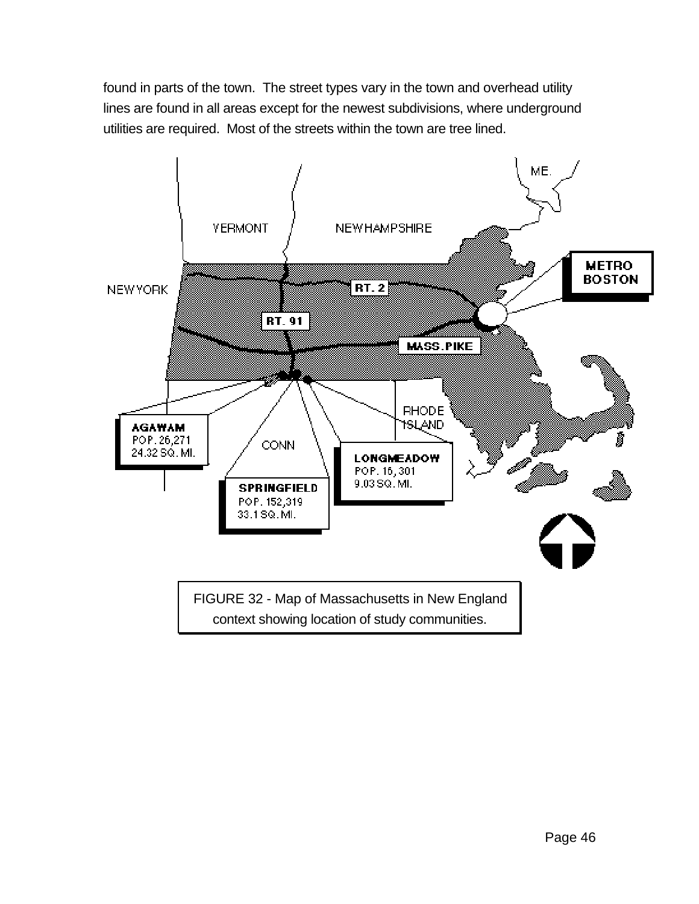found in parts of the town. The street types vary in the town and overhead utility lines are found in all areas except for the newest subdivisions, where underground utilities are required. Most of the streets within the town are tree lined.

FIGURE 32 - Map of Massachusetts in New England context showing location of study communities.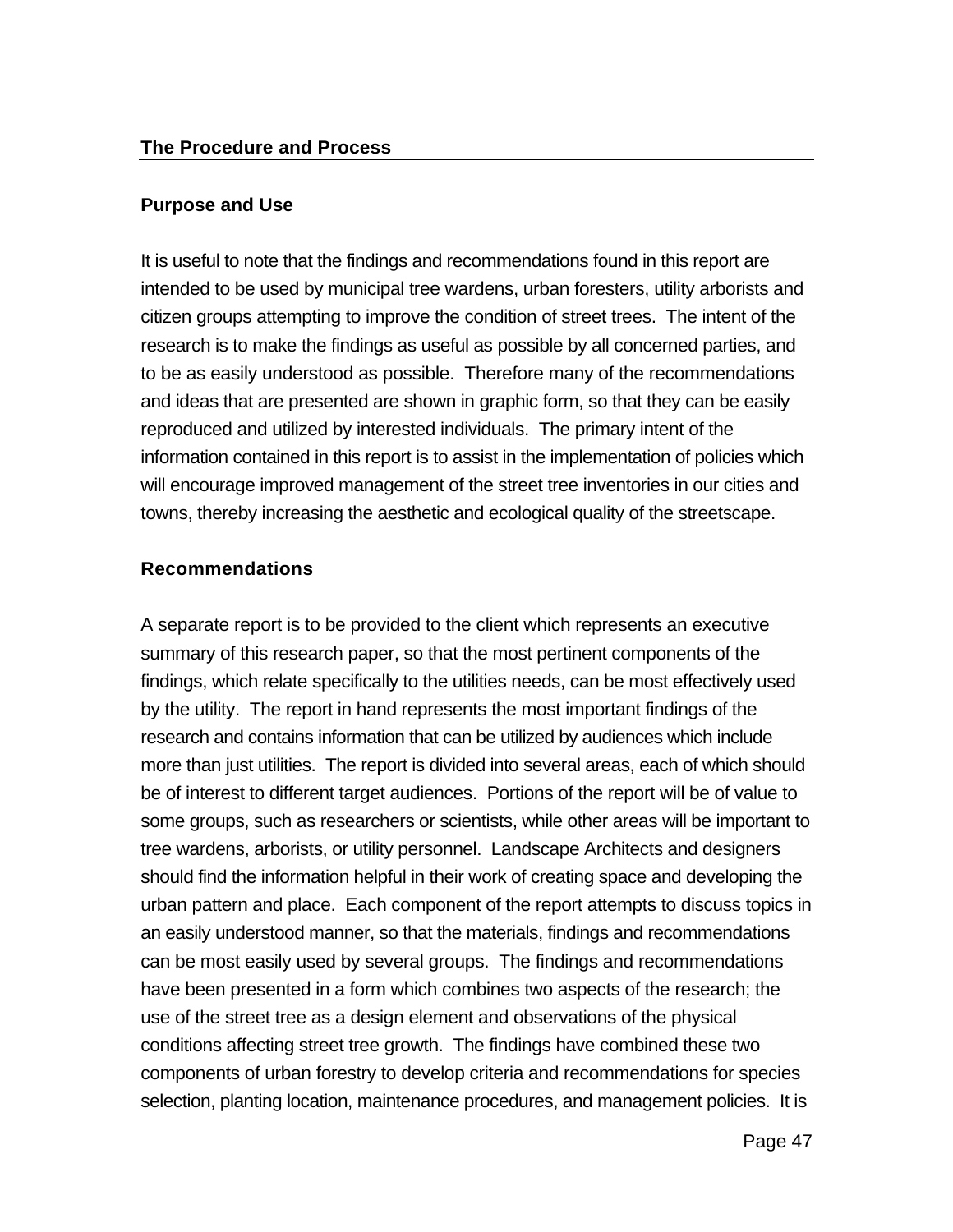## The Procedure and Process

### Purpose and Use

It is useful to note that the findings and recommendations found in this report are intended to be used by municipal tree wardens, urban foresters, utility arborists and citizen groups attempting to improve the condition of street trees. The intent of the research is to make the findings as useful as possible by all concerned parties, and to be as easily understood as possible. Therefore many of the recommendations and ideas that are presented are shown in graphic form, so that they can be easily reproduced and utilized by interested individuals. The primary intent of the information contained in this report is to assist in the implementation of policies which will encourage improved management of the street tree inventories in our cities and towns, thereby increasing the aesthetic and ecological quality of the streetscape.

### Recommendations

A separate report is to be provided to the client which represents an executive summary of this research paper, so that the most pertinent components of the findings, which relate specifically to the utilities needs, can be most effectively used by the utility. The report in hand represents the most important findings of the research and contains information that can be utilized by audiences which include more than just utilities. The report is divided into several areas, each of which should be of interest to different target audiences. Portions of the report will be of value to some groups, such as researchers or scientists, while other areas will be important to tree wardens, arborists, or utility personnel. Landscape Architects and designers should find the information helpful in their work of creating space and developing the urban pattern and place. Each component of the report attempts to discuss topics in an easily understood manner, so that the materials, findings and recommendations can be most easily used by several groups. The findings and recommendations have been presented in a form which combines two aspects of the research; the use of the street tree as a design element and observations of the physical conditions affecting street tree growth. The findings have combined these two components of urban forestry to develop criteria and recommendations for species selection, planting location, maintenance procedures, and management policies. It is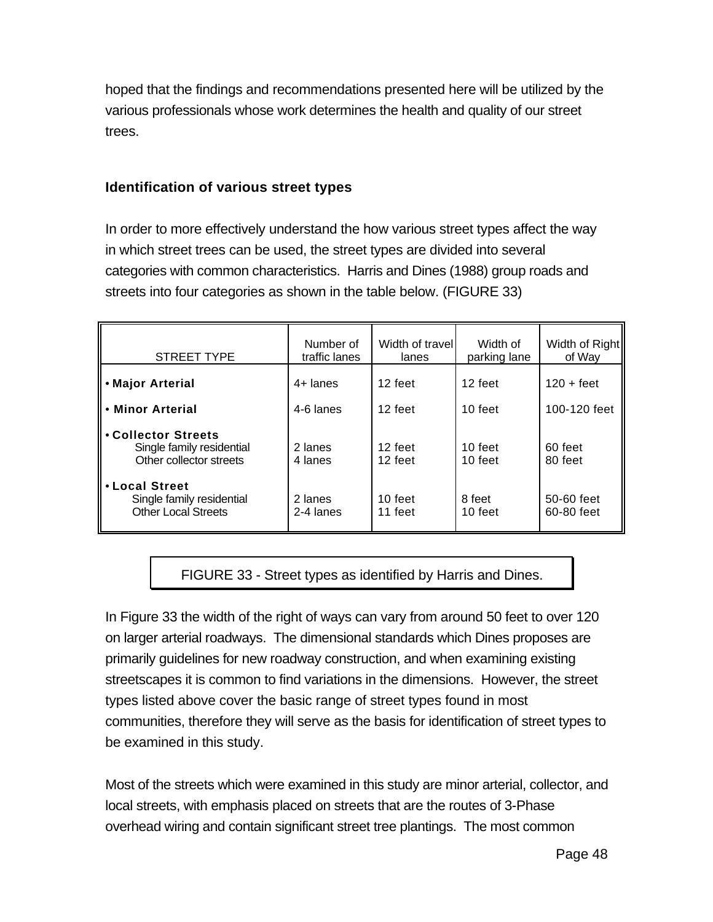hoped that the findings and recommendations presented here will be utilized by the various professionals whose work determines the health and quality of our street trees.

### Identification of various street types

In order to more effectively understand the how various street types affect the way in which street trees can be used, the street types are divided into several categories with common characteristics. Harris and Dines (1988) group roads and streets into four categories as shown in the table below. (FIGURE 33)

| STREET TYPE | Number of traffic lanes | Width of travel lanes | Width of parking lane | Width of Right of Way |
|---|---|---|---|---|
| • **Major Arterial** | 4+ lanes | 12 feet | 12 feet | 120 + feet |
| • **Minor Arterial** | 4-6 lanes | 12 feet | 10 feet | 100-120 feet |
| • **Collector Streets** | | | | |
| Single family residential | 2 lanes | 12 feet | 10 feet | 60 feet |
| Other collector streets | 4 lanes | 12 feet | 10 feet | 80 feet |
| • **Local Street** | | | | |
| Single family residential | 2 lanes | 10 feet | 8 feet | 50-60 feet |
| Other Local Streets | 2-4 lanes | 11 feet | 10 feet | 60-80 feet |

FIGURE 33 - Street types as identified by Harris and Dines.

In Figure 33 the width of the right of ways can vary from around 50 feet to over 120 on larger arterial roadways. The dimensional standards which Dines proposes are primarily guidelines for new roadway construction, and when examining existing streetscapes it is common to find variations in the dimensions. However, the street types listed above cover the basic range of street types found in most communities, therefore they will serve as the basis for identification of street types to be examined in this study.

Most of the streets which were examined in this study are minor arterial, collector, and local streets, with emphasis placed on streets that are the routes of 3-Phase overhead wiring and contain significant street tree plantings. The most common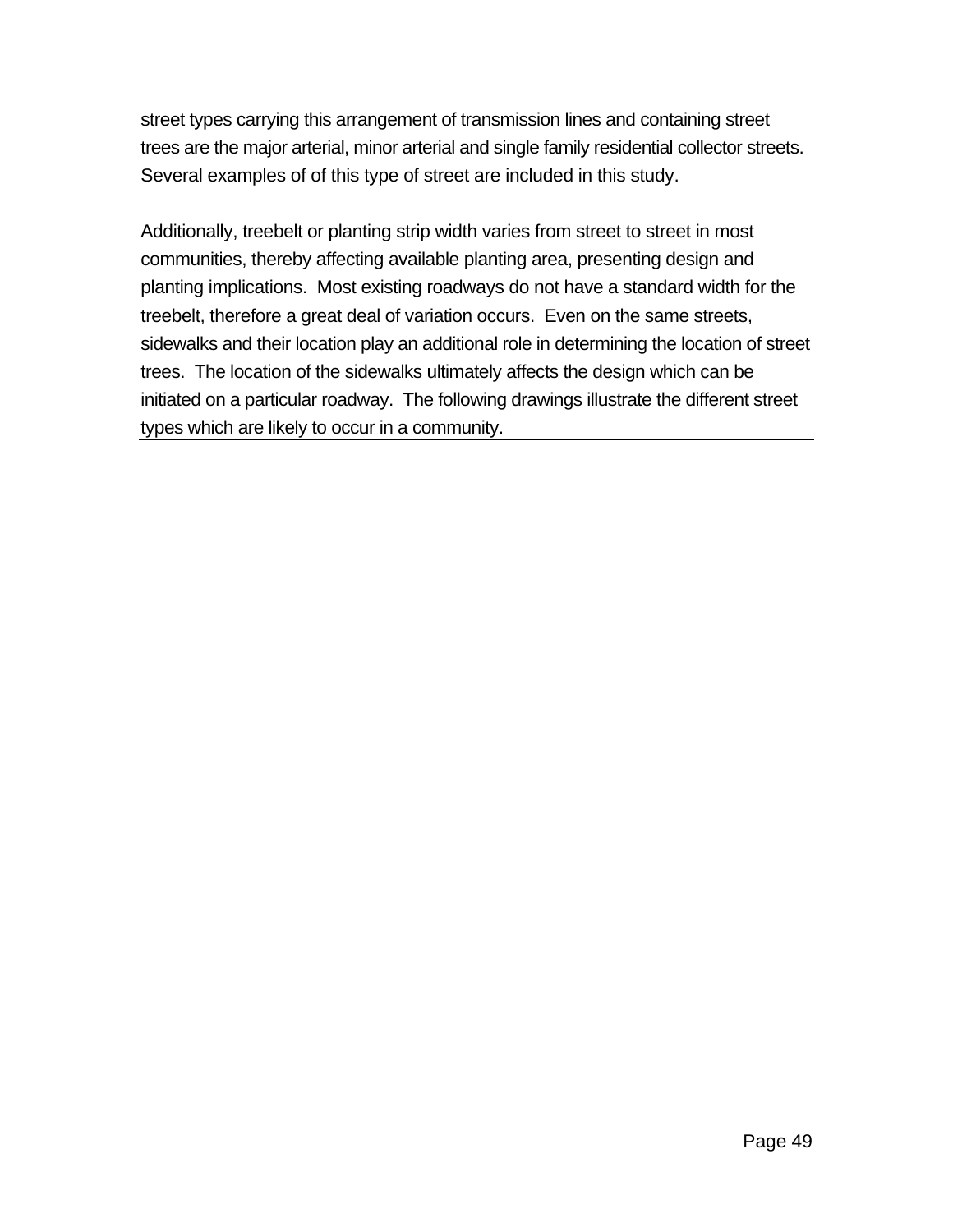street types carrying this arrangement of transmission lines and containing street trees are the major arterial, minor arterial and single family residential collector streets. Several examples of of this type of street are included in this study.

Additionally, treebelt or planting strip width varies from street to street in most communities, thereby affecting available planting area, presenting design and planting implications. Most existing roadways do not have a standard width for the treebelt, therefore a great deal of variation occurs. Even on the same streets, sidewalks and their location play an additional role in determining the location of street trees. The location of the sidewalks ultimately affects the design which can be initiated on a particular roadway. The following drawings illustrate the different street types which are likely to occur in a community.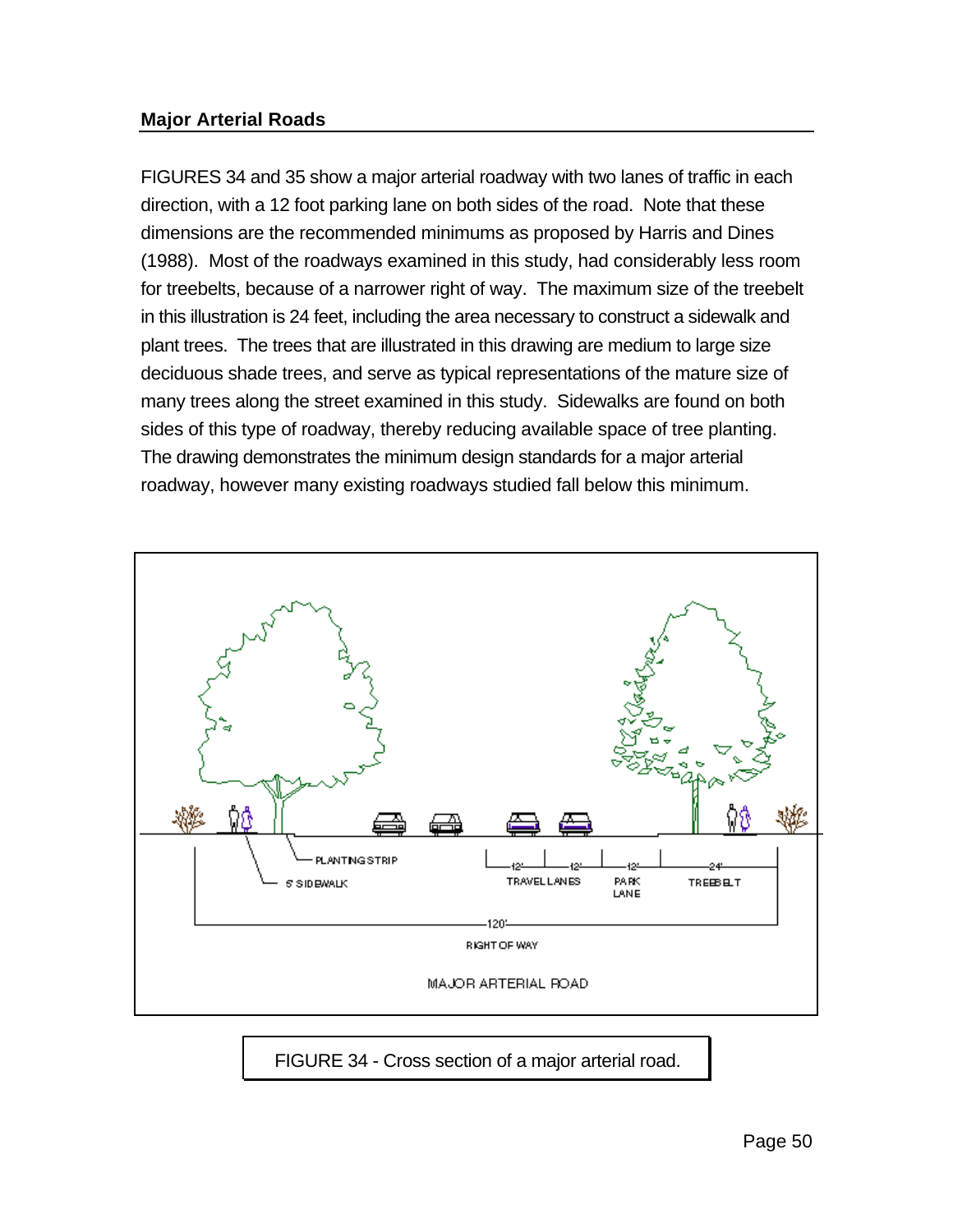## Major Arterial Roads

FIGURES 34 and 35 show a major arterial roadway with two lanes of traffic in each direction, with a 12 foot parking lane on both sides of the road. Note that these dimensions are the recommended minimums as proposed by Harris and Dines (1988). Most of the roadways examined in this study, had considerably less room for treebelts, because of a narrower right of way. The maximum size of the treebelt in this illustration is 24 feet, including the area necessary to construct a sidewalk and plant trees. The trees that are illustrated in this drawing are medium to large size deciduous shade trees, and serve as typical representations of the mature size of many trees along the street examined in this study. Sidewalks are found on both sides of this type of roadway, thereby reducing available space of tree planting. The drawing demonstrates the minimum design standards for a major arterial roadway, however many existing roadways studied fall below this minimum.

FIGURE 34 - Cross section of a major arterial road.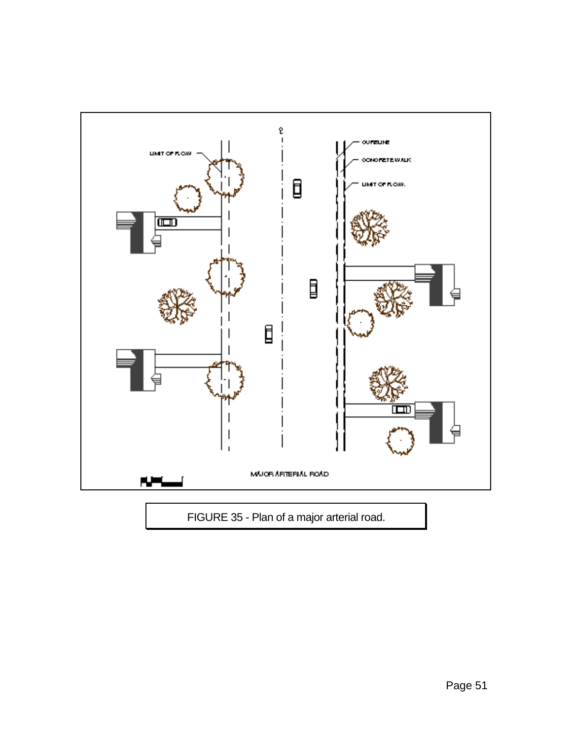FIGURE 35 - Plan of a major arterial road.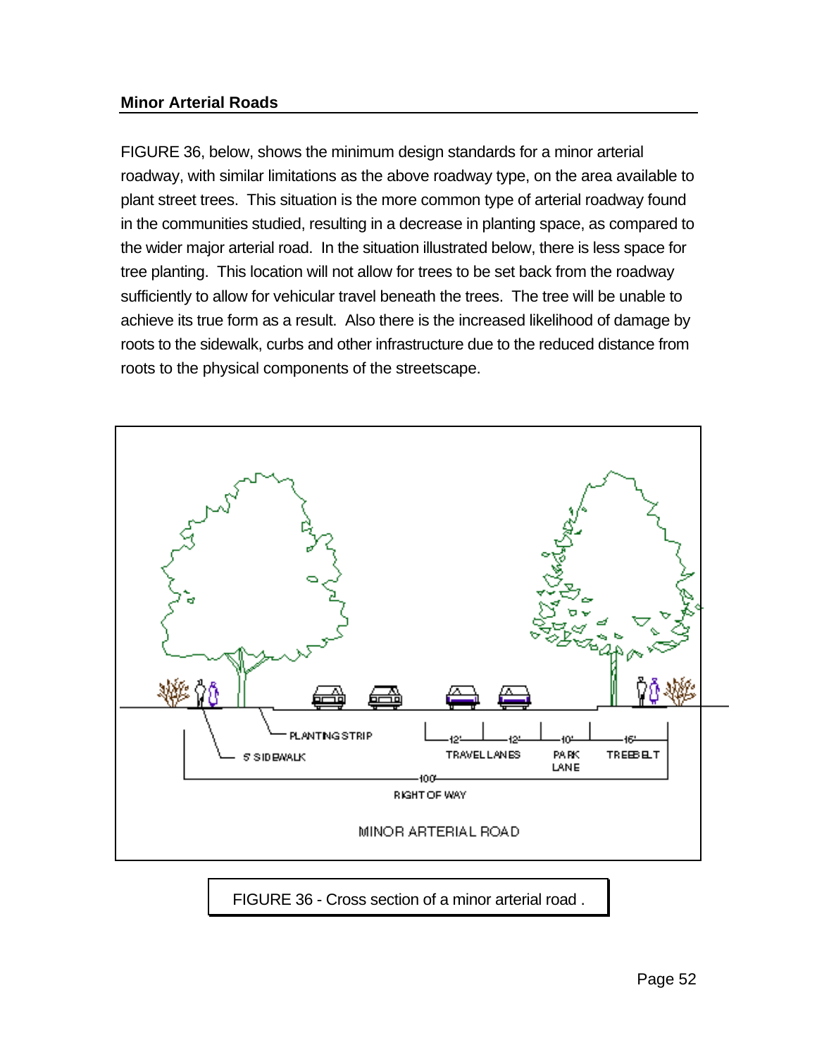## Minor Arterial Roads

FIGURE 36, below, shows the minimum design standards for a minor arterial roadway, with similar limitations as the above roadway type, on the area available to plant street trees. This situation is the more common type of arterial roadway found in the communities studied, resulting in a decrease in planting space, as compared to the wider major arterial road. In the situation illustrated below, there is less space for tree planting. This location will not allow for trees to be set back from the roadway sufficiently to allow for vehicular travel beneath the trees. The tree will be unable to achieve its true form as a result. Also there is the increased likelihood of damage by roots to the sidewalk, curbs and other infrastructure due to the reduced distance from roots to the physical components of the streetscape.

FIGURE 36 - Cross section of a minor arterial road .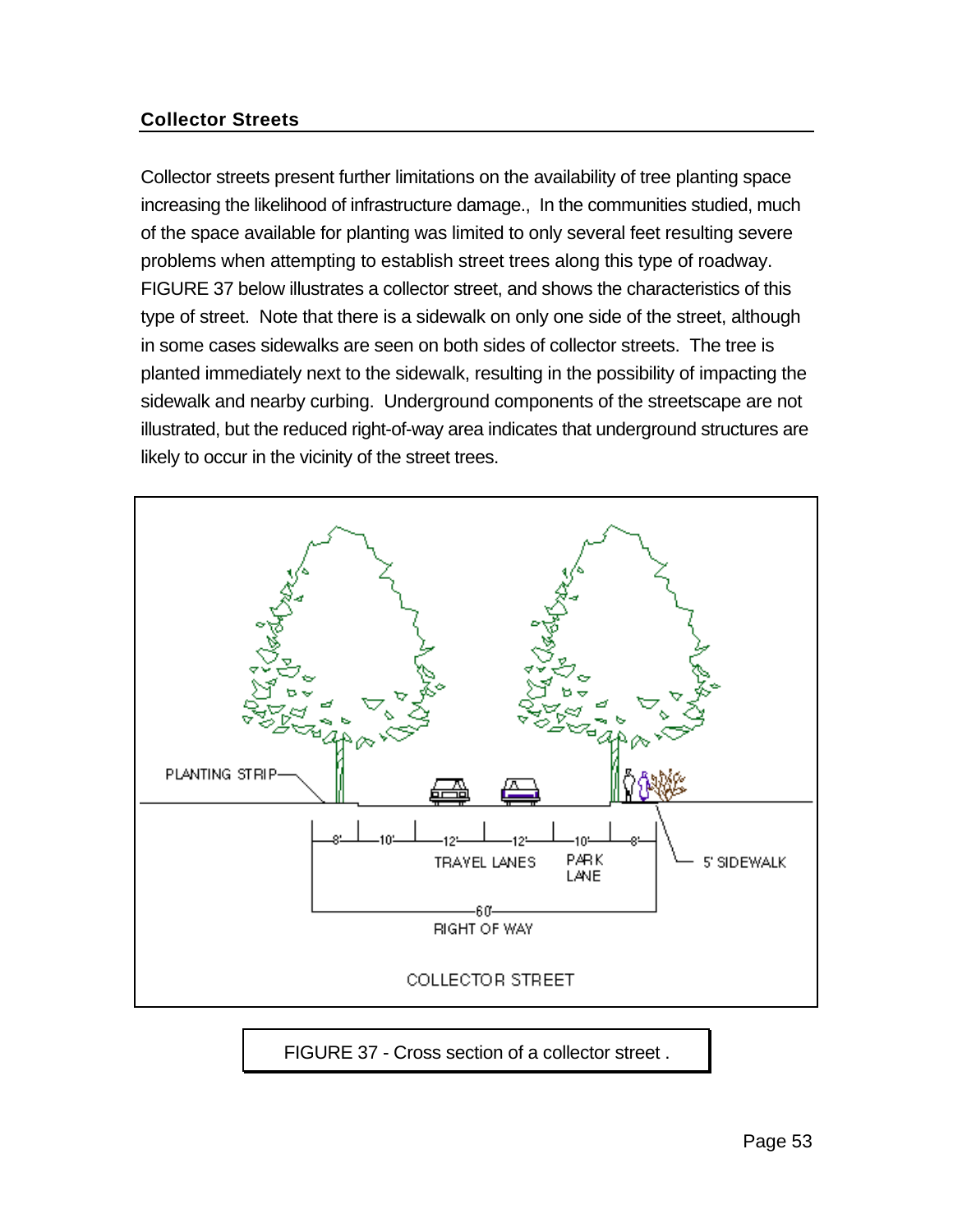## Collector Streets

Collector streets present further limitations on the availability of tree planting space increasing the likelihood of infrastructure damage., In the communities studied, much of the space available for planting was limited to only several feet resulting severe problems when attempting to establish street trees along this type of roadway. FIGURE 37 below illustrates a collector street, and shows the characteristics of this type of street. Note that there is a sidewalk on only one side of the street, although in some cases sidewalks are seen on both sides of collector streets. The tree is planted immediately next to the sidewalk, resulting in the possibility of impacting the sidewalk and nearby curbing. Underground components of the streetscape are not illustrated, but the reduced right-of-way area indicates that underground structures are likely to occur in the vicinity of the street trees.

PLANTING STRIP

8' 10' 12' 12' 10' 8'

TRAVEL LANES PARK LANE

5' SIDEWALK

60' RIGHT OF WAY

COLLECTOR STREET

FIGURE 37 - Cross section of a collector street .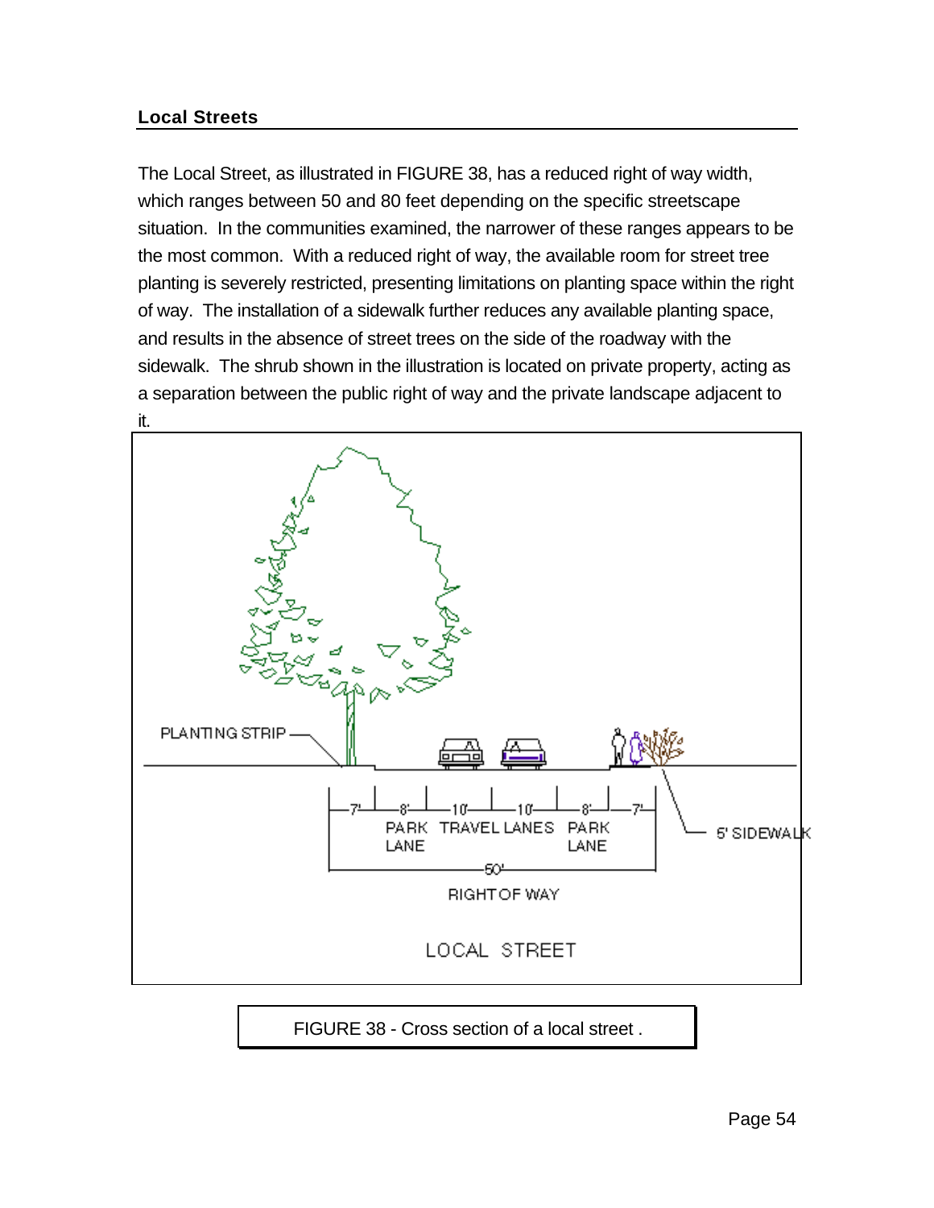## Local Streets

The Local Street, as illustrated in FIGURE 38, has a reduced right of way width, which ranges between 50 and 80 feet depending on the specific streetscape situation. In the communities examined, the narrower of these ranges appears to be the most common. With a reduced right of way, the available room for street tree planting is severely restricted, presenting limitations on planting space within the right of way. The installation of a sidewalk further reduces any available planting space, and results in the absence of street trees on the side of the roadway with the sidewalk. The shrub shown in the illustration is located on private property, acting as a separation between the public right of way and the private landscape adjacent to it.

PLANTING STRIP

7' 8' 10' 10' 8' 7'

PARK LANE TRAVEL LANES PARK LANE

5' SIDEWALK

60'

RIGHT OF WAY

LOCAL STREET

FIGURE 38 - Cross section of a local street .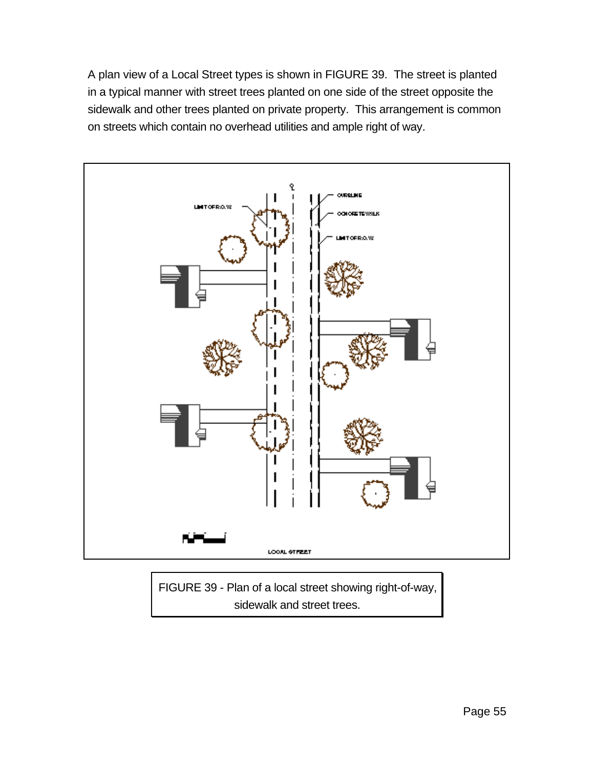A plan view of a Local Street types is shown in FIGURE 39. The street is planted in a typical manner with street trees planted on one side of the street opposite the sidewalk and other trees planted on private property. This arrangement is common on streets which contain no overhead utilities and ample right of way.

FIGURE 39 - Plan of a local street showing right-of-way, sidewalk and street trees.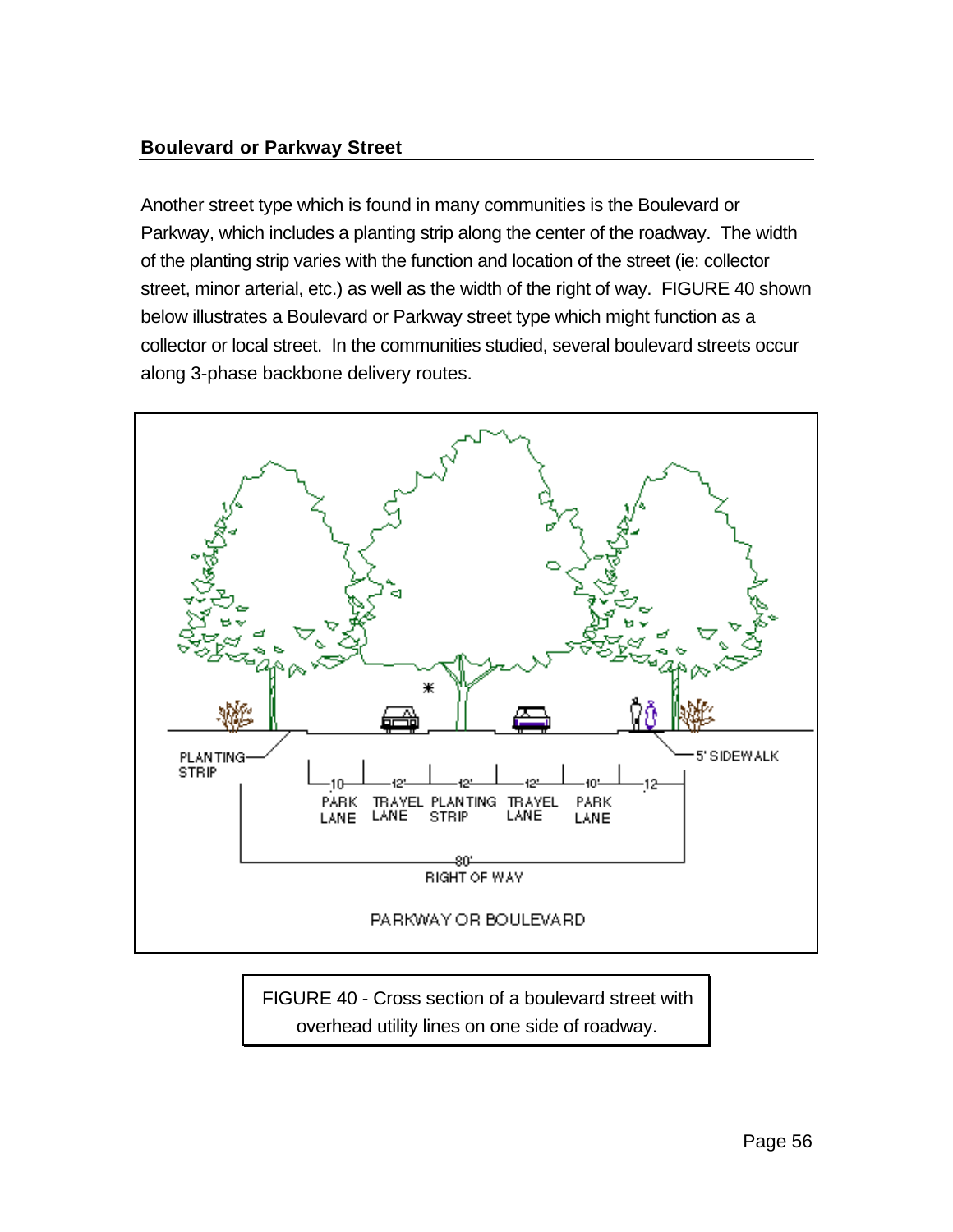## Boulevard or Parkway Street

Another street type which is found in many communities is the Boulevard or Parkway, which includes a planting strip along the center of the roadway. The width of the planting strip varies with the function and location of the street (ie: collector street, minor arterial, etc.) as well as the width of the right of way. FIGURE 40 shown below illustrates a Boulevard or Parkway street type which might function as a collector or local street. In the communities studied, several boulevard streets occur along 3-phase backbone delivery routes.

FIGURE 40 - Cross section of a boulevard street with overhead utility lines on one side of roadway.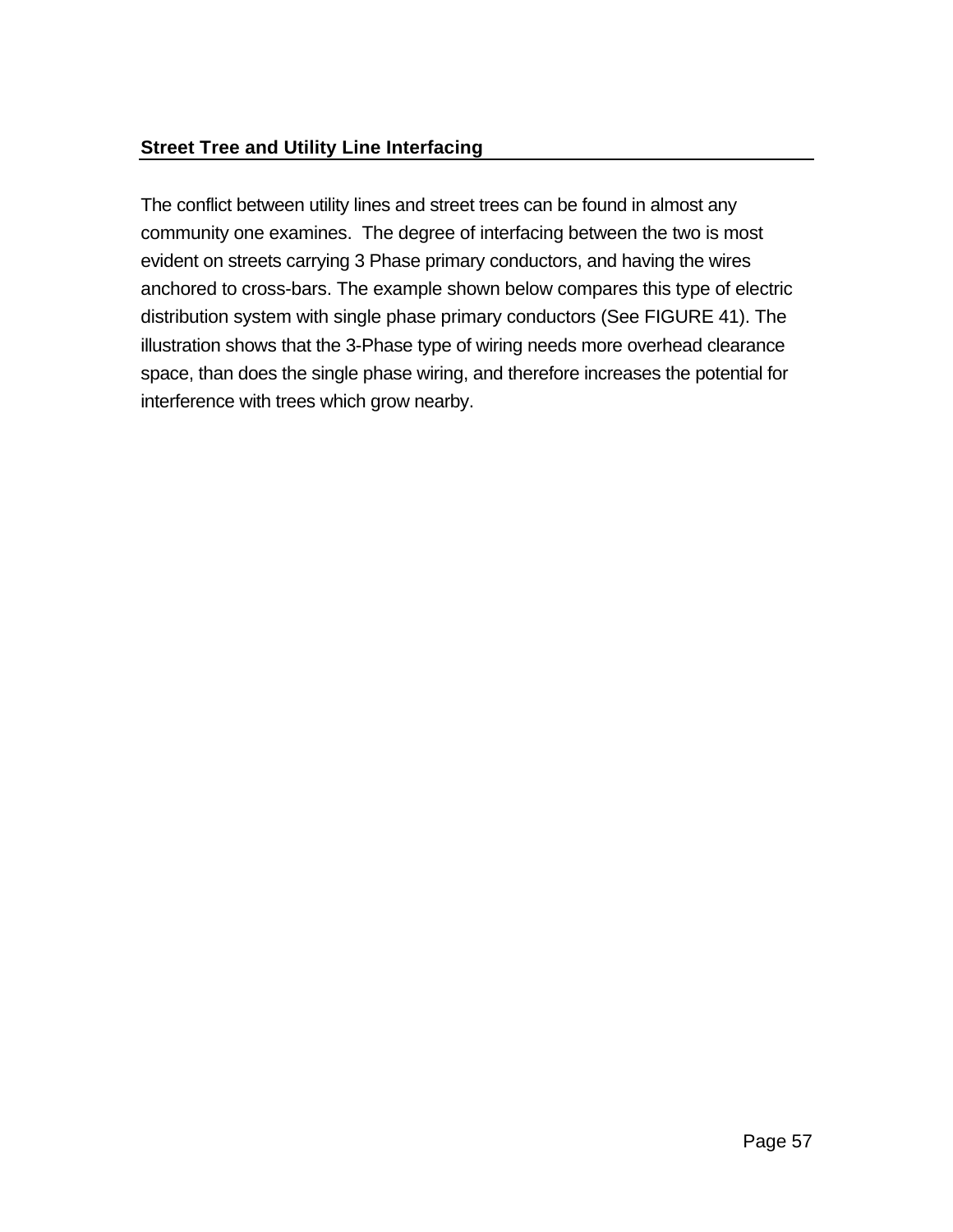## Street Tree and Utility Line Interfacing

The conflict between utility lines and street trees can be found in almost any community one examines. The degree of interfacing between the two is most evident on streets carrying 3 Phase primary conductors, and having the wires anchored to cross-bars. The example shown below compares this type of electric distribution system with single phase primary conductors (See FIGURE 41). The illustration shows that the 3-Phase type of wiring needs more overhead clearance space, than does the single phase wiring, and therefore increases the potential for interference with trees which grow nearby.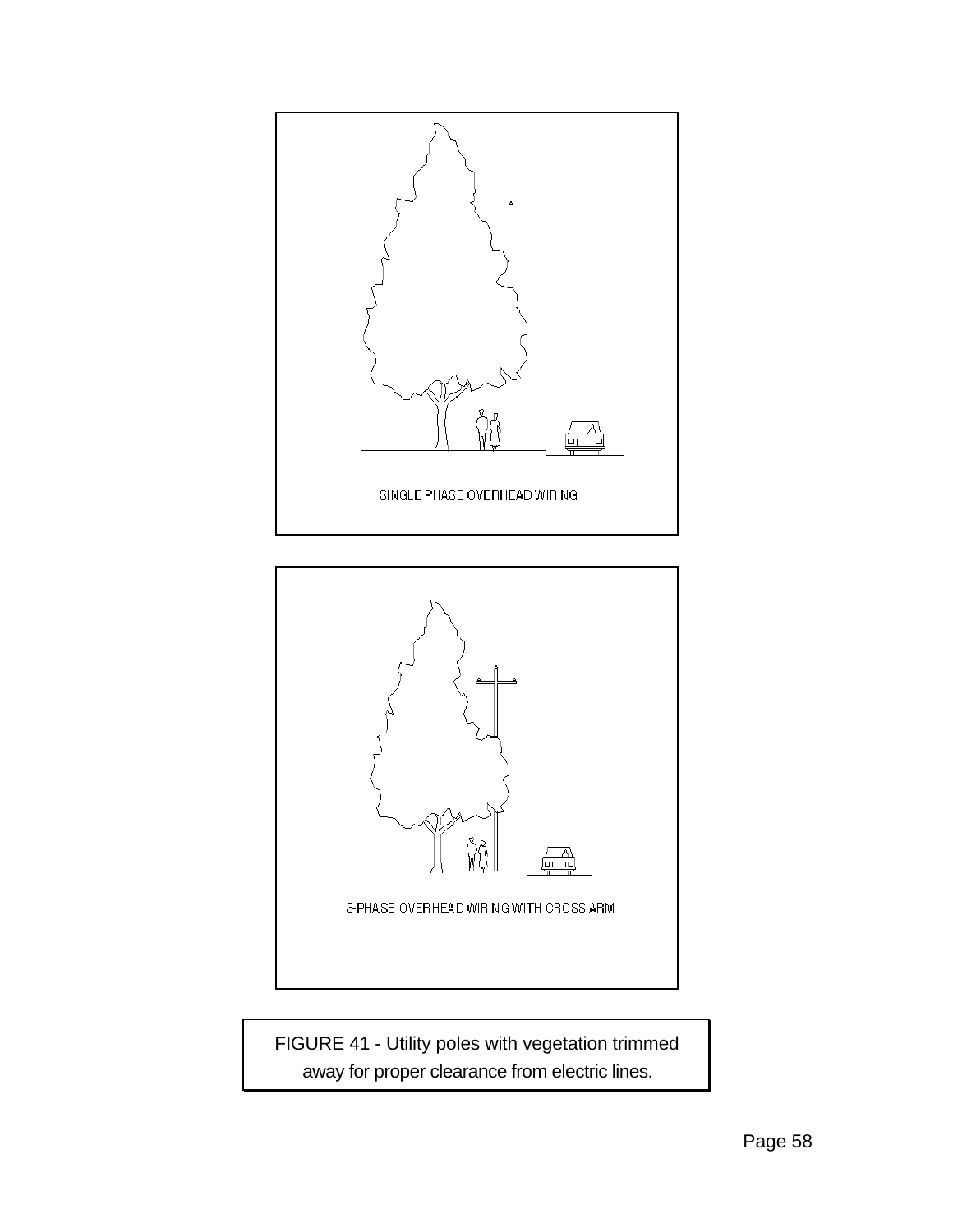SINGLE PHASE OVERHEAD WIRING

3-PHASE OVERHEAD WIRING WITH CROSS ARM

FIGURE 41 - Utility poles with vegetation trimmed away for proper clearance from electric lines.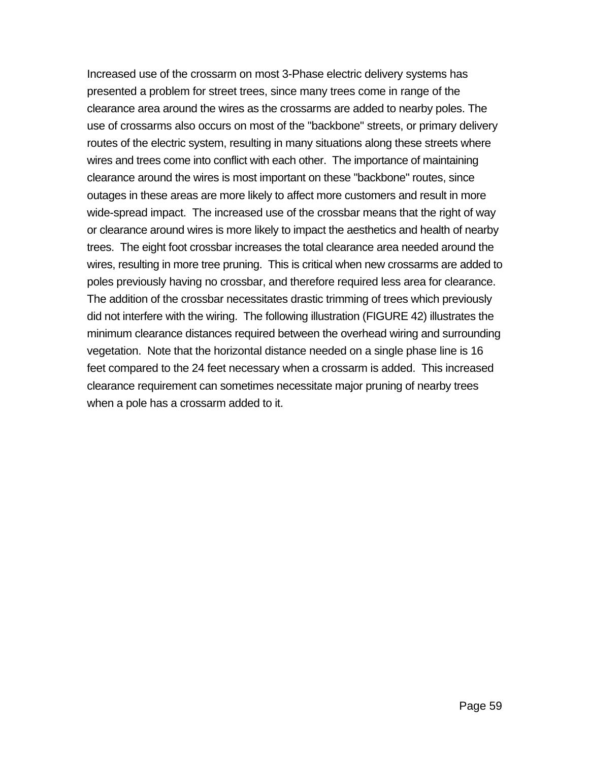Increased use of the crossarm on most 3-Phase electric delivery systems has presented a problem for street trees, since many trees come in range of the clearance area around the wires as the crossarms are added to nearby poles. The use of crossarms also occurs on most of the "backbone" streets, or primary delivery routes of the electric system, resulting in many situations along these streets where wires and trees come into conflict with each other. The importance of maintaining clearance around the wires is most important on these "backbone" routes, since outages in these areas are more likely to affect more customers and result in more wide-spread impact. The increased use of the crossbar means that the right of way or clearance around wires is more likely to impact the aesthetics and health of nearby trees. The eight foot crossbar increases the total clearance area needed around the wires, resulting in more tree pruning. This is critical when new crossarms are added to poles previously having no crossbar, and therefore required less area for clearance. The addition of the crossbar necessitates drastic trimming of trees which previously did not interfere with the wiring. The following illustration (FIGURE 42) illustrates the minimum clearance distances required between the overhead wiring and surrounding vegetation. Note that the horizontal distance needed on a single phase line is 16 feet compared to the 24 feet necessary when a crossarm is added. This increased clearance requirement can sometimes necessitate major pruning of nearby trees when a pole has a crossarm added to it.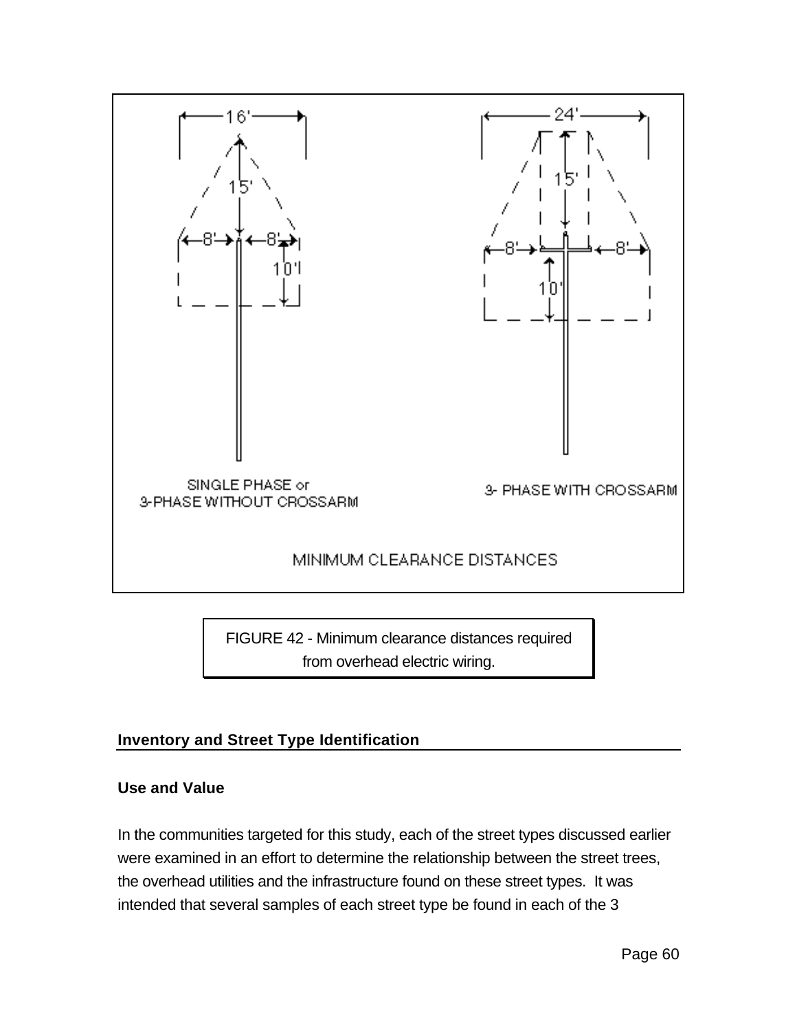FIGURE 42 - Minimum clearance distances required from overhead electric wiring.

## Inventory and Street Type Identification

### Use and Value

In the communities targeted for this study, each of the street types discussed earlier were examined in an effort to determine the relationship between the street trees, the overhead utilities and the infrastructure found on these street types. It was intended that several samples of each street type be found in each of the 3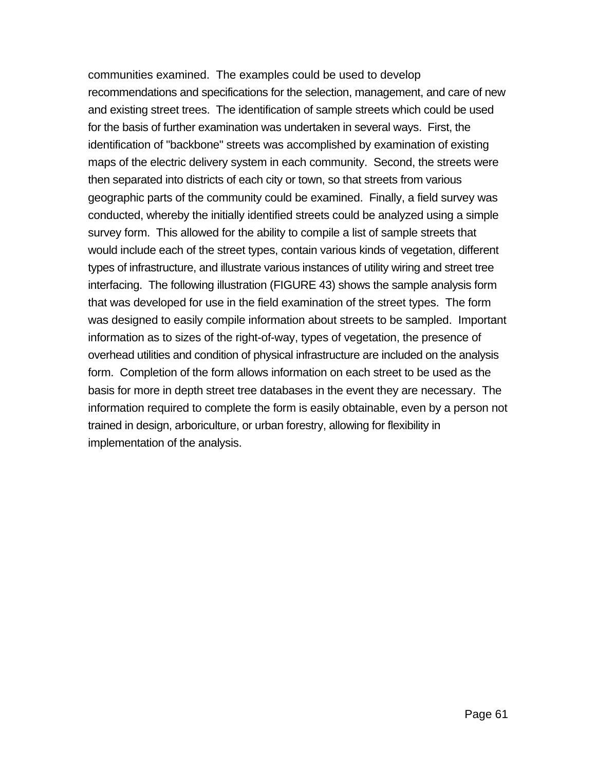communities examined. The examples could be used to develop recommendations and specifications for the selection, management, and care of new and existing street trees. The identification of sample streets which could be used for the basis of further examination was undertaken in several ways. First, the identification of "backbone" streets was accomplished by examination of existing maps of the electric delivery system in each community. Second, the streets were then separated into districts of each city or town, so that streets from various geographic parts of the community could be examined. Finally, a field survey was conducted, whereby the initially identified streets could be analyzed using a simple survey form. This allowed for the ability to compile a list of sample streets that would include each of the street types, contain various kinds of vegetation, different types of infrastructure, and illustrate various instances of utility wiring and street tree interfacing. The following illustration (FIGURE 43) shows the sample analysis form that was developed for use in the field examination of the street types. The form was designed to easily compile information about streets to be sampled. Important information as to sizes of the right-of-way, types of vegetation, the presence of overhead utilities and condition of physical infrastructure are included on the analysis form. Completion of the form allows information on each street to be used as the basis for more in depth street tree databases in the event they are necessary. The information required to complete the form is easily obtainable, even by a person not trained in design, arboriculture, or urban forestry, allowing for flexibility in implementation of the analysis.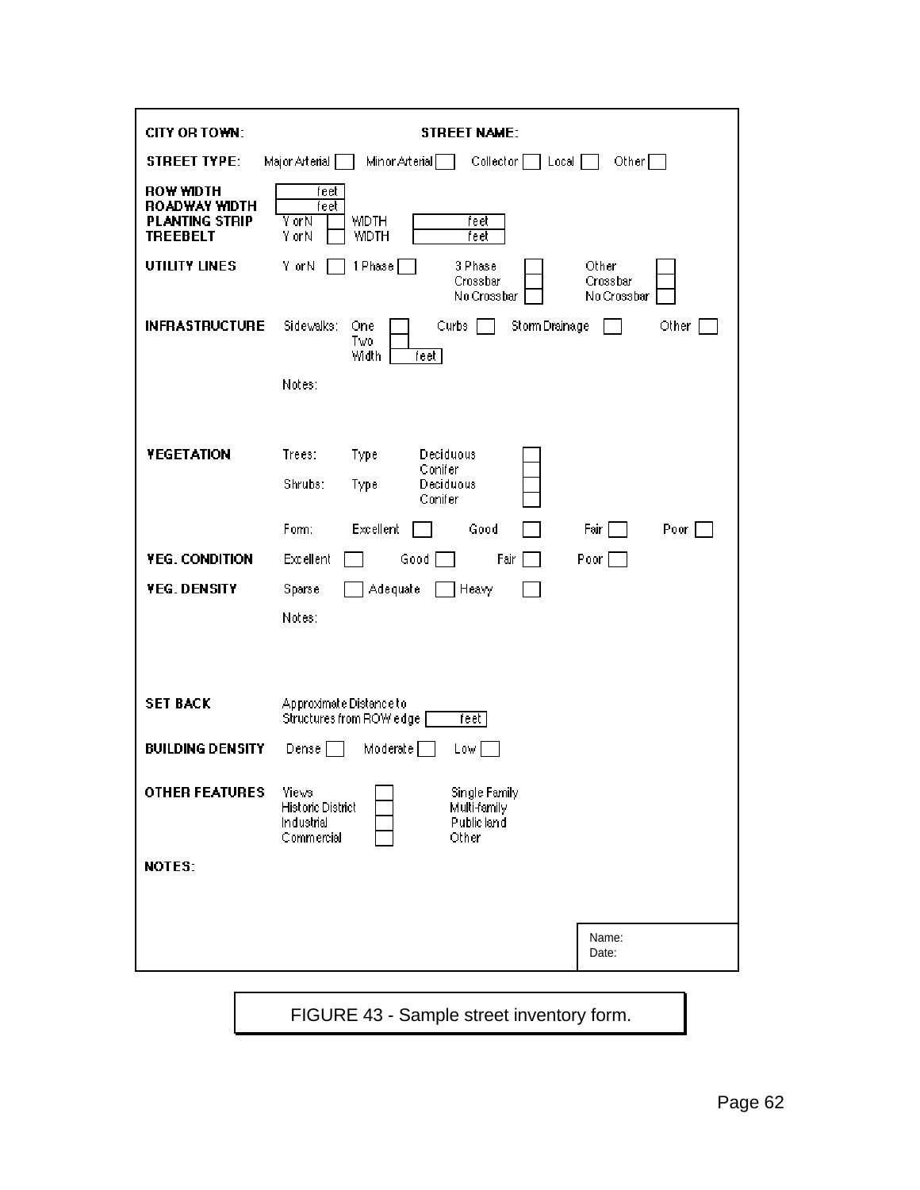**CITY OR TOWN:** &nbsp;&nbsp;&nbsp;&nbsp;&nbsp;&nbsp;&nbsp;&nbsp;&nbsp;&nbsp; **STREET NAME:**

**STREET TYPE:** Major Arterial [ ] Minor Arterial [ ] Collector [ ] Local [ ] Other [ ]

**ROW WIDTH** [ feet ]
**ROADWAY WIDTH** [ feet ]
**PLANTING STRIP** Y or N [ ] WIDTH [ feet ]
**TREEBELT** Y or N [ ] WIDTH [ feet ]

**UTILITY LINES** Y or N [ ] 1 Phase [ ] 3 Phase: Crossbar [ ] No Crossbar [ ] Other: Crossbar [ ] No Crossbar [ ]

**INFRASTRUCTURE** Sidewalks: One [ ] Two [ ] Width [ feet ] Curbs [ ] Storm Drainage [ ] Other [ ]

Notes:

**VEGETATION** Trees: Type Deciduous [ ] Conifer [ ]
Shrubs: Type Deciduous [ ] Conifer [ ]

Form: Excellent [ ] Good [ ] Fair [ ] Poor [ ]

**VEG. CONDITION** Excellent [ ] Good [ ] Fair [ ] Poor [ ]

**VEG. DENSITY** Sparse [ ] Adequate [ ] Heavy [ ]

Notes:

**SET BACK** Approximate Distance to Structures from ROW edge [ feet ]

**BUILDING DENSITY** Dense [ ] Moderate [ ] Low [ ]

**OTHER FEATURES**

| | | | |
|---|---|---|---|
| Views | [ ] | Single Family | |
| Historic District | [ ] | Multi-family | |
| Industrial | [ ] | Public land | |
| Commercial | [ ] | Other | |

**NOTES:**

Name:
Date:

FIGURE 43 - Sample street inventory form.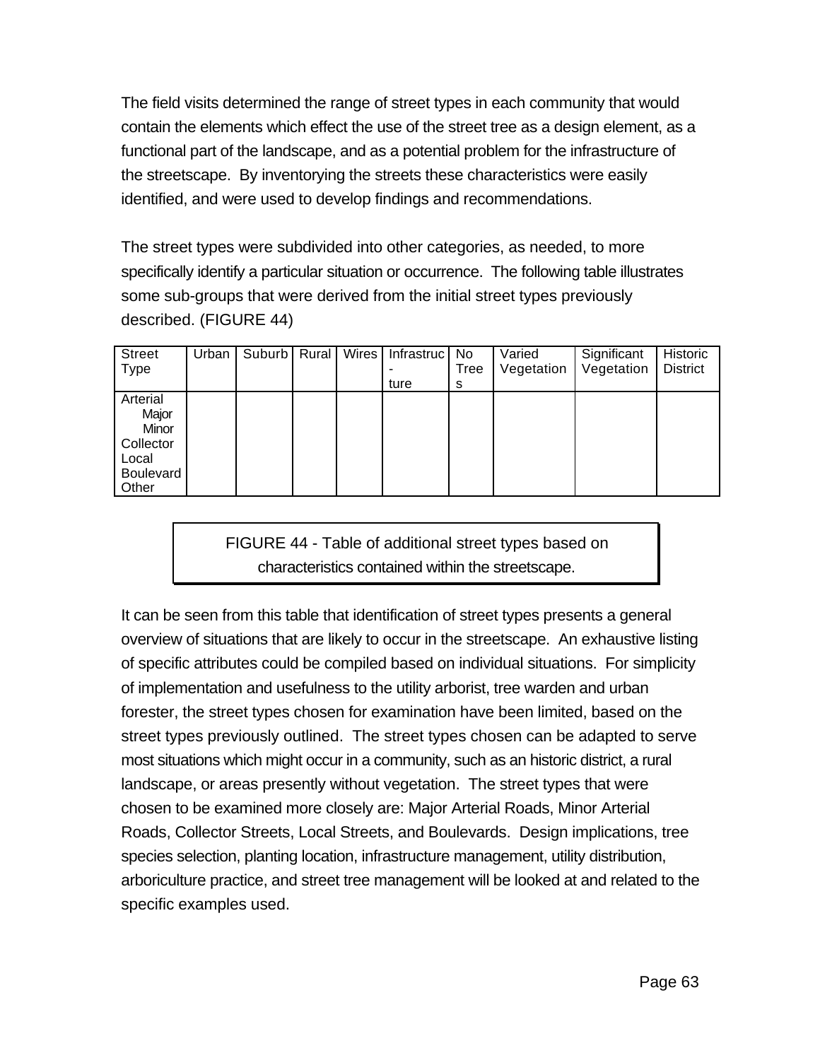The field visits determined the range of street types in each community that would contain the elements which effect the use of the street tree as a design element, as a functional part of the landscape, and as a potential problem for the infrastructure of the streetscape. By inventorying the streets these characteristics were easily identified, and were used to develop findings and recommendations.

The street types were subdivided into other categories, as needed, to more specifically identify a particular situation or occurrence. The following table illustrates some sub-groups that were derived from the initial street types previously described. (FIGURE 44)

| Street Type | Urban | Suburb | Rural | Wires | Infrastructure | No Trees | Varied Vegetation | Significant Vegetation | Historic District |
|---|---|---|---|---|---|---|---|---|---|
| Arterial<br>Major<br>Minor<br>Collector<br>Local<br>Boulevard<br>Other | | | | | | | | | |

FIGURE 44 - Table of additional street types based on characteristics contained within the streetscape.

It can be seen from this table that identification of street types presents a general overview of situations that are likely to occur in the streetscape. An exhaustive listing of specific attributes could be compiled based on individual situations. For simplicity of implementation and usefulness to the utility arborist, tree warden and urban forester, the street types chosen for examination have been limited, based on the street types previously outlined. The street types chosen can be adapted to serve most situations which might occur in a community, such as an historic district, a rural landscape, or areas presently without vegetation. The street types that were chosen to be examined more closely are: Major Arterial Roads, Minor Arterial Roads, Collector Streets, Local Streets, and Boulevards. Design implications, tree species selection, planting location, infrastructure management, utility distribution, arboriculture practice, and street tree management will be looked at and related to the specific examples used.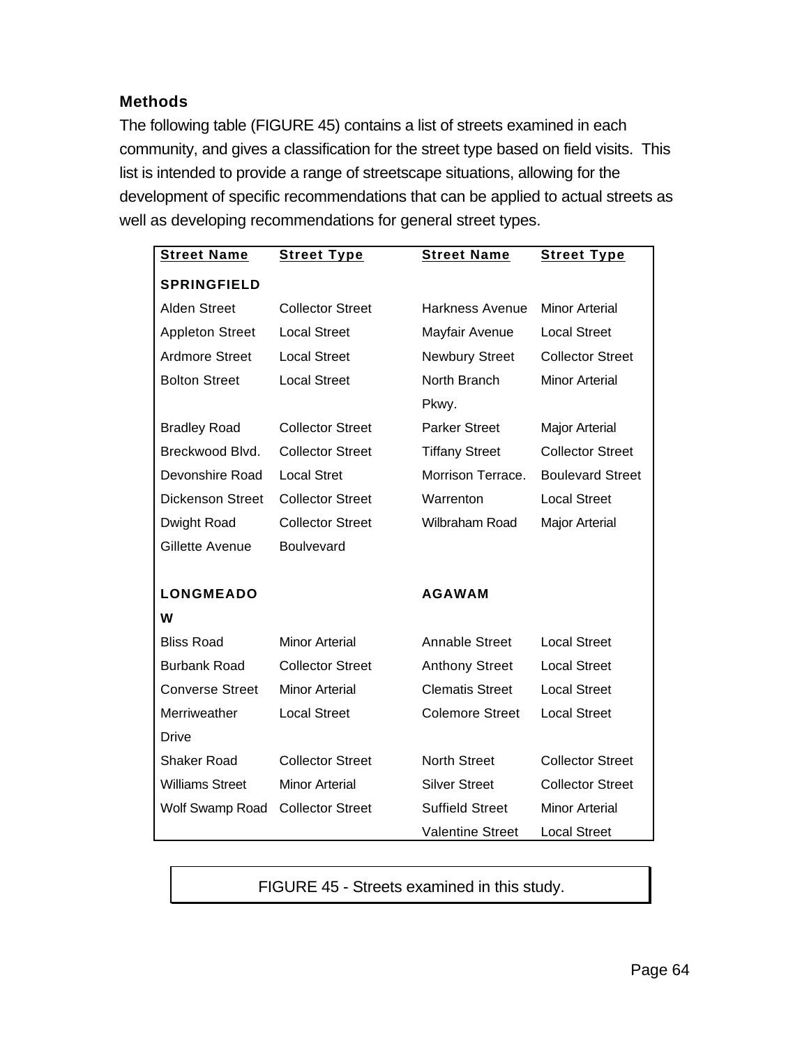### Methods

The following table (FIGURE 45) contains a list of streets examined in each community, and gives a classification for the street type based on field visits. This list is intended to provide a range of streetscape situations, allowing for the development of specific recommendations that can be applied to actual streets as well as developing recommendations for general street types.

| Street Name | Street Type | Street Name | Street Type |
|---|---|---|---|
| **SPRINGFIELD** | | | |
| Alden Street | Collector Street | Harkness Avenue | Minor Arterial |
| Appleton Street | Local Street | Mayfair Avenue | Local Street |
| Ardmore Street | Local Street | Newbury Street | Collector Street |
| Bolton Street | Local Street | North Branch Pkwy. | Minor Arterial |
| Bradley Road | Collector Street | Parker Street | Major Arterial |
| Breckwood Blvd. | Collector Street | Tiffany Street | Collector Street |
| Devonshire Road | Local Stret | Morrison Terrace. | Boulevard Street |
| Dickenson Street | Collector Street | Warrenton | Local Street |
| Dwight Road | Collector Street | Wilbraham Road | Major Arterial |
| Gillette Avenue | Boulvevard | | |
| **LONGMEADOW** | | **AGAWAM** | |
| Bliss Road | Minor Arterial | Annable Street | Local Street |
| Burbank Road | Collector Street | Anthony Street | Local Street |
| Converse Street | Minor Arterial | Clematis Street | Local Street |
| Merriweather Drive | Local Street | Colemore Street | Local Street |
| Shaker Road | Collector Street | North Street | Collector Street |
| Williams Street | Minor Arterial | Silver Street | Collector Street |
| Wolf Swamp Road | Collector Street | Suffield Street | Minor Arterial |
| | | Valentine Street | Local Street |

FIGURE 45 - Streets examined in this study.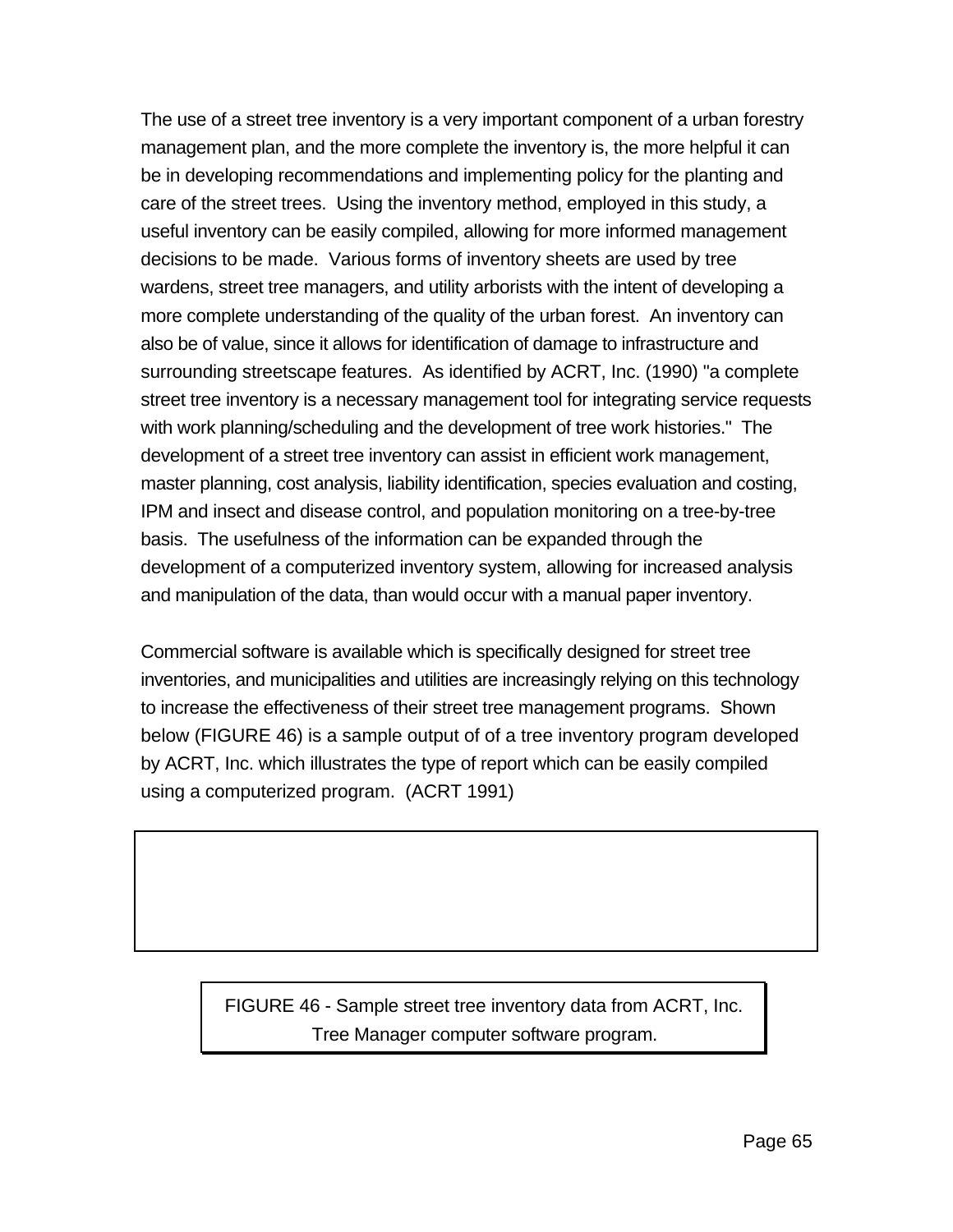The use of a street tree inventory is a very important component of a urban forestry management plan, and the more complete the inventory is, the more helpful it can be in developing recommendations and implementing policy for the planting and care of the street trees. Using the inventory method, employed in this study, a useful inventory can be easily compiled, allowing for more informed management decisions to be made. Various forms of inventory sheets are used by tree wardens, street tree managers, and utility arborists with the intent of developing a more complete understanding of the quality of the urban forest. An inventory can also be of value, since it allows for identification of damage to infrastructure and surrounding streetscape features. As identified by ACRT, Inc. (1990) "a complete street tree inventory is a necessary management tool for integrating service requests with work planning/scheduling and the development of tree work histories." The development of a street tree inventory can assist in efficient work management, master planning, cost analysis, liability identification, species evaluation and costing, IPM and insect and disease control, and population monitoring on a tree-by-tree basis. The usefulness of the information can be expanded through the development of a computerized inventory system, allowing for increased analysis and manipulation of the data, than would occur with a manual paper inventory.

Commercial software is available which is specifically designed for street tree inventories, and municipalities and utilities are increasingly relying on this technology to increase the effectiveness of their street tree management programs. Shown below (FIGURE 46) is a sample output of of a tree inventory program developed by ACRT, Inc. which illustrates the type of report which can be easily compiled using a computerized program. (ACRT 1991)

FIGURE 46 - Sample street tree inventory data from ACRT, Inc. Tree Manager computer software program.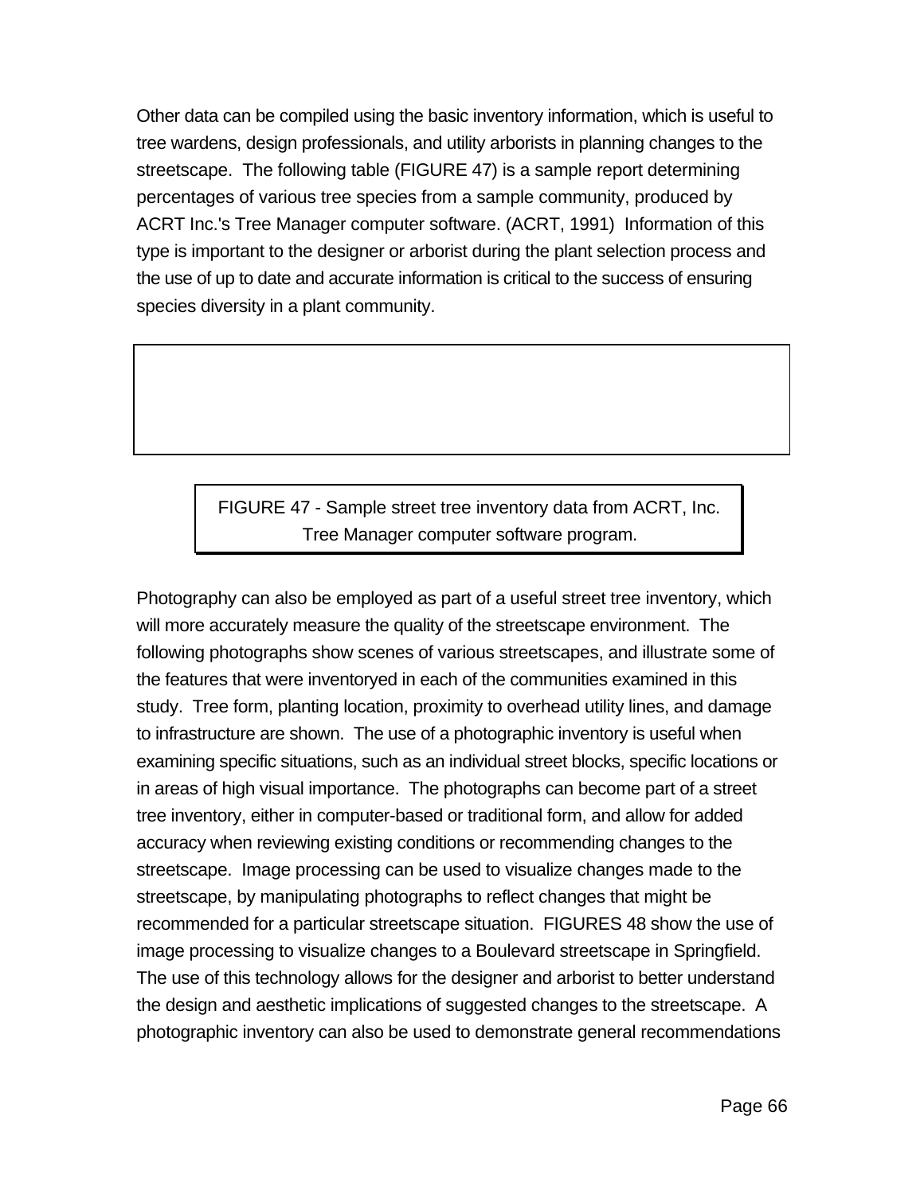Other data can be compiled using the basic inventory information, which is useful to tree wardens, design professionals, and utility arborists in planning changes to the streetscape. The following table (FIGURE 47) is a sample report determining percentages of various tree species from a sample community, produced by ACRT Inc.'s Tree Manager computer software. (ACRT, 1991) Information of this type is important to the designer or arborist during the plant selection process and the use of up to date and accurate information is critical to the success of ensuring species diversity in a plant community.

FIGURE 47 - Sample street tree inventory data from ACRT, Inc. Tree Manager computer software program.

Photography can also be employed as part of a useful street tree inventory, which will more accurately measure the quality of the streetscape environment. The following photographs show scenes of various streetscapes, and illustrate some of the features that were inventoryed in each of the communities examined in this study. Tree form, planting location, proximity to overhead utility lines, and damage to infrastructure are shown. The use of a photographic inventory is useful when examining specific situations, such as an individual street blocks, specific locations or in areas of high visual importance. The photographs can become part of a street tree inventory, either in computer-based or traditional form, and allow for added accuracy when reviewing existing conditions or recommending changes to the streetscape. Image processing can be used to visualize changes made to the streetscape, by manipulating photographs to reflect changes that might be recommended for a particular streetscape situation. FIGURES 48 show the use of image processing to visualize changes to a Boulevard streetscape in Springfield. The use of this technology allows for the designer and arborist to better understand the design and aesthetic implications of suggested changes to the streetscape. A photographic inventory can also be used to demonstrate general recommendations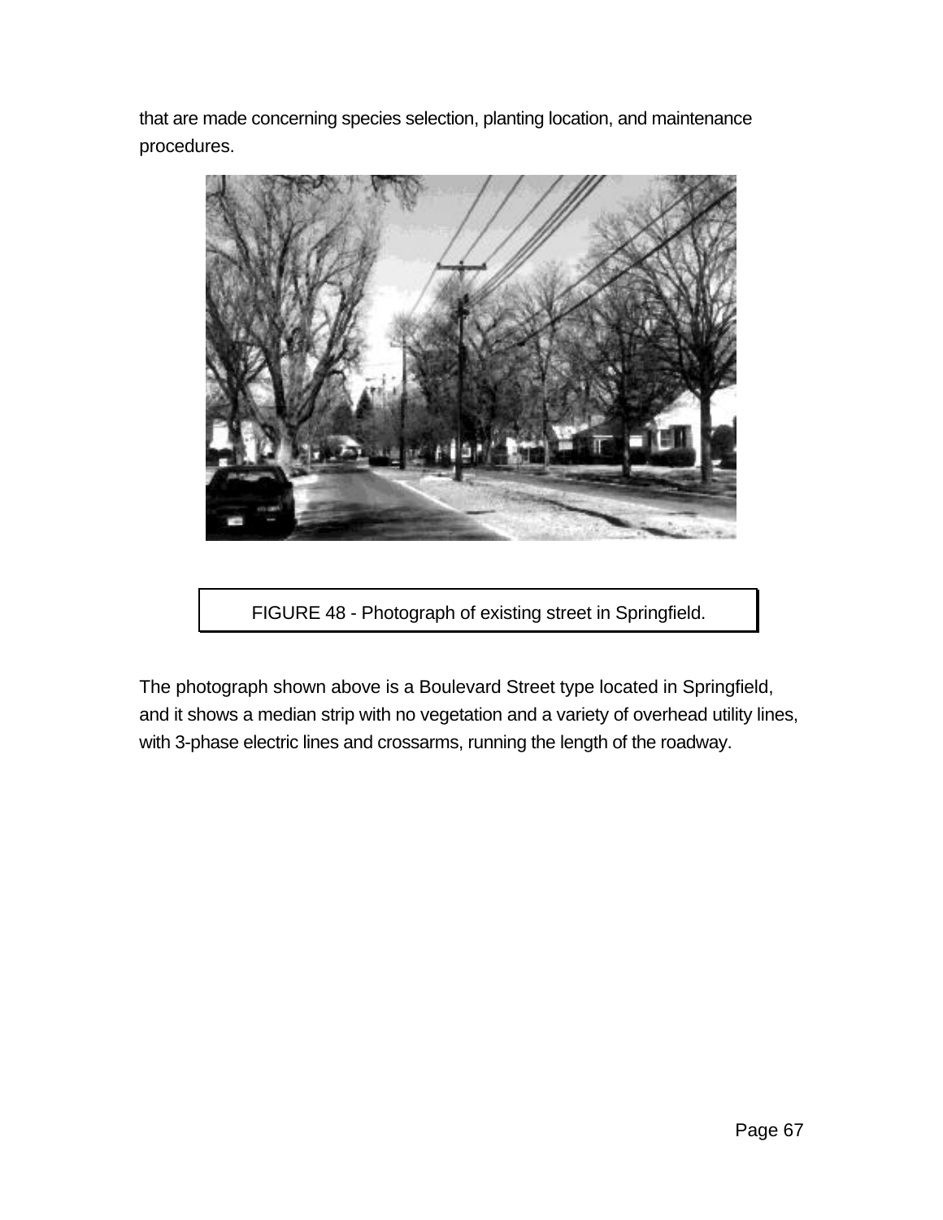that are made concerning species selection, planting location, and maintenance procedures.

FIGURE 48 - Photograph of existing street in Springfield.

The photograph shown above is a Boulevard Street type located in Springfield, and it shows a median strip with no vegetation and a variety of overhead utility lines, with 3-phase electric lines and crossarms, running the length of the roadway.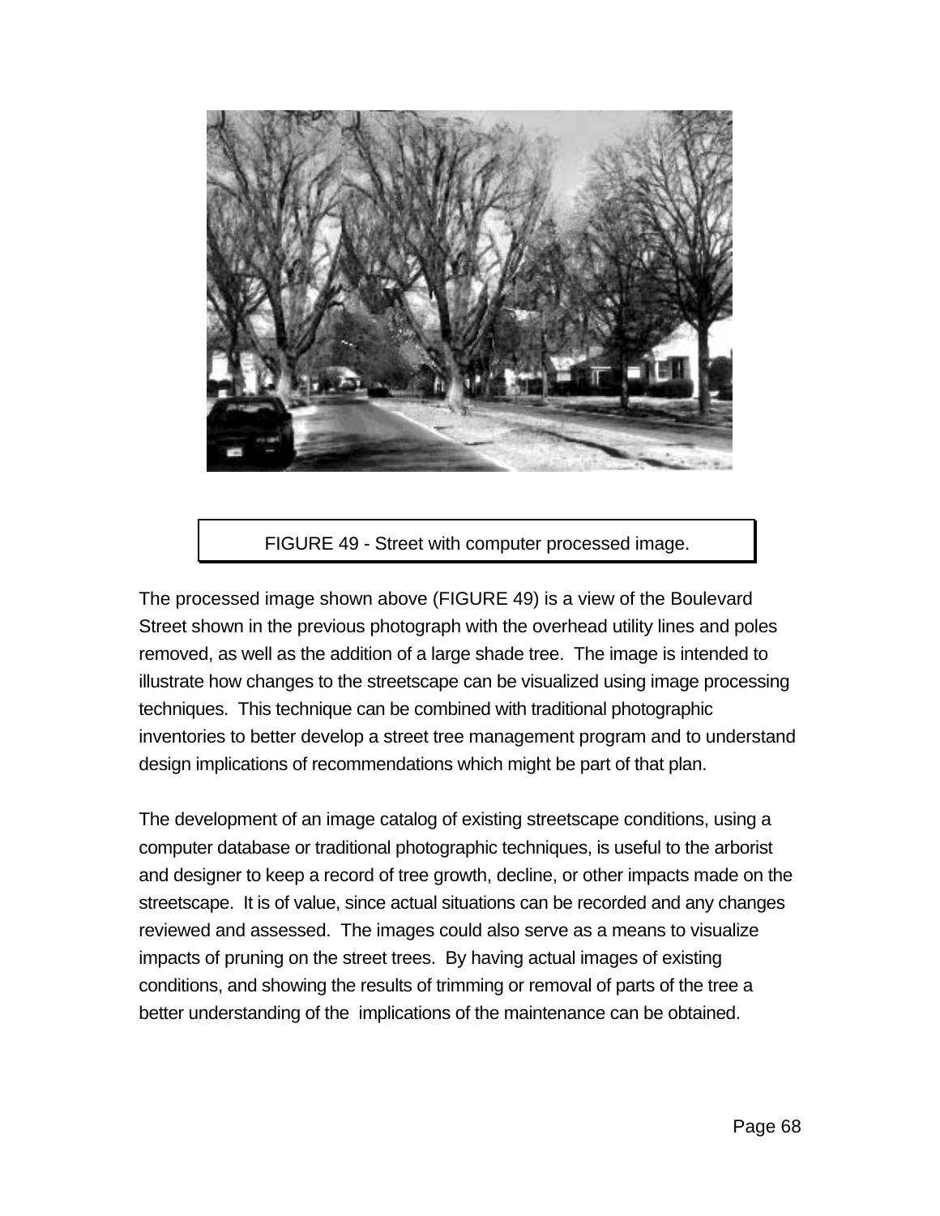FIGURE 49 - Street with computer processed image.

The processed image shown above (FIGURE 49) is a view of the Boulevard Street shown in the previous photograph with the overhead utility lines and poles removed, as well as the addition of a large shade tree. The image is intended to illustrate how changes to the streetscape can be visualized using image processing techniques. This technique can be combined with traditional photographic inventories to better develop a street tree management program and to understand design implications of recommendations which might be part of that plan.

The development of an image catalog of existing streetscape conditions, using a computer database or traditional photographic techniques, is useful to the arborist and designer to keep a record of tree growth, decline, or other impacts made on the streetscape. It is of value, since actual situations can be recorded and any changes reviewed and assessed. The images could also serve as a means to visualize impacts of pruning on the street trees. By having actual images of existing conditions, and showing the results of trimming or removal of parts of the tree a better understanding of the implications of the maintenance can be obtained.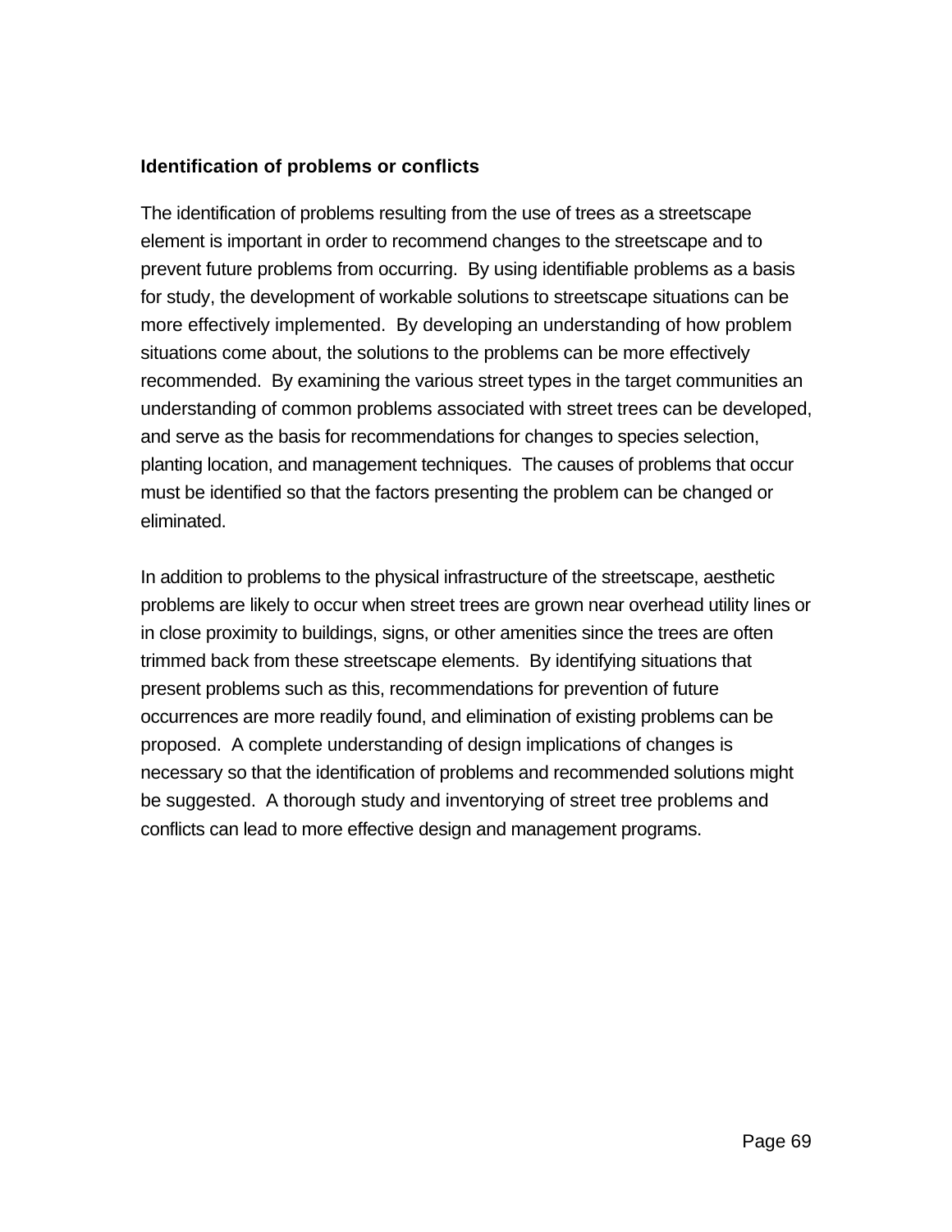### Identification of problems or conflicts

The identification of problems resulting from the use of trees as a streetscape element is important in order to recommend changes to the streetscape and to prevent future problems from occurring. By using identifiable problems as a basis for study, the development of workable solutions to streetscape situations can be more effectively implemented. By developing an understanding of how problem situations come about, the solutions to the problems can be more effectively recommended. By examining the various street types in the target communities an understanding of common problems associated with street trees can be developed, and serve as the basis for recommendations for changes to species selection, planting location, and management techniques. The causes of problems that occur must be identified so that the factors presenting the problem can be changed or eliminated.

In addition to problems to the physical infrastructure of the streetscape, aesthetic problems are likely to occur when street trees are grown near overhead utility lines or in close proximity to buildings, signs, or other amenities since the trees are often trimmed back from these streetscape elements. By identifying situations that present problems such as this, recommendations for prevention of future occurrences are more readily found, and elimination of existing problems can be proposed. A complete understanding of design implications of changes is necessary so that the identification of problems and recommended solutions might be suggested. A thorough study and inventorying of street tree problems and conflicts can lead to more effective design and management programs.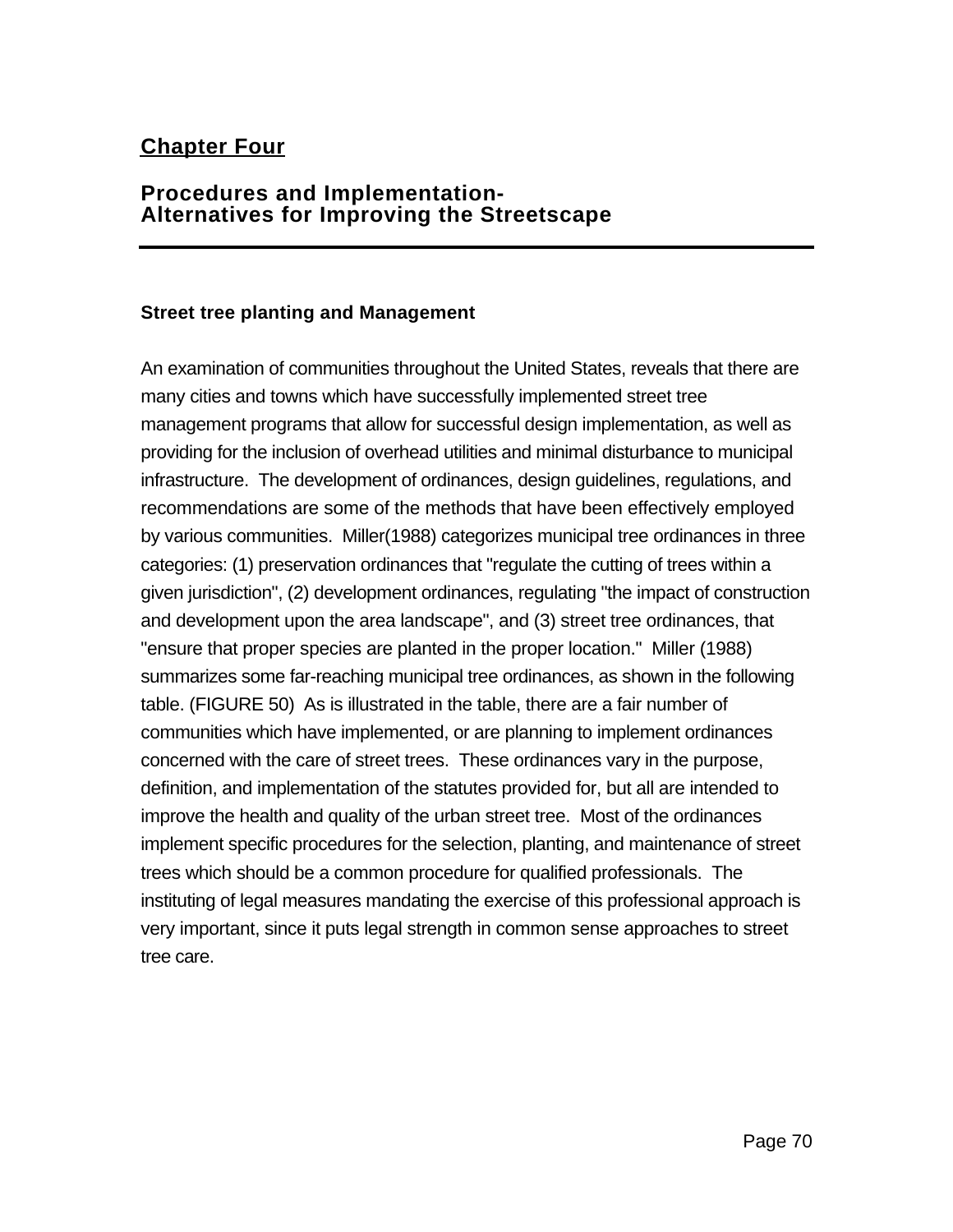## Chapter Four

### Procedures and Implementation-
### Alternatives for Improving the Streetscape

---

**Street tree planting and Management**

An examination of communities throughout the United States, reveals that there are many cities and towns which have successfully implemented street tree management programs that allow for successful design implementation, as well as providing for the inclusion of overhead utilities and minimal disturbance to municipal infrastructure. The development of ordinances, design guidelines, regulations, and recommendations are some of the methods that have been effectively employed by various communities. Miller(1988) categorizes municipal tree ordinances in three categories: (1) preservation ordinances that "regulate the cutting of trees within a given jurisdiction", (2) development ordinances, regulating "the impact of construction and development upon the area landscape", and (3) street tree ordinances, that "ensure that proper species are planted in the proper location." Miller (1988) summarizes some far-reaching municipal tree ordinances, as shown in the following table. (FIGURE 50) As is illustrated in the table, there are a fair number of communities which have implemented, or are planning to implement ordinances concerned with the care of street trees. These ordinances vary in the purpose, definition, and implementation of the statutes provided for, but all are intended to improve the health and quality of the urban street tree. Most of the ordinances implement specific procedures for the selection, planting, and maintenance of street trees which should be a common procedure for qualified professionals. The instituting of legal measures mandating the exercise of this professional approach is very important, since it puts legal strength in common sense approaches to street tree care.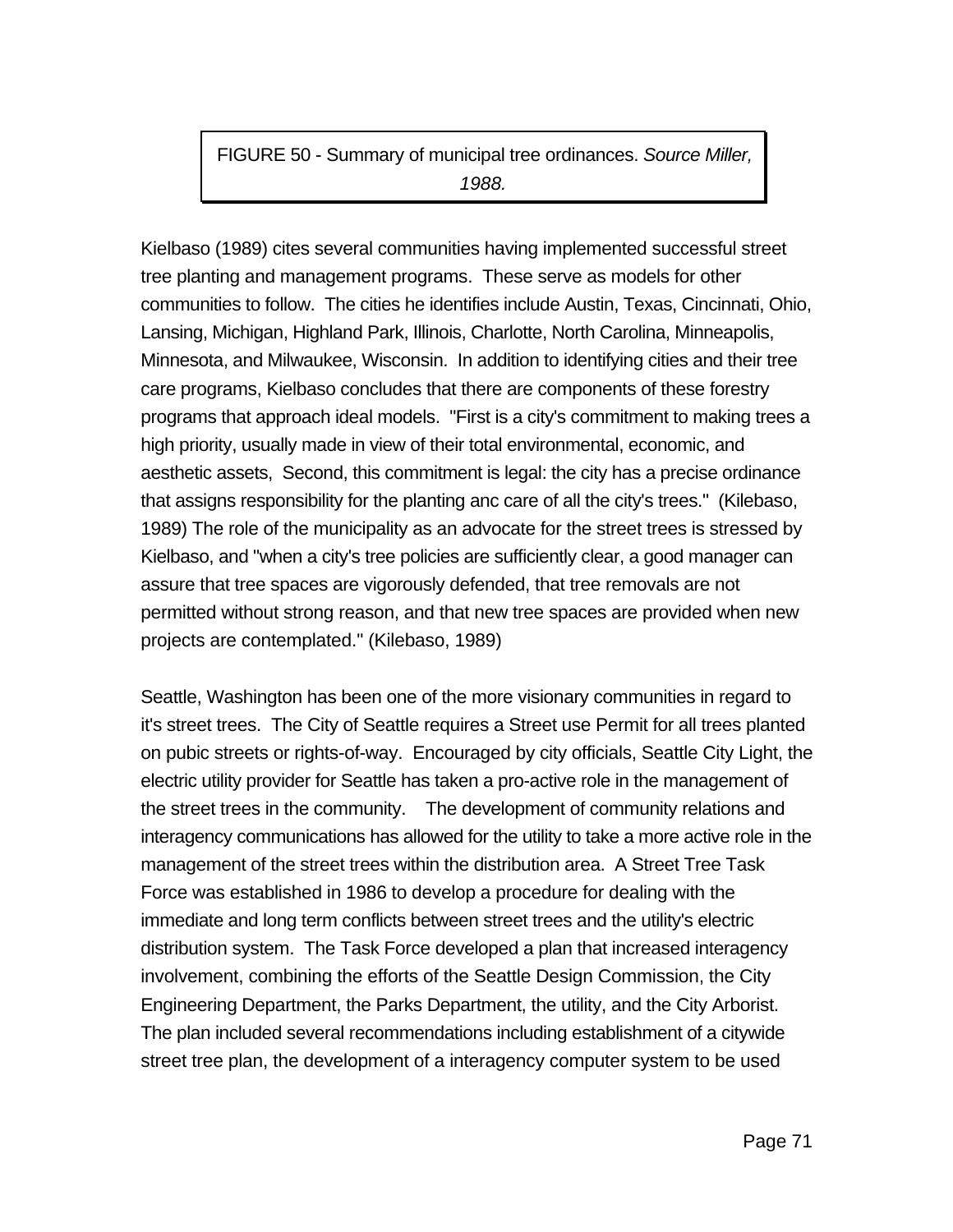FIGURE 50 - Summary of municipal tree ordinances. *Source Miller, 1988.*

Kielbaso (1989) cites several communities having implemented successful street tree planting and management programs. These serve as models for other communities to follow. The cities he identifies include Austin, Texas, Cincinnati, Ohio, Lansing, Michigan, Highland Park, Illinois, Charlotte, North Carolina, Minneapolis, Minnesota, and Milwaukee, Wisconsin. In addition to identifying cities and their tree care programs, Kielbaso concludes that there are components of these forestry programs that approach ideal models. "First is a city's commitment to making trees a high priority, usually made in view of their total environmental, economic, and aesthetic assets, Second, this commitment is legal: the city has a precise ordinance that assigns responsibility for the planting anc care of all the city's trees." (Kilebaso, 1989) The role of the municipality as an advocate for the street trees is stressed by Kielbaso, and "when a city's tree policies are sufficiently clear, a good manager can assure that tree spaces are vigorously defended, that tree removals are not permitted without strong reason, and that new tree spaces are provided when new projects are contemplated." (Kilebaso, 1989)

Seattle, Washington has been one of the more visionary communities in regard to it's street trees. The City of Seattle requires a Street use Permit for all trees planted on pubic streets or rights-of-way. Encouraged by city officials, Seattle City Light, the electric utility provider for Seattle has taken a pro-active role in the management of the street trees in the community. The development of community relations and interagency communications has allowed for the utility to take a more active role in the management of the street trees within the distribution area. A Street Tree Task Force was established in 1986 to develop a procedure for dealing with the immediate and long term conflicts between street trees and the utility's electric distribution system. The Task Force developed a plan that increased interagency involvement, combining the efforts of the Seattle Design Commission, the City Engineering Department, the Parks Department, the utility, and the City Arborist. The plan included several recommendations including establishment of a citywide street tree plan, the development of a interagency computer system to be used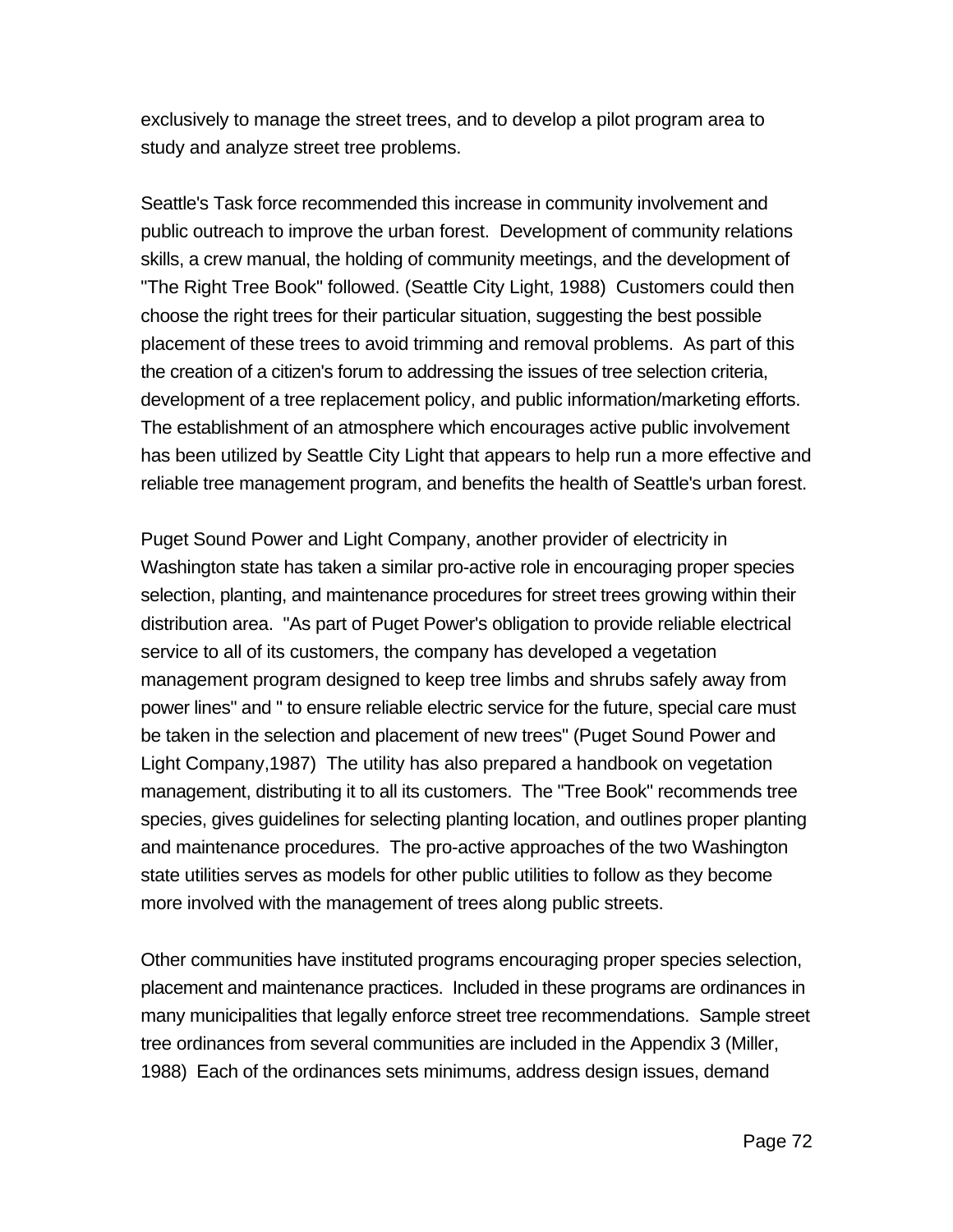exclusively to manage the street trees, and to develop a pilot program area to study and analyze street tree problems.

Seattle's Task force recommended this increase in community involvement and public outreach to improve the urban forest. Development of community relations skills, a crew manual, the holding of community meetings, and the development of "The Right Tree Book" followed. (Seattle City Light, 1988) Customers could then choose the right trees for their particular situation, suggesting the best possible placement of these trees to avoid trimming and removal problems. As part of this the creation of a citizen's forum to addressing the issues of tree selection criteria, development of a tree replacement policy, and public information/marketing efforts. The establishment of an atmosphere which encourages active public involvement has been utilized by Seattle City Light that appears to help run a more effective and reliable tree management program, and benefits the health of Seattle's urban forest.

Puget Sound Power and Light Company, another provider of electricity in Washington state has taken a similar pro-active role in encouraging proper species selection, planting, and maintenance procedures for street trees growing within their distribution area. "As part of Puget Power's obligation to provide reliable electrical service to all of its customers, the company has developed a vegetation management program designed to keep tree limbs and shrubs safely away from power lines" and " to ensure reliable electric service for the future, special care must be taken in the selection and placement of new trees" (Puget Sound Power and Light Company,1987) The utility has also prepared a handbook on vegetation management, distributing it to all its customers. The "Tree Book" recommends tree species, gives guidelines for selecting planting location, and outlines proper planting and maintenance procedures. The pro-active approaches of the two Washington state utilities serves as models for other public utilities to follow as they become more involved with the management of trees along public streets.

Other communities have instituted programs encouraging proper species selection, placement and maintenance practices. Included in these programs are ordinances in many municipalities that legally enforce street tree recommendations. Sample street tree ordinances from several communities are included in the Appendix 3 (Miller, 1988) Each of the ordinances sets minimums, address design issues, demand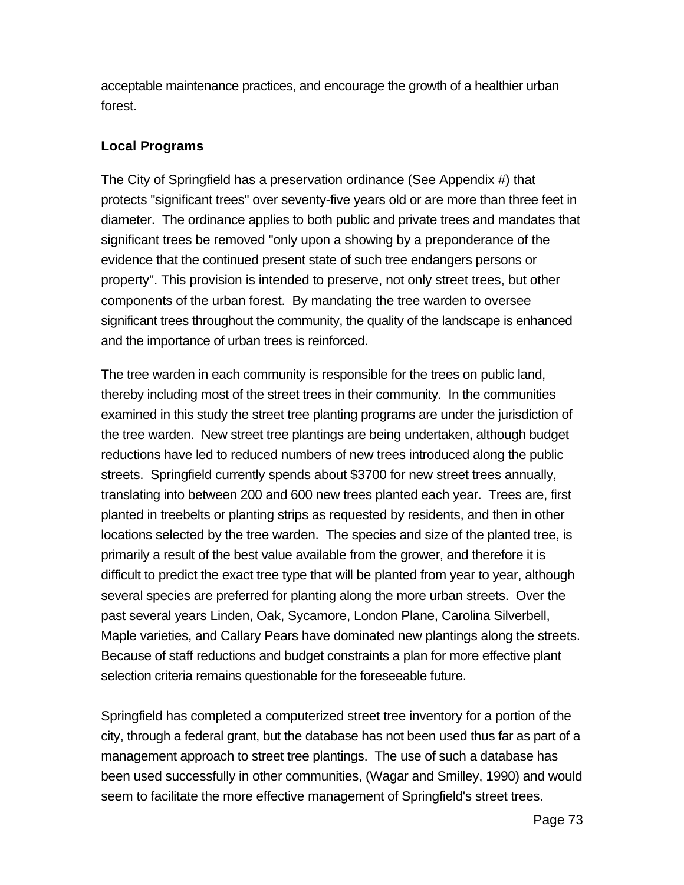acceptable maintenance practices, and encourage the growth of a healthier urban forest.

### Local Programs

The City of Springfield has a preservation ordinance (See Appendix #) that protects "significant trees" over seventy-five years old or are more than three feet in diameter. The ordinance applies to both public and private trees and mandates that significant trees be removed "only upon a showing by a preponderance of the evidence that the continued present state of such tree endangers persons or property". This provision is intended to preserve, not only street trees, but other components of the urban forest. By mandating the tree warden to oversee significant trees throughout the community, the quality of the landscape is enhanced and the importance of urban trees is reinforced.

The tree warden in each community is responsible for the trees on public land, thereby including most of the street trees in their community. In the communities examined in this study the street tree planting programs are under the jurisdiction of the tree warden. New street tree plantings are being undertaken, although budget reductions have led to reduced numbers of new trees introduced along the public streets. Springfield currently spends about $3700 for new street trees annually, translating into between 200 and 600 new trees planted each year. Trees are, first planted in treebelts or planting strips as requested by residents, and then in other locations selected by the tree warden. The species and size of the planted tree, is primarily a result of the best value available from the grower, and therefore it is difficult to predict the exact tree type that will be planted from year to year, although several species are preferred for planting along the more urban streets. Over the past several years Linden, Oak, Sycamore, London Plane, Carolina Silverbell, Maple varieties, and Callary Pears have dominated new plantings along the streets. Because of staff reductions and budget constraints a plan for more effective plant selection criteria remains questionable for the foreseeable future.

Springfield has completed a computerized street tree inventory for a portion of the city, through a federal grant, but the database has not been used thus far as part of a management approach to street tree plantings. The use of such a database has been used successfully in other communities, (Wagar and Smilley, 1990) and would seem to facilitate the more effective management of Springfield's street trees.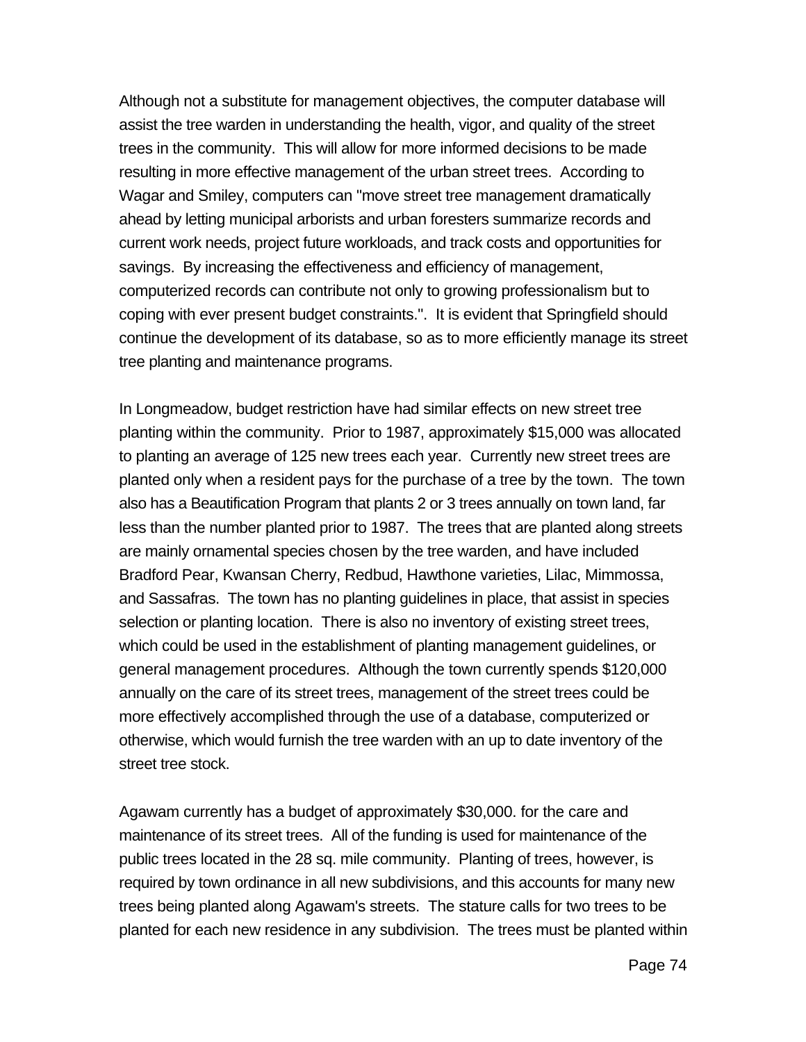Although not a substitute for management objectives, the computer database will assist the tree warden in understanding the health, vigor, and quality of the street trees in the community. This will allow for more informed decisions to be made resulting in more effective management of the urban street trees. According to Wagar and Smiley, computers can "move street tree management dramatically ahead by letting municipal arborists and urban foresters summarize records and current work needs, project future workloads, and track costs and opportunities for savings. By increasing the effectiveness and efficiency of management, computerized records can contribute not only to growing professionalism but to coping with ever present budget constraints.". It is evident that Springfield should continue the development of its database, so as to more efficiently manage its street tree planting and maintenance programs.

In Longmeadow, budget restriction have had similar effects on new street tree planting within the community. Prior to 1987, approximately $15,000 was allocated to planting an average of 125 new trees each year. Currently new street trees are planted only when a resident pays for the purchase of a tree by the town. The town also has a Beautification Program that plants 2 or 3 trees annually on town land, far less than the number planted prior to 1987. The trees that are planted along streets are mainly ornamental species chosen by the tree warden, and have included Bradford Pear, Kwansan Cherry, Redbud, Hawthone varieties, Lilac, Mimmossa, and Sassafras. The town has no planting guidelines in place, that assist in species selection or planting location. There is also no inventory of existing street trees, which could be used in the establishment of planting management guidelines, or general management procedures. Although the town currently spends $120,000 annually on the care of its street trees, management of the street trees could be more effectively accomplished through the use of a database, computerized or otherwise, which would furnish the tree warden with an up to date inventory of the street tree stock.

Agawam currently has a budget of approximately $30,000. for the care and maintenance of its street trees. All of the funding is used for maintenance of the public trees located in the 28 sq. mile community. Planting of trees, however, is required by town ordinance in all new subdivisions, and this accounts for many new trees being planted along Agawam's streets. The stature calls for two trees to be planted for each new residence in any subdivision. The trees must be planted within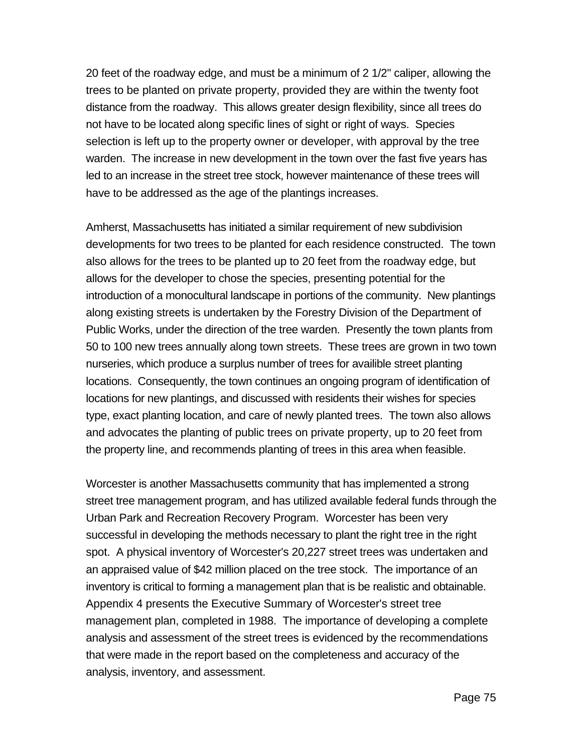20 feet of the roadway edge, and must be a minimum of 2 1/2" caliper, allowing the trees to be planted on private property, provided they are within the twenty foot distance from the roadway. This allows greater design flexibility, since all trees do not have to be located along specific lines of sight or right of ways. Species selection is left up to the property owner or developer, with approval by the tree warden. The increase in new development in the town over the fast five years has led to an increase in the street tree stock, however maintenance of these trees will have to be addressed as the age of the plantings increases.

Amherst, Massachusetts has initiated a similar requirement of new subdivision developments for two trees to be planted for each residence constructed. The town also allows for the trees to be planted up to 20 feet from the roadway edge, but allows for the developer to chose the species, presenting potential for the introduction of a monocultural landscape in portions of the community. New plantings along existing streets is undertaken by the Forestry Division of the Department of Public Works, under the direction of the tree warden. Presently the town plants from 50 to 100 new trees annually along town streets. These trees are grown in two town nurseries, which produce a surplus number of trees for availible street planting locations. Consequently, the town continues an ongoing program of identification of locations for new plantings, and discussed with residents their wishes for species type, exact planting location, and care of newly planted trees. The town also allows and advocates the planting of public trees on private property, up to 20 feet from the property line, and recommends planting of trees in this area when feasible.

Worcester is another Massachusetts community that has implemented a strong street tree management program, and has utilized available federal funds through the Urban Park and Recreation Recovery Program. Worcester has been very successful in developing the methods necessary to plant the right tree in the right spot. A physical inventory of Worcester's 20,227 street trees was undertaken and an appraised value of $42 million placed on the tree stock. The importance of an inventory is critical to forming a management plan that is be realistic and obtainable. Appendix 4 presents the Executive Summary of Worcester's street tree management plan, completed in 1988. The importance of developing a complete analysis and assessment of the street trees is evidenced by the recommendations that were made in the report based on the completeness and accuracy of the analysis, inventory, and assessment.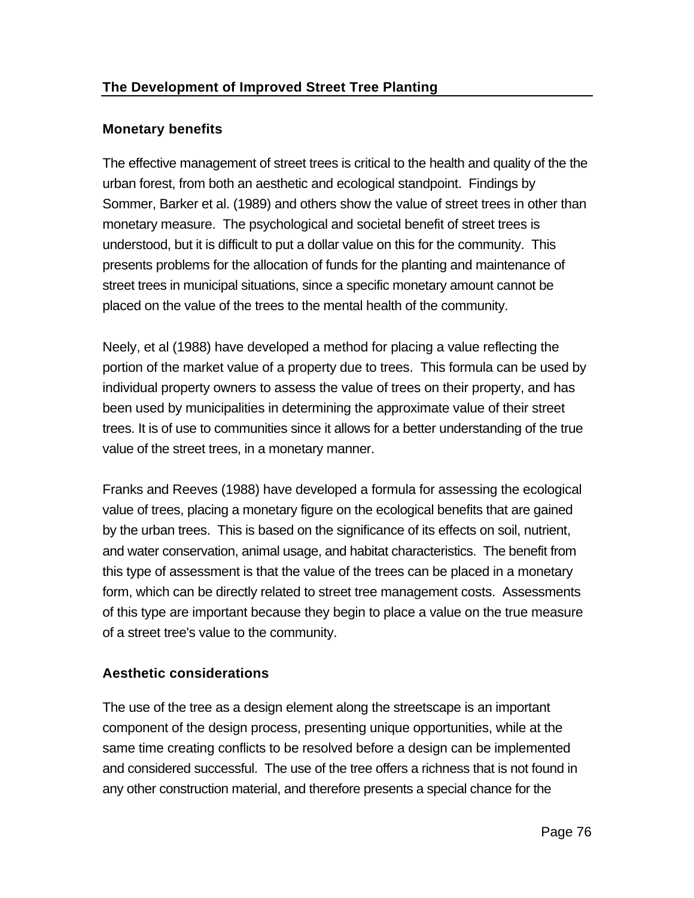## The Development of Improved Street Tree Planting

### Monetary benefits

The effective management of street trees is critical to the health and quality of the the urban forest, from both an aesthetic and ecological standpoint. Findings by Sommer, Barker et al. (1989) and others show the value of street trees in other than monetary measure. The psychological and societal benefit of street trees is understood, but it is difficult to put a dollar value on this for the community. This presents problems for the allocation of funds for the planting and maintenance of street trees in municipal situations, since a specific monetary amount cannot be placed on the value of the trees to the mental health of the community.

Neely, et al (1988) have developed a method for placing a value reflecting the portion of the market value of a property due to trees. This formula can be used by individual property owners to assess the value of trees on their property, and has been used by municipalities in determining the approximate value of their street trees. It is of use to communities since it allows for a better understanding of the true value of the street trees, in a monetary manner.

Franks and Reeves (1988) have developed a formula for assessing the ecological value of trees, placing a monetary figure on the ecological benefits that are gained by the urban trees. This is based on the significance of its effects on soil, nutrient, and water conservation, animal usage, and habitat characteristics. The benefit from this type of assessment is that the value of the trees can be placed in a monetary form, which can be directly related to street tree management costs. Assessments of this type are important because they begin to place a value on the true measure of a street tree's value to the community.

### Aesthetic considerations

The use of the tree as a design element along the streetscape is an important component of the design process, presenting unique opportunities, while at the same time creating conflicts to be resolved before a design can be implemented and considered successful. The use of the tree offers a richness that is not found in any other construction material, and therefore presents a special chance for the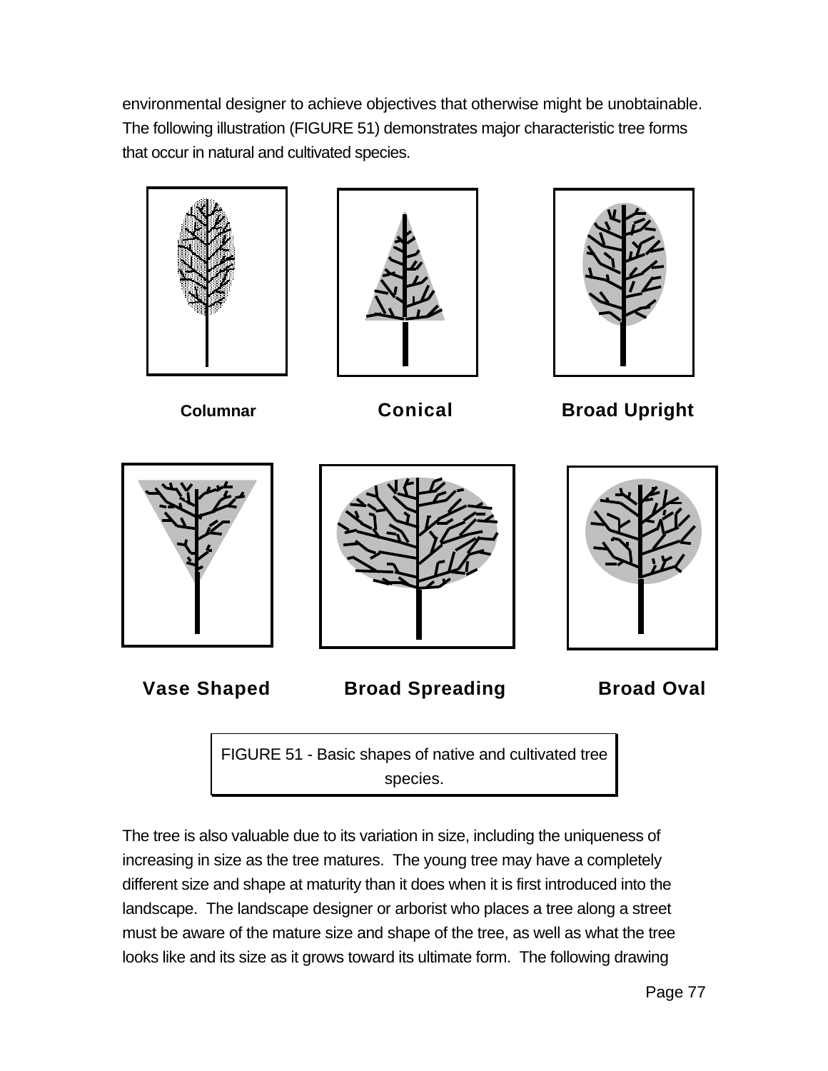environmental designer to achieve objectives that otherwise might be unobtainable. The following illustration (FIGURE 51) demonstrates major characteristic tree forms that occur in natural and cultivated species.

**Columnar** **Conical** **Broad Upright**

**Vase Shaped** **Broad Spreading** **Broad Oval**

FIGURE 51 - Basic shapes of native and cultivated tree species.

The tree is also valuable due to its variation in size, including the uniqueness of increasing in size as the tree matures. The young tree may have a completely different size and shape at maturity than it does when it is first introduced into the landscape. The landscape designer or arborist who places a tree along a street must be aware of the mature size and shape of the tree, as well as what the tree looks like and its size as it grows toward its ultimate form. The following drawing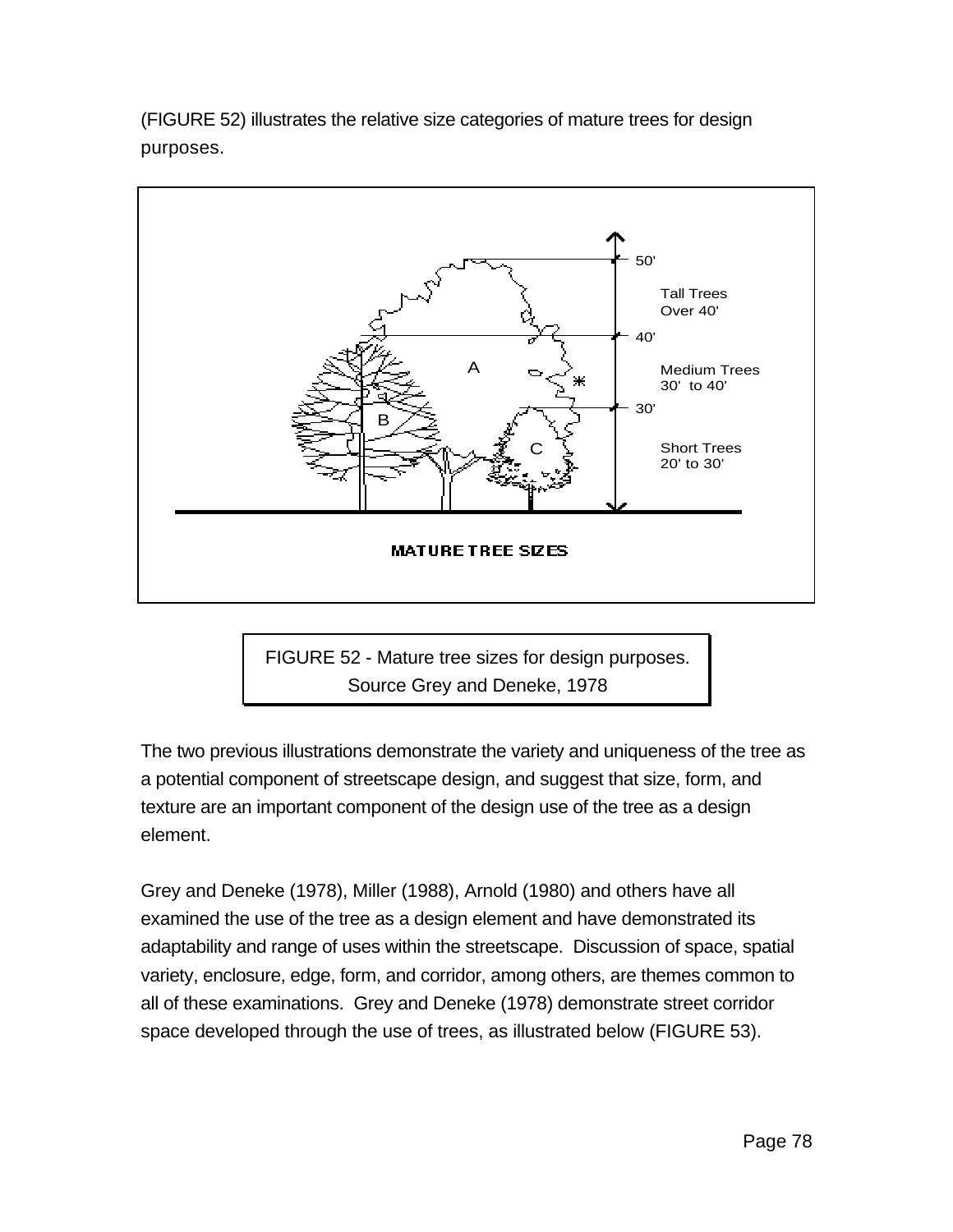(FIGURE 52) illustrates the relative size categories of mature trees for design purposes.

FIGURE 52 - Mature tree sizes for design purposes. Source Grey and Deneke, 1978

The two previous illustrations demonstrate the variety and uniqueness of the tree as a potential component of streetscape design, and suggest that size, form, and texture are an important component of the design use of the tree as a design element.

Grey and Deneke (1978), Miller (1988), Arnold (1980) and others have all examined the use of the tree as a design element and have demonstrated its adaptability and range of uses within the streetscape. Discussion of space, spatial variety, enclosure, edge, form, and corridor, among others, are themes common to all of these examinations. Grey and Deneke (1978) demonstrate street corridor space developed through the use of trees, as illustrated below (FIGURE 53).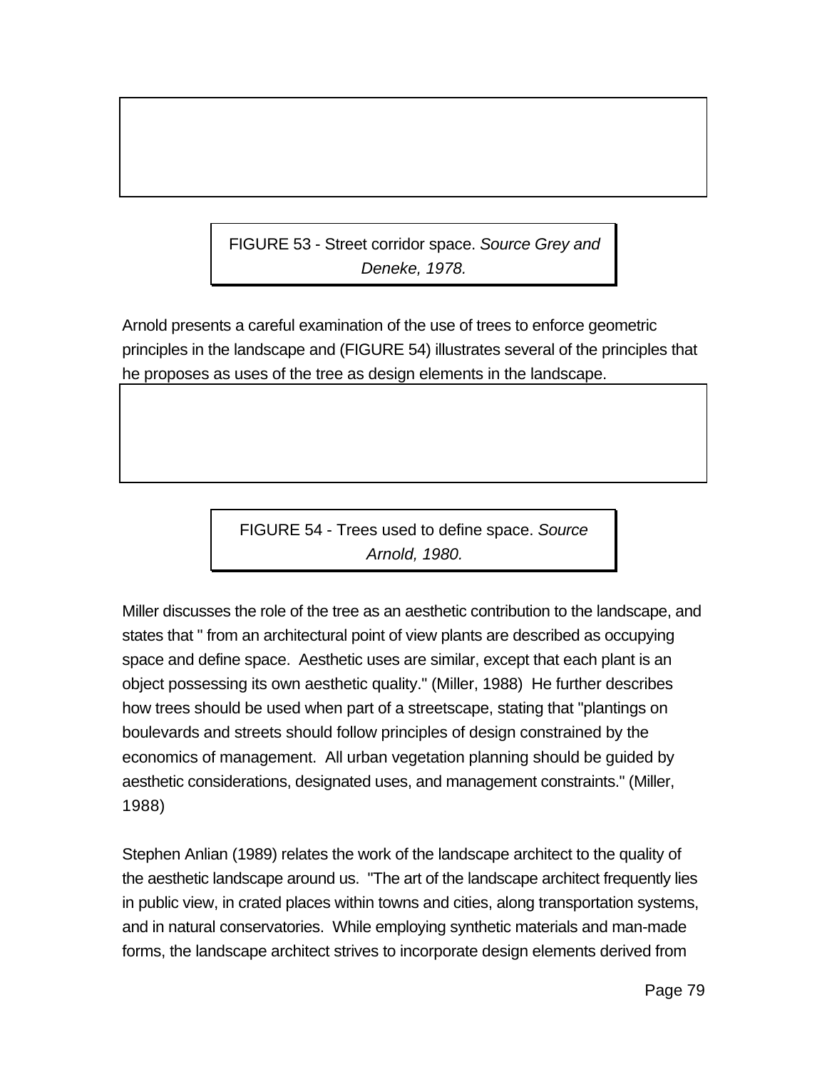FIGURE 53 - Street corridor space. *Source Grey and Deneke, 1978.*

Arnold presents a careful examination of the use of trees to enforce geometric principles in the landscape and (FIGURE 54) illustrates several of the principles that he proposes as uses of the tree as design elements in the landscape.

FIGURE 54 - Trees used to define space. *Source Arnold, 1980.*

Miller discusses the role of the tree as an aesthetic contribution to the landscape, and states that " from an architectural point of view plants are described as occupying space and define space. Aesthetic uses are similar, except that each plant is an object possessing its own aesthetic quality." (Miller, 1988) He further describes how trees should be used when part of a streetscape, stating that "plantings on boulevards and streets should follow principles of design constrained by the economics of management. All urban vegetation planning should be guided by aesthetic considerations, designated uses, and management constraints." (Miller, 1988)

Stephen Anlian (1989) relates the work of the landscape architect to the quality of the aesthetic landscape around us. "The art of the landscape architect frequently lies in public view, in crated places within towns and cities, along transportation systems, and in natural conservatories. While employing synthetic materials and man-made forms, the landscape architect strives to incorporate design elements derived from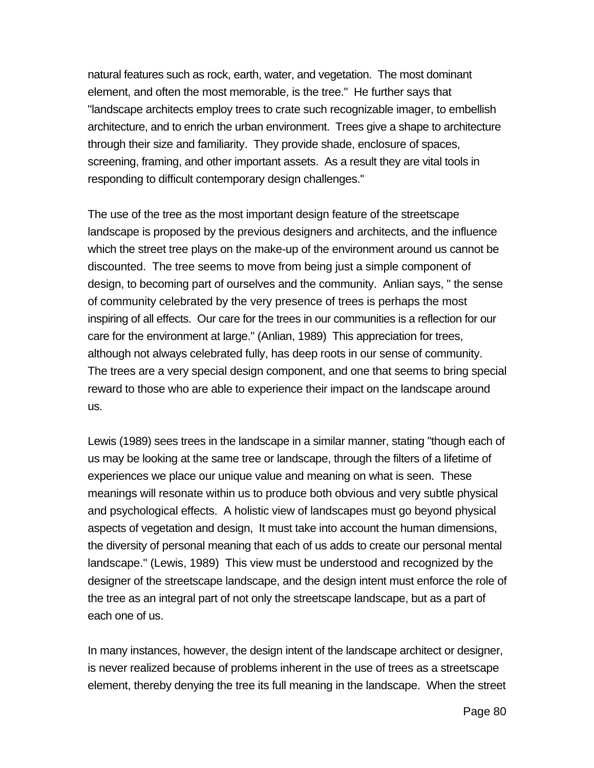natural features such as rock, earth, water, and vegetation. The most dominant element, and often the most memorable, is the tree." He further says that "landscape architects employ trees to crate such recognizable imager, to embellish architecture, and to enrich the urban environment. Trees give a shape to architecture through their size and familiarity. They provide shade, enclosure of spaces, screening, framing, and other important assets. As a result they are vital tools in responding to difficult contemporary design challenges."

The use of the tree as the most important design feature of the streetscape landscape is proposed by the previous designers and architects, and the influence which the street tree plays on the make-up of the environment around us cannot be discounted. The tree seems to move from being just a simple component of design, to becoming part of ourselves and the community. Anlian says, " the sense of community celebrated by the very presence of trees is perhaps the most inspiring of all effects. Our care for the trees in our communities is a reflection for our care for the environment at large." (Anlian, 1989) This appreciation for trees, although not always celebrated fully, has deep roots in our sense of community. The trees are a very special design component, and one that seems to bring special reward to those who are able to experience their impact on the landscape around us.

Lewis (1989) sees trees in the landscape in a similar manner, stating "though each of us may be looking at the same tree or landscape, through the filters of a lifetime of experiences we place our unique value and meaning on what is seen. These meanings will resonate within us to produce both obvious and very subtle physical and psychological effects. A holistic view of landscapes must go beyond physical aspects of vegetation and design, It must take into account the human dimensions, the diversity of personal meaning that each of us adds to create our personal mental landscape." (Lewis, 1989) This view must be understood and recognized by the designer of the streetscape landscape, and the design intent must enforce the role of the tree as an integral part of not only the streetscape landscape, but as a part of each one of us.

In many instances, however, the design intent of the landscape architect or designer, is never realized because of problems inherent in the use of trees as a streetscape element, thereby denying the tree its full meaning in the landscape. When the street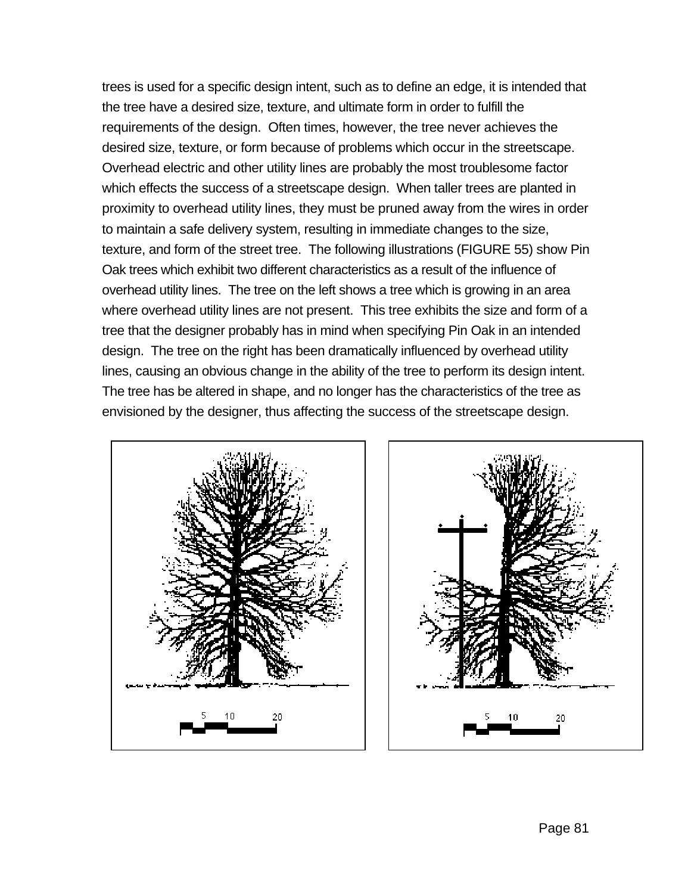trees is used for a specific design intent, such as to define an edge, it is intended that the tree have a desired size, texture, and ultimate form in order to fulfill the requirements of the design. Often times, however, the tree never achieves the desired size, texture, or form because of problems which occur in the streetscape. Overhead electric and other utility lines are probably the most troublesome factor which effects the success of a streetscape design. When taller trees are planted in proximity to overhead utility lines, they must be pruned away from the wires in order to maintain a safe delivery system, resulting in immediate changes to the size, texture, and form of the street tree. The following illustrations (FIGURE 55) show Pin Oak trees which exhibit two different characteristics as a result of the influence of overhead utility lines. The tree on the left shows a tree which is growing in an area where overhead utility lines are not present. This tree exhibits the size and form of a tree that the designer probably has in mind when specifying Pin Oak in an intended design. The tree on the right has been dramatically influenced by overhead utility lines, causing an obvious change in the ability of the tree to perform its design intent. The tree has be altered in shape, and no longer has the characteristics of the tree as envisioned by the designer, thus affecting the success of the streetscape design.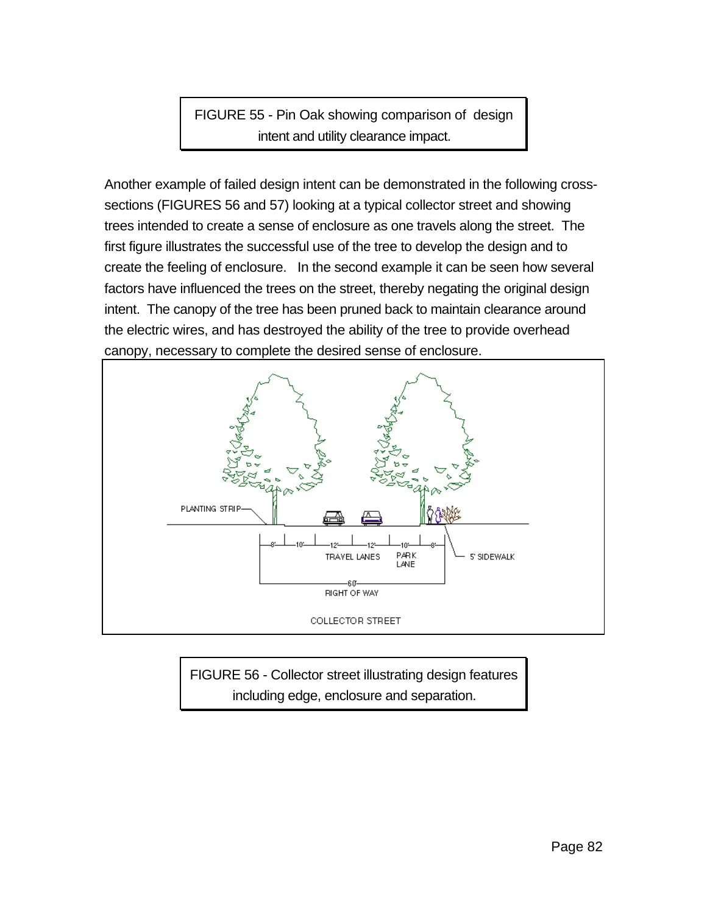FIGURE 55 - Pin Oak showing comparison of design intent and utility clearance impact.

Another example of failed design intent can be demonstrated in the following cross-sections (FIGURES 56 and 57) looking at a typical collector street and showing trees intended to create a sense of enclosure as one travels along the street. The first figure illustrates the successful use of the tree to develop the design and to create the feeling of enclosure. In the second example it can be seen how several factors have influenced the trees on the street, thereby negating the original design intent. The canopy of the tree has been pruned back to maintain clearance around the electric wires, and has destroyed the ability of the tree to provide overhead canopy, necessary to complete the desired sense of enclosure.

PLANTING STRIP

8' 10' 12' 12' 10' 8'

TRAVEL LANES

PARK LANE

5' SIDEWALK

60'

RIGHT OF WAY

COLLECTOR STREET

FIGURE 56 - Collector street illustrating design features including edge, enclosure and separation.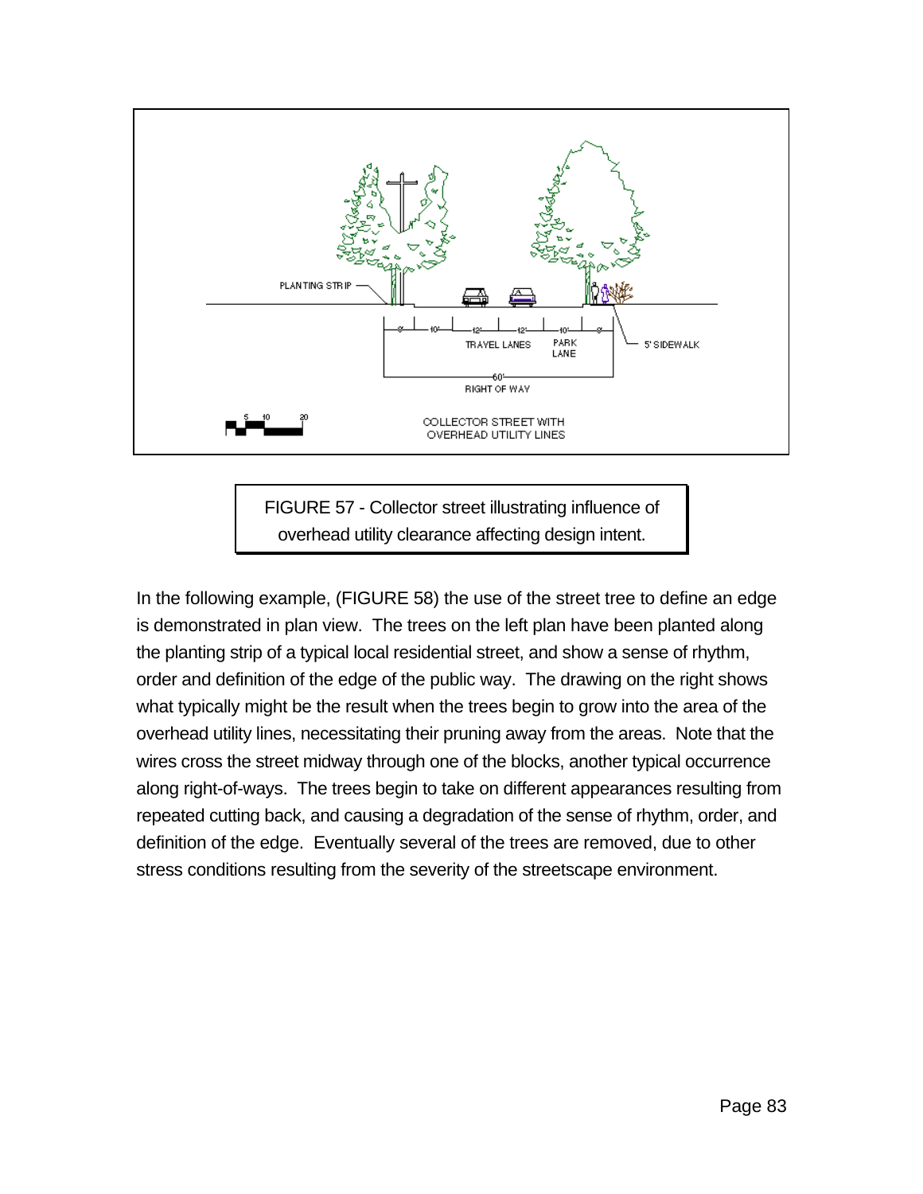FIGURE 57 - Collector street illustrating influence of overhead utility clearance affecting design intent.

In the following example, (FIGURE 58) the use of the street tree to define an edge is demonstrated in plan view. The trees on the left plan have been planted along the planting strip of a typical local residential street, and show a sense of rhythm, order and definition of the edge of the public way. The drawing on the right shows what typically might be the result when the trees begin to grow into the area of the overhead utility lines, necessitating their pruning away from the areas. Note that the wires cross the street midway through one of the blocks, another typical occurrence along right-of-ways. The trees begin to take on different appearances resulting from repeated cutting back, and causing a degradation of the sense of rhythm, order, and definition of the edge. Eventually several of the trees are removed, due to other stress conditions resulting from the severity of the streetscape environment.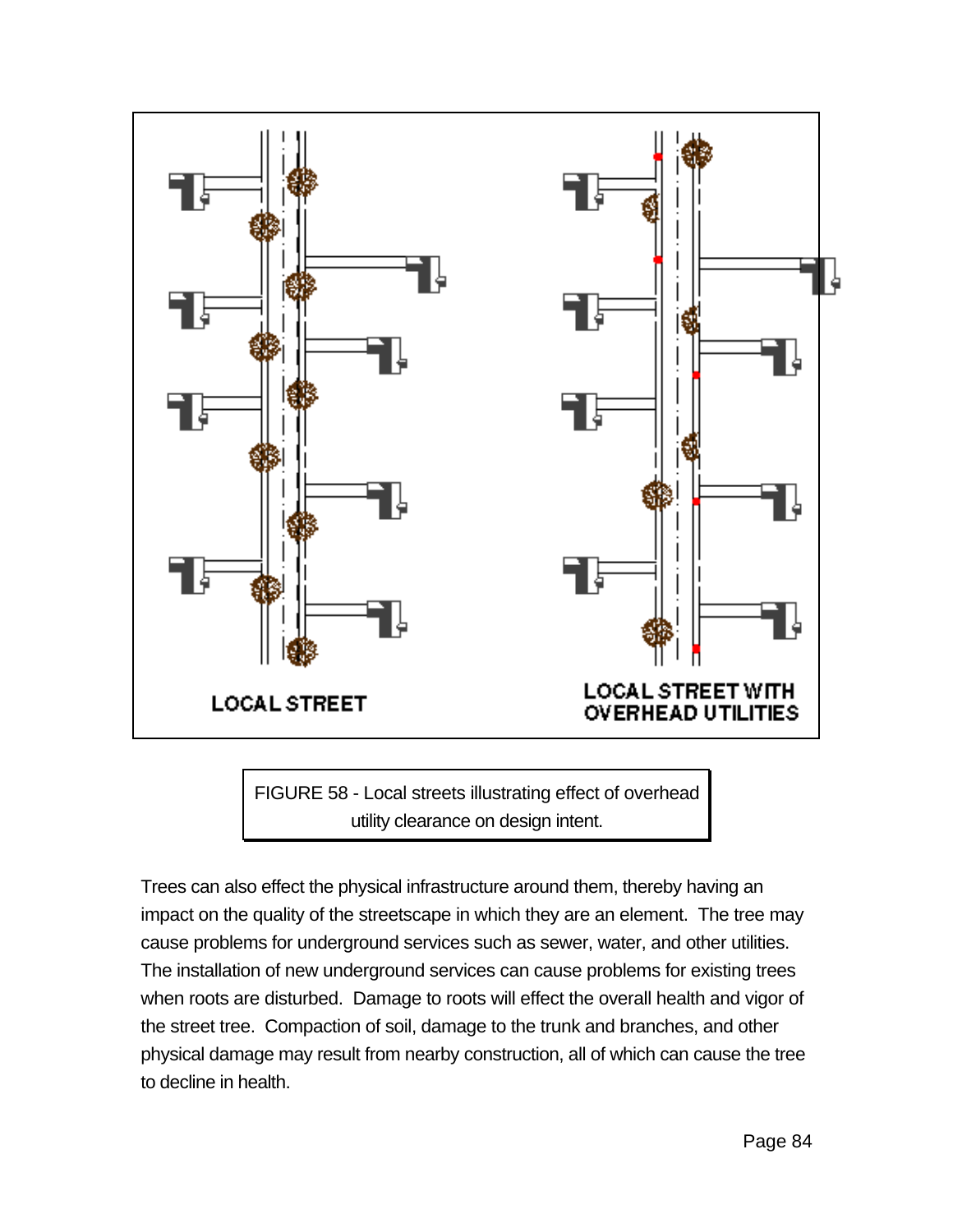LOCAL STREET

LOCAL STREET WITH OVERHEAD UTILITIES

FIGURE 58 - Local streets illustrating effect of overhead utility clearance on design intent.

Trees can also effect the physical infrastructure around them, thereby having an impact on the quality of the streetscape in which they are an element. The tree may cause problems for underground services such as sewer, water, and other utilities. The installation of new underground services can cause problems for existing trees when roots are disturbed. Damage to roots will effect the overall health and vigor of the street tree. Compaction of soil, damage to the trunk and branches, and other physical damage may result from nearby construction, all of which can cause the tree to decline in health.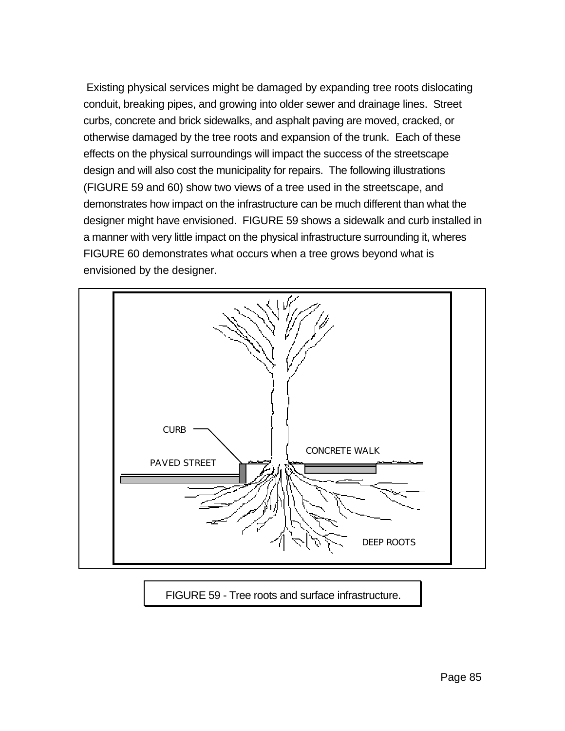Existing physical services might be damaged by expanding tree roots dislocating conduit, breaking pipes, and growing into older sewer and drainage lines. Street curbs, concrete and brick sidewalks, and asphalt paving are moved, cracked, or otherwise damaged by the tree roots and expansion of the trunk. Each of these effects on the physical surroundings will impact the success of the streetscape design and will also cost the municipality for repairs. The following illustrations (FIGURE 59 and 60) show two views of a tree used in the streetscape, and demonstrates how impact on the infrastructure can be much different than what the designer might have envisioned. FIGURE 59 shows a sidewalk and curb installed in a manner with very little impact on the physical infrastructure surrounding it, wheres FIGURE 60 demonstrates what occurs when a tree grows beyond what is envisioned by the designer.

CURB

CONCRETE WALK

PAVED STREET

DEEP ROOTS

FIGURE 59 - Tree roots and surface infrastructure.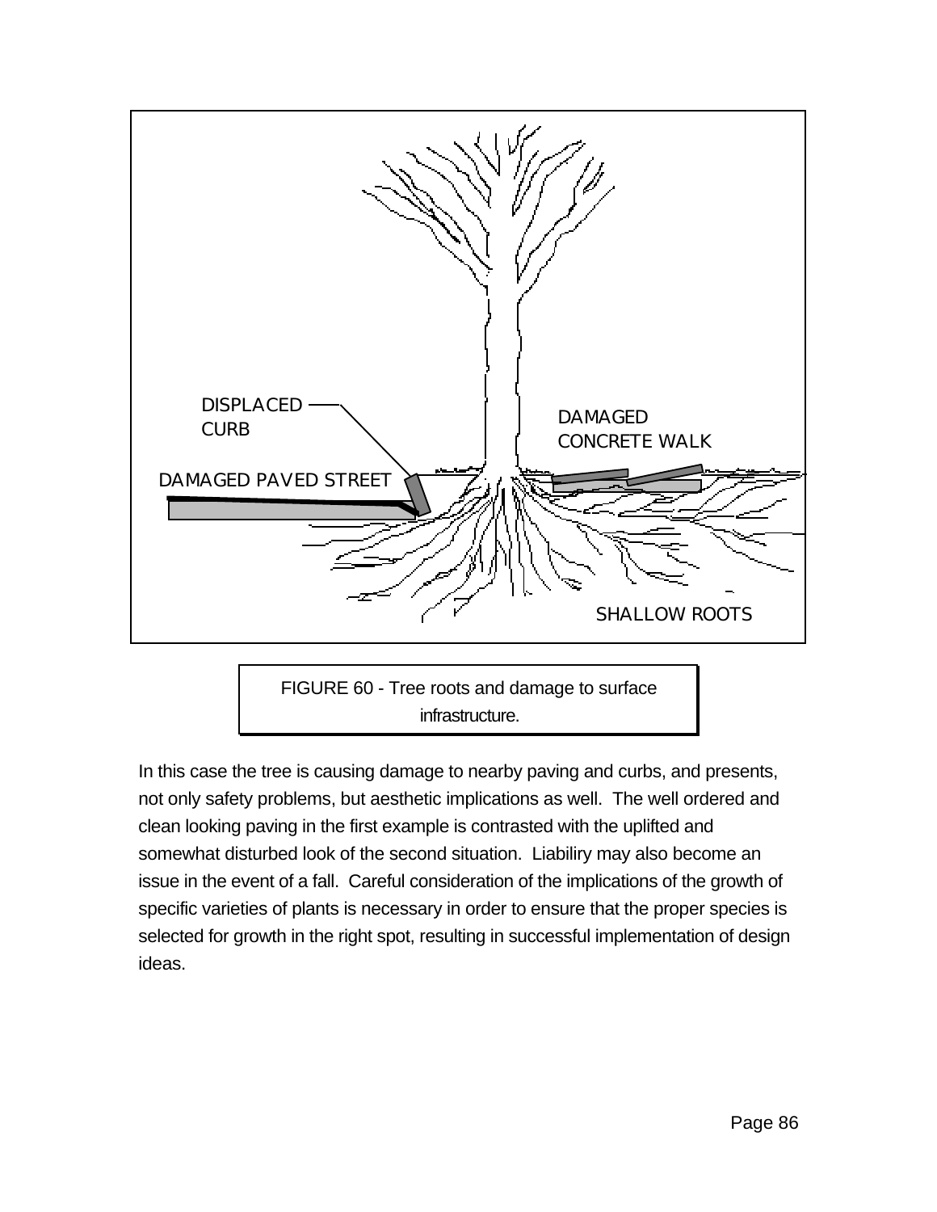DISPLACED CURB

DAMAGED CONCRETE WALK

DAMAGED PAVED STREET

SHALLOW ROOTS

FIGURE 60 - Tree roots and damage to surface infrastructure.

In this case the tree is causing damage to nearby paving and curbs, and presents, not only safety problems, but aesthetic implications as well. The well ordered and clean looking paving in the first example is contrasted with the uplifted and somewhat disturbed look of the second situation. Liabiliry may also become an issue in the event of a fall. Careful consideration of the implications of the growth of specific varieties of plants is necessary in order to ensure that the proper species is selected for growth in the right spot, resulting in successful implementation of design ideas.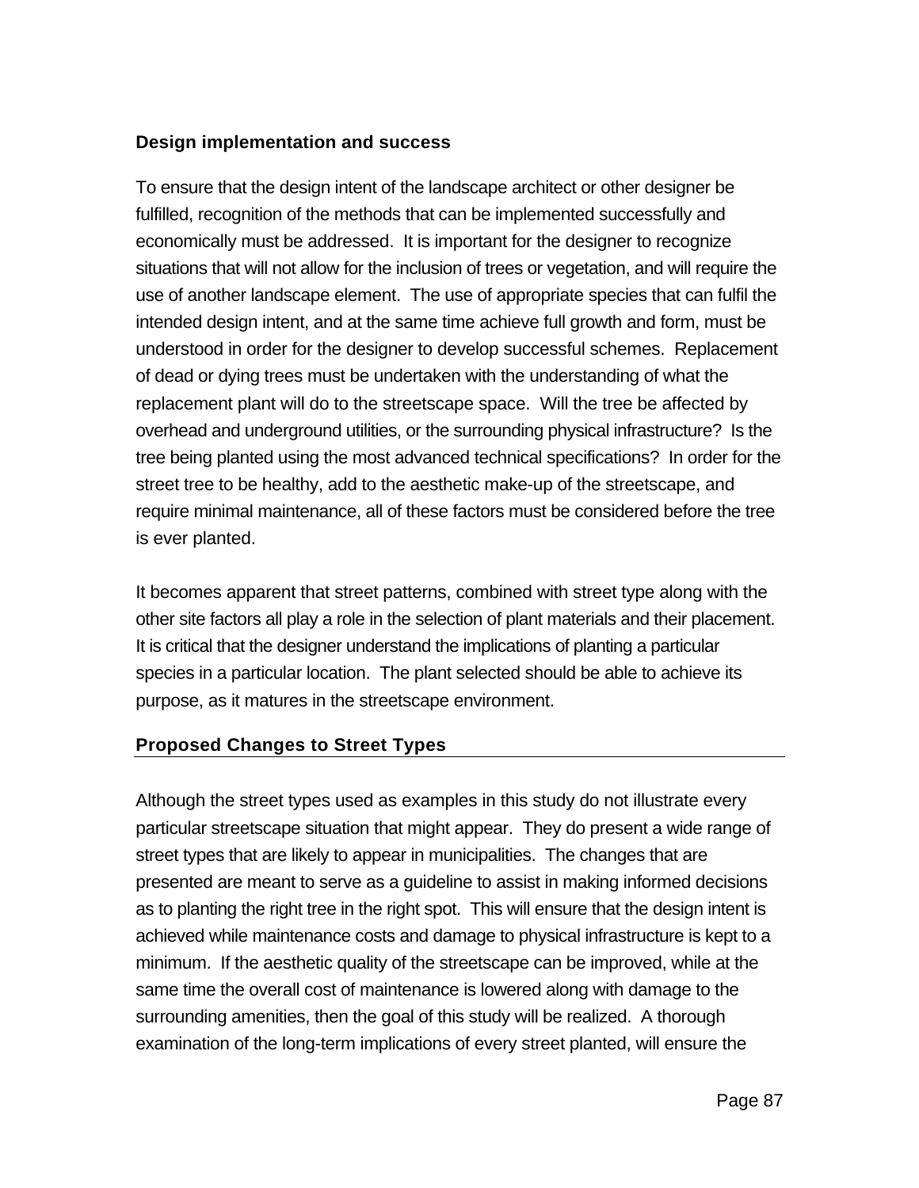### Design implementation and success

To ensure that the design intent of the landscape architect or other designer be fulfilled, recognition of the methods that can be implemented successfully and economically must be addressed. It is important for the designer to recognize situations that will not allow for the inclusion of trees or vegetation, and will require the use of another landscape element. The use of appropriate species that can fulfil the intended design intent, and at the same time achieve full growth and form, must be understood in order for the designer to develop successful schemes. Replacement of dead or dying trees must be undertaken with the understanding of what the replacement plant will do to the streetscape space. Will the tree be affected by overhead and underground utilities, or the surrounding physical infrastructure? Is the tree being planted using the most advanced technical specifications? In order for the street tree to be healthy, add to the aesthetic make-up of the streetscape, and require minimal maintenance, all of these factors must be considered before the tree is ever planted.

It becomes apparent that street patterns, combined with street type along with the other site factors all play a role in the selection of plant materials and their placement. It is critical that the designer understand the implications of planting a particular species in a particular location. The plant selected should be able to achieve its purpose, as it matures in the streetscape environment.

## Proposed Changes to Street Types

Although the street types used as examples in this study do not illustrate every particular streetscape situation that might appear. They do present a wide range of street types that are likely to appear in municipalities. The changes that are presented are meant to serve as a guideline to assist in making informed decisions as to planting the right tree in the right spot. This will ensure that the design intent is achieved while maintenance costs and damage to physical infrastructure is kept to a minimum. If the aesthetic quality of the streetscape can be improved, while at the same time the overall cost of maintenance is lowered along with damage to the surrounding amenities, then the goal of this study will be realized. A thorough examination of the long-term implications of every street planted, will ensure the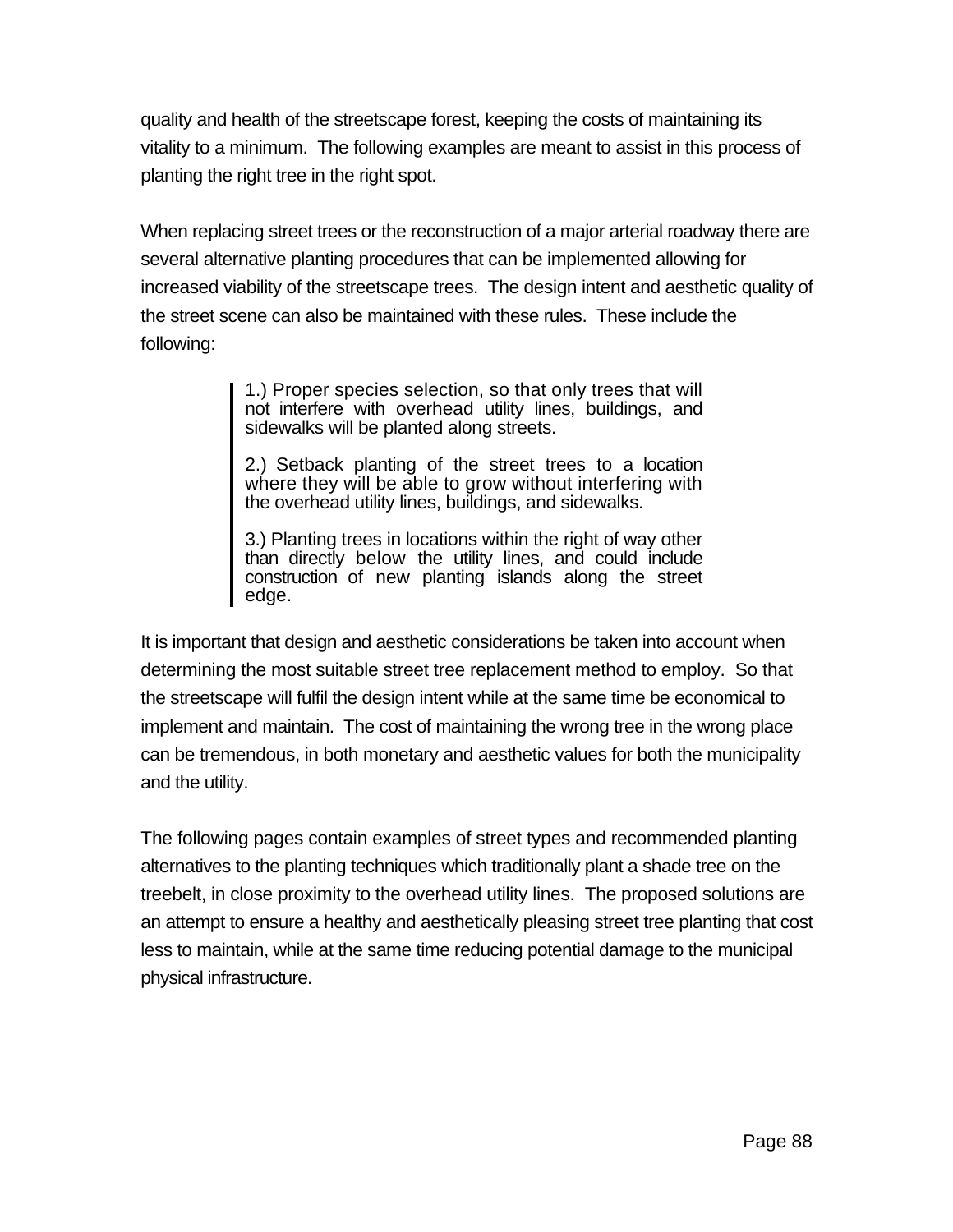quality and health of the streetscape forest, keeping the costs of maintaining its vitality to a minimum. The following examples are meant to assist in this process of planting the right tree in the right spot.

When replacing street trees or the reconstruction of a major arterial roadway there are several alternative planting procedures that can be implemented allowing for increased viability of the streetscape trees. The design intent and aesthetic quality of the street scene can also be maintained with these rules. These include the following:

> 1.) Proper species selection, so that only trees that will not interfere with overhead utility lines, buildings, and sidewalks will be planted along streets.
>
> 2.) Setback planting of the street trees to a location where they will be able to grow without interfering with the overhead utility lines, buildings, and sidewalks.
>
> 3.) Planting trees in locations within the right of way other than directly below the utility lines, and could include construction of new planting islands along the street edge.

It is important that design and aesthetic considerations be taken into account when determining the most suitable street tree replacement method to employ. So that the streetscape will fulfil the design intent while at the same time be economical to implement and maintain. The cost of maintaining the wrong tree in the wrong place can be tremendous, in both monetary and aesthetic values for both the municipality and the utility.

The following pages contain examples of street types and recommended planting alternatives to the planting techniques which traditionally plant a shade tree on the treebelt, in close proximity to the overhead utility lines. The proposed solutions are an attempt to ensure a healthy and aesthetically pleasing street tree planting that cost less to maintain, while at the same time reducing potential damage to the municipal physical infrastructure.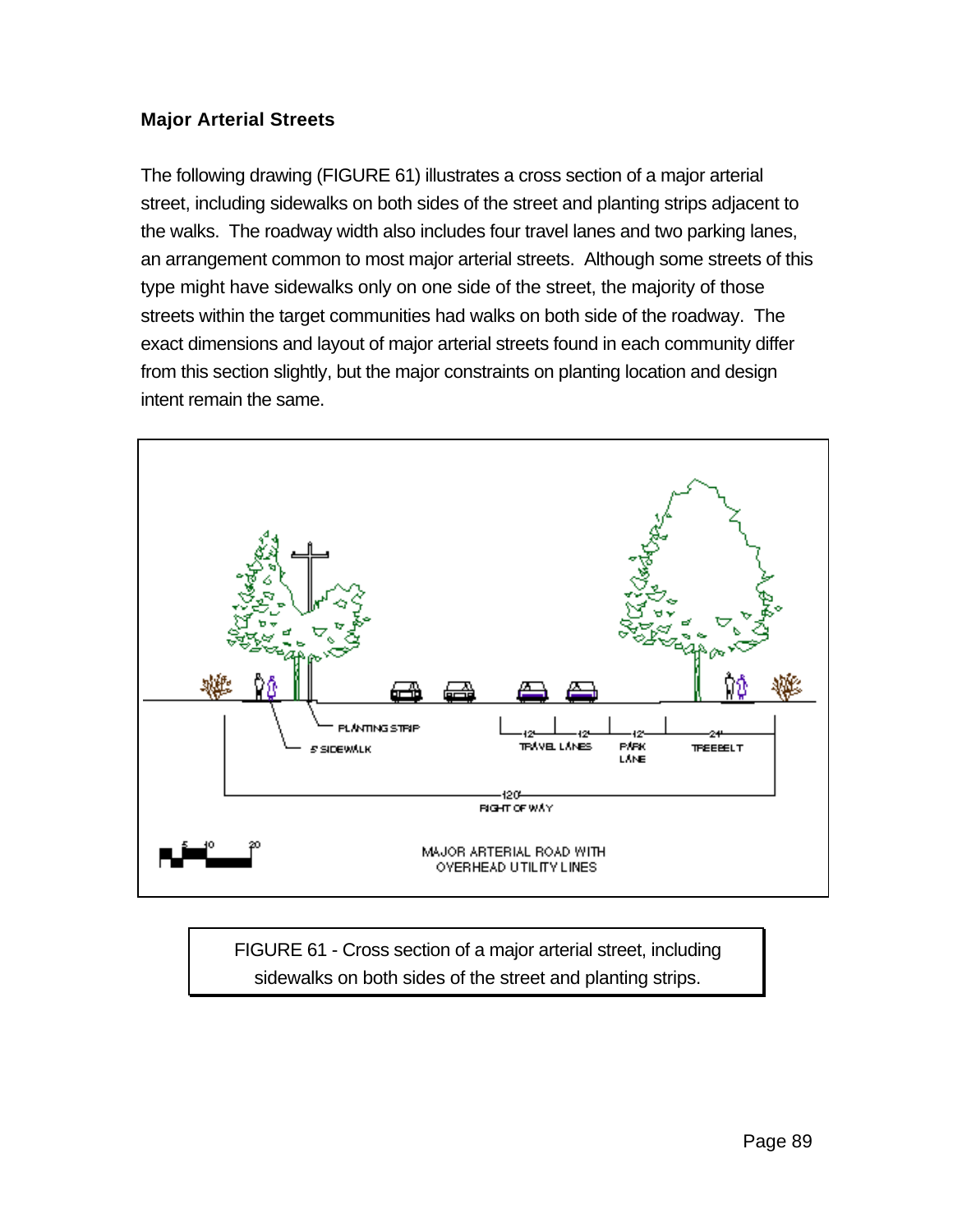### Major Arterial Streets

The following drawing (FIGURE 61) illustrates a cross section of a major arterial street, including sidewalks on both sides of the street and planting strips adjacent to the walks. The roadway width also includes four travel lanes and two parking lanes, an arrangement common to most major arterial streets. Although some streets of this type might have sidewalks only on one side of the street, the majority of those streets within the target communities had walks on both side of the roadway. The exact dimensions and layout of major arterial streets found in each community differ from this section slightly, but the major constraints on planting location and design intent remain the same.

FIGURE 61 - Cross section of a major arterial street, including sidewalks on both sides of the street and planting strips.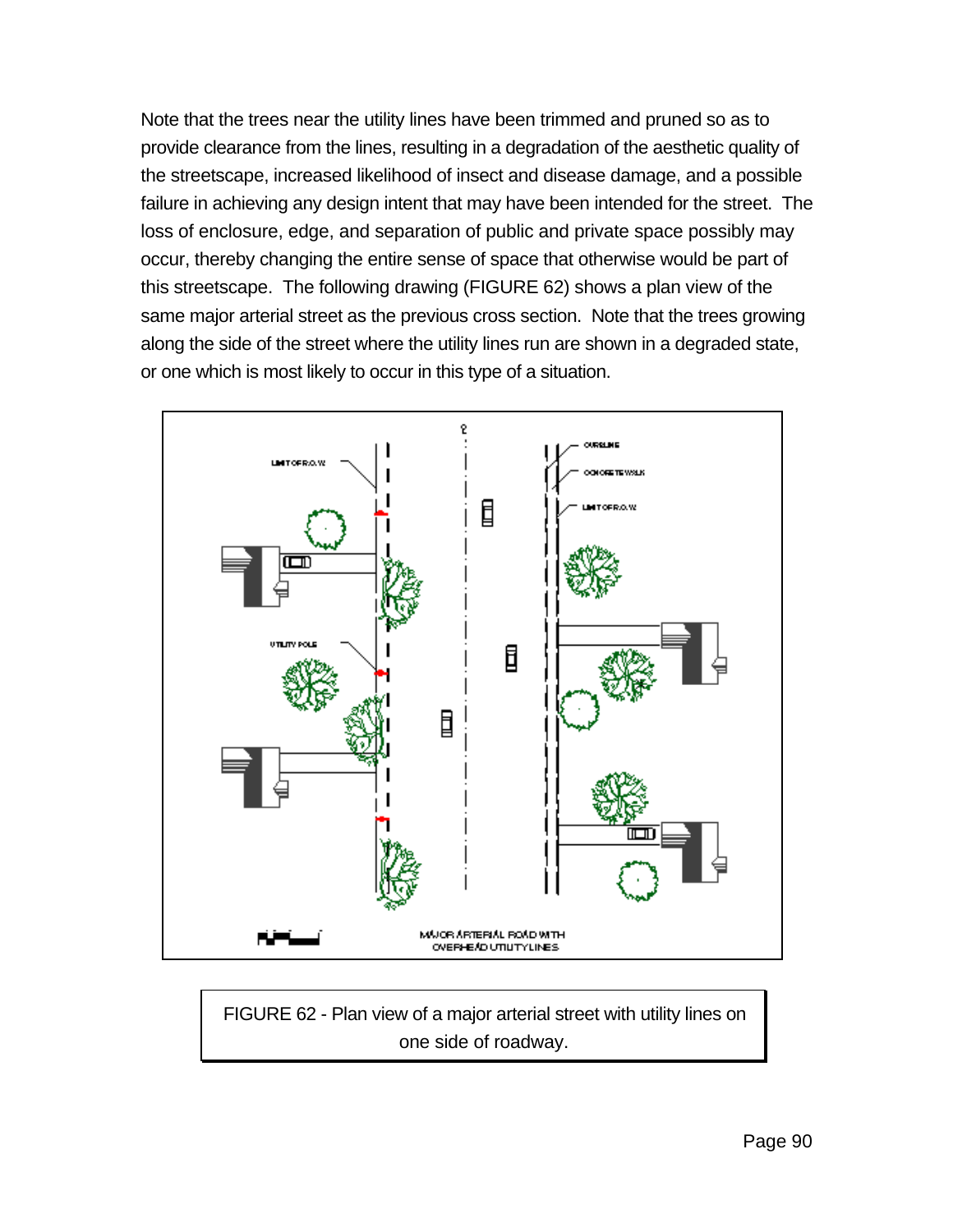Note that the trees near the utility lines have been trimmed and pruned so as to provide clearance from the lines, resulting in a degradation of the aesthetic quality of the streetscape, increased likelihood of insect and disease damage, and a possible failure in achieving any design intent that may have been intended for the street. The loss of enclosure, edge, and separation of public and private space possibly may occur, thereby changing the entire sense of space that otherwise would be part of this streetscape. The following drawing (FIGURE 62) shows a plan view of the same major arterial street as the previous cross section. Note that the trees growing along the side of the street where the utility lines run are shown in a degraded state, or one which is most likely to occur in this type of a situation.

FIGURE 62 - Plan view of a major arterial street with utility lines on one side of roadway.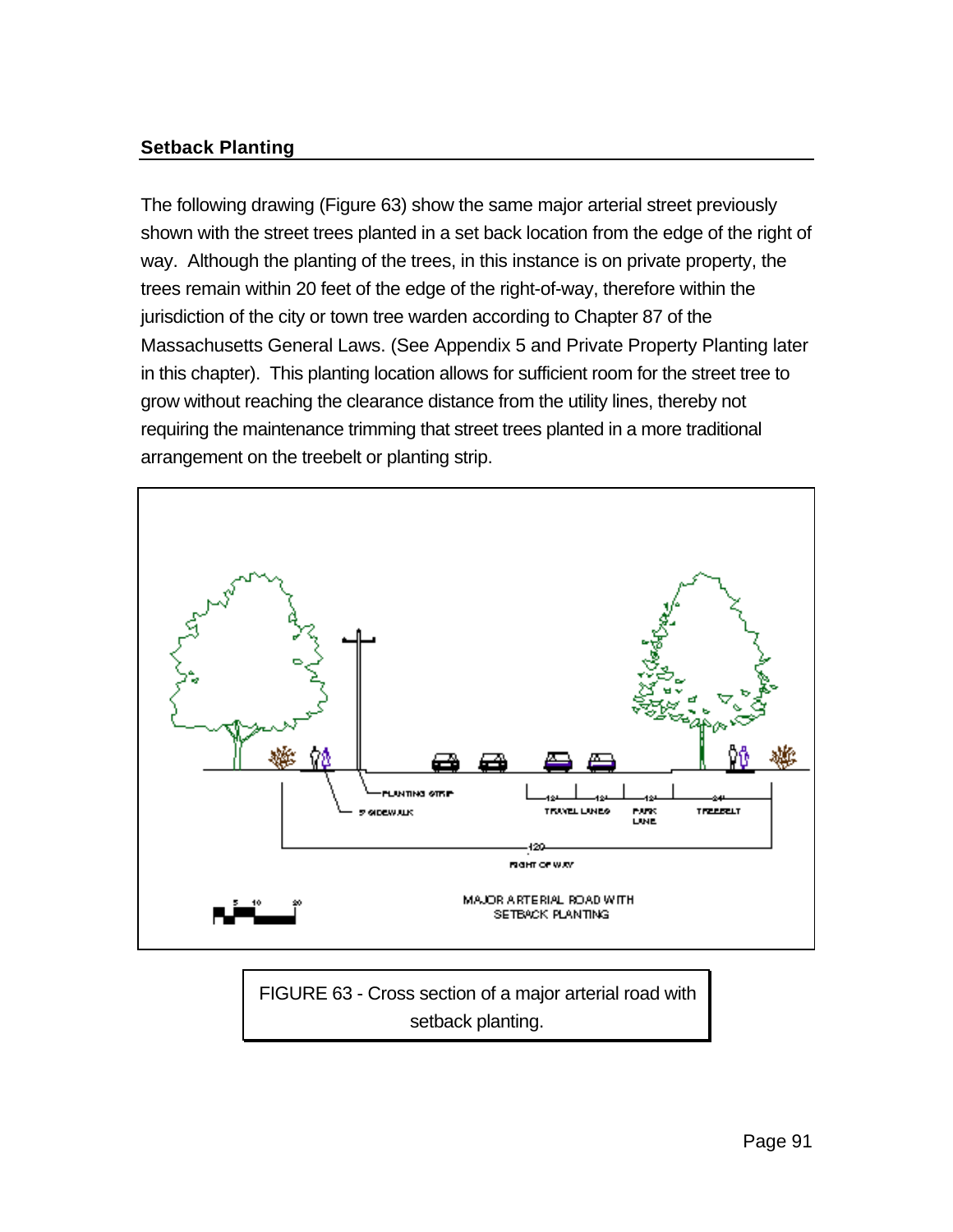## Setback Planting

The following drawing (Figure 63) show the same major arterial street previously shown with the street trees planted in a set back location from the edge of the right of way. Although the planting of the trees, in this instance is on private property, the trees remain within 20 feet of the edge of the right-of-way, therefore within the jurisdiction of the city or town tree warden according to Chapter 87 of the Massachusetts General Laws. (See Appendix 5 and Private Property Planting later in this chapter). This planting location allows for sufficient room for the street tree to grow without reaching the clearance distance from the utility lines, thereby not requiring the maintenance trimming that street trees planted in a more traditional arrangement on the treebelt or planting strip.

FIGURE 63 - Cross section of a major arterial road with setback planting.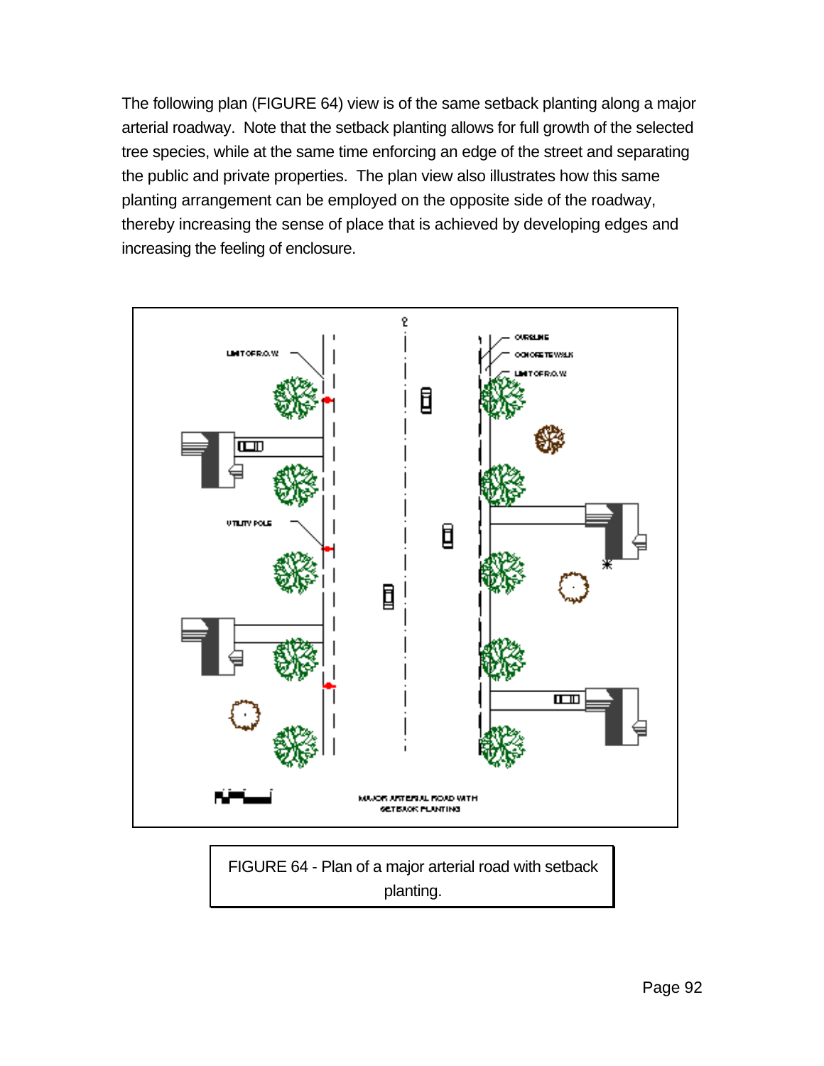The following plan (FIGURE 64) view is of the same setback planting along a major arterial roadway. Note that the setback planting allows for full growth of the selected tree species, while at the same time enforcing an edge of the street and separating the public and private properties. The plan view also illustrates how this same planting arrangement can be employed on the opposite side of the roadway, thereby increasing the sense of place that is achieved by developing edges and increasing the feeling of enclosure.

FIGURE 64 - Plan of a major arterial road with setback planting.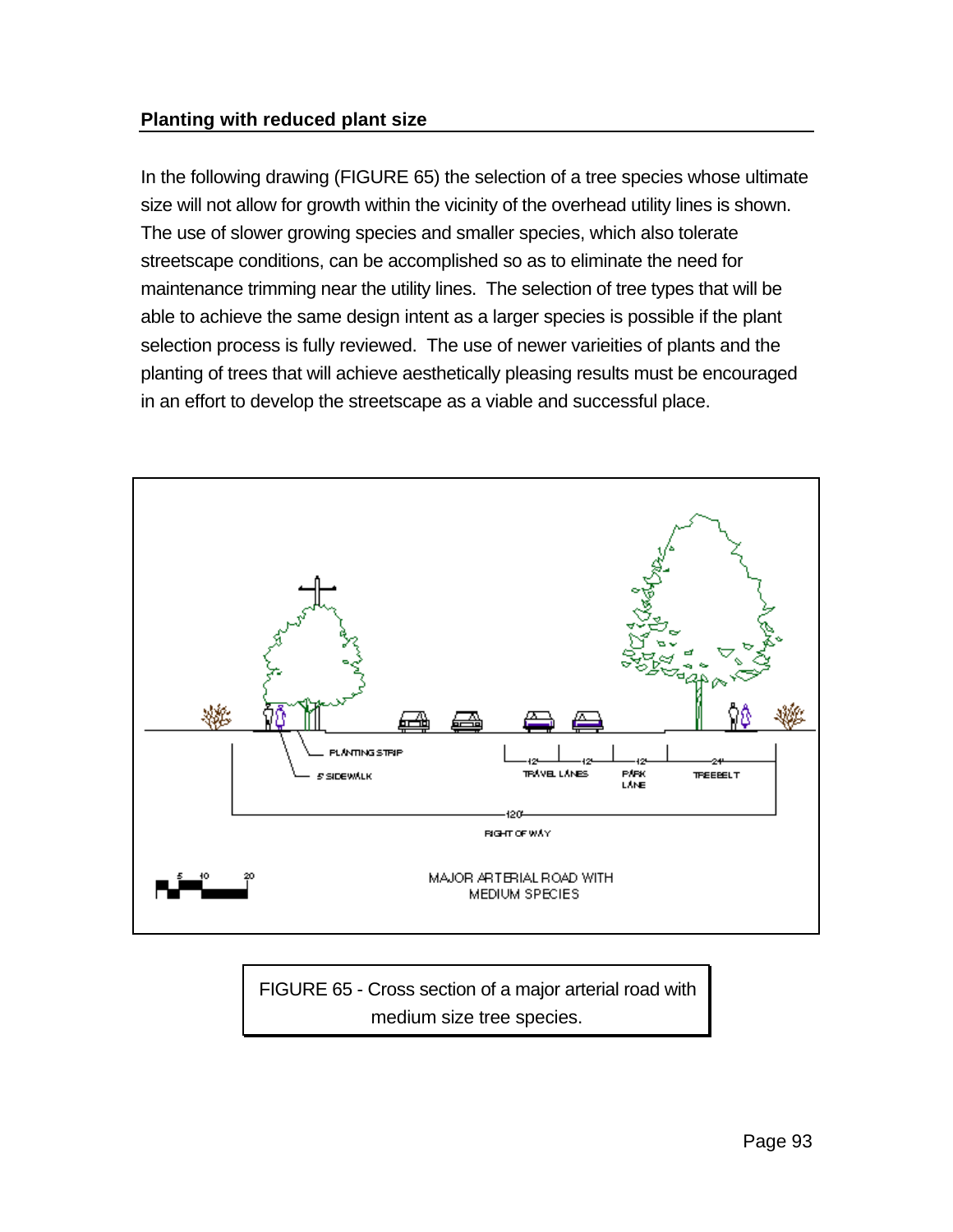## Planting with reduced plant size

In the following drawing (FIGURE 65) the selection of a tree species whose ultimate size will not allow for growth within the vicinity of the overhead utility lines is shown. The use of slower growing species and smaller species, which also tolerate streetscape conditions, can be accomplished so as to eliminate the need for maintenance trimming near the utility lines. The selection of tree types that will be able to achieve the same design intent as a larger species is possible if the plant selection process is fully reviewed. The use of newer varieities of plants and the planting of trees that will achieve aesthetically pleasing results must be encouraged in an effort to develop the streetscape as a viable and successful place.

PLANTING STRIP

5' SIDEWALK

12' 12' TRAVEL LANES

12' PARK LANE

24' TREEBELT

120' RIGHT OF WAY

MAJOR ARTERIAL ROAD WITH MEDIUM SPECIES

FIGURE 65 - Cross section of a major arterial road with medium size tree species.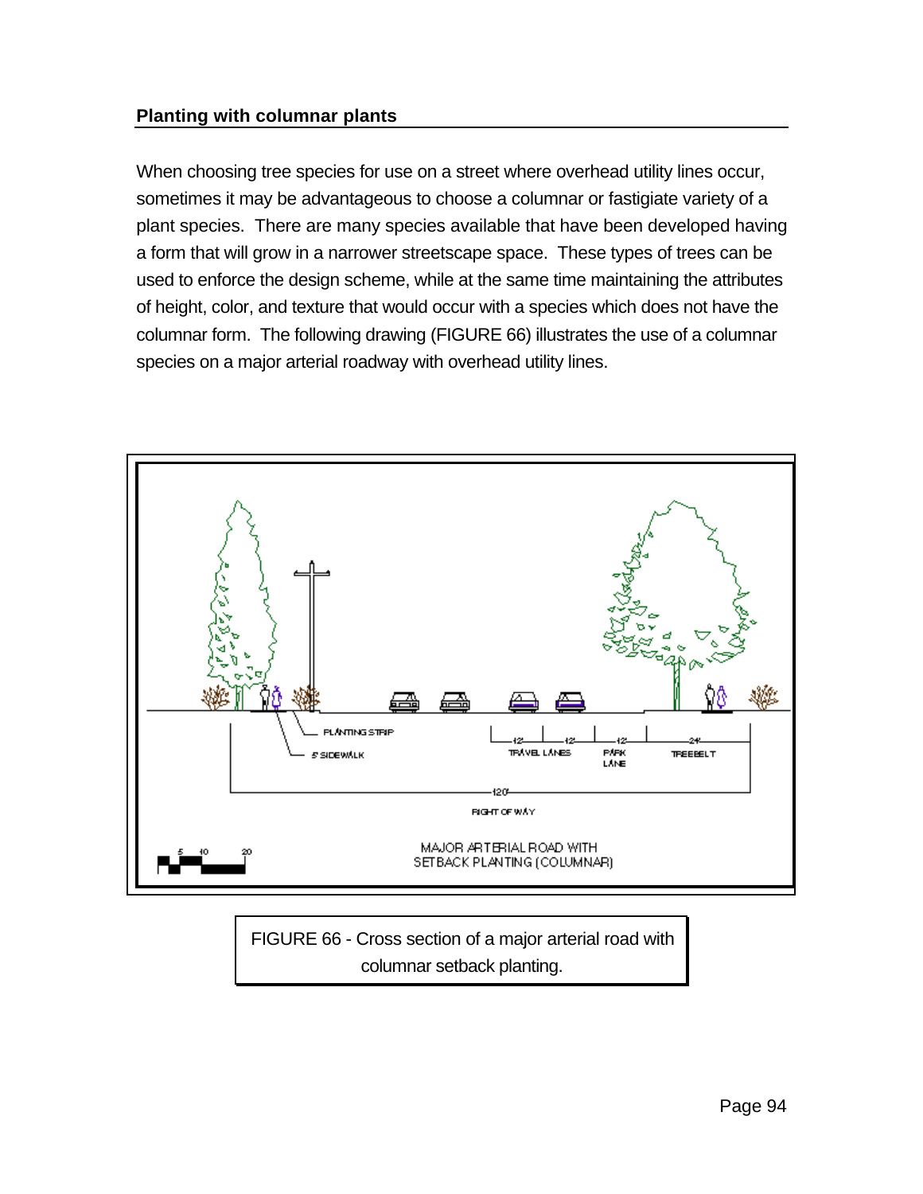## Planting with columnar plants

When choosing tree species for use on a street where overhead utility lines occur, sometimes it may be advantageous to choose a columnar or fastigiate variety of a plant species. There are many species available that have been developed having a form that will grow in a narrower streetscape space. These types of trees can be used to enforce the design scheme, while at the same time maintaining the attributes of height, color, and texture that would occur with a species which does not have the columnar form. The following drawing (FIGURE 66) illustrates the use of a columnar species on a major arterial roadway with overhead utility lines.

FIGURE 66 - Cross section of a major arterial road with columnar setback planting.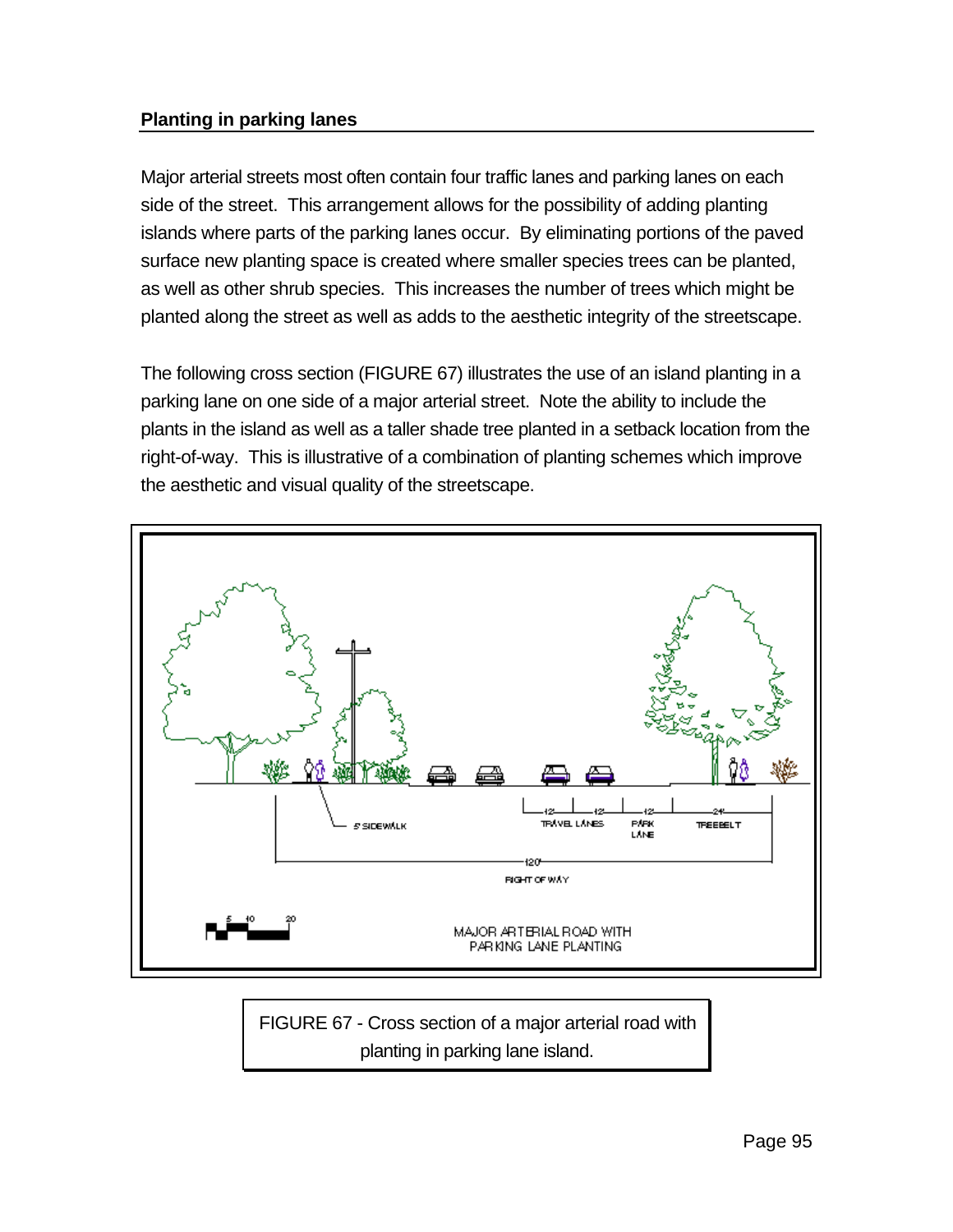## Planting in parking lanes

Major arterial streets most often contain four traffic lanes and parking lanes on each side of the street. This arrangement allows for the possibility of adding planting islands where parts of the parking lanes occur. By eliminating portions of the paved surface new planting space is created where smaller species trees can be planted, as well as other shrub species. This increases the number of trees which might be planted along the street as well as adds to the aesthetic integrity of the streetscape.

The following cross section (FIGURE 67) illustrates the use of an island planting in a parking lane on one side of a major arterial street. Note the ability to include the plants in the island as well as a taller shade tree planted in a setback location from the right-of-way. This is illustrative of a combination of planting schemes which improve the aesthetic and visual quality of the streetscape.

FIGURE 67 - Cross section of a major arterial road with planting in parking lane island.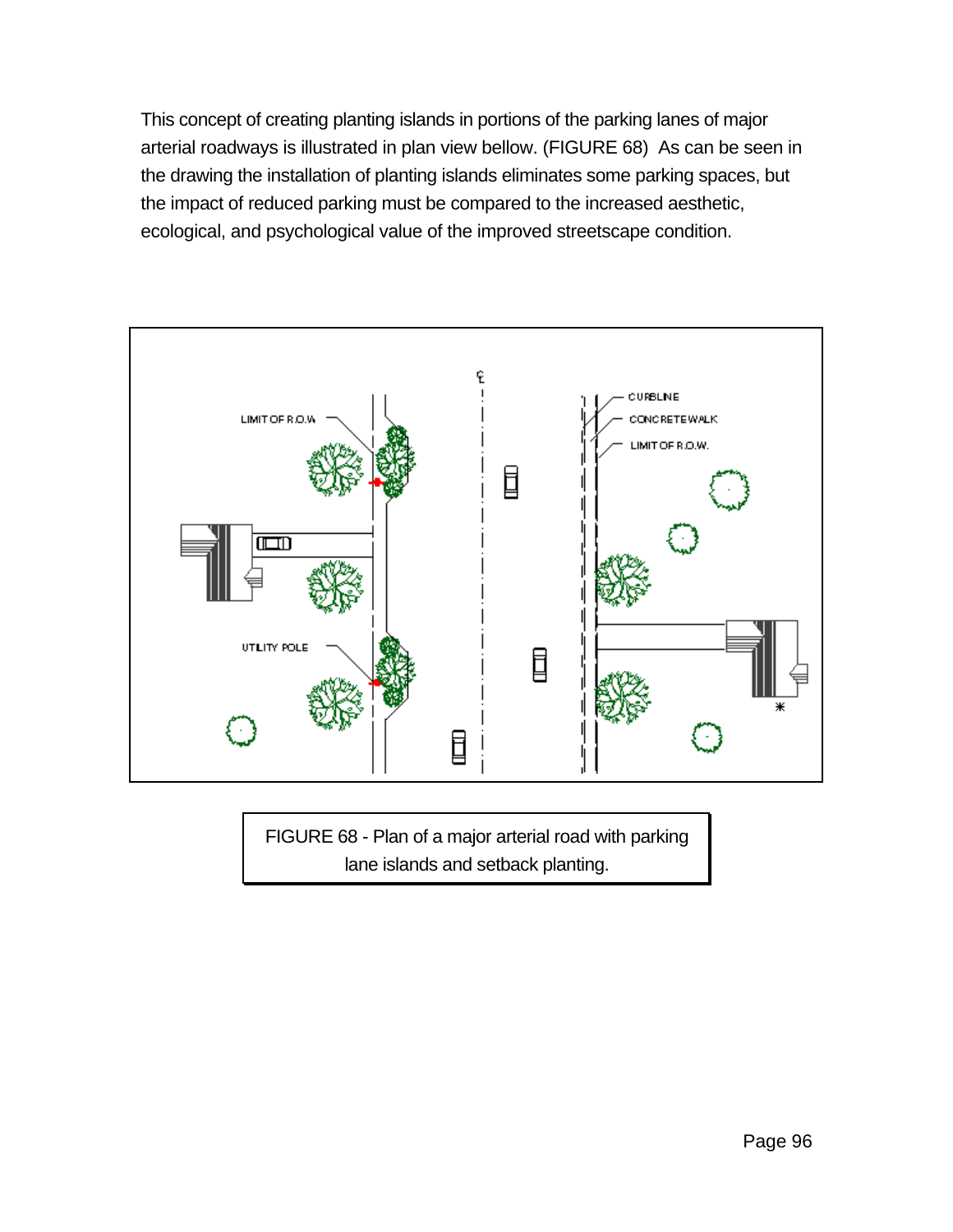This concept of creating planting islands in portions of the parking lanes of major arterial roadways is illustrated in plan view bellow. (FIGURE 68)  As can be seen in the drawing the installation of planting islands eliminates some parking spaces, but the impact of reduced parking must be compared to the increased aesthetic, ecological, and psychological value of the improved streetscape condition.

FIGURE 68 - Plan of a major arterial road with parking lane islands and setback planting.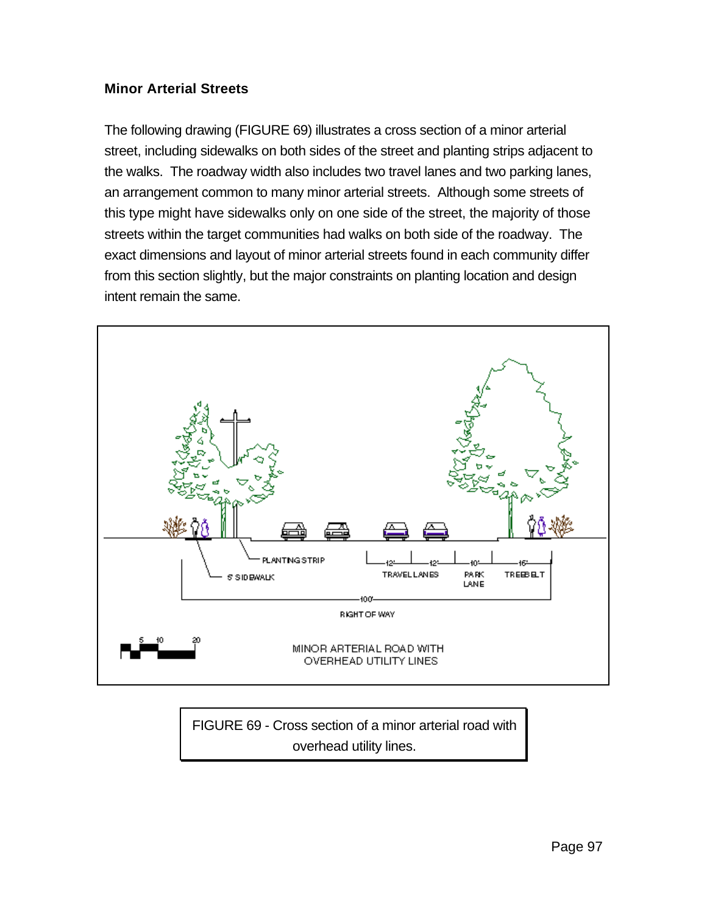**Minor Arterial Streets**

The following drawing (FIGURE 69) illustrates a cross section of a minor arterial street, including sidewalks on both sides of the street and planting strips adjacent to the walks. The roadway width also includes two travel lanes and two parking lanes, an arrangement common to many minor arterial streets. Although some streets of this type might have sidewalks only on one side of the street, the majority of those streets within the target communities had walks on both side of the roadway. The exact dimensions and layout of minor arterial streets found in each community differ from this section slightly, but the major constraints on planting location and design intent remain the same.

PLANTING STRIP

5' SIDEWALK

12' 12' TRAVEL LANES

10' PARK LANE

16' TREEBELT

100' RIGHT OF WAY

5 10 20

MINOR ARTERIAL ROAD WITH OVERHEAD UTILITY LINES

FIGURE 69 - Cross section of a minor arterial road with overhead utility lines.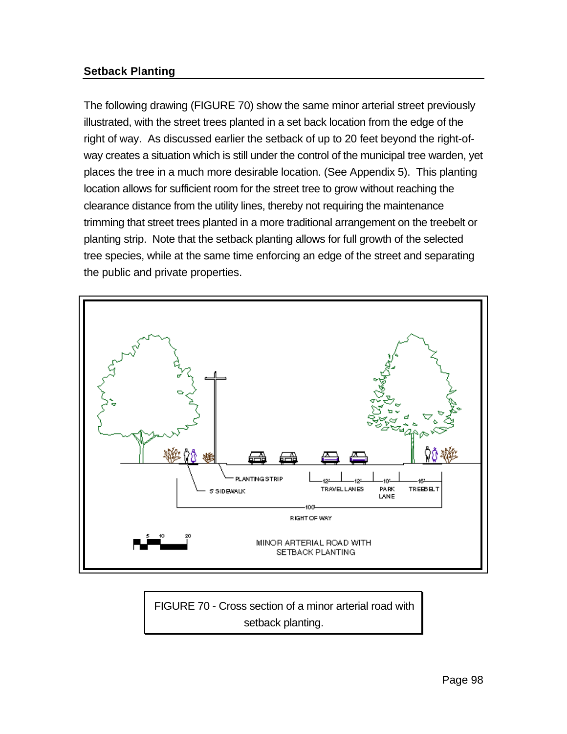## Setback Planting

The following drawing (FIGURE 70) show the same minor arterial street previously illustrated, with the street trees planted in a set back location from the edge of the right of way. As discussed earlier the setback of up to 20 feet beyond the right-of-way creates a situation which is still under the control of the municipal tree warden, yet places the tree in a much more desirable location. (See Appendix 5). This planting location allows for sufficient room for the street tree to grow without reaching the clearance distance from the utility lines, thereby not requiring the maintenance trimming that street trees planted in a more traditional arrangement on the treebelt or planting strip. Note that the setback planting allows for full growth of the selected tree species, while at the same time enforcing an edge of the street and separating the public and private properties.

PLANTING STRIP

5' SIDEWALK

12' 12' TRAVEL LANES

10' PARK LANE

15' TREEBELT

100' RIGHT OF WAY

5 10 20

MINOR ARTERIAL ROAD WITH SETBACK PLANTING

FIGURE 70 - Cross section of a minor arterial road with setback planting.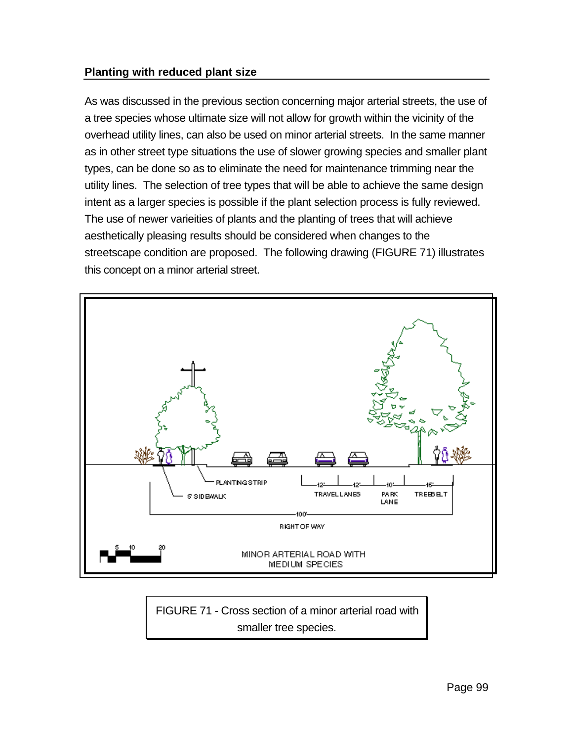## Planting with reduced plant size

As was discussed in the previous section concerning major arterial streets, the use of a tree species whose ultimate size will not allow for growth within the vicinity of the overhead utility lines, can also be used on minor arterial streets. In the same manner as in other street type situations the use of slower growing species and smaller plant types, can be done so as to eliminate the need for maintenance trimming near the utility lines. The selection of tree types that will be able to achieve the same design intent as a larger species is possible if the plant selection process is fully reviewed. The use of newer varieities of plants and the planting of trees that will achieve aesthetically pleasing results should be considered when changes to the streetscape condition are proposed. The following drawing (FIGURE 71) illustrates this concept on a minor arterial street.

PLANTING STRIP

5' SIDEWALK

12' 12' TRAVEL LANES

10' PARK LANE

16' TREEBELT

100' RIGHT OF WAY

5 10 20

MINOR ARTERIAL ROAD WITH MEDIUM SPECIES

FIGURE 71 - Cross section of a minor arterial road with smaller tree species.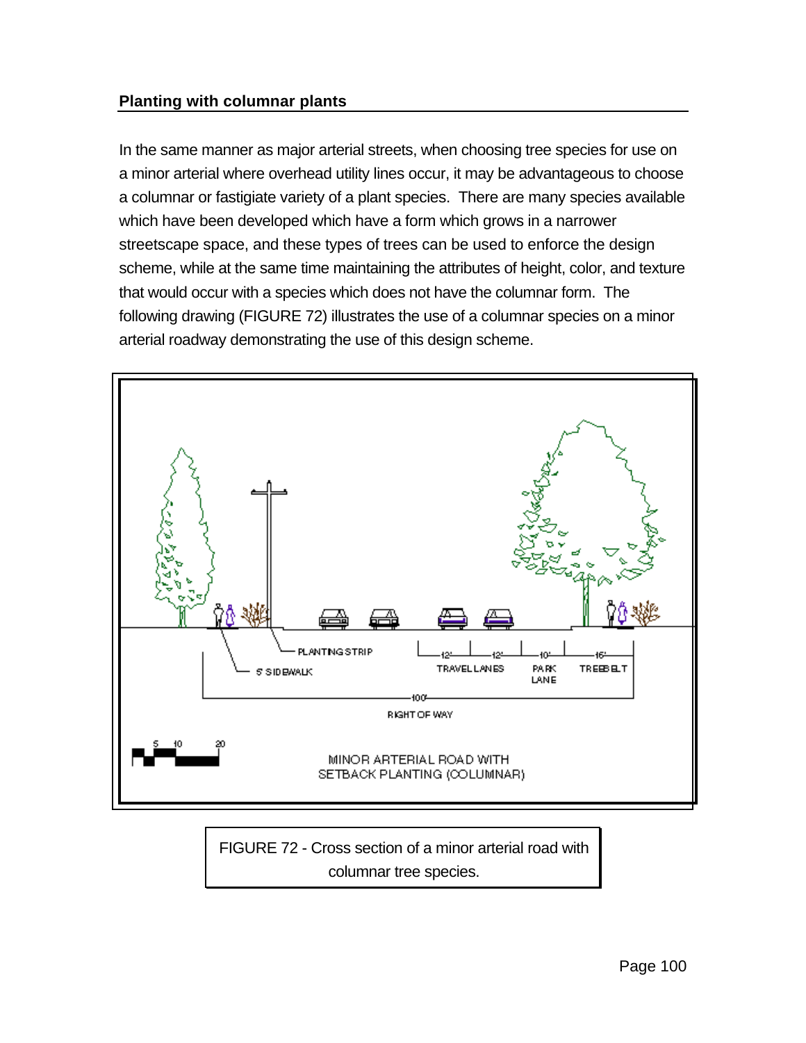## Planting with columnar plants

In the same manner as major arterial streets, when choosing tree species for use on a minor arterial where overhead utility lines occur, it may be advantageous to choose a columnar or fastigiate variety of a plant species. There are many species available which have been developed which have a form which grows in a narrower streetscape space, and these types of trees can be used to enforce the design scheme, while at the same time maintaining the attributes of height, color, and texture that would occur with a species which does not have the columnar form. The following drawing (FIGURE 72) illustrates the use of a columnar species on a minor arterial roadway demonstrating the use of this design scheme.

FIGURE 72 - Cross section of a minor arterial road with columnar tree species.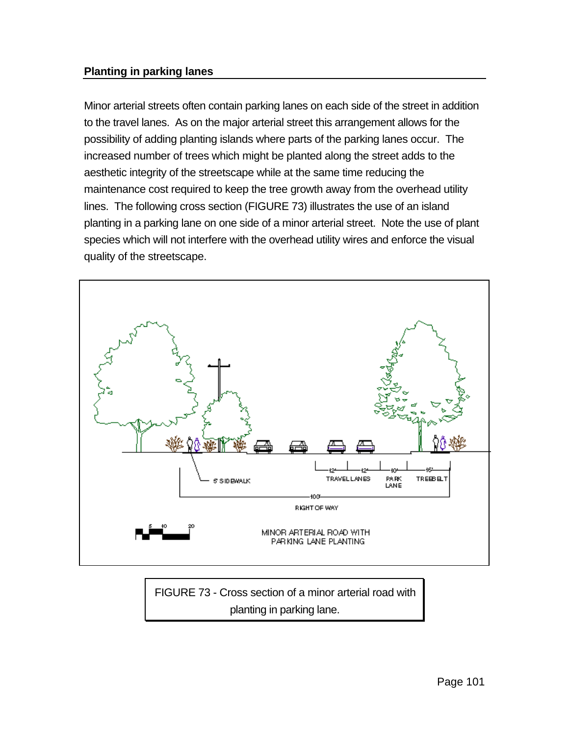## Planting in parking lanes

Minor arterial streets often contain parking lanes on each side of the street in addition to the travel lanes. As on the major arterial street this arrangement allows for the possibility of adding planting islands where parts of the parking lanes occur. The increased number of trees which might be planted along the street adds to the aesthetic integrity of the streetscape while at the same time reducing the maintenance cost required to keep the tree growth away from the overhead utility lines. The following cross section (FIGURE 73) illustrates the use of an island planting in a parking lane on one side of a minor arterial street. Note the use of plant species which will not interfere with the overhead utility wires and enforce the visual quality of the streetscape.

5' SIDEWALK

12' 12' TRAVEL LANES

10' PARK LANE

16' TREEBELT

100' RIGHT OF WAY

MINOR ARTERIAL ROAD WITH PARKING LANE PLANTING

FIGURE 73 - Cross section of a minor arterial road with planting in parking lane.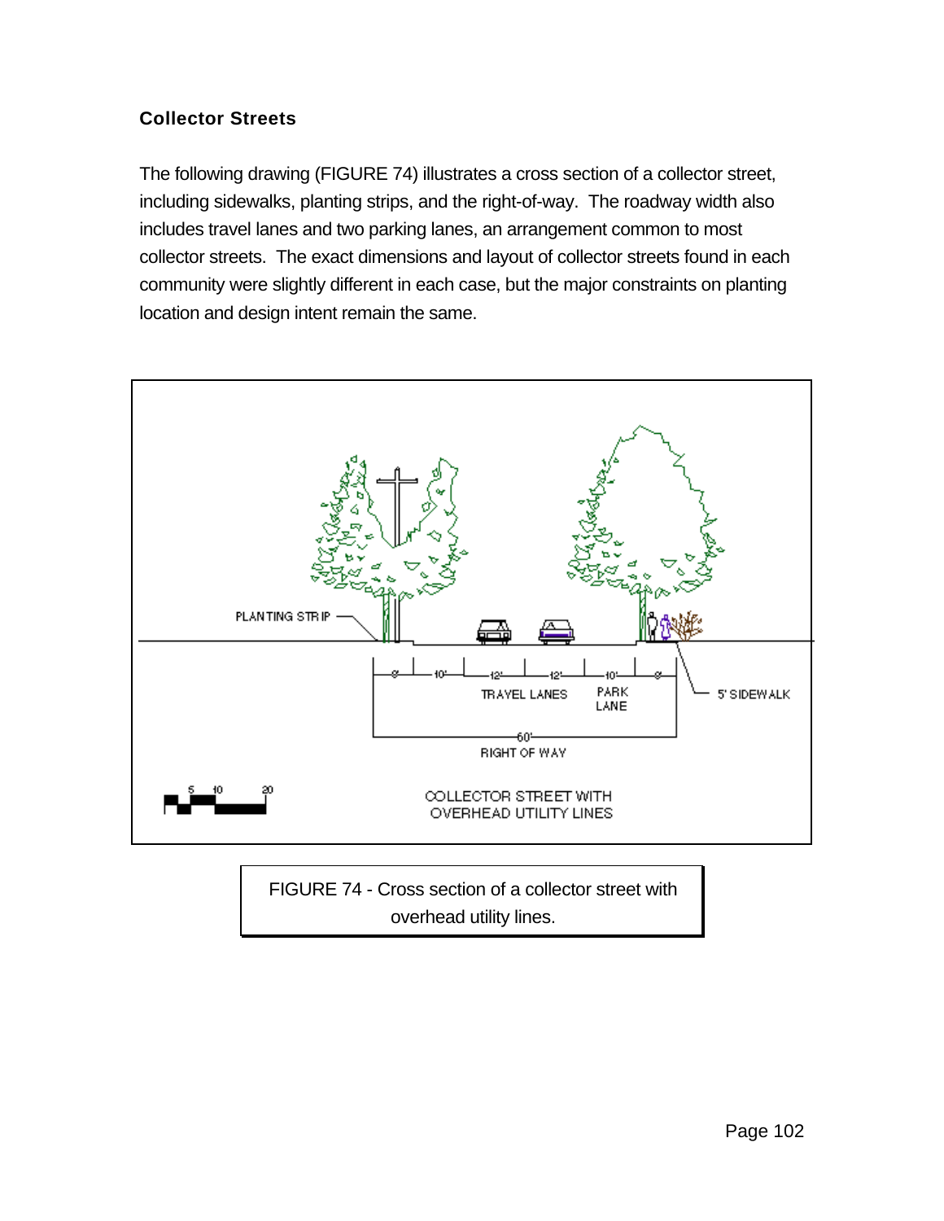### Collector Streets

The following drawing (FIGURE 74) illustrates a cross section of a collector street, including sidewalks, planting strips, and the right-of-way. The roadway width also includes travel lanes and two parking lanes, an arrangement common to most collector streets. The exact dimensions and layout of collector streets found in each community were slightly different in each case, but the major constraints on planting location and design intent remain the same.

PLANTING STRIP

8' 10' 12' 12' 10' 8'

TRAVEL LANES

PARK LANE

5' SIDEWALK

60'

RIGHT OF WAY

5 10 20

COLLECTOR STREET WITH OVERHEAD UTILITY LINES

FIGURE 74 - Cross section of a collector street with overhead utility lines.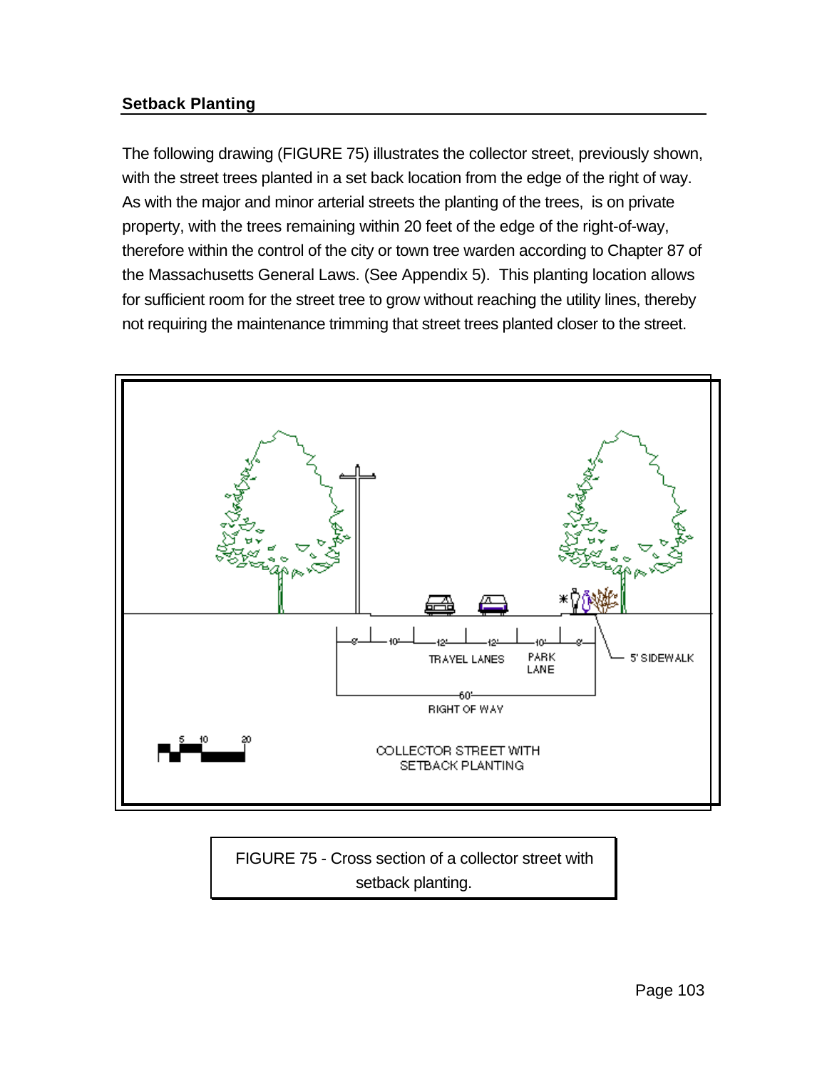## Setback Planting

The following drawing (FIGURE 75) illustrates the collector street, previously shown, with the street trees planted in a set back location from the edge of the right of way. As with the major and minor arterial streets the planting of the trees, is on private property, with the trees remaining within 20 feet of the edge of the right-of-way, therefore within the control of the city or town tree warden according to Chapter 87 of the Massachusetts General Laws. (See Appendix 5). This planting location allows for sufficient room for the street tree to grow without reaching the utility lines, thereby not requiring the maintenance trimming that street trees planted closer to the street.

FIGURE 75 - Cross section of a collector street with setback planting.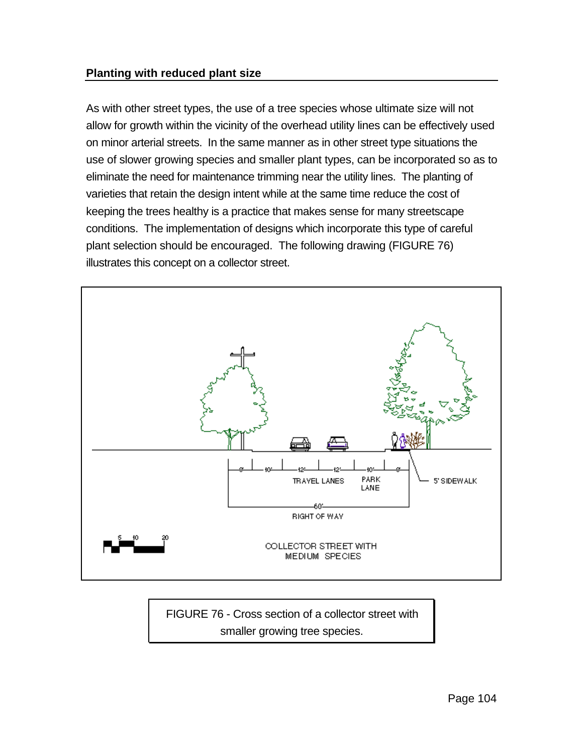## Planting with reduced plant size

As with other street types, the use of a tree species whose ultimate size will not allow for growth within the vicinity of the overhead utility lines can be effectively used on minor arterial streets. In the same manner as in other street type situations the use of slower growing species and smaller plant types, can be incorporated so as to eliminate the need for maintenance trimming near the utility lines. The planting of varieties that retain the design intent while at the same time reduce the cost of keeping the trees healthy is a practice that makes sense for many streetscape conditions. The implementation of designs which incorporate this type of careful plant selection should be encouraged. The following drawing (FIGURE 76) illustrates this concept on a collector street.

8' 10' 12' 12' 10' 8'

TRAVEL LANES

PARK LANE

5' SIDEWALK

60'

RIGHT OF WAY

5 10 20

COLLECTOR STREET WITH MEDIUM SPECIES

FIGURE 76 - Cross section of a collector street with smaller growing tree species.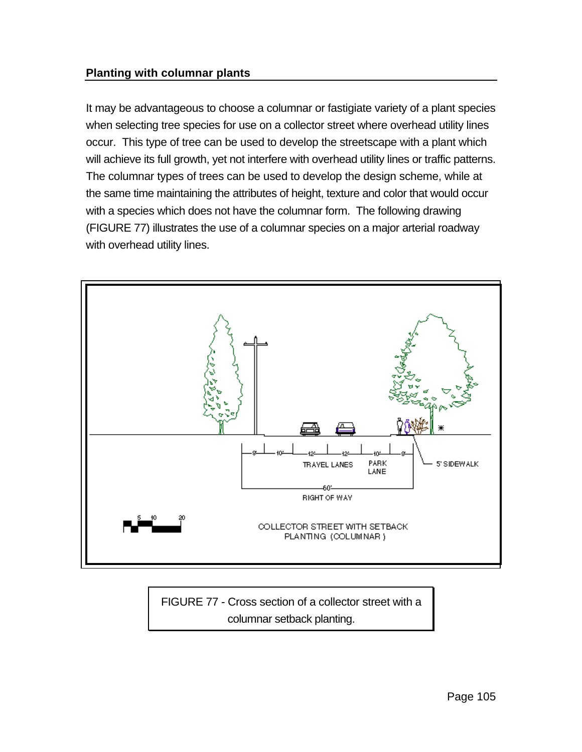## Planting with columnar plants

It may be advantageous to choose a columnar or fastigiate variety of a plant species when selecting tree species for use on a collector street where overhead utility lines occur. This type of tree can be used to develop the streetscape with a plant which will achieve its full growth, yet not interfere with overhead utility lines or traffic patterns. The columnar types of trees can be used to develop the design scheme, while at the same time maintaining the attributes of height, texture and color that would occur with a species which does not have the columnar form. The following drawing (FIGURE 77) illustrates the use of a columnar species on a major arterial roadway with overhead utility lines.

8' 10' 12' 12' 10' 8'

TRAVEL LANES PARK LANE

5' SIDEWALK

60' RIGHT OF WAY

5 10 20

COLLECTOR STREET WITH SETBACK PLANTING (COLUMNAR)

FIGURE 77 - Cross section of a collector street with a columnar setback planting.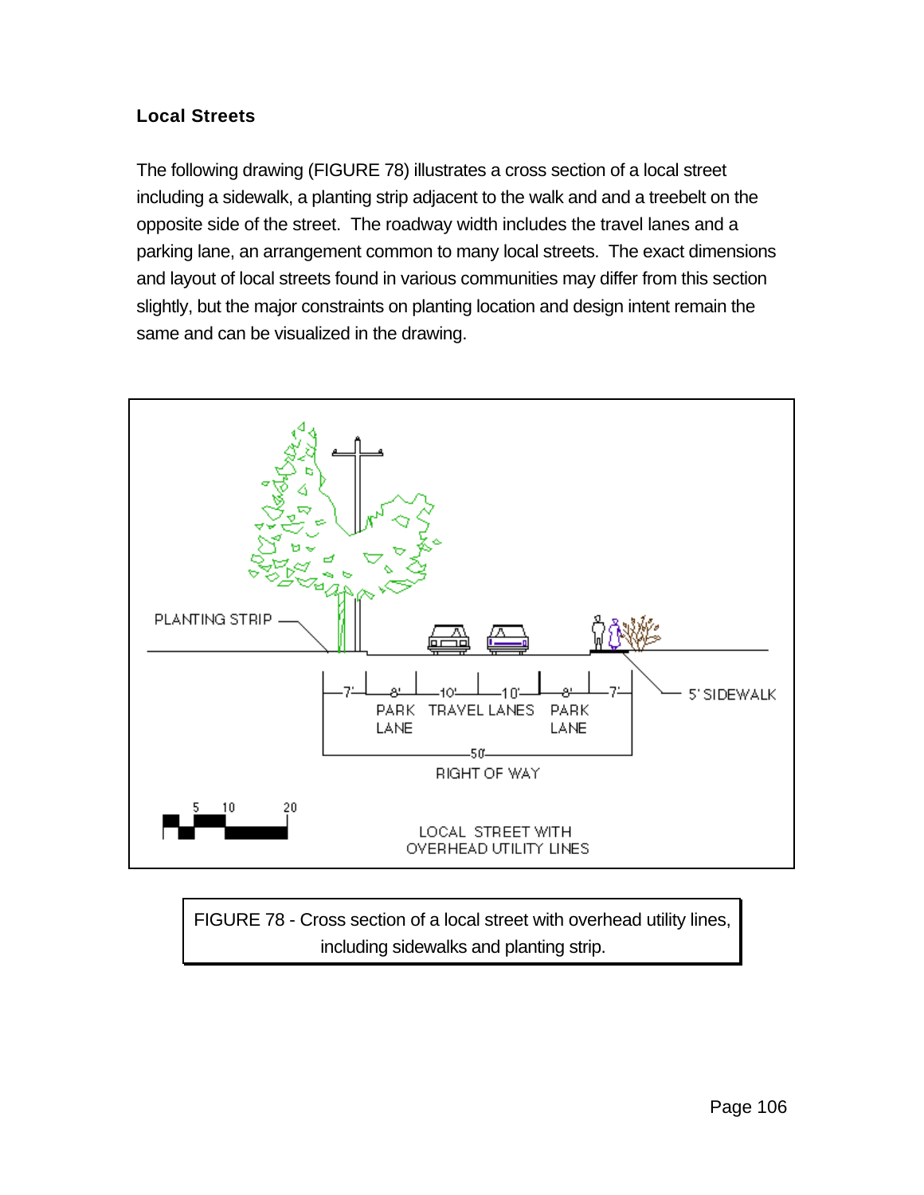## Local Streets

The following drawing (FIGURE 78) illustrates a cross section of a local street including a sidewalk, a planting strip adjacent to the walk and and a treebelt on the opposite side of the street.  The roadway width includes the travel lanes and a parking lane, an arrangement common to many local streets.  The exact dimensions and layout of local streets found in various communities may differ from this section slightly, but the major constraints on planting location and design intent remain the same and can be visualized in the drawing.

FIGURE 78 - Cross section of a local street with overhead utility lines, including sidewalks and planting strip.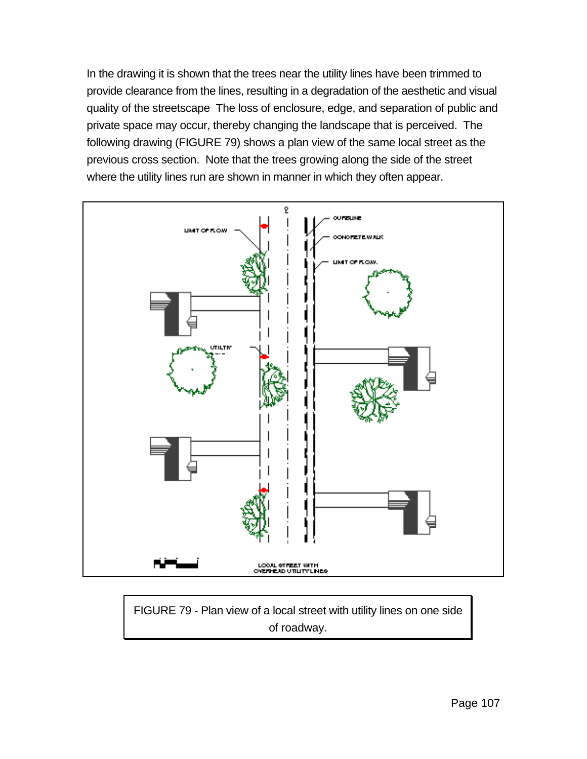In the drawing it is shown that the trees near the utility lines have been trimmed to provide clearance from the lines, resulting in a degradation of the aesthetic and visual quality of the streetscape  The loss of enclosure, edge, and separation of public and private space may occur, thereby changing the landscape that is perceived.  The following drawing (FIGURE 79) shows a plan view of the same local street as the previous cross section.  Note that the trees growing along the side of the street where the utility lines run are shown in manner in which they often appear.

FIGURE 79 - Plan view of a local street with utility lines on one side of roadway.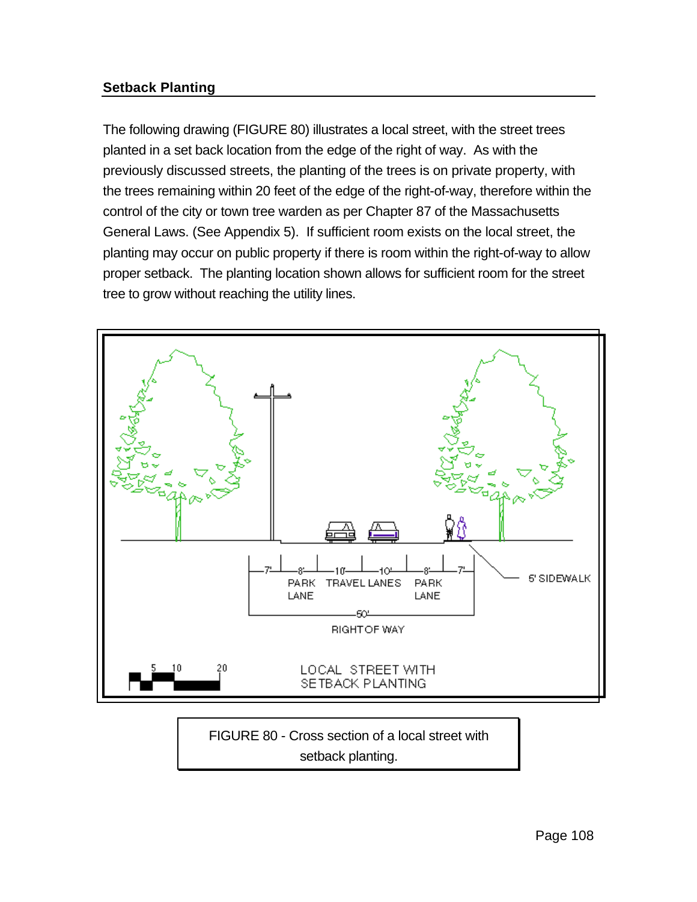## Setback Planting

The following drawing (FIGURE 80) illustrates a local street, with the street trees planted in a set back location from the edge of the right of way. As with the previously discussed streets, the planting of the trees is on private property, with the trees remaining within 20 feet of the edge of the right-of-way, therefore within the control of the city or town tree warden as per Chapter 87 of the Massachusetts General Laws. (See Appendix 5). If sufficient room exists on the local street, the planting may occur on public property if there is room within the right-of-way to allow proper setback. The planting location shown allows for sufficient room for the street tree to grow without reaching the utility lines.

FIGURE 80 - Cross section of a local street with setback planting.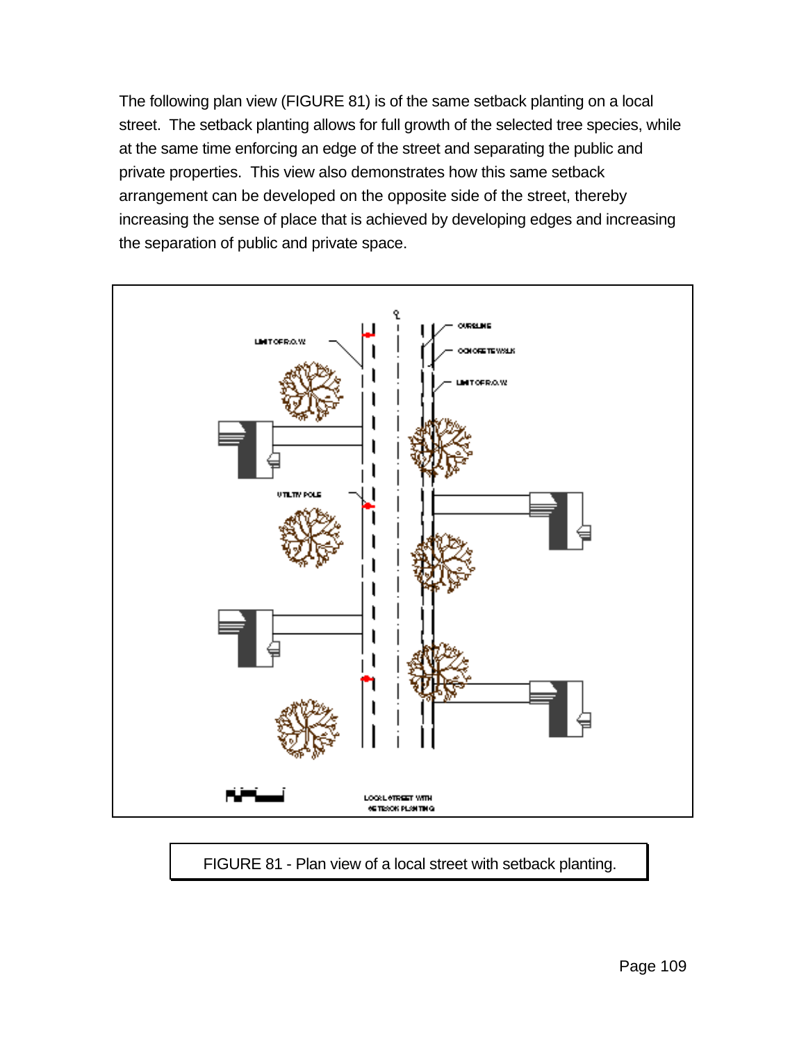The following plan view (FIGURE 81) is of the same setback planting on a local street. The setback planting allows for full growth of the selected tree species, while at the same time enforcing an edge of the street and separating the public and private properties. This view also demonstrates how this same setback arrangement can be developed on the opposite side of the street, thereby increasing the sense of place that is achieved by developing edges and increasing the separation of public and private space.

FIGURE 81 - Plan view of a local street with setback planting.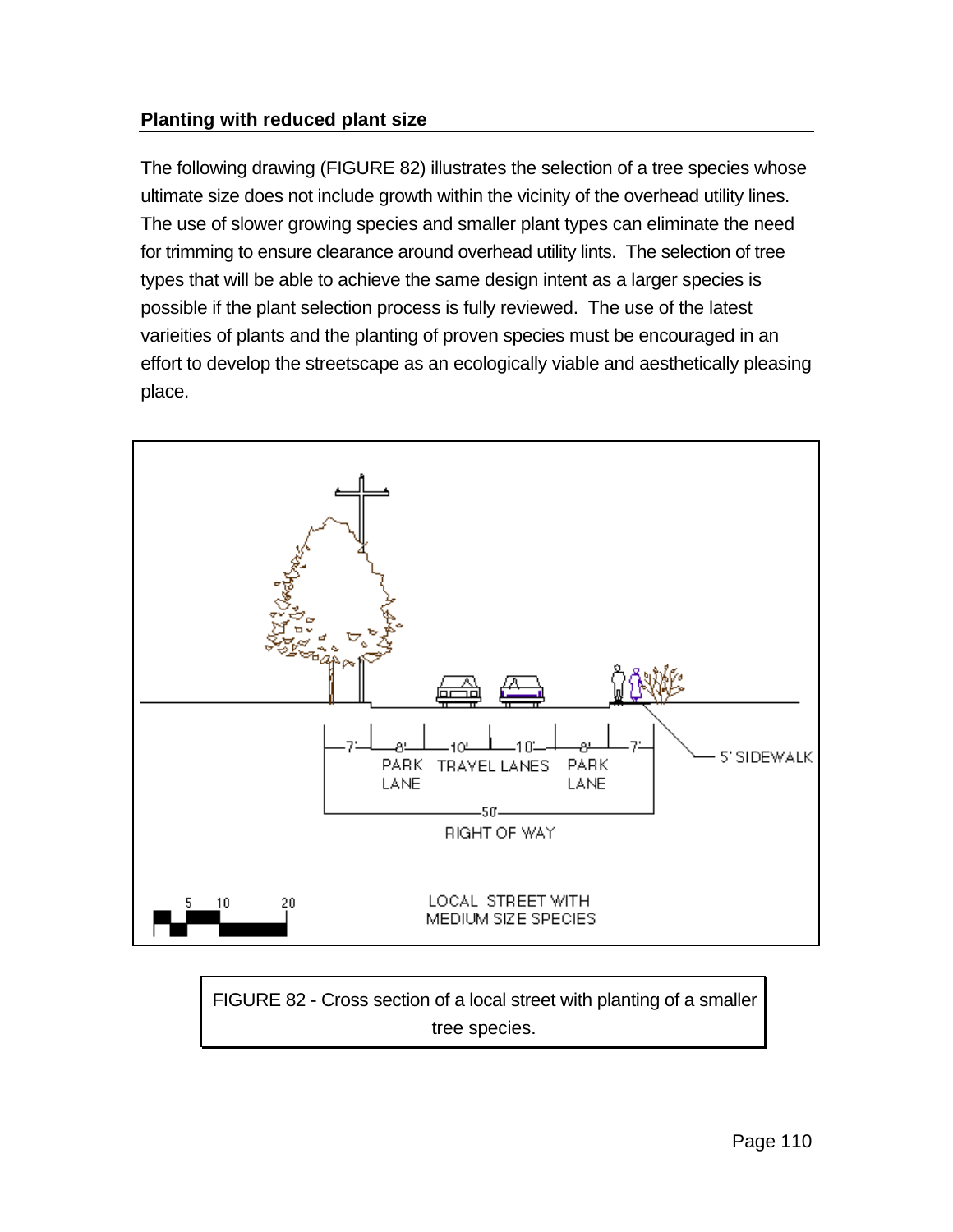## Planting with reduced plant size

The following drawing (FIGURE 82) illustrates the selection of a tree species whose ultimate size does not include growth within the vicinity of the overhead utility lines. The use of slower growing species and smaller plant types can eliminate the need for trimming to ensure clearance around overhead utility lints. The selection of tree types that will be able to achieve the same design intent as a larger species is possible if the plant selection process is fully reviewed. The use of the latest varieities of plants and the planting of proven species must be encouraged in an effort to develop the streetscape as an ecologically viable and aesthetically pleasing place.

FIGURE 82 - Cross section of a local street with planting of a smaller tree species.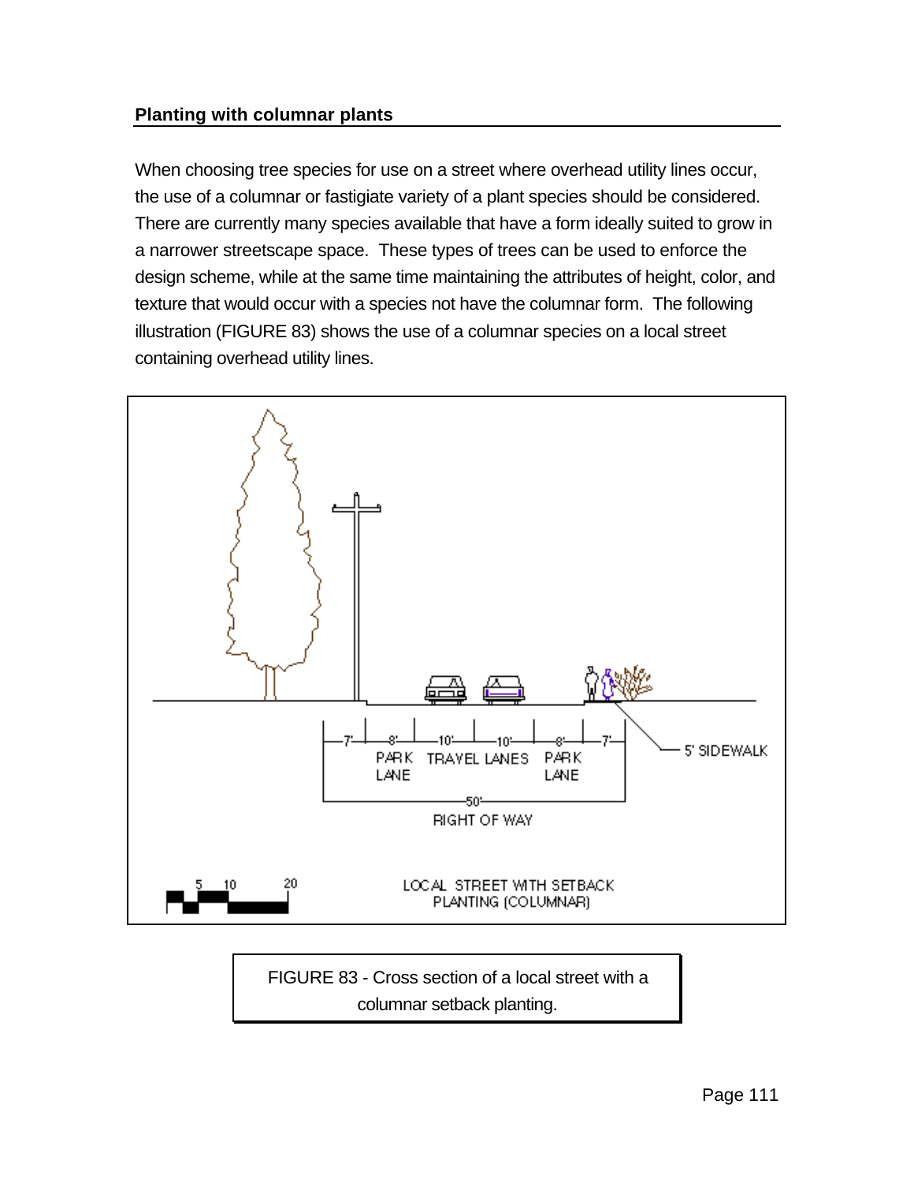## Planting with columnar plants

When choosing tree species for use on a street where overhead utility lines occur, the use of a columnar or fastigiate variety of a plant species should be considered. There are currently many species available that have a form ideally suited to grow in a narrower streetscape space. These types of trees can be used to enforce the design scheme, while at the same time maintaining the attributes of height, color, and texture that would occur with a species not have the columnar form. The following illustration (FIGURE 83) shows the use of a columnar species on a local street containing overhead utility lines.

7' 8' 10' 10' 8' 7'

PARK LANE TRAVEL LANES PARK LANE

5' SIDEWALK

50'

RIGHT OF WAY

5 10 20

LOCAL STREET WITH SETBACK PLANTING (COLUMNAR)

FIGURE 83 - Cross section of a local street with a columnar setback planting.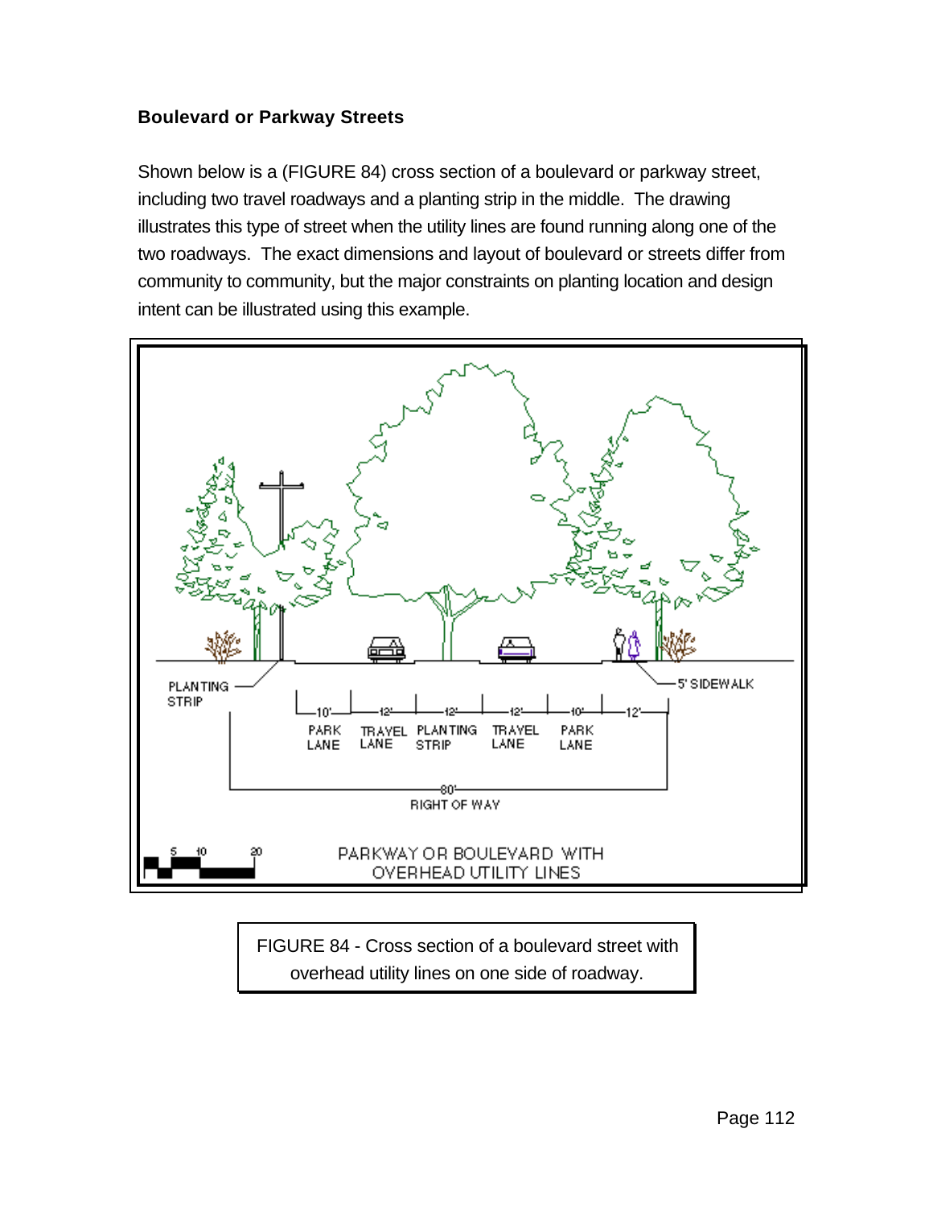### Boulevard or Parkway Streets

Shown below is a (FIGURE 84) cross section of a boulevard or parkway street, including two travel roadways and a planting strip in the middle. The drawing illustrates this type of street when the utility lines are found running along one of the two roadways. The exact dimensions and layout of boulevard or streets differ from community to community, but the major constraints on planting location and design intent can be illustrated using this example.

FIGURE 84 - Cross section of a boulevard street with overhead utility lines on one side of roadway.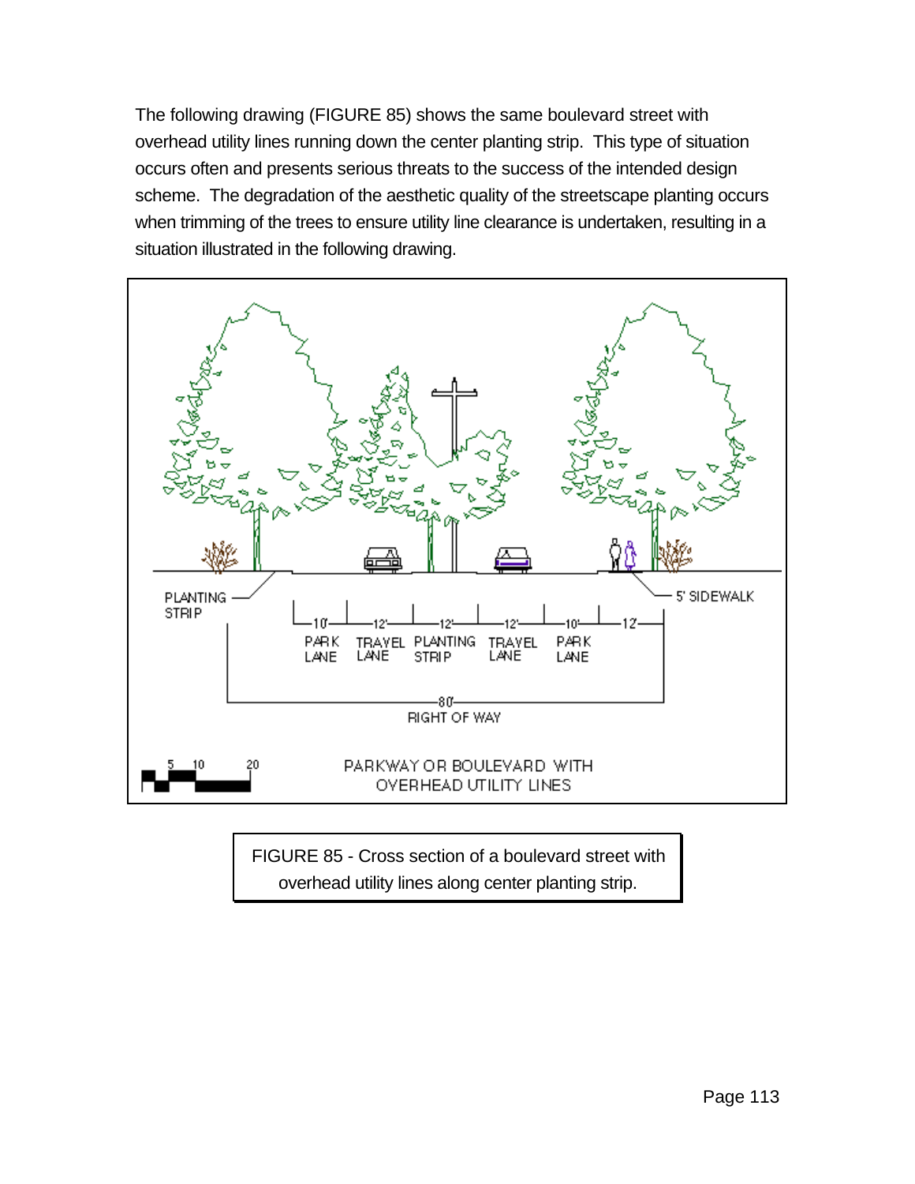The following drawing (FIGURE 85) shows the same boulevard street with overhead utility lines running down the center planting strip. This type of situation occurs often and presents serious threats to the success of the intended design scheme. The degradation of the aesthetic quality of the streetscape planting occurs when trimming of the trees to ensure utility line clearance is undertaken, resulting in a situation illustrated in the following drawing.

FIGURE 85 - Cross section of a boulevard street with overhead utility lines along center planting strip.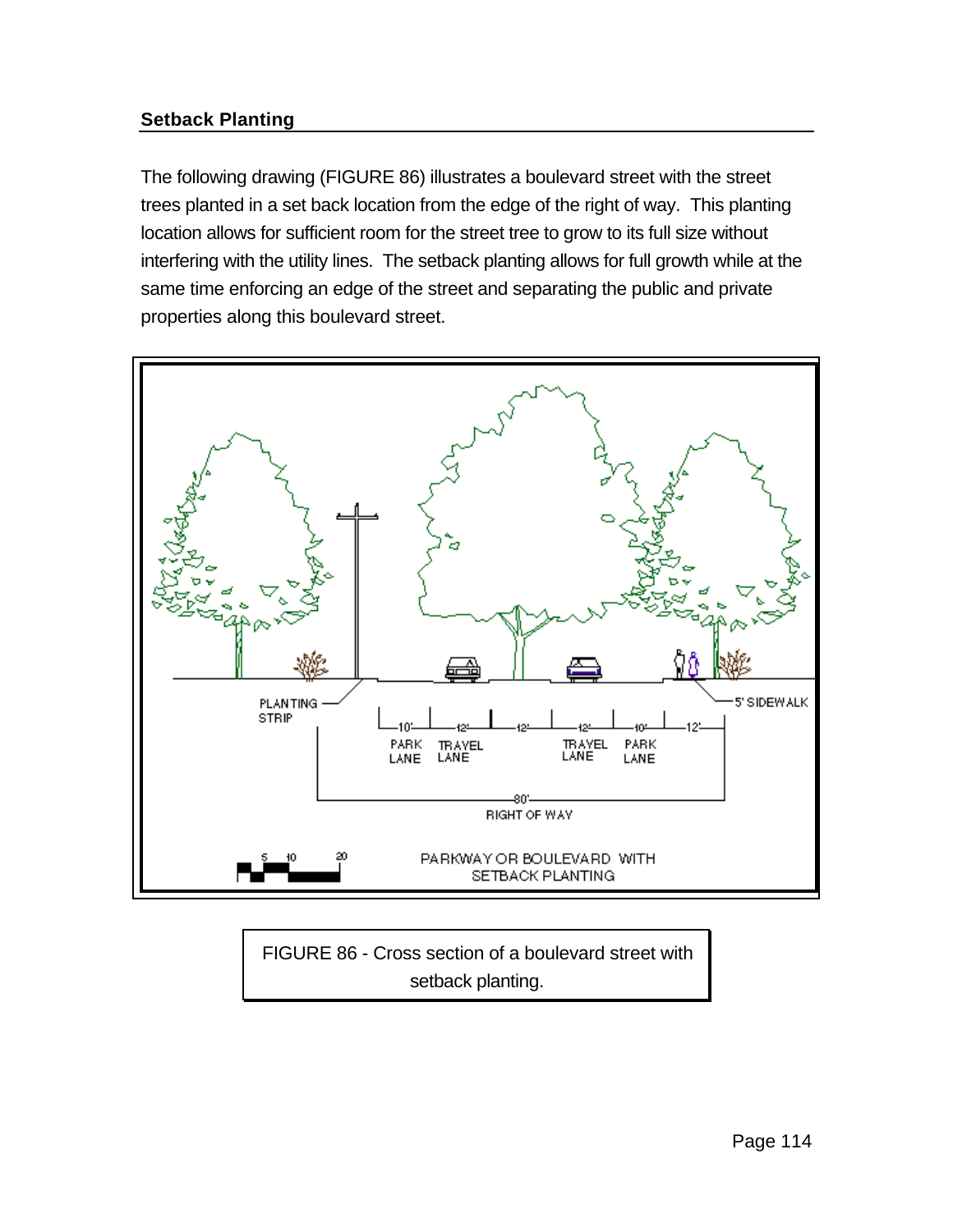## Setback Planting

The following drawing (FIGURE 86) illustrates a boulevard street with the street trees planted in a set back location from the edge of the right of way. This planting location allows for sufficient room for the street tree to grow to its full size without interfering with the utility lines. The setback planting allows for full growth while at the same time enforcing an edge of the street and separating the public and private properties along this boulevard street.

PLANTING STRIP

5' SIDEWALK

10' PARK LANE — 12' TRAVEL LANE — 12' — 12' TRAVEL LANE — 10' PARK LANE — 12'

80' RIGHT OF WAY

5 10 20

PARKWAY OR BOULEVARD WITH SETBACK PLANTING

FIGURE 86 - Cross section of a boulevard street with setback planting.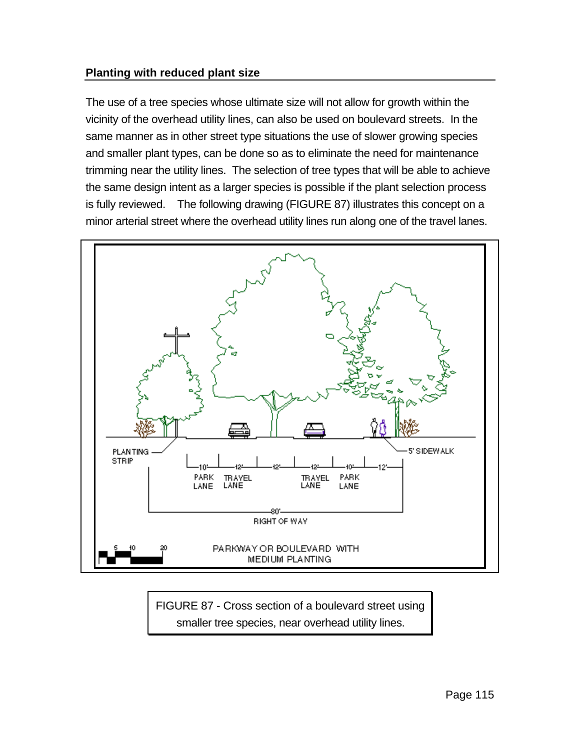## Planting with reduced plant size

The use of a tree species whose ultimate size will not allow for growth within the vicinity of the overhead utility lines, can also be used on boulevard streets. In the same manner as in other street type situations the use of slower growing species and smaller plant types, can be done so as to eliminate the need for maintenance trimming near the utility lines. The selection of tree types that will be able to achieve the same design intent as a larger species is possible if the plant selection process is fully reviewed. The following drawing (FIGURE 87) illustrates this concept on a minor arterial street where the overhead utility lines run along one of the travel lanes.

PLANTING STRIP

5' SIDEWALK

10' PARK LANE | 12' TRAVEL LANE | 12' | 12' TRAVEL LANE | 10' PARK LANE | 12'

80' RIGHT OF WAY

5 10 20

PARKWAY OR BOULEVARD WITH MEDIUM PLANTING

FIGURE 87 - Cross section of a boulevard street using smaller tree species, near overhead utility lines.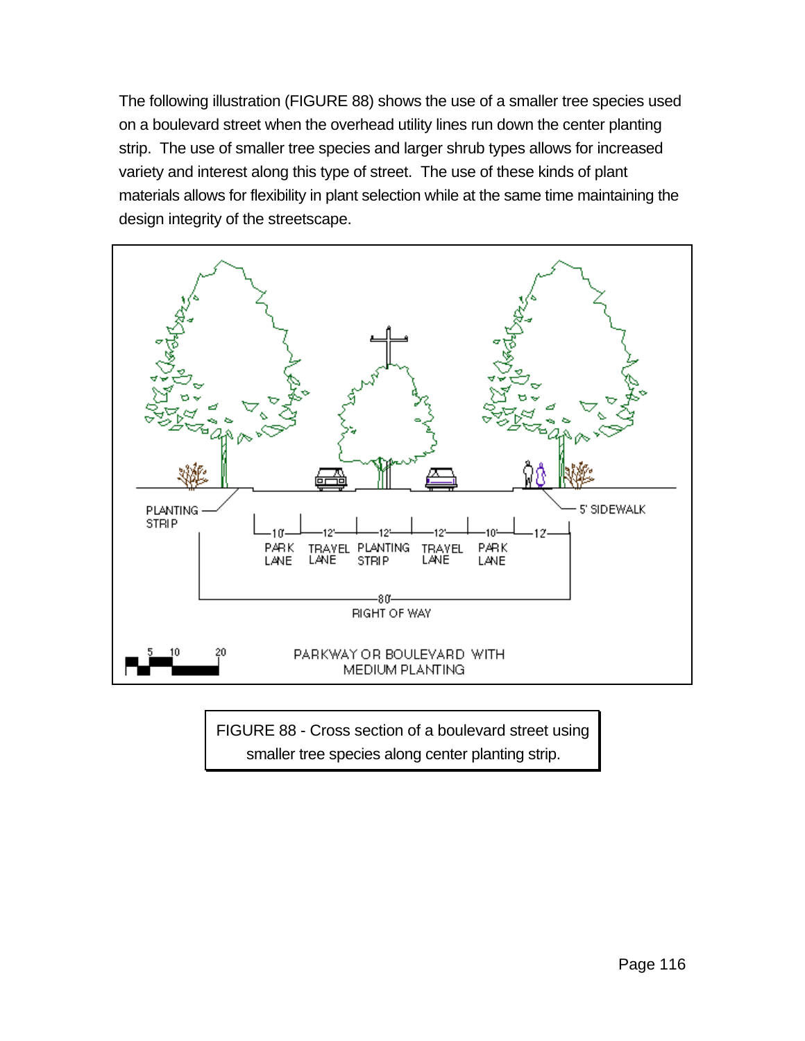The following illustration (FIGURE 88) shows the use of a smaller tree species used on a boulevard street when the overhead utility lines run down the center planting strip. The use of smaller tree species and larger shrub types allows for increased variety and interest along this type of street. The use of these kinds of plant materials allows for flexibility in plant selection while at the same time maintaining the design integrity of the streetscape.

PLANTING STRIP

5' SIDEWALK

10' PARK LANE | 12' TRAVEL LANE | 12' PLANTING STRIP | 12' TRAVEL LANE | 10' PARK LANE | 12'

80' RIGHT OF WAY

5 10 20

PARKWAY OR BOULEVARD WITH MEDIUM PLANTING

FIGURE 88 - Cross section of a boulevard street using smaller tree species along center planting strip.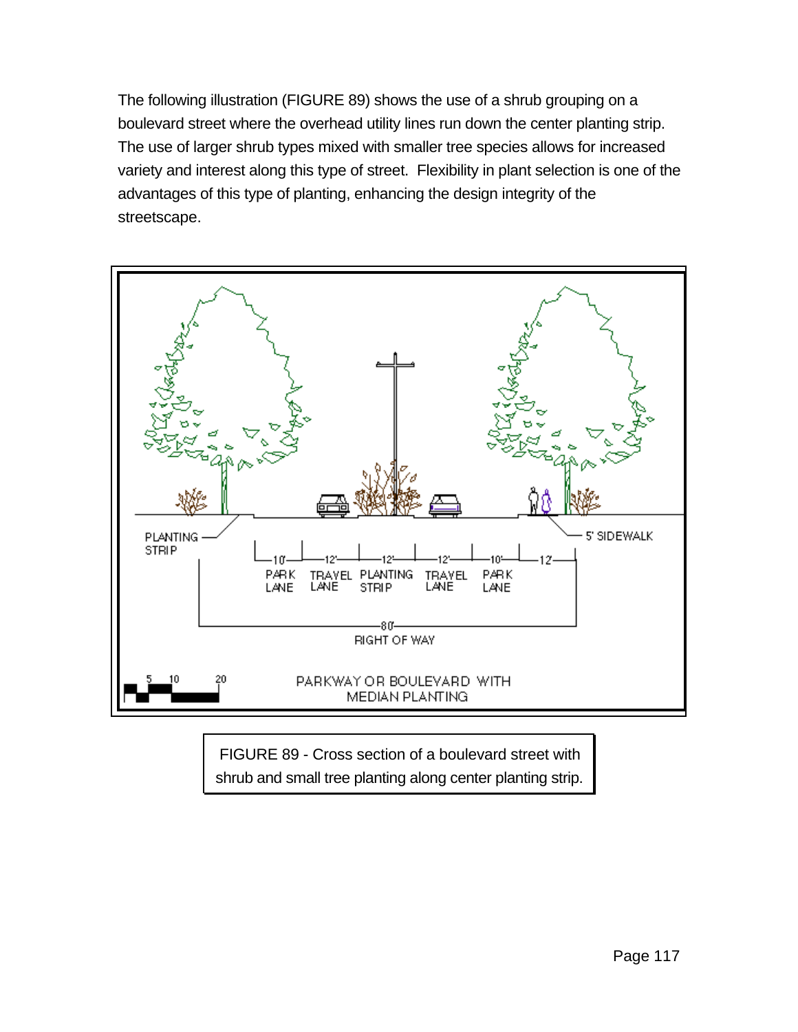The following illustration (FIGURE 89) shows the use of a shrub grouping on a boulevard street where the overhead utility lines run down the center planting strip. The use of larger shrub types mixed with smaller tree species allows for increased variety and interest along this type of street. Flexibility in plant selection is one of the advantages of this type of planting, enhancing the design integrity of the streetscape.

PLANTING STRIP

5' SIDEWALK

10' PARK LANE | 12' TRAVEL LANE | 12' PLANTING STRIP | 12' TRAVEL LANE | 10' PARK LANE | 12'

80' RIGHT OF WAY

5 10 20

PARKWAY OR BOULEVARD WITH MEDIAN PLANTING

FIGURE 89 - Cross section of a boulevard street with shrub and small tree planting along center planting strip.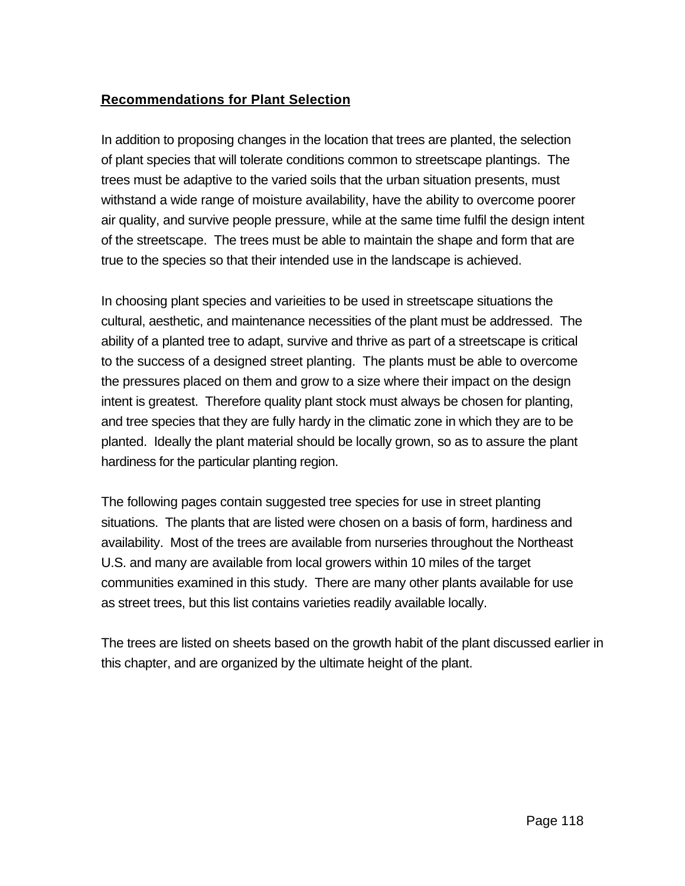## Recommendations for Plant Selection

In addition to proposing changes in the location that trees are planted, the selection of plant species that will tolerate conditions common to streetscape plantings. The trees must be adaptive to the varied soils that the urban situation presents, must withstand a wide range of moisture availability, have the ability to overcome poorer air quality, and survive people pressure, while at the same time fulfil the design intent of the streetscape. The trees must be able to maintain the shape and form that are true to the species so that their intended use in the landscape is achieved.

In choosing plant species and varieities to be used in streetscape situations the cultural, aesthetic, and maintenance necessities of the plant must be addressed. The ability of a planted tree to adapt, survive and thrive as part of a streetscape is critical to the success of a designed street planting. The plants must be able to overcome the pressures placed on them and grow to a size where their impact on the design intent is greatest. Therefore quality plant stock must always be chosen for planting, and tree species that they are fully hardy in the climatic zone in which they are to be planted. Ideally the plant material should be locally grown, so as to assure the plant hardiness for the particular planting region.

The following pages contain suggested tree species for use in street planting situations. The plants that are listed were chosen on a basis of form, hardiness and availability. Most of the trees are available from nurseries throughout the Northeast U.S. and many are available from local growers within 10 miles of the target communities examined in this study. There are many other plants available for use as street trees, but this list contains varieties readily available locally.

The trees are listed on sheets based on the growth habit of the plant discussed earlier in this chapter, and are organized by the ultimate height of the plant.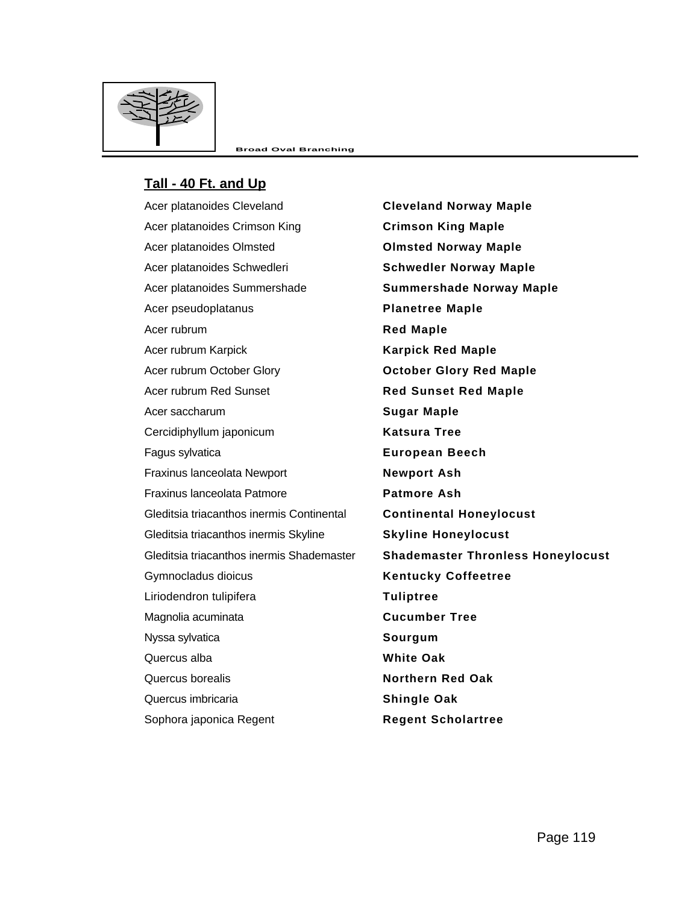Broad Oval Branching

## Tall - 40 Ft. and Up

| | |
|---|---|
| Acer platanoides Cleveland | **Cleveland Norway Maple** |
| Acer platanoides Crimson King | **Crimson King Maple** |
| Acer platanoides Olmsted | **Olmsted Norway Maple** |
| Acer platanoides Schwedleri | **Schwedler Norway Maple** |
| Acer platanoides Summershade | **Summershade Norway Maple** |
| Acer pseudoplatanus | **Planetree Maple** |
| Acer rubrum | **Red Maple** |
| Acer rubrum Karpick | **Karpick Red Maple** |
| Acer rubrum October Glory | **October Glory Red Maple** |
| Acer rubrum Red Sunset | **Red Sunset Red Maple** |
| Acer saccharum | **Sugar Maple** |
| Cercidiphyllum japonicum | **Katsura Tree** |
| Fagus sylvatica | **European Beech** |
| Fraxinus lanceolata Newport | **Newport Ash** |
| Fraxinus lanceolata Patmore | **Patmore Ash** |
| Gleditsia triacanthos inermis Continental | **Continental Honeylocust** |
| Gleditsia triacanthos inermis Skyline | **Skyline Honeylocust** |
| Gleditsia triacanthos inermis Shademaster | **Shademaster Thronless Honeylocust** |
| Gymnocladus dioicus | **Kentucky Coffeetree** |
| Liriodendron tulipifera | **Tuliptree** |
| Magnolia acuminata | **Cucumber Tree** |
| Nyssa sylvatica | **Sourgum** |
| Quercus alba | **White Oak** |
| Quercus borealis | **Northern Red Oak** |
| Quercus imbricaria | **Shingle Oak** |
| Sophora japonica Regent | **Regent Scholartree** |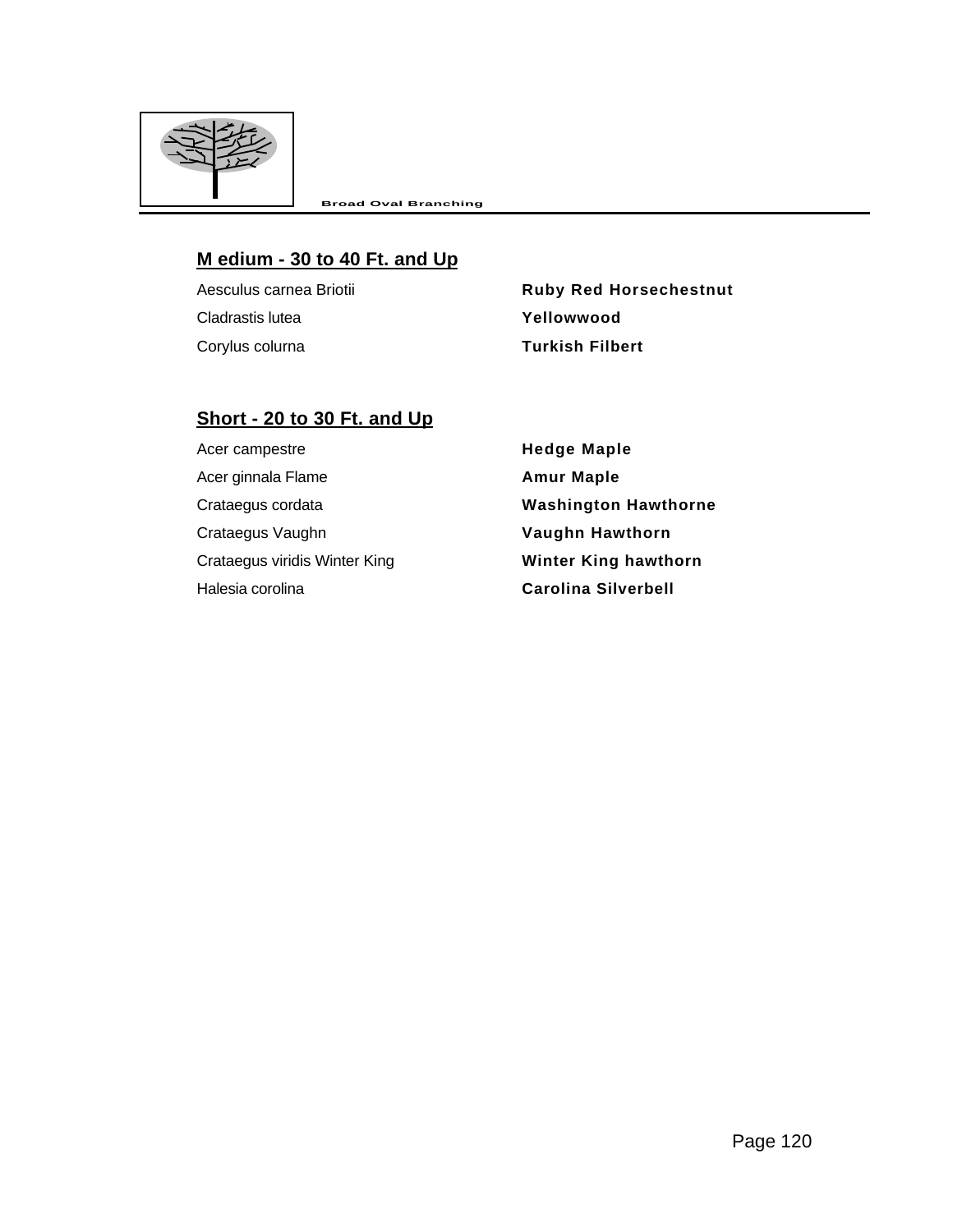Broad Oval Branching

## M edium - 30 to 40 Ft. and Up

| | |
|---|---|
| Aesculus carnea Briotii | **Ruby Red Horsechestnut** |
| Cladrastis lutea | **Yellowwood** |
| Corylus colurna | **Turkish Filbert** |

## Short - 20 to 30 Ft. and Up

| | |
|---|---|
| Acer campestre | **Hedge Maple** |
| Acer ginnala Flame | **Amur Maple** |
| Crataegus cordata | **Washington Hawthorne** |
| Crataegus Vaughn | **Vaughn Hawthorn** |
| Crataegus viridis Winter King | **Winter King hawthorn** |
| Halesia corolina | **Carolina Silverbell** |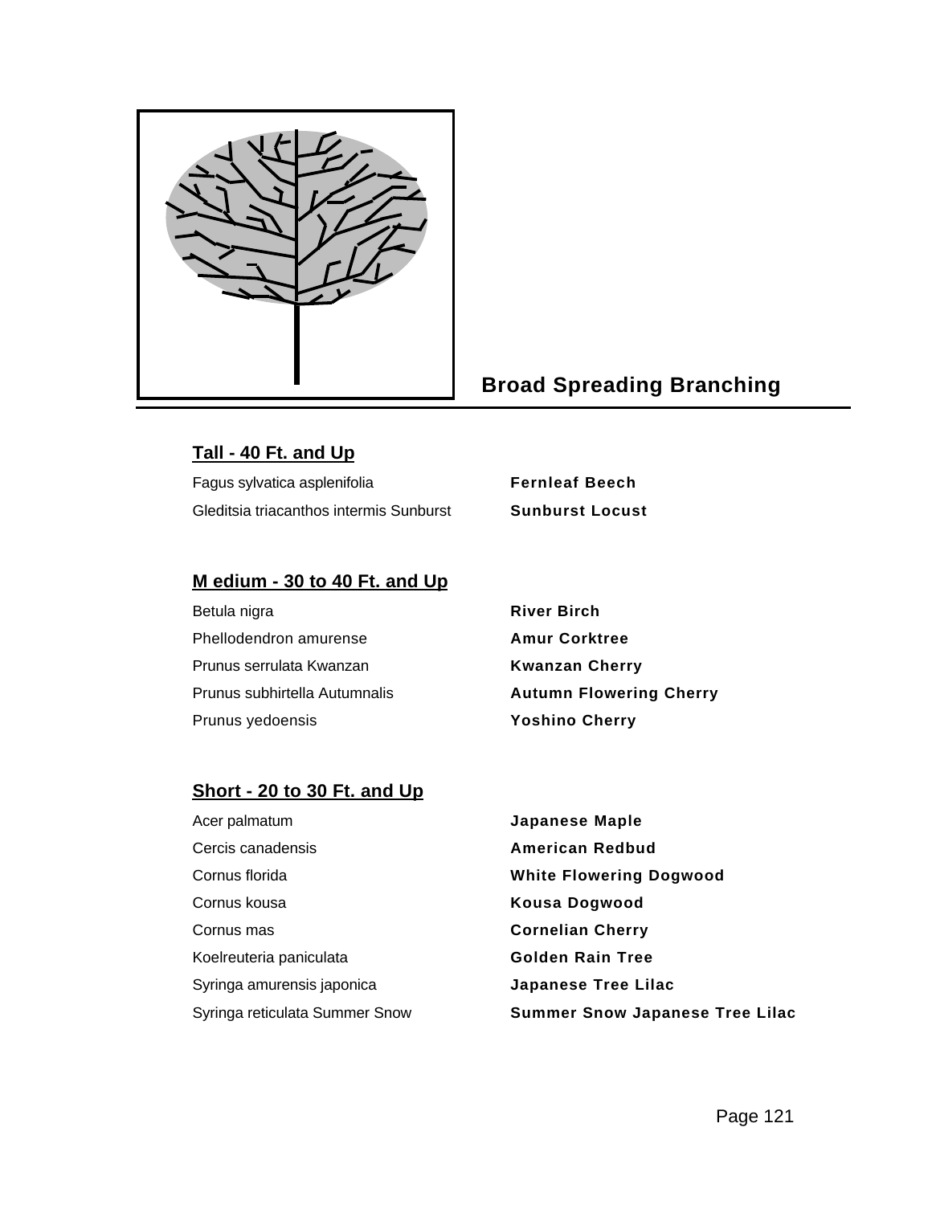## Broad Spreading Branching

### Tall - 40 Ft. and Up

| | |
|---|---|
| Fagus sylvatica asplenifolia | **Fernleaf Beech** |
| Gleditsia triacanthos intermis Sunburst | **Sunburst Locust** |

### M edium - 30 to 40 Ft. and Up

| | |
|---|---|
| Betula nigra | **River Birch** |
| Phellodendron amurense | **Amur Corktree** |
| Prunus serrulata Kwanzan | **Kwanzan Cherry** |
| Prunus subhirtella Autumnalis | **Autumn Flowering Cherry** |
| Prunus yedoensis | **Yoshino Cherry** |

### Short - 20 to 30 Ft. and Up

| | |
|---|---|
| Acer palmatum | **Japanese Maple** |
| Cercis canadensis | **American Redbud** |
| Cornus florida | **White Flowering Dogwood** |
| Cornus kousa | **Kousa Dogwood** |
| Cornus mas | **Cornelian Cherry** |
| Koelreuteria paniculata | **Golden Rain Tree** |
| Syringa amurensis japonica | **Japanese Tree Lilac** |
| Syringa reticulata Summer Snow | **Summer Snow Japanese Tree Lilac** |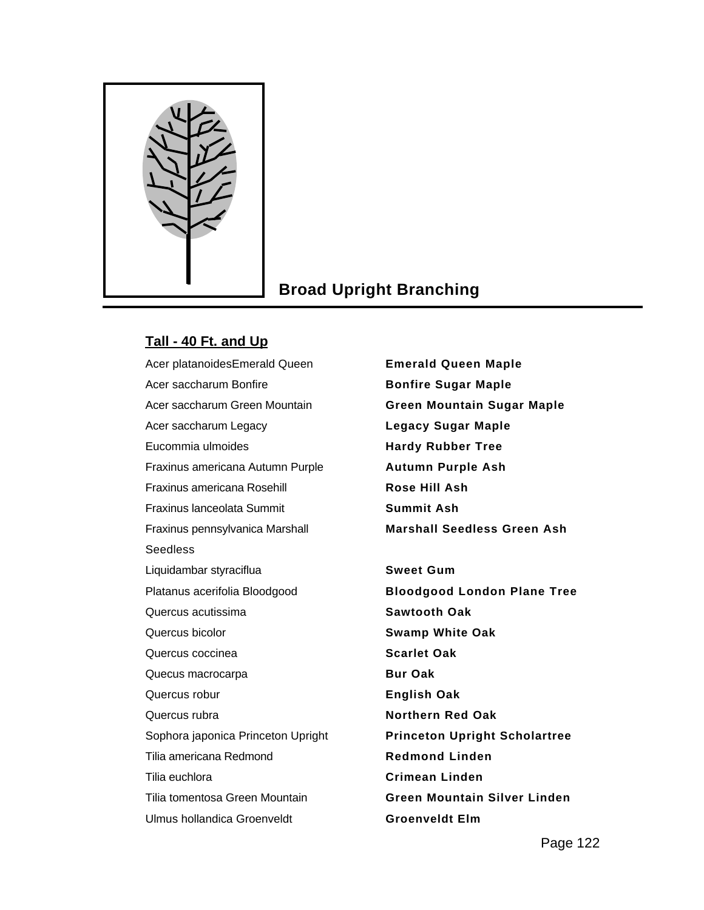## Broad Upright Branching

**Tall - 40 Ft. and Up**

| | |
|---|---|
| Acer platanoidesEmerald Queen | **Emerald Queen Maple** |
| Acer saccharum Bonfire | **Bonfire Sugar Maple** |
| Acer saccharum Green Mountain | **Green Mountain Sugar Maple** |
| Acer saccharum Legacy | **Legacy Sugar Maple** |
| Eucommia ulmoides | **Hardy Rubber Tree** |
| Fraxinus americana Autumn Purple | **Autumn Purple Ash** |
| Fraxinus americana Rosehill | **Rose Hill Ash** |
| Fraxinus lanceolata Summit | **Summit Ash** |
| Fraxinus pennsylvanica Marshall Seedless | **Marshall Seedless Green Ash** |
| Liquidambar styraciflua | **Sweet Gum** |
| Platanus acerifolia Bloodgood | **Bloodgood London Plane Tree** |
| Quercus acutissima | **Sawtooth Oak** |
| Quercus bicolor | **Swamp White Oak** |
| Quercus coccinea | **Scarlet Oak** |
| Quecus macrocarpa | **Bur Oak** |
| Quercus robur | **English Oak** |
| Quercus rubra | **Northern Red Oak** |
| Sophora japonica Princeton Upright | **Princeton Upright Scholartree** |
| Tilia americana Redmond | **Redmond Linden** |
| Tilia euchlora | **Crimean Linden** |
| Tilia tomentosa Green Mountain | **Green Mountain Silver Linden** |
| Ulmus hollandica Groenveldt | **Groenveldt Elm** |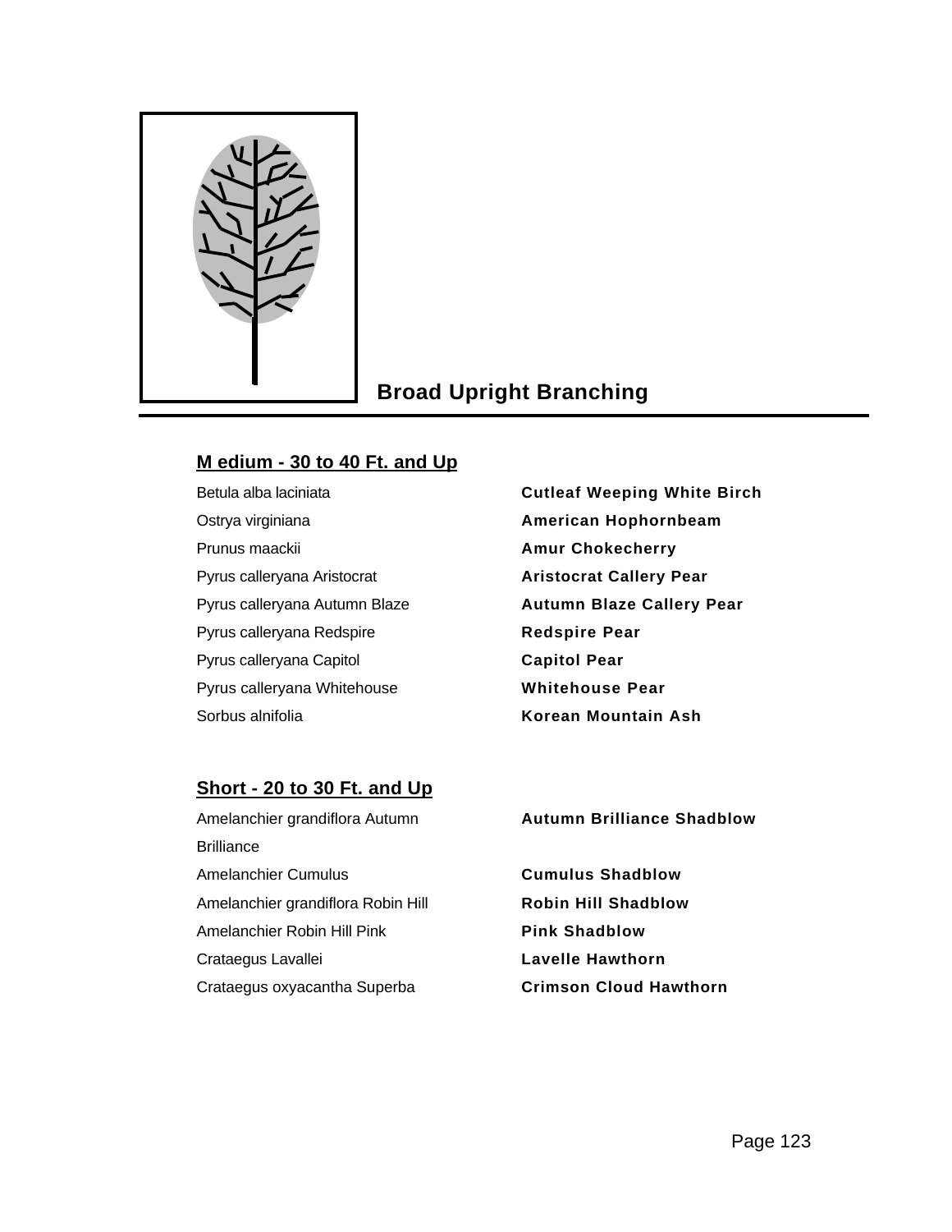## Broad Upright Branching

### M edium - 30 to 40 Ft. and Up

| | |
|---|---|
| Betula alba laciniata | **Cutleaf Weeping White Birch** |
| Ostrya virginiana | **American Hophornbeam** |
| Prunus maackii | **Amur Chokecherry** |
| Pyrus calleryana Aristocrat | **Aristocrat Callery Pear** |
| Pyrus calleryana Autumn Blaze | **Autumn Blaze Callery Pear** |
| Pyrus calleryana Redspire | **Redspire Pear** |
| Pyrus calleryana Capitol | **Capitol Pear** |
| Pyrus calleryana Whitehouse | **Whitehouse Pear** |
| Sorbus alnifolia | **Korean Mountain Ash** |

### Short - 20 to 30 Ft. and Up

| | |
|---|---|
| Amelanchier grandiflora Autumn Brilliance | **Autumn Brilliance Shadblow** |
| Amelanchier Cumulus | **Cumulus Shadblow** |
| Amelanchier grandiflora Robin Hill | **Robin Hill Shadblow** |
| Amelanchier Robin Hill Pink | **Pink Shadblow** |
| Crataegus Lavallei | **Lavelle Hawthorn** |
| Crataegus oxyacantha Superba | **Crimson Cloud Hawthorn** |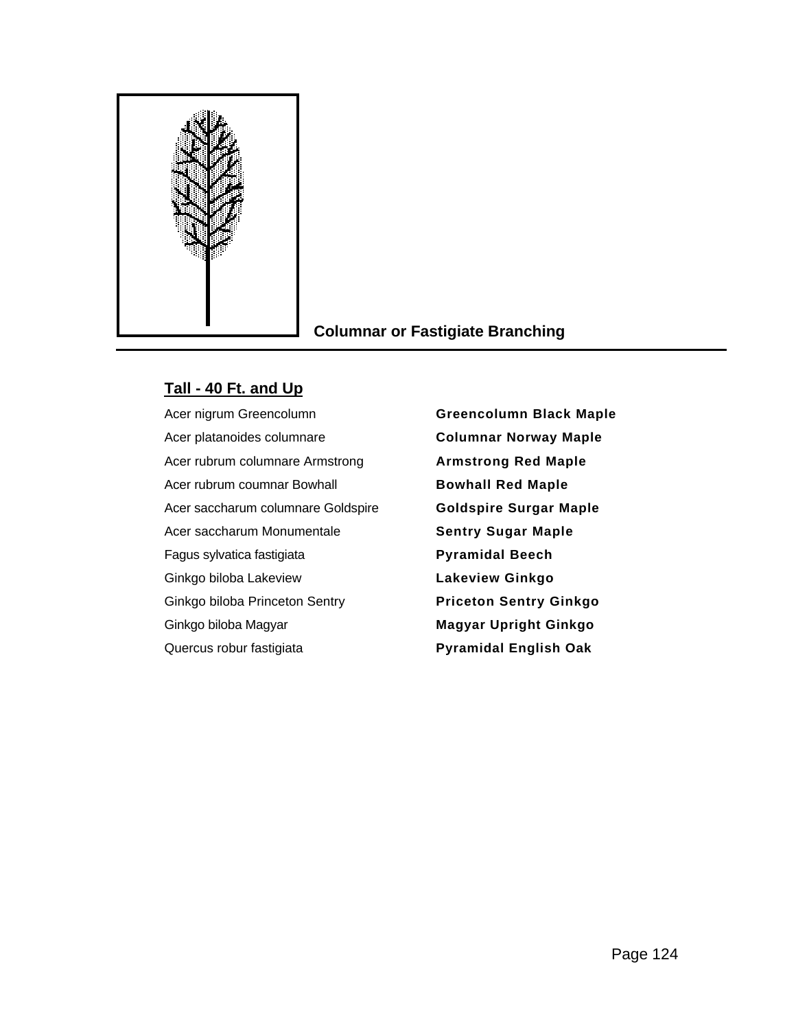## Columnar or Fastigiate Branching

### Tall - 40 Ft. and Up

| | |
|---|---|
| Acer nigrum Greencolumn | **Greencolumn Black Maple** |
| Acer platanoides columnare | **Columnar Norway Maple** |
| Acer rubrum columnare Armstrong | **Armstrong Red Maple** |
| Acer rubrum coumnar Bowhall | **Bowhall Red Maple** |
| Acer saccharum columnare Goldspire | **Goldspire Surgar Maple** |
| Acer saccharum Monumentale | **Sentry Sugar Maple** |
| Fagus sylvatica fastigiata | **Pyramidal Beech** |
| Ginkgo biloba Lakeview | **Lakeview Ginkgo** |
| Ginkgo biloba Princeton Sentry | **Priceton Sentry Ginkgo** |
| Ginkgo biloba Magyar | **Magyar Upright Ginkgo** |
| Quercus robur fastigiata | **Pyramidal English Oak** |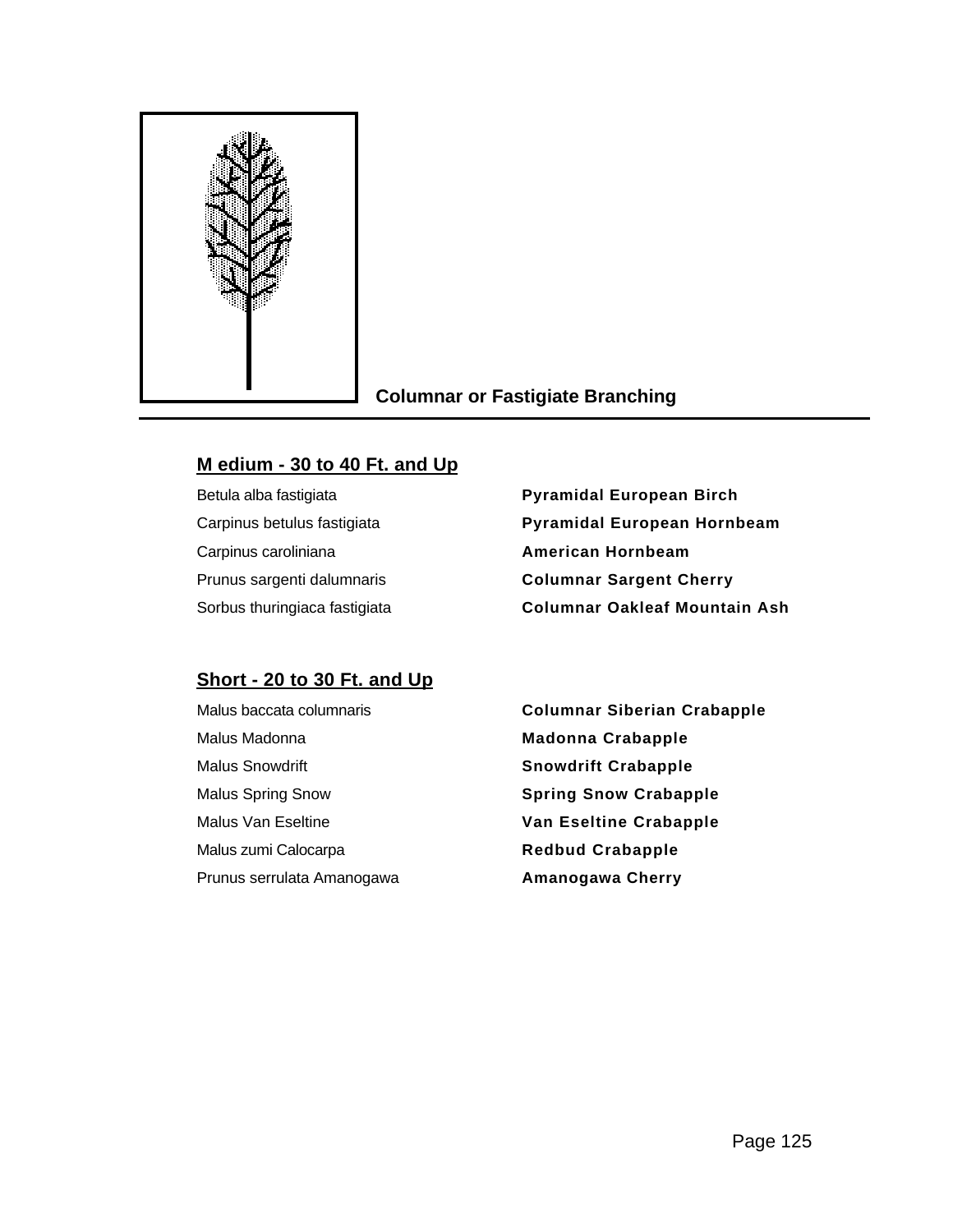## Columnar or Fastigiate Branching

### M edium - 30 to 40 Ft. and Up

| | |
|---|---|
| Betula alba fastigiata | **Pyramidal European Birch** |
| Carpinus betulus fastigiata | **Pyramidal European Hornbeam** |
| Carpinus caroliniana | **American Hornbeam** |
| Prunus sargenti dalumnaris | **Columnar Sargent Cherry** |
| Sorbus thuringiaca fastigiata | **Columnar Oakleaf Mountain Ash** |

### Short - 20 to 30 Ft. and Up

| | |
|---|---|
| Malus baccata columnaris | **Columnar Siberian Crabapple** |
| Malus Madonna | **Madonna Crabapple** |
| Malus Snowdrift | **Snowdrift Crabapple** |
| Malus Spring Snow | **Spring Snow Crabapple** |
| Malus Van Eseltine | **Van Eseltine Crabapple** |
| Malus zumi Calocarpa | **Redbud Crabapple** |
| Prunus serrulata Amanogawa | **Amanogawa Cherry** |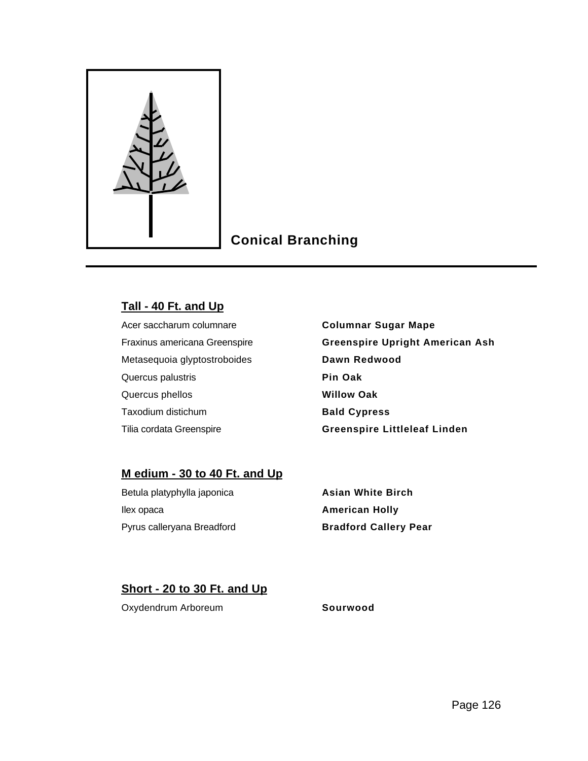## Conical Branching

### Tall - 40 Ft. and Up

| | |
|---|---|
| Acer saccharum columnare | **Columnar Sugar Mape** |
| Fraxinus americana Greenspire | **Greenspire Upright American Ash** |
| Metasequoia glyptostroboides | **Dawn Redwood** |
| Quercus palustris | **Pin Oak** |
| Quercus phellos | **Willow Oak** |
| Taxodium distichum | **Bald Cypress** |
| Tilia cordata Greenspire | **Greenspire Littleleaf Linden** |

### M edium - 30 to 40 Ft. and Up

| | |
|---|---|
| Betula platyphylla japonica | **Asian White Birch** |
| Ilex opaca | **American Holly** |
| Pyrus calleryana Breadford | **Bradford Callery Pear** |

### Short - 20 to 30 Ft. and Up

| | |
|---|---|
| Oxydendrum Arboreum | **Sourwood** |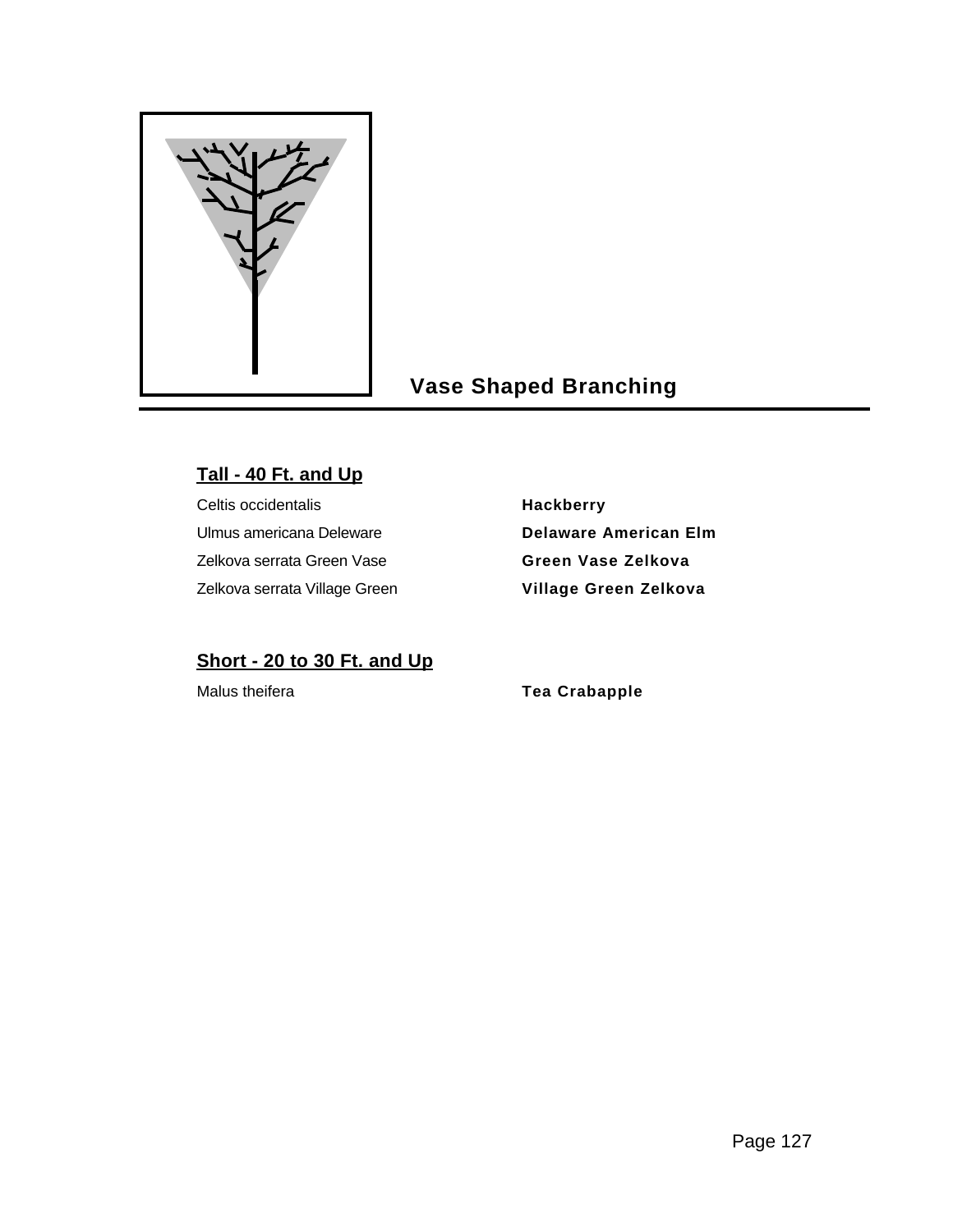## Vase Shaped Branching

### Tall - 40 Ft. and Up

| | |
|---|---|
| Celtis occidentalis | **Hackberry** |
| Ulmus americana Deleware | **Delaware American Elm** |
| Zelkova serrata Green Vase | **Green Vase Zelkova** |
| Zelkova serrata Village Green | **Village Green Zelkova** |

### Short - 20 to 30 Ft. and Up

| | |
|---|---|
| Malus theifera | **Tea Crabapple** |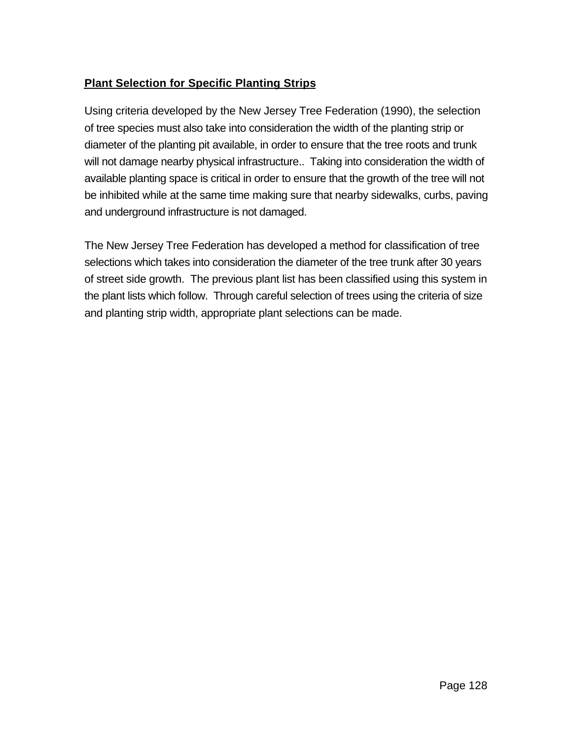## Plant Selection for Specific Planting Strips

Using criteria developed by the New Jersey Tree Federation (1990), the selection of tree species must also take into consideration the width of the planting strip or diameter of the planting pit available, in order to ensure that the tree roots and trunk will not damage nearby physical infrastructure.. Taking into consideration the width of available planting space is critical in order to ensure that the growth of the tree will not be inhibited while at the same time making sure that nearby sidewalks, curbs, paving and underground infrastructure is not damaged.

The New Jersey Tree Federation has developed a method for classification of tree selections which takes into consideration the diameter of the tree trunk after 30 years of street side growth. The previous plant list has been classified using this system in the plant lists which follow. Through careful selection of trees using the criteria of size and planting strip width, appropriate plant selections can be made.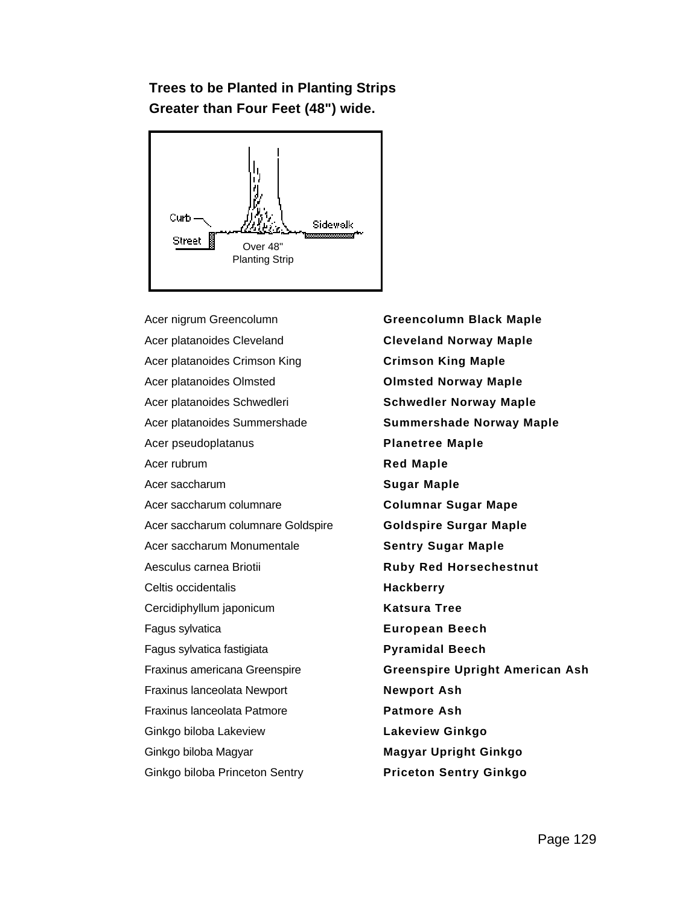**Trees to be Planted in Planting Strips Greater than Four Feet (48") wide.**

Curb

Street

Over 48" Planting Strip

Sidewalk

| | |
|---|---|
| Acer nigrum Greencolumn | **Greencolumn Black Maple** |
| Acer platanoides Cleveland | **Cleveland Norway Maple** |
| Acer platanoides Crimson King | **Crimson King Maple** |
| Acer platanoides Olmsted | **Olmsted Norway Maple** |
| Acer platanoides Schwedleri | **Schwedler Norway Maple** |
| Acer platanoides Summershade | **Summershade Norway Maple** |
| Acer pseudoplatanus | **Planetree Maple** |
| Acer rubrum | **Red Maple** |
| Acer saccharum | **Sugar Maple** |
| Acer saccharum columnare | **Columnar Sugar Mape** |
| Acer saccharum columnare Goldspire | **Goldspire Surgar Maple** |
| Acer saccharum Monumentale | **Sentry Sugar Maple** |
| Aesculus carnea Briotii | **Ruby Red Horsechestnut** |
| Celtis occidentalis | **Hackberry** |
| Cercidiphyllum japonicum | **Katsura Tree** |
| Fagus sylvatica | **European Beech** |
| Fagus sylvatica fastigiata | **Pyramidal Beech** |
| Fraxinus americana Greenspire | **Greenspire Upright American Ash** |
| Fraxinus lanceolata Newport | **Newport Ash** |
| Fraxinus lanceolata Patmore | **Patmore Ash** |
| Ginkgo biloba Lakeview | **Lakeview Ginkgo** |
| Ginkgo biloba Magyar | **Magyar Upright Ginkgo** |
| Ginkgo biloba Princeton Sentry | **Priceton Sentry Ginkgo** |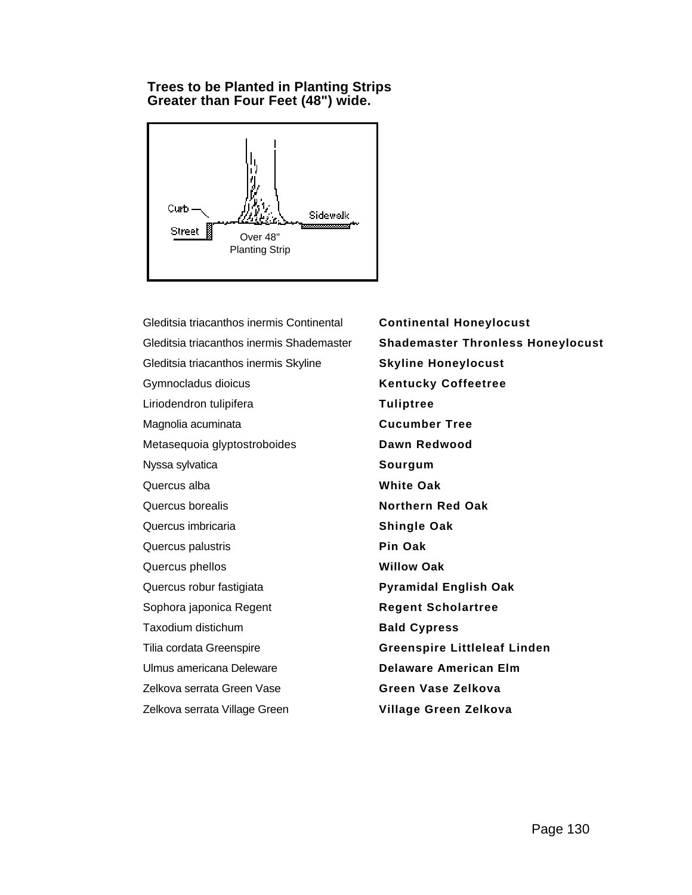**Trees to be Planted in Planting Strips Greater than Four Feet (48") wide.**

Curb

Street

Over 48"
Planting Strip

Sidewalk

| | |
|---|---|
| Gleditsia triacanthos inermis Continental | **Continental Honeylocust** |
| Gleditsia triacanthos inermis Shademaster | **Shademaster Thronless Honeylocust** |
| Gleditsia triacanthos inermis Skyline | **Skyline Honeylocust** |
| Gymnocladus dioicus | **Kentucky Coffeetree** |
| Liriodendron tulipifera | **Tuliptree** |
| Magnolia acuminata | **Cucumber Tree** |
| Metasequoia glyptostroboides | **Dawn Redwood** |
| Nyssa sylvatica | **Sourgum** |
| Quercus alba | **White Oak** |
| Quercus borealis | **Northern Red Oak** |
| Quercus imbricaria | **Shingle Oak** |
| Quercus palustris | **Pin Oak** |
| Quercus phellos | **Willow Oak** |
| Quercus robur fastigiata | **Pyramidal English Oak** |
| Sophora japonica Regent | **Regent Scholartree** |
| Taxodium distichum | **Bald Cypress** |
| Tilia cordata Greenspire | **Greenspire Littleleaf Linden** |
| Ulmus americana Deleware | **Delaware American Elm** |
| Zelkova serrata Green Vase | **Green Vase Zelkova** |
| Zelkova serrata Village Green | **Village Green Zelkova** |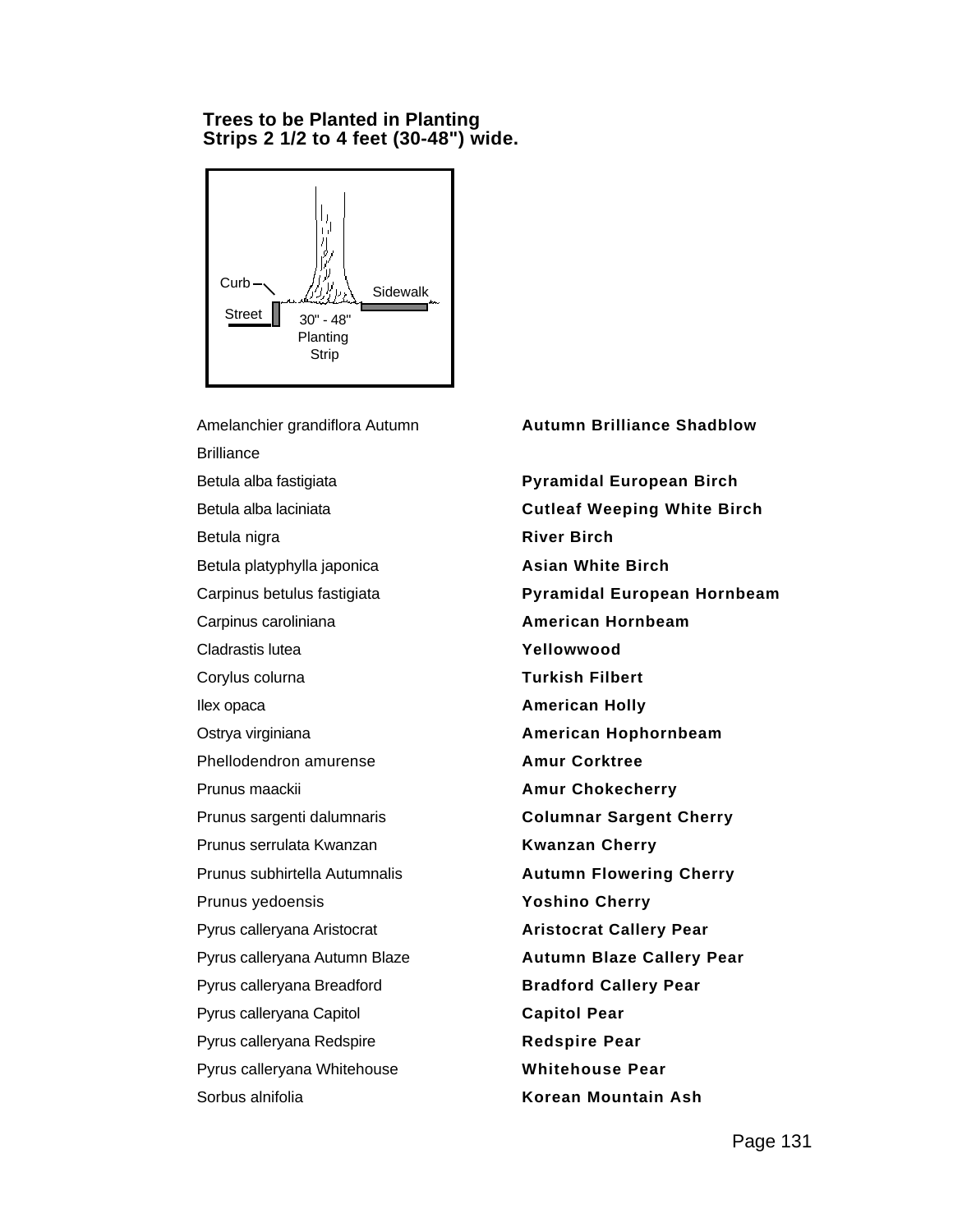**Trees to be Planted in Planting Strips 2 1/2 to 4 feet (30-48") wide.**

| Botanical Name | Common Name |
| --- | --- |
| Amelanchier grandiflora Autumn Brilliance | **Autumn Brilliance Shadblow** |
| Betula alba fastigiata | **Pyramidal European Birch** |
| Betula alba laciniata | **Cutleaf Weeping White Birch** |
| Betula nigra | **River Birch** |
| Betula platyphylla japonica | **Asian White Birch** |
| Carpinus betulus fastigiata | **Pyramidal European Hornbeam** |
| Carpinus caroliniana | **American Hornbeam** |
| Cladrastis lutea | **Yellowwood** |
| Corylus colurna | **Turkish Filbert** |
| Ilex opaca | **American Holly** |
| Ostrya virginiana | **American Hophornbeam** |
| Phellodendron amurense | **Amur Corktree** |
| Prunus maackii | **Amur Chokecherry** |
| Prunus sargenti dalumnaris | **Columnar Sargent Cherry** |
| Prunus serrulata Kwanzan | **Kwanzan Cherry** |
| Prunus subhirtella Autumnalis | **Autumn Flowering Cherry** |
| Prunus yedoensis | **Yoshino Cherry** |
| Pyrus calleryana Aristocrat | **Aristocrat Callery Pear** |
| Pyrus calleryana Autumn Blaze | **Autumn Blaze Callery Pear** |
| Pyrus calleryana Breadford | **Bradford Callery Pear** |
| Pyrus calleryana Capitol | **Capitol Pear** |
| Pyrus calleryana Redspire | **Redspire Pear** |
| Pyrus calleryana Whitehouse | **Whitehouse Pear** |
| Sorbus alnifolia | **Korean Mountain Ash** |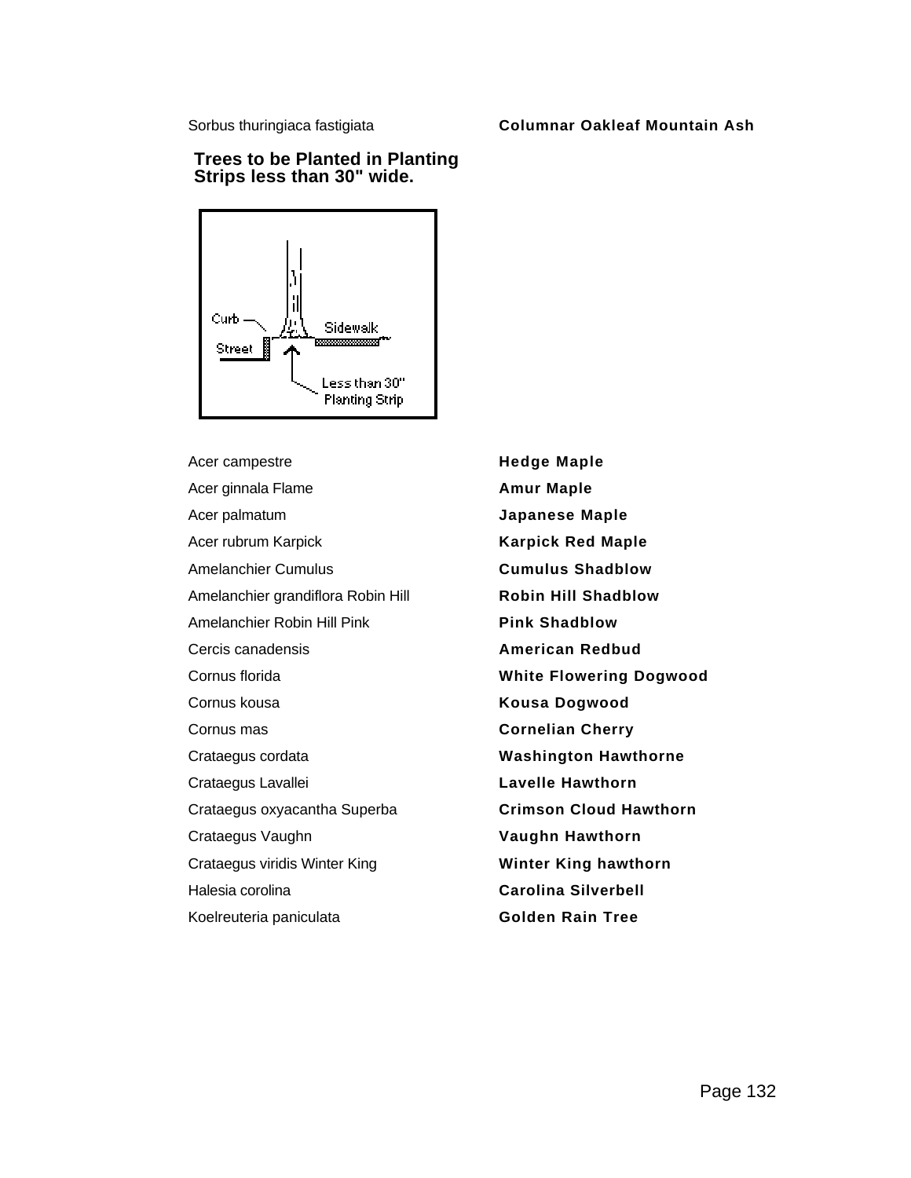| Sorbus thuringiaca fastigiata | **Columnar Oakleaf Mountain Ash** |
|---|---|

## Trees to be Planted in Planting Strips less than 30" wide.

Curb

Street

Sidewalk

Less than 30" Planting Strip

| | |
|---|---|
| Acer campestre | **Hedge Maple** |
| Acer ginnala Flame | **Amur Maple** |
| Acer palmatum | **Japanese Maple** |
| Acer rubrum Karpick | **Karpick Red Maple** |
| Amelanchier Cumulus | **Cumulus Shadblow** |
| Amelanchier grandiflora Robin Hill | **Robin Hill Shadblow** |
| Amelanchier Robin Hill Pink | **Pink Shadblow** |
| Cercis canadensis | **American Redbud** |
| Cornus florida | **White Flowering Dogwood** |
| Cornus kousa | **Kousa Dogwood** |
| Cornus mas | **Cornelian Cherry** |
| Crataegus cordata | **Washington Hawthorne** |
| Crataegus Lavallei | **Lavelle Hawthorn** |
| Crataegus oxyacantha Superba | **Crimson Cloud Hawthorn** |
| Crataegus Vaughn | **Vaughn Hawthorn** |
| Crataegus viridis Winter King | **Winter King hawthorn** |
| Halesia corolina | **Carolina Silverbell** |
| Koelreuteria paniculata | **Golden Rain Tree** |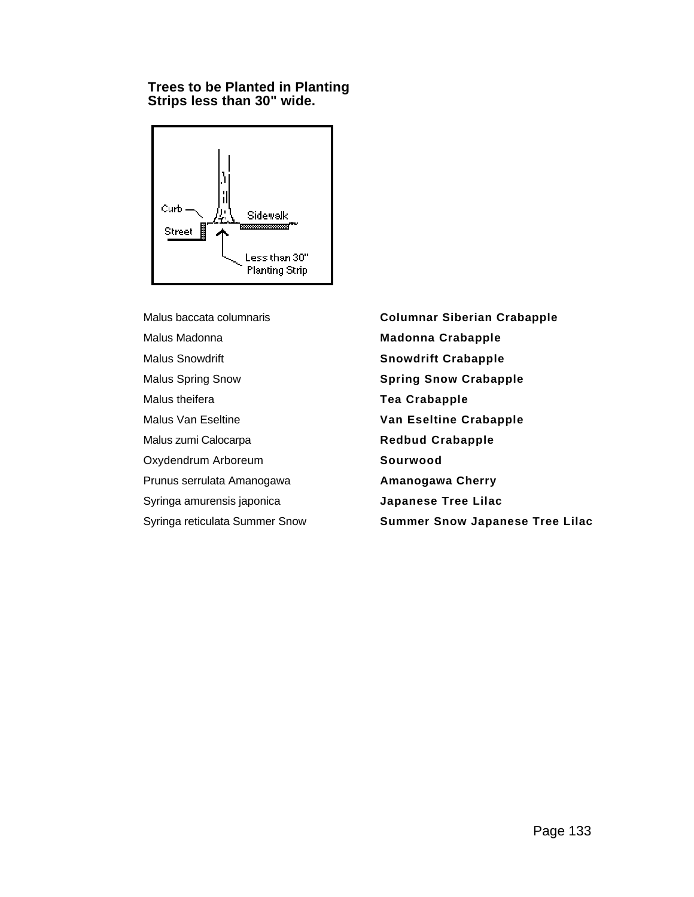**Trees to be Planted in Planting Strips less than 30" wide.**

| | |
|---|---|
| Malus baccata columnaris | **Columnar Siberian Crabapple** |
| Malus Madonna | **Madonna Crabapple** |
| Malus Snowdrift | **Snowdrift Crabapple** |
| Malus Spring Snow | **Spring Snow Crabapple** |
| Malus theifera | **Tea Crabapple** |
| Malus Van Eseltine | **Van Eseltine Crabapple** |
| Malus zumi Calocarpa | **Redbud Crabapple** |
| Oxydendrum Arboreum | **Sourwood** |
| Prunus serrulata Amanogawa | **Amanogawa Cherry** |
| Syringa amurensis japonica | **Japanese Tree Lilac** |
| Syringa reticulata Summer Snow | **Summer Snow Japanese Tree Lilac** |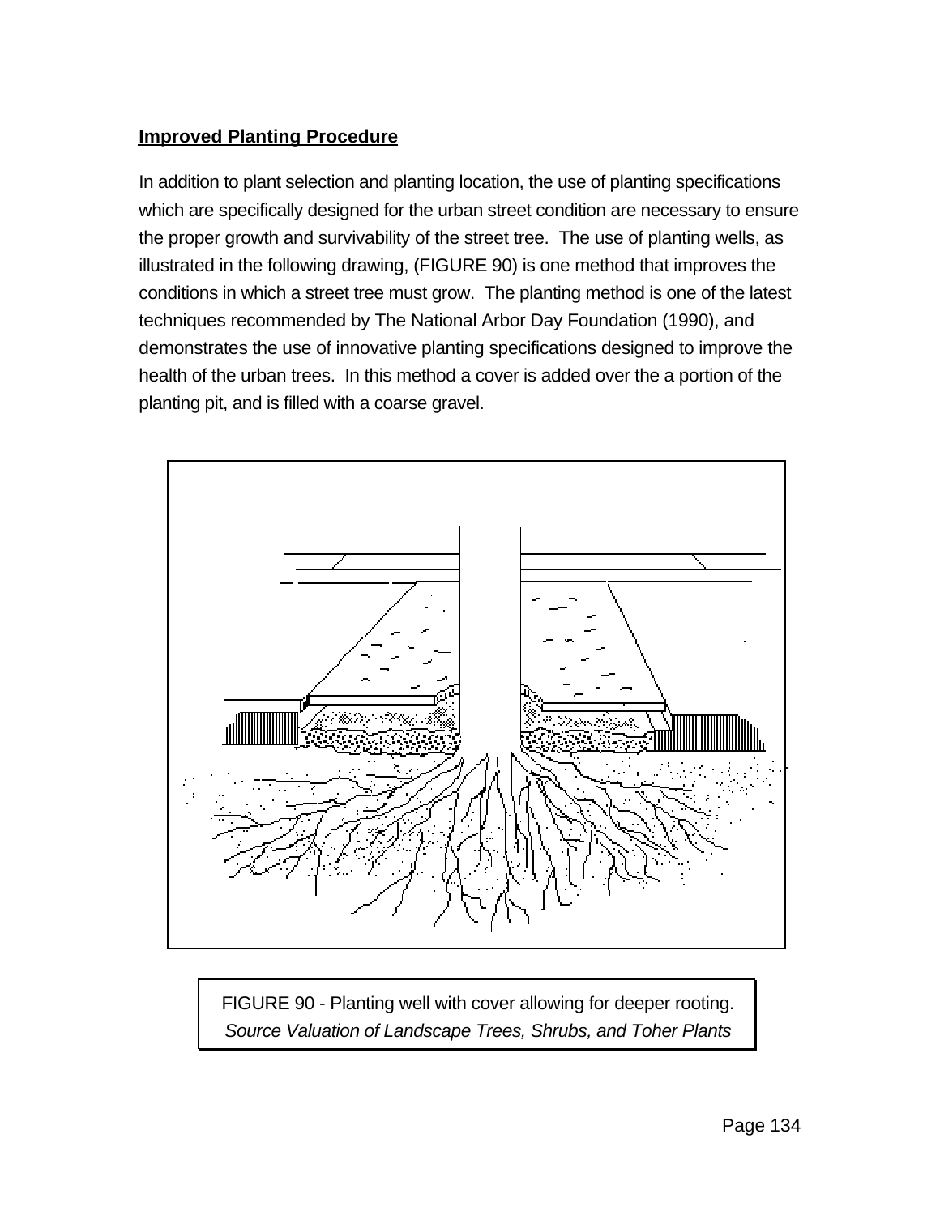**Improved Planting Procedure**

In addition to plant selection and planting location, the use of planting specifications which are specifically designed for the urban street condition are necessary to ensure the proper growth and survivability of the street tree. The use of planting wells, as illustrated in the following drawing, (FIGURE 90) is one method that improves the conditions in which a street tree must grow. The planting method is one of the latest techniques recommended by The National Arbor Day Foundation (1990), and demonstrates the use of innovative planting specifications designed to improve the health of the urban trees. In this method a cover is added over the a portion of the planting pit, and is filled with a coarse gravel.

FIGURE 90 - Planting well with cover allowing for deeper rooting.
*Source Valuation of Landscape Trees, Shrubs, and Toher Plants*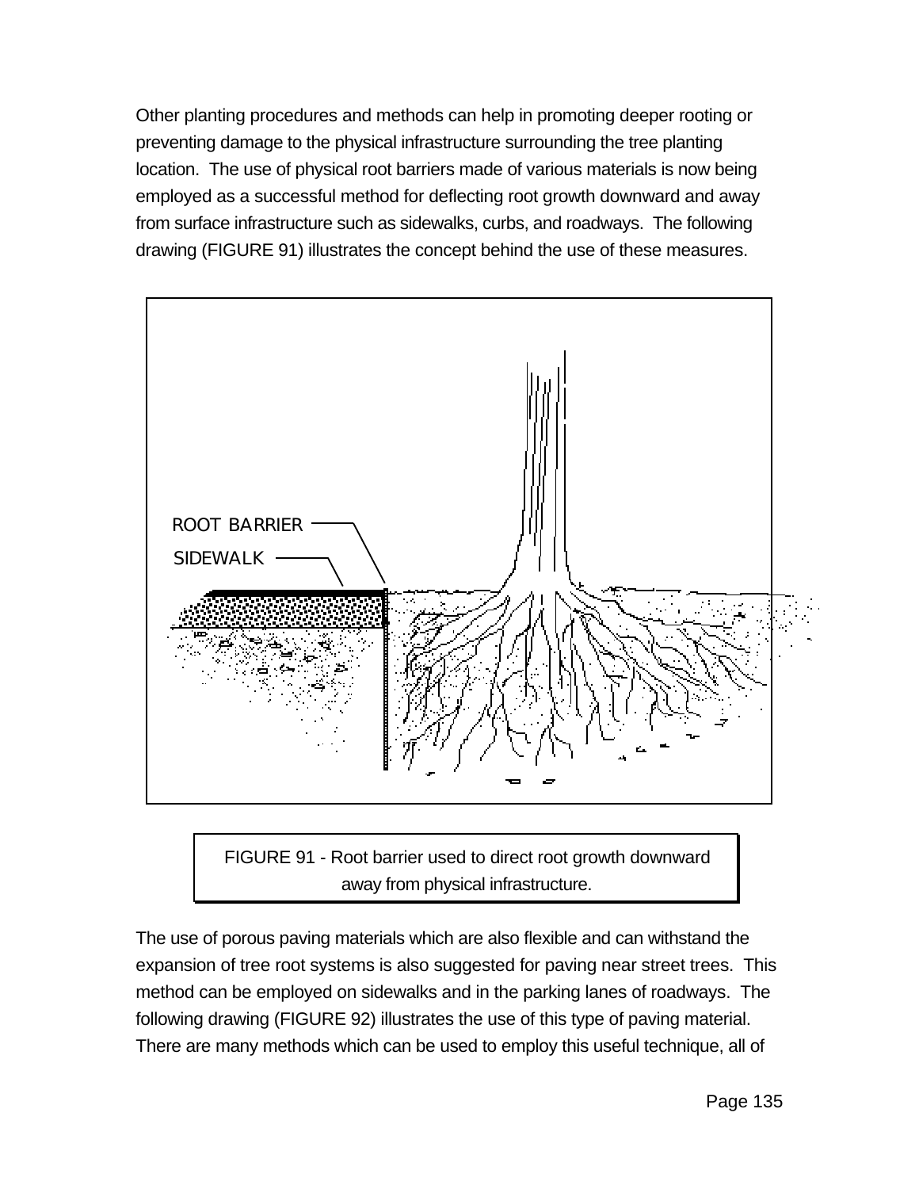Other planting procedures and methods can help in promoting deeper rooting or preventing damage to the physical infrastructure surrounding the tree planting location. The use of physical root barriers made of various materials is now being employed as a successful method for deflecting root growth downward and away from surface infrastructure such as sidewalks, curbs, and roadways. The following drawing (FIGURE 91) illustrates the concept behind the use of these measures.

FIGURE 91 - Root barrier used to direct root growth downward away from physical infrastructure.

The use of porous paving materials which are also flexible and can withstand the expansion of tree root systems is also suggested for paving near street trees. This method can be employed on sidewalks and in the parking lanes of roadways. The following drawing (FIGURE 92) illustrates the use of this type of paving material. There are many methods which can be used to employ this useful technique, all of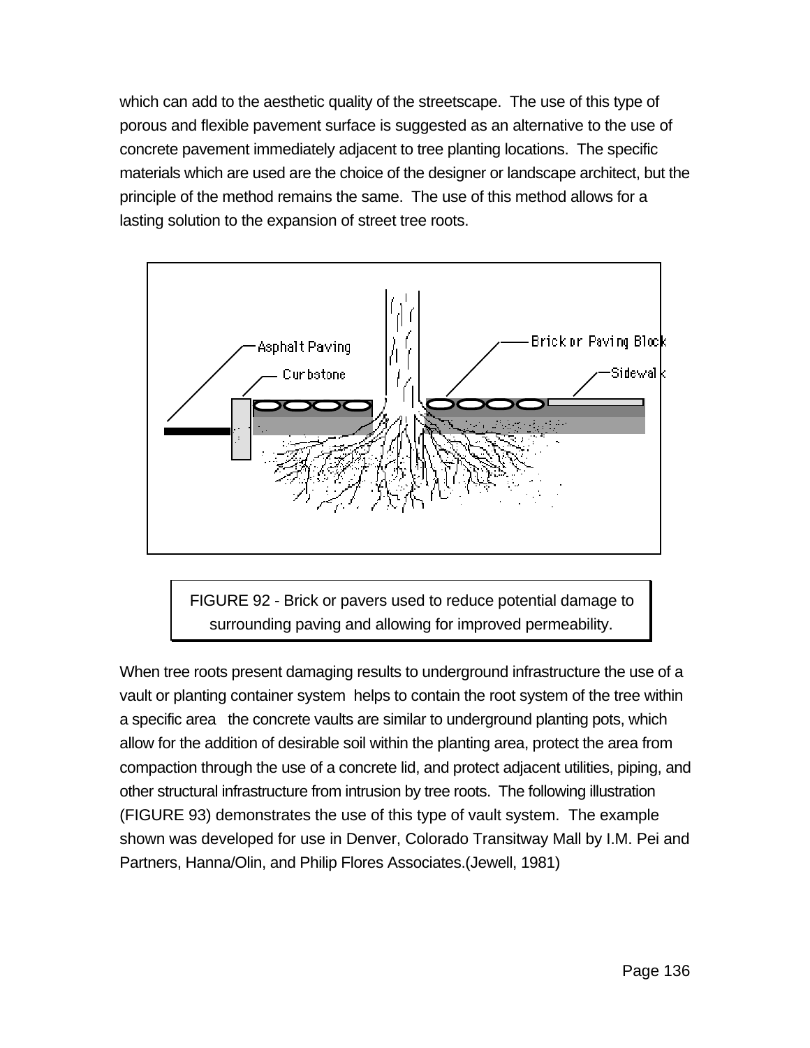which can add to the aesthetic quality of the streetscape. The use of this type of porous and flexible pavement surface is suggested as an alternative to the use of concrete pavement immediately adjacent to tree planting locations. The specific materials which are used are the choice of the designer or landscape architect, but the principle of the method remains the same. The use of this method allows for a lasting solution to the expansion of street tree roots.

FIGURE 92 - Brick or pavers used to reduce potential damage to surrounding paving and allowing for improved permeability.

When tree roots present damaging results to underground infrastructure the use of a vault or planting container system helps to contain the root system of the tree within a specific area the concrete vaults are similar to underground planting pots, which allow for the addition of desirable soil within the planting area, protect the area from compaction through the use of a concrete lid, and protect adjacent utilities, piping, and other structural infrastructure from intrusion by tree roots. The following illustration (FIGURE 93) demonstrates the use of this type of vault system. The example shown was developed for use in Denver, Colorado Transitway Mall by I.M. Pei and Partners, Hanna/Olin, and Philip Flores Associates.(Jewell, 1981)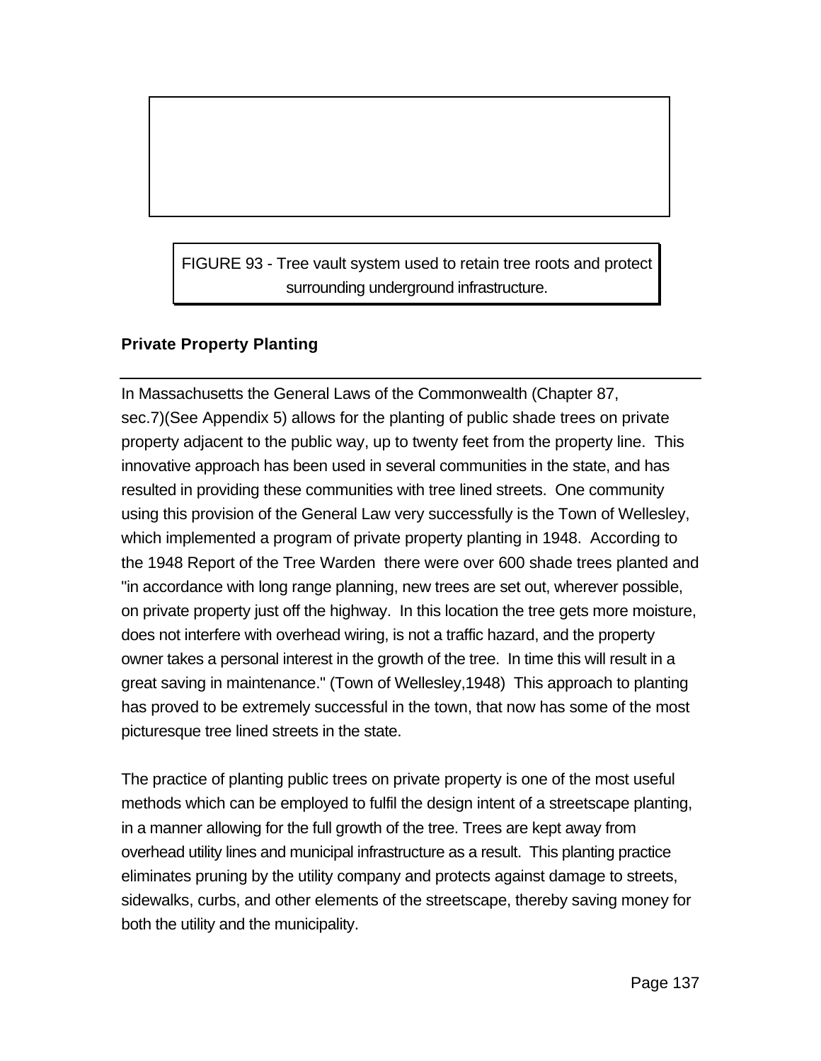FIGURE 93 - Tree vault system used to retain tree roots and protect surrounding underground infrastructure.

**Private Property Planting**

In Massachusetts the General Laws of the Commonwealth (Chapter 87, sec.7)(See Appendix 5) allows for the planting of public shade trees on private property adjacent to the public way, up to twenty feet from the property line. This innovative approach has been used in several communities in the state, and has resulted in providing these communities with tree lined streets. One community using this provision of the General Law very successfully is the Town of Wellesley, which implemented a program of private property planting in 1948. According to the 1948 Report of the Tree Warden there were over 600 shade trees planted and "in accordance with long range planning, new trees are set out, wherever possible, on private property just off the highway. In this location the tree gets more moisture, does not interfere with overhead wiring, is not a traffic hazard, and the property owner takes a personal interest in the growth of the tree. In time this will result in a great saving in maintenance." (Town of Wellesley,1948) This approach to planting has proved to be extremely successful in the town, that now has some of the most picturesque tree lined streets in the state.

The practice of planting public trees on private property is one of the most useful methods which can be employed to fulfil the design intent of a streetscape planting, in a manner allowing for the full growth of the tree. Trees are kept away from overhead utility lines and municipal infrastructure as a result. This planting practice eliminates pruning by the utility company and protects against damage to streets, sidewalks, curbs, and other elements of the streetscape, thereby saving money for both the utility and the municipality.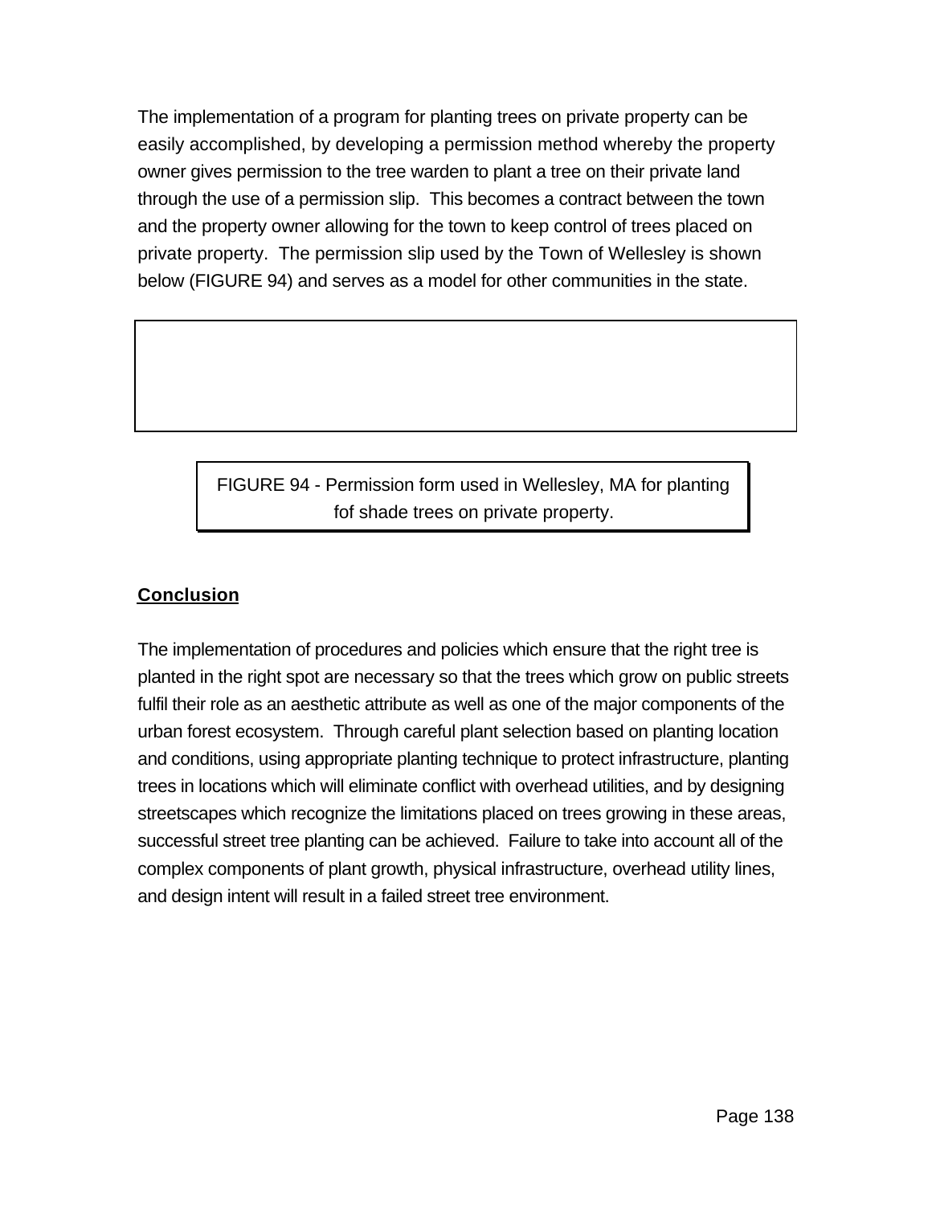The implementation of a program for planting trees on private property can be easily accomplished, by developing a permission method whereby the property owner gives permission to the tree warden to plant a tree on their private land through the use of a permission slip. This becomes a contract between the town and the property owner allowing for the town to keep control of trees placed on private property. The permission slip used by the Town of Wellesley is shown below (FIGURE 94) and serves as a model for other communities in the state.

FIGURE 94 - Permission form used in Wellesley, MA for planting fof shade trees on private property.

**Conclusion**

The implementation of procedures and policies which ensure that the right tree is planted in the right spot are necessary so that the trees which grow on public streets fulfil their role as an aesthetic attribute as well as one of the major components of the urban forest ecosystem. Through careful plant selection based on planting location and conditions, using appropriate planting technique to protect infrastructure, planting trees in locations which will eliminate conflict with overhead utilities, and by designing streetscapes which recognize the limitations placed on trees growing in these areas, successful street tree planting can be achieved. Failure to take into account all of the complex components of plant growth, physical infrastructure, overhead utility lines, and design intent will result in a failed street tree environment.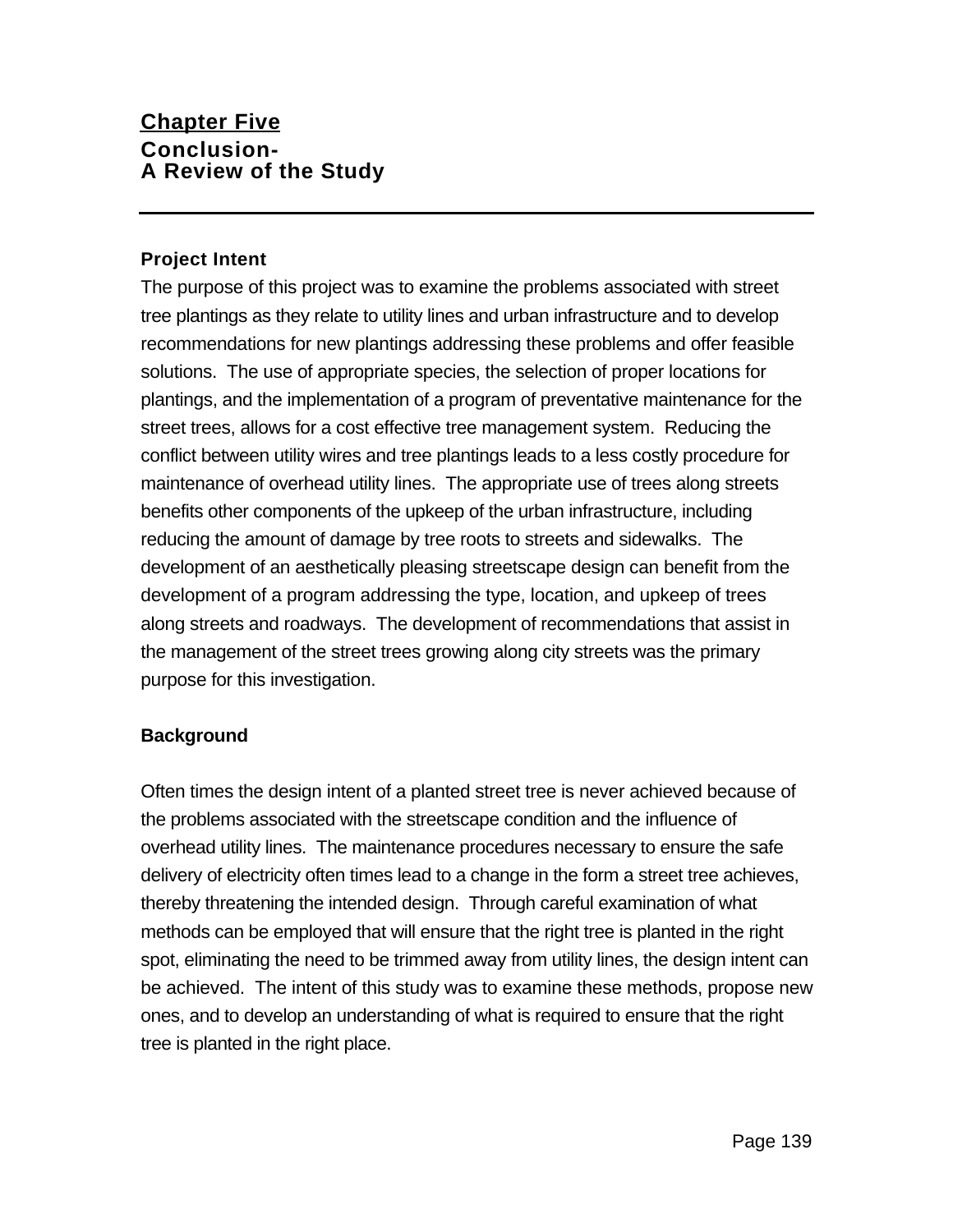# Chapter Five

## Conclusion- A Review of the Study

### Project Intent

The purpose of this project was to examine the problems associated with street tree plantings as they relate to utility lines and urban infrastructure and to develop recommendations for new plantings addressing these problems and offer feasible solutions. The use of appropriate species, the selection of proper locations for plantings, and the implementation of a program of preventative maintenance for the street trees, allows for a cost effective tree management system. Reducing the conflict between utility wires and tree plantings leads to a less costly procedure for maintenance of overhead utility lines. The appropriate use of trees along streets benefits other components of the upkeep of the urban infrastructure, including reducing the amount of damage by tree roots to streets and sidewalks. The development of an aesthetically pleasing streetscape design can benefit from the development of a program addressing the type, location, and upkeep of trees along streets and roadways. The development of recommendations that assist in the management of the street trees growing along city streets was the primary purpose for this investigation.

### Background

Often times the design intent of a planted street tree is never achieved because of the problems associated with the streetscape condition and the influence of overhead utility lines. The maintenance procedures necessary to ensure the safe delivery of electricity often times lead to a change in the form a street tree achieves, thereby threatening the intended design. Through careful examination of what methods can be employed that will ensure that the right tree is planted in the right spot, eliminating the need to be trimmed away from utility lines, the design intent can be achieved. The intent of this study was to examine these methods, propose new ones, and to develop an understanding of what is required to ensure that the right tree is planted in the right place.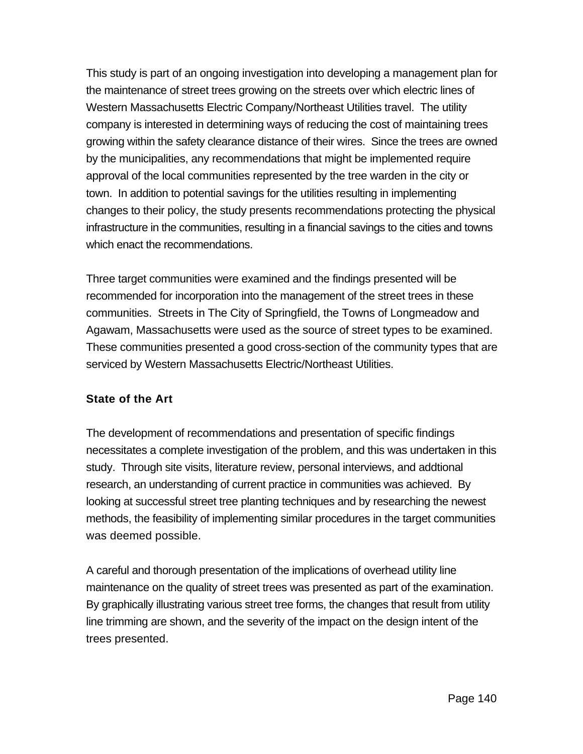This study is part of an ongoing investigation into developing a management plan for the maintenance of street trees growing on the streets over which electric lines of Western Massachusetts Electric Company/Northeast Utilities travel. The utility company is interested in determining ways of reducing the cost of maintaining trees growing within the safety clearance distance of their wires. Since the trees are owned by the municipalities, any recommendations that might be implemented require approval of the local communities represented by the tree warden in the city or town. In addition to potential savings for the utilities resulting in implementing changes to their policy, the study presents recommendations protecting the physical infrastructure in the communities, resulting in a financial savings to the cities and towns which enact the recommendations.

Three target communities were examined and the findings presented will be recommended for incorporation into the management of the street trees in these communities. Streets in The City of Springfield, the Towns of Longmeadow and Agawam, Massachusetts were used as the source of street types to be examined. These communities presented a good cross-section of the community types that are serviced by Western Massachusetts Electric/Northeast Utilities.

## State of the Art

The development of recommendations and presentation of specific findings necessitates a complete investigation of the problem, and this was undertaken in this study. Through site visits, literature review, personal interviews, and addtional research, an understanding of current practice in communities was achieved. By looking at successful street tree planting techniques and by researching the newest methods, the feasibility of implementing similar procedures in the target communities was deemed possible.

A careful and thorough presentation of the implications of overhead utility line maintenance on the quality of street trees was presented as part of the examination. By graphically illustrating various street tree forms, the changes that result from utility line trimming are shown, and the severity of the impact on the design intent of the trees presented.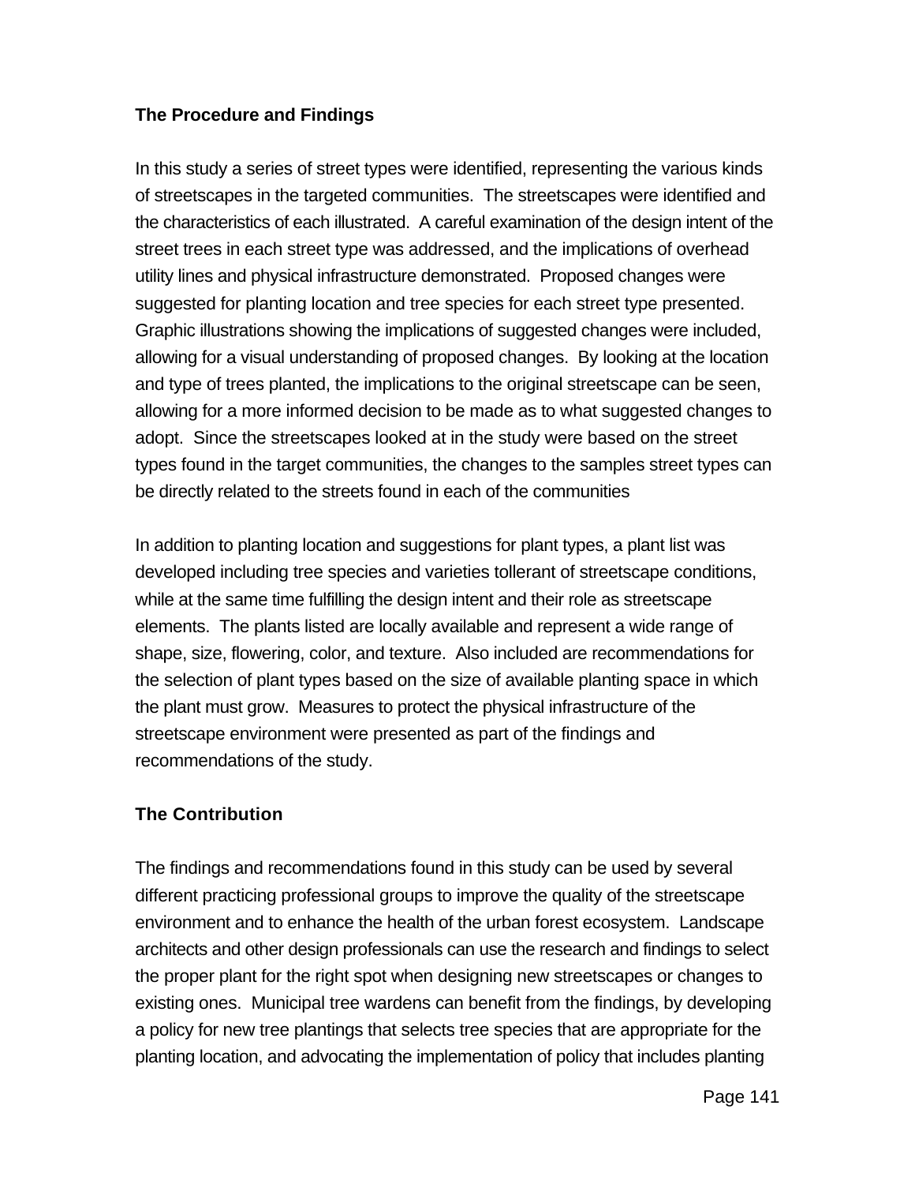## The Procedure and Findings

In this study a series of street types were identified, representing the various kinds of streetscapes in the targeted communities. The streetscapes were identified and the characteristics of each illustrated. A careful examination of the design intent of the street trees in each street type was addressed, and the implications of overhead utility lines and physical infrastructure demonstrated. Proposed changes were suggested for planting location and tree species for each street type presented. Graphic illustrations showing the implications of suggested changes were included, allowing for a visual understanding of proposed changes. By looking at the location and type of trees planted, the implications to the original streetscape can be seen, allowing for a more informed decision to be made as to what suggested changes to adopt. Since the streetscapes looked at in the study were based on the street types found in the target communities, the changes to the samples street types can be directly related to the streets found in each of the communities

In addition to planting location and suggestions for plant types, a plant list was developed including tree species and varieties tollerant of streetscape conditions, while at the same time fulfilling the design intent and their role as streetscape elements. The plants listed are locally available and represent a wide range of shape, size, flowering, color, and texture. Also included are recommendations for the selection of plant types based on the size of available planting space in which the plant must grow. Measures to protect the physical infrastructure of the streetscape environment were presented as part of the findings and recommendations of the study.

## The Contribution

The findings and recommendations found in this study can be used by several different practicing professional groups to improve the quality of the streetscape environment and to enhance the health of the urban forest ecosystem. Landscape architects and other design professionals can use the research and findings to select the proper plant for the right spot when designing new streetscapes or changes to existing ones. Municipal tree wardens can benefit from the findings, by developing a policy for new tree plantings that selects tree species that are appropriate for the planting location, and advocating the implementation of policy that includes planting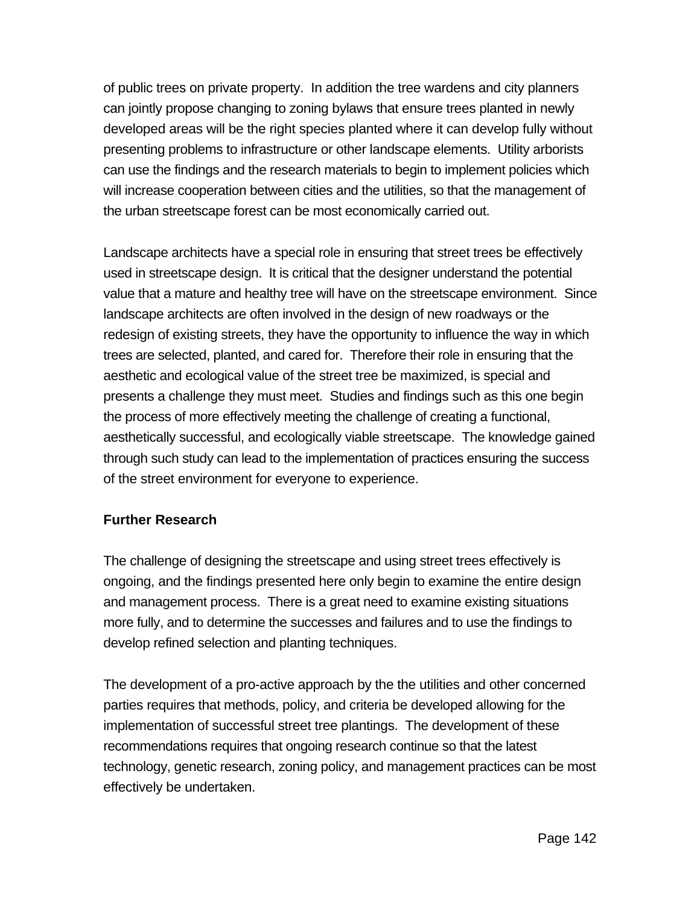of public trees on private property. In addition the tree wardens and city planners can jointly propose changing to zoning bylaws that ensure trees planted in newly developed areas will be the right species planted where it can develop fully without presenting problems to infrastructure or other landscape elements. Utility arborists can use the findings and the research materials to begin to implement policies which will increase cooperation between cities and the utilities, so that the management of the urban streetscape forest can be most economically carried out.

Landscape architects have a special role in ensuring that street trees be effectively used in streetscape design. It is critical that the designer understand the potential value that a mature and healthy tree will have on the streetscape environment. Since landscape architects are often involved in the design of new roadways or the redesign of existing streets, they have the opportunity to influence the way in which trees are selected, planted, and cared for. Therefore their role in ensuring that the aesthetic and ecological value of the street tree be maximized, is special and presents a challenge they must meet. Studies and findings such as this one begin the process of more effectively meeting the challenge of creating a functional, aesthetically successful, and ecologically viable streetscape. The knowledge gained through such study can lead to the implementation of practices ensuring the success of the street environment for everyone to experience.

**Further Research**

The challenge of designing the streetscape and using street trees effectively is ongoing, and the findings presented here only begin to examine the entire design and management process. There is a great need to examine existing situations more fully, and to determine the successes and failures and to use the findings to develop refined selection and planting techniques.

The development of a pro-active approach by the the utilities and other concerned parties requires that methods, policy, and criteria be developed allowing for the implementation of successful street tree plantings. The development of these recommendations requires that ongoing research continue so that the latest technology, genetic research, zoning policy, and management practices can be most effectively be undertaken.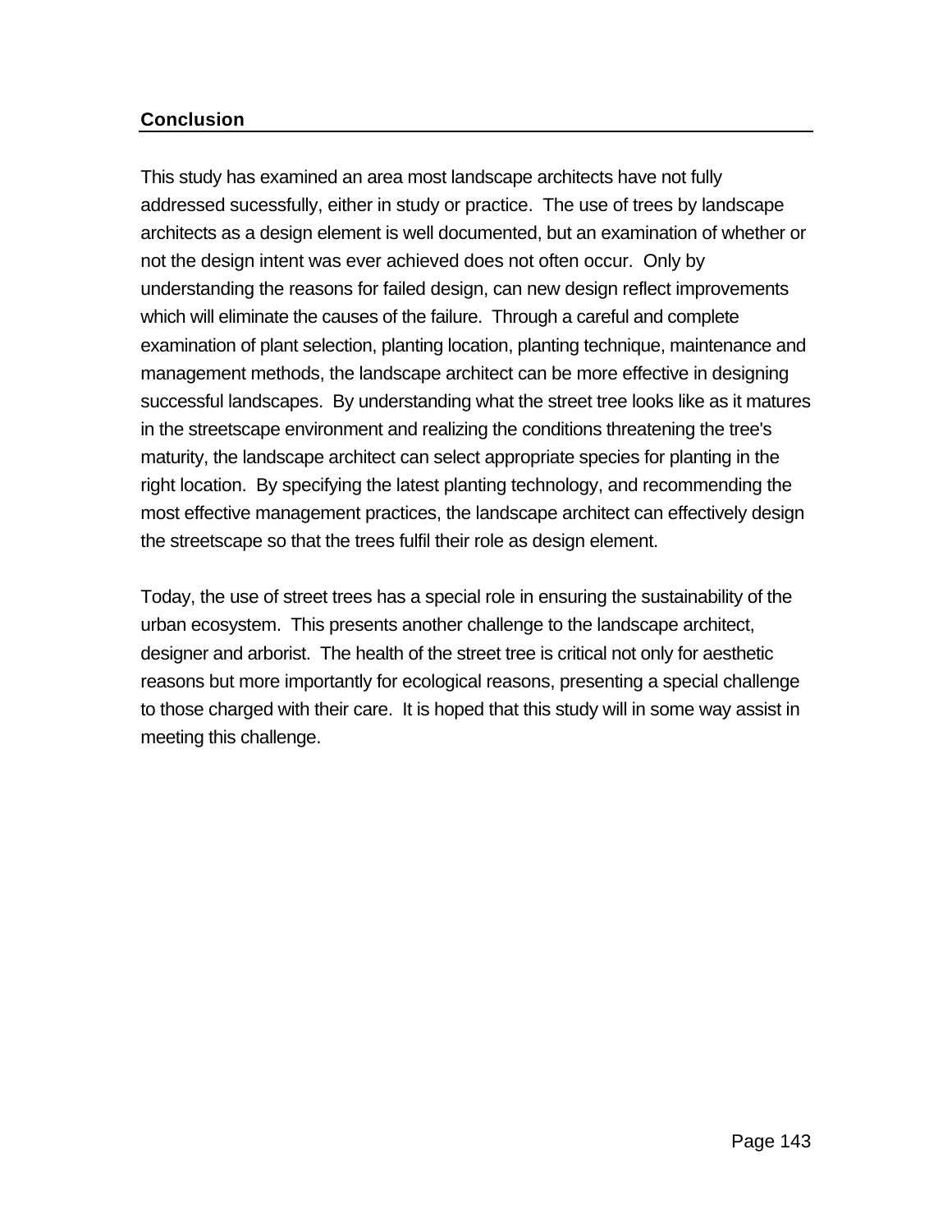## Conclusion

This study has examined an area most landscape architects have not fully addressed sucessfully, either in study or practice.  The use of trees by landscape architects as a design element is well documented, but an examination of whether or not the design intent was ever achieved does not often occur.  Only by understanding the reasons for failed design, can new design reflect improvements which will eliminate the causes of the failure.  Through a careful and complete examination of plant selection, planting location, planting technique, maintenance and management methods, the landscape architect can be more effective in designing successful landscapes.  By understanding what the street tree looks like as it matures in the streetscape environment and realizing the conditions threatening the tree's maturity, the landscape architect can select appropriate species for planting in the right location.  By specifying the latest planting technology, and recommending the most effective management practices, the landscape architect can effectively design the streetscape so that the trees fulfil their role as design element.

Today, the use of street trees has a special role in ensuring the sustainability of the urban ecosystem.  This presents another challenge to the landscape architect, designer and arborist.  The health of the street tree is critical not only for aesthetic reasons but more importantly for ecological reasons, presenting a special challenge to those charged with their care.  It is hoped that this study will in some way assist in meeting this challenge.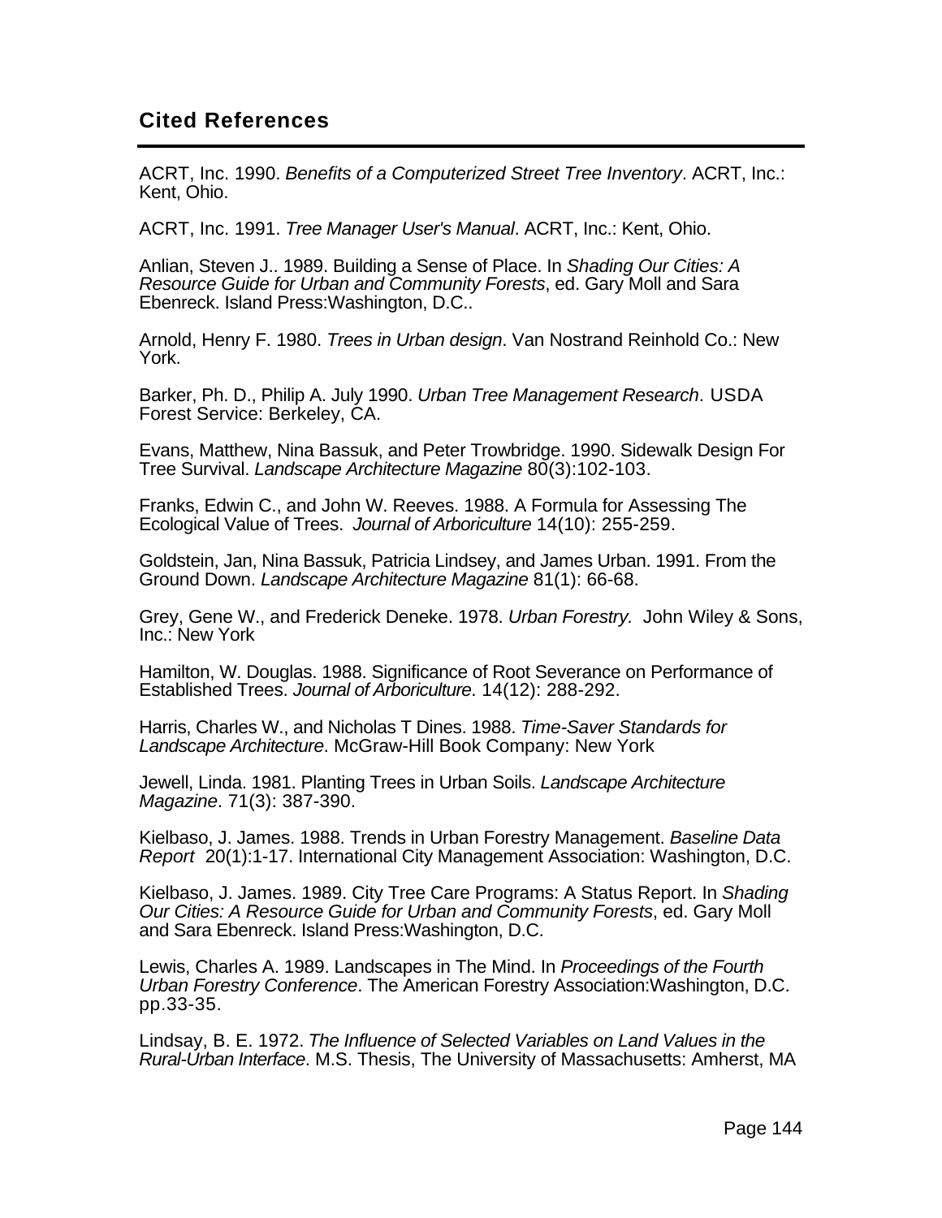## Cited References

ACRT, Inc. 1990. *Benefits of a Computerized Street Tree Inventory*. ACRT, Inc.: Kent, Ohio.

ACRT, Inc. 1991. *Tree Manager User's Manual*. ACRT, Inc.: Kent, Ohio.

Anlian, Steven J.. 1989. Building a Sense of Place. In *Shading Our Cities: A Resource Guide for Urban and Community Forests*, ed. Gary Moll and Sara Ebenreck. Island Press:Washington, D.C..

Arnold, Henry F. 1980. *Trees in Urban design*. Van Nostrand Reinhold Co.: New York.

Barker, Ph. D., Philip A. July 1990. *Urban Tree Management Research*. USDA Forest Service: Berkeley, CA.

Evans, Matthew, Nina Bassuk, and Peter Trowbridge. 1990. Sidewalk Design For Tree Survival. *Landscape Architecture Magazine* 80(3):102-103.

Franks, Edwin C., and John W. Reeves. 1988. A Formula for Assessing The Ecological Value of Trees. *Journal of Arboriculture* 14(10): 255-259.

Goldstein, Jan, Nina Bassuk, Patricia Lindsey, and James Urban. 1991. From the Ground Down. *Landscape Architecture Magazine* 81(1): 66-68.

Grey, Gene W., and Frederick Deneke. 1978. *Urban Forestry.* John Wiley & Sons, Inc.: New York

Hamilton, W. Douglas. 1988. Significance of Root Severance on Performance of Established Trees. *Journal of Arboriculture*. 14(12): 288-292.

Harris, Charles W., and Nicholas T Dines. 1988. *Time-Saver Standards for Landscape Architecture*. McGraw-Hill Book Company: New York

Jewell, Linda. 1981. Planting Trees in Urban Soils. *Landscape Architecture Magazine*. 71(3): 387-390.

Kielbaso, J. James. 1988. Trends in Urban Forestry Management. *Baseline Data Report* 20(1):1-17. International City Management Association: Washington, D.C.

Kielbaso, J. James. 1989. City Tree Care Programs: A Status Report. In *Shading Our Cities: A Resource Guide for Urban and Community Forests*, ed. Gary Moll and Sara Ebenreck. Island Press:Washington, D.C.

Lewis, Charles A. 1989. Landscapes in The Mind. In *Proceedings of the Fourth Urban Forestry Conference*. The American Forestry Association:Washington, D.C. pp.33-35.

Lindsay, B. E. 1972. *The Influence of Selected Variables on Land Values in the Rural-Urban Interface*. M.S. Thesis, The University of Massachusetts: Amherst, MA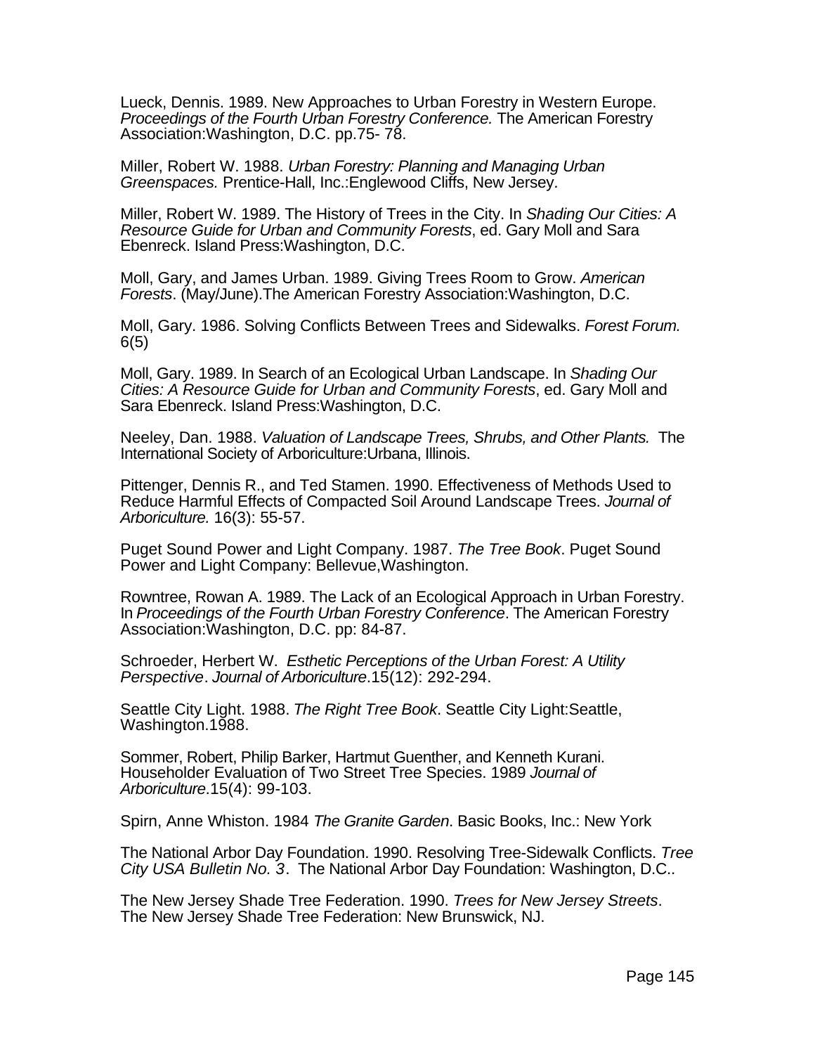Lueck, Dennis. 1989. New Approaches to Urban Forestry in Western Europe. *Proceedings of the Fourth Urban Forestry Conference.* The American Forestry Association:Washington, D.C. pp.75- 78.

Miller, Robert W. 1988. *Urban Forestry: Planning and Managing Urban Greenspaces.* Prentice-Hall, Inc.:Englewood Cliffs, New Jersey.

Miller, Robert W. 1989. The History of Trees in the City. In *Shading Our Cities: A Resource Guide for Urban and Community Forests*, ed. Gary Moll and Sara Ebenreck. Island Press:Washington, D.C.

Moll, Gary, and James Urban. 1989. Giving Trees Room to Grow. *American Forests*. (May/June).The American Forestry Association:Washington, D.C.

Moll, Gary. 1986. Solving Conflicts Between Trees and Sidewalks. *Forest Forum.* 6(5)

Moll, Gary. 1989. In Search of an Ecological Urban Landscape. In *Shading Our Cities: A Resource Guide for Urban and Community Forests*, ed. Gary Moll and Sara Ebenreck. Island Press:Washington, D.C.

Neeley, Dan. 1988. *Valuation of Landscape Trees, Shrubs, and Other Plants.* The International Society of Arboriculture:Urbana, Illinois.

Pittenger, Dennis R., and Ted Stamen. 1990. Effectiveness of Methods Used to Reduce Harmful Effects of Compacted Soil Around Landscape Trees. *Journal of Arboriculture.* 16(3): 55-57.

Puget Sound Power and Light Company. 1987. *The Tree Book*. Puget Sound Power and Light Company: Bellevue,Washington.

Rowntree, Rowan A. 1989. The Lack of an Ecological Approach in Urban Forestry. In *Proceedings of the Fourth Urban Forestry Conference*. The American Forestry Association:Washington, D.C. pp: 84-87.

Schroeder, Herbert W. *Esthetic Perceptions of the Urban Forest: A Utility Perspective*. *Journal of Arboriculture*.15(12): 292-294.

Seattle City Light. 1988. *The Right Tree Book*. Seattle City Light:Seattle, Washington.1988.

Sommer, Robert, Philip Barker, Hartmut Guenther, and Kenneth Kurani. Householder Evaluation of Two Street Tree Species. 1989 *Journal of Arboriculture*.15(4): 99-103.

Spirn, Anne Whiston. 1984 *The Granite Garden*. Basic Books, Inc.: New York

The National Arbor Day Foundation. 1990. Resolving Tree-Sidewalk Conflicts. *Tree City USA Bulletin No. 3*. The National Arbor Day Foundation: Washington, D.C..

The New Jersey Shade Tree Federation. 1990. *Trees for New Jersey Streets*. The New Jersey Shade Tree Federation: New Brunswick, NJ.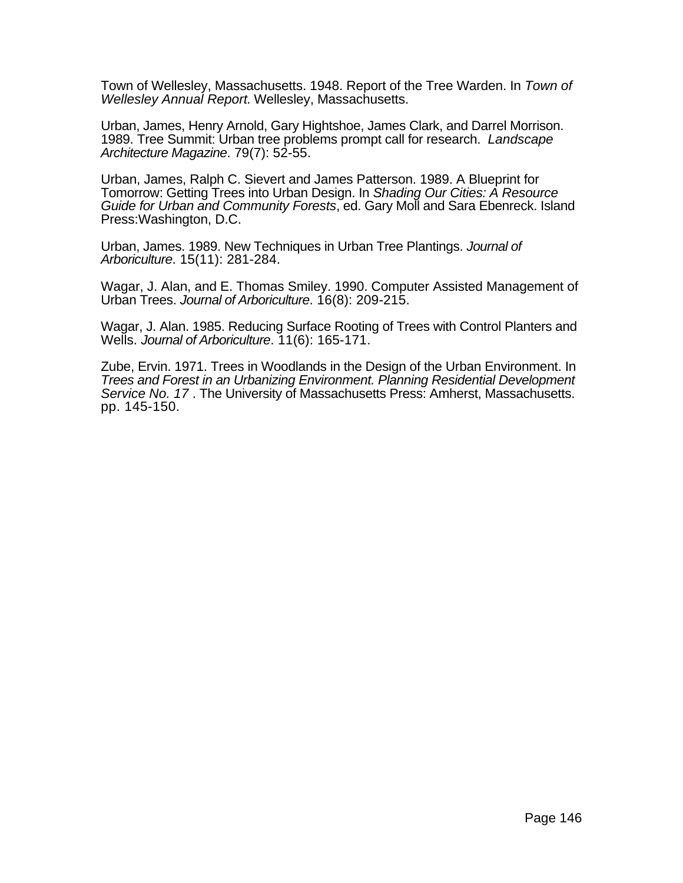Town of Wellesley, Massachusetts. 1948. Report of the Tree Warden. In *Town of Wellesley Annual Report.* Wellesley, Massachusetts.

Urban, James, Henry Arnold, Gary Hightshoe, James Clark, and Darrel Morrison. 1989. Tree Summit: Urban tree problems prompt call for research. *Landscape Architecture Magazine*. 79(7): 52-55.

Urban, James, Ralph C. Sievert and James Patterson. 1989. A Blueprint for Tomorrow: Getting Trees into Urban Design. In *Shading Our Cities: A Resource Guide for Urban and Community Forests*, ed. Gary Moll and Sara Ebenreck. Island Press:Washington, D.C.

Urban, James. 1989. New Techniques in Urban Tree Plantings. *Journal of Arboriculture*. 15(11): 281-284.

Wagar, J. Alan, and E. Thomas Smiley. 1990. Computer Assisted Management of Urban Trees. *Journal of Arboriculture*. 16(8): 209-215.

Wagar, J. Alan. 1985. Reducing Surface Rooting of Trees with Control Planters and Wells. *Journal of Arboriculture*. 11(6): 165-171.

Zube, Ervin. 1971. Trees in Woodlands in the Design of the Urban Environment. In *Trees and Forest in an Urbanizing Environment. Planning Residential Development Service No. 17* . The University of Massachusetts Press: Amherst, Massachusetts. pp. 145-150.